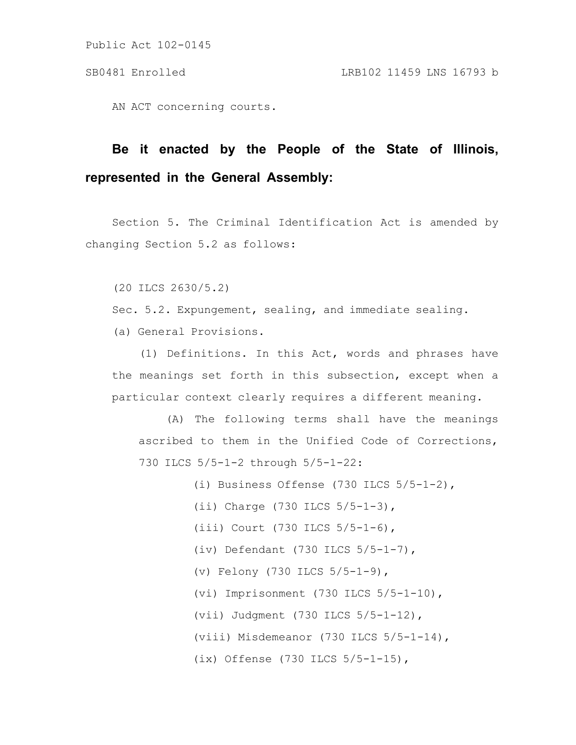Public Act 102-0145

SB0481 Enrolled LRB102 11459 LNS 16793 b

AN ACT concerning courts.

**Be it enacted by the People of the State of Illinois, represented in the General Assembly:**

Section 5. The Criminal Identification Act is amended by changing Section 5.2 as follows:

(20 ILCS 2630/5.2)

Sec. 5.2. Expungement, sealing, and immediate sealing.

(a) General Provisions.

(1) Definitions. In this Act, words and phrases have the meanings set forth in this subsection, except when a particular context clearly requires a different meaning.

(A) The following terms shall have the meanings ascribed to them in the Unified Code of Corrections, 730 ILCS 5/5-1-2 through 5/5-1-22:

(i) Business Offense (730 ILCS 5/5-1-2),

(ii) Charge (730 ILCS 5/5-1-3),

(iii) Court (730 ILCS 5/5-1-6),

(iv) Defendant (730 ILCS 5/5-1-7),

(v) Felony (730 ILCS 5/5-1-9),

(vi) Imprisonment (730 ILCS 5/5-1-10),

(vii) Judgment (730 ILCS 5/5-1-12),

(viii) Misdemeanor (730 ILCS 5/5-1-14),

(ix) Offense (730 ILCS 5/5-1-15),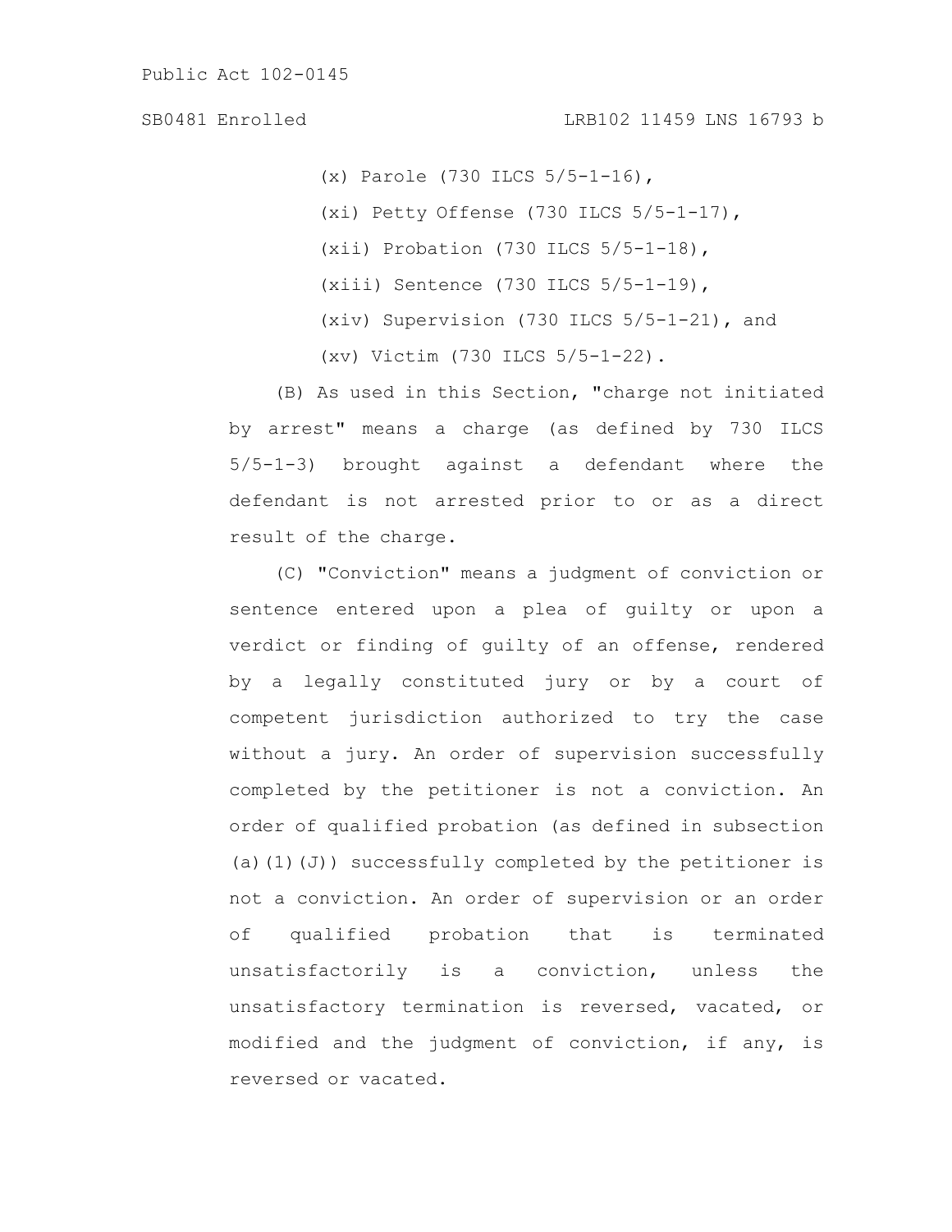(x) Parole (730 ILCS 5/5-1-16),

(xi) Petty Offense (730 ILCS 5/5-1-17),

(xii) Probation (730 ILCS 5/5-1-18),

(xiii) Sentence (730 ILCS 5/5-1-19),

(xiv) Supervision (730 ILCS 5/5-1-21), and

(xv) Victim (730 ILCS 5/5-1-22).

(B) As used in this Section, "charge not initiated by arrest" means a charge (as defined by 730 ILCS 5/5-1-3) brought against a defendant where the defendant is not arrested prior to or as a direct result of the charge.

(C) "Conviction" means a judgment of conviction or sentence entered upon a plea of guilty or upon a verdict or finding of guilty of an offense, rendered by a legally constituted jury or by a court of competent jurisdiction authorized to try the case without a jury. An order of supervision successfully completed by the petitioner is not a conviction. An order of qualified probation (as defined in subsection (a)(1)(J)) successfully completed by the petitioner is not a conviction. An order of supervision or an order of qualified probation that is terminated unsatisfactorily is a conviction, unless the unsatisfactory termination is reversed, vacated, or modified and the judgment of conviction, if any, is reversed or vacated.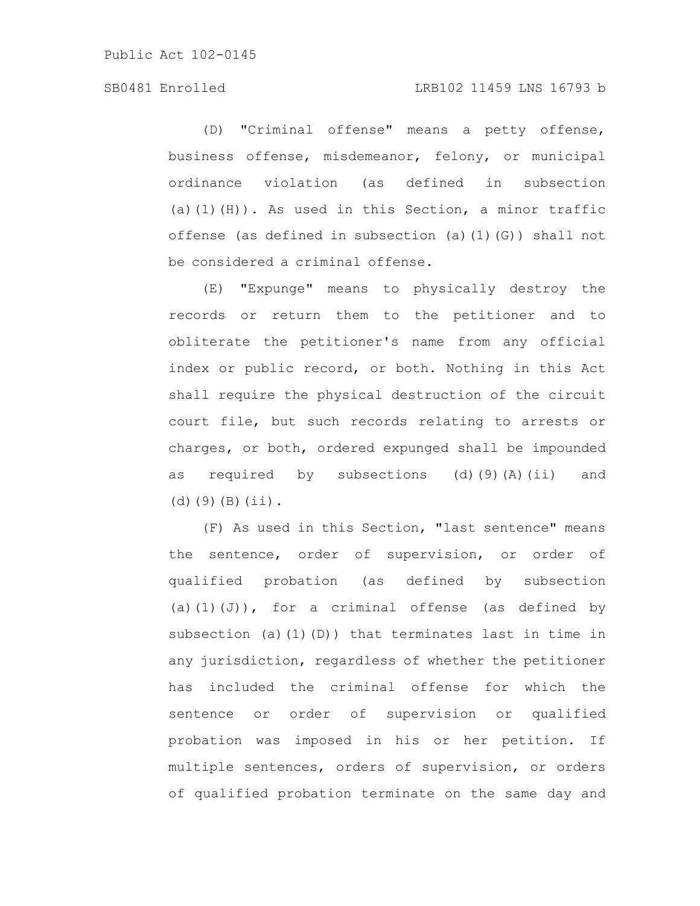(D) "Criminal offense" means a petty offense, business offense, misdemeanor, felony, or municipal ordinance violation (as defined in subsection (a)(1)(H)). As used in this Section, a minor traffic offense (as defined in subsection (a)(1)(G)) shall not be considered a criminal offense.

(E) "Expunge" means to physically destroy the records or return them to the petitioner and to obliterate the petitioner's name from any official index or public record, or both. Nothing in this Act shall require the physical destruction of the circuit court file, but such records relating to arrests or charges, or both, ordered expunged shall be impounded as required by subsections (d)(9)(A)(ii) and (d)(9)(B)(ii).

(F) As used in this Section, "last sentence" means the sentence, order of supervision, or order of qualified probation (as defined by subsection (a)(1)(J)), for a criminal offense (as defined by subsection (a)(1)(D)) that terminates last in time in any jurisdiction, regardless of whether the petitioner has included the criminal offense for which the sentence or order of supervision or qualified probation was imposed in his or her petition. If multiple sentences, orders of supervision, or orders of qualified probation terminate on the same day and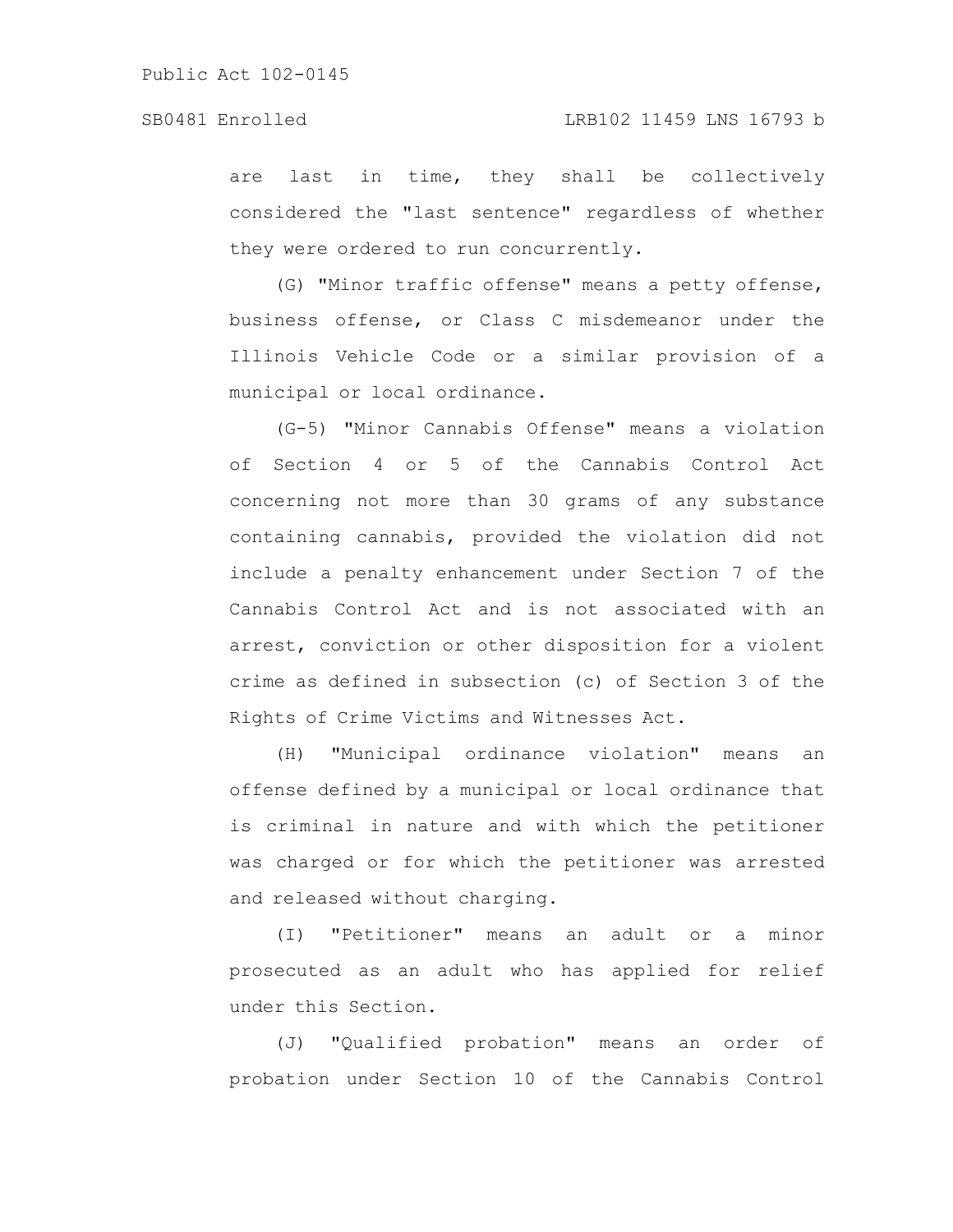are last in time, they shall be collectively considered the "last sentence" regardless of whether they were ordered to run concurrently.

(G) "Minor traffic offense" means a petty offense, business offense, or Class C misdemeanor under the Illinois Vehicle Code or a similar provision of a municipal or local ordinance.

(G-5) "Minor Cannabis Offense" means a violation of Section 4 or 5 of the Cannabis Control Act concerning not more than 30 grams of any substance containing cannabis, provided the violation did not include a penalty enhancement under Section 7 of the Cannabis Control Act and is not associated with an arrest, conviction or other disposition for a violent crime as defined in subsection (c) of Section 3 of the Rights of Crime Victims and Witnesses Act.

(H) "Municipal ordinance violation" means an offense defined by a municipal or local ordinance that is criminal in nature and with which the petitioner was charged or for which the petitioner was arrested and released without charging.

(I) "Petitioner" means an adult or a minor prosecuted as an adult who has applied for relief under this Section.

(J) "Qualified probation" means an order of probation under Section 10 of the Cannabis Control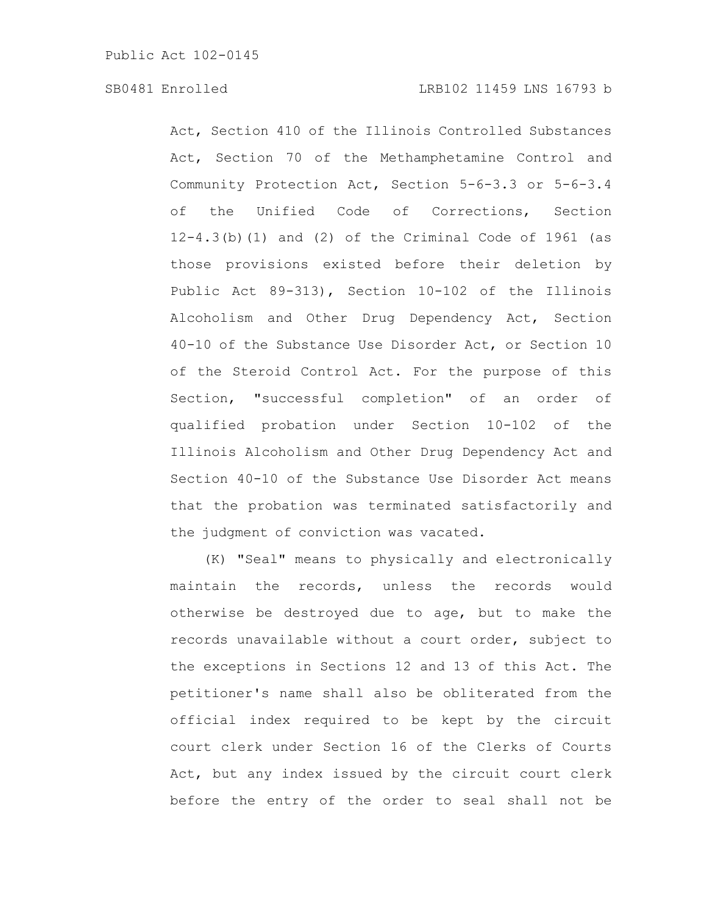Act, Section 410 of the Illinois Controlled Substances Act, Section 70 of the Methamphetamine Control and Community Protection Act, Section 5-6-3.3 or 5-6-3.4 of the Unified Code of Corrections, Section 12-4.3(b)(1) and (2) of the Criminal Code of 1961 (as those provisions existed before their deletion by Public Act 89-313), Section 10-102 of the Illinois Alcoholism and Other Drug Dependency Act, Section 40-10 of the Substance Use Disorder Act, or Section 10 of the Steroid Control Act. For the purpose of this Section, "successful completion" of an order of qualified probation under Section 10-102 of the Illinois Alcoholism and Other Drug Dependency Act and Section 40-10 of the Substance Use Disorder Act means that the probation was terminated satisfactorily and the judgment of conviction was vacated.

(K) "Seal" means to physically and electronically maintain the records, unless the records would otherwise be destroyed due to age, but to make the records unavailable without a court order, subject to the exceptions in Sections 12 and 13 of this Act. The petitioner's name shall also be obliterated from the official index required to be kept by the circuit court clerk under Section 16 of the Clerks of Courts Act, but any index issued by the circuit court clerk before the entry of the order to seal shall not be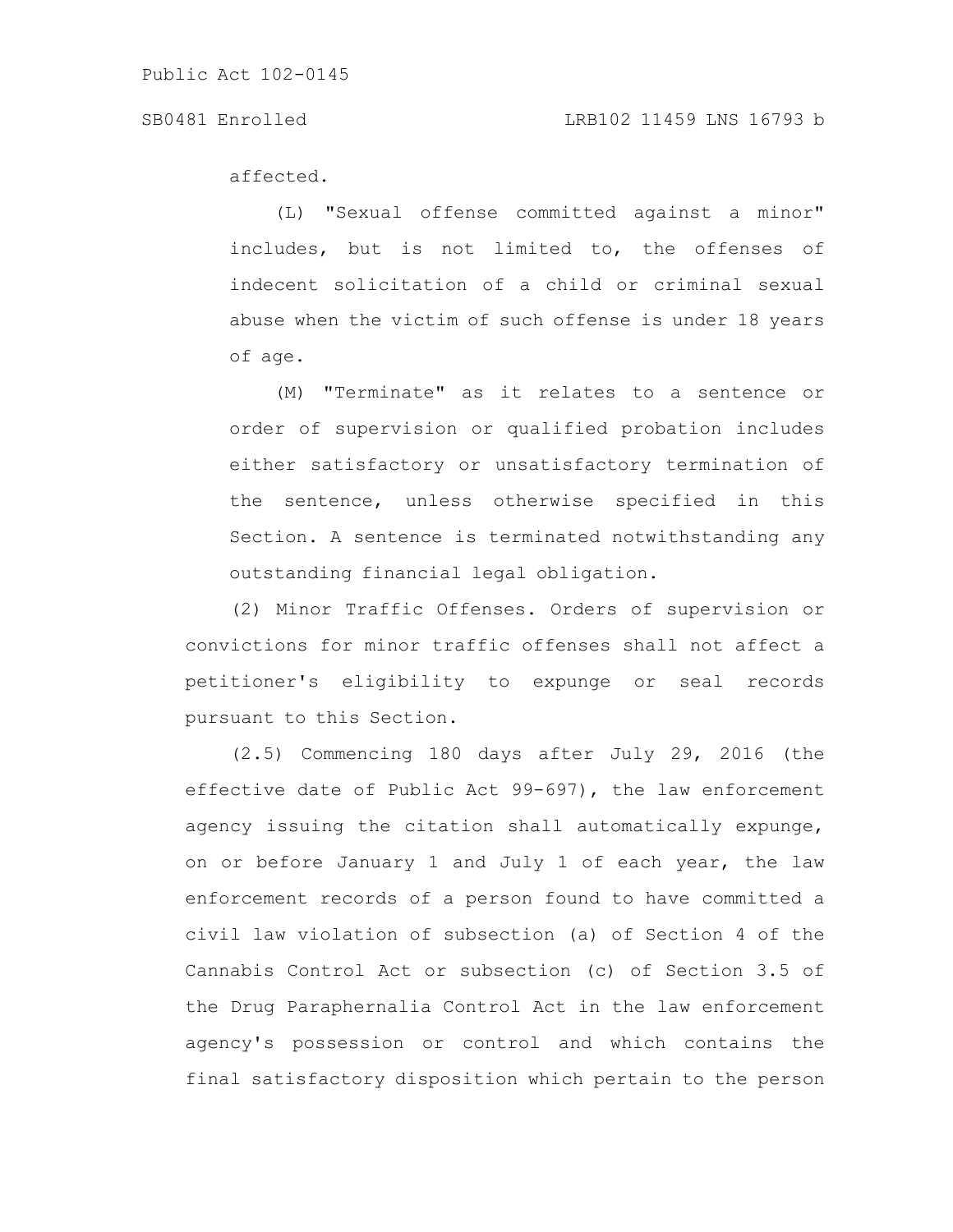affected.

(L) "Sexual offense committed against a minor" includes, but is not limited to, the offenses of indecent solicitation of a child or criminal sexual abuse when the victim of such offense is under 18 years of age.

(M) "Terminate" as it relates to a sentence or order of supervision or qualified probation includes either satisfactory or unsatisfactory termination of the sentence, unless otherwise specified in this Section. A sentence is terminated notwithstanding any outstanding financial legal obligation.

(2) Minor Traffic Offenses. Orders of supervision or convictions for minor traffic offenses shall not affect a petitioner's eligibility to expunge or seal records pursuant to this Section.

(2.5) Commencing 180 days after July 29, 2016 (the effective date of Public Act 99-697), the law enforcement agency issuing the citation shall automatically expunge, on or before January 1 and July 1 of each year, the law enforcement records of a person found to have committed a civil law violation of subsection (a) of Section 4 of the Cannabis Control Act or subsection (c) of Section 3.5 of the Drug Paraphernalia Control Act in the law enforcement agency's possession or control and which contains the final satisfactory disposition which pertain to the person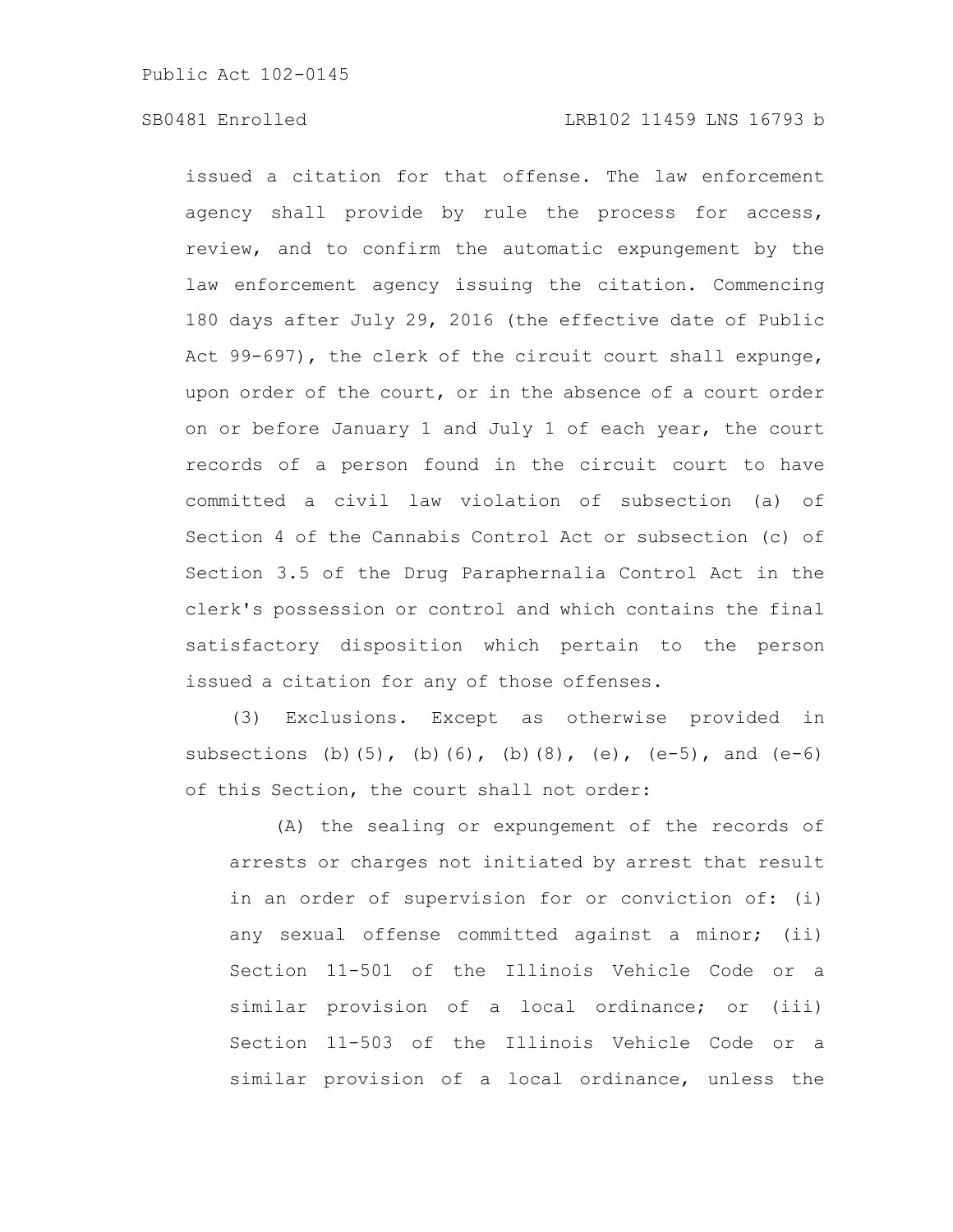issued a citation for that offense. The law enforcement agency shall provide by rule the process for access, review, and to confirm the automatic expungement by the law enforcement agency issuing the citation. Commencing 180 days after July 29, 2016 (the effective date of Public Act 99-697), the clerk of the circuit court shall expunge, upon order of the court, or in the absence of a court order on or before January 1 and July 1 of each year, the court records of a person found in the circuit court to have committed a civil law violation of subsection (a) of Section 4 of the Cannabis Control Act or subsection (c) of Section 3.5 of the Drug Paraphernalia Control Act in the clerk's possession or control and which contains the final satisfactory disposition which pertain to the person issued a citation for any of those offenses.

(3) Exclusions. Except as otherwise provided in subsections (b)(5), (b)(6), (b)(8), (e), (e-5), and (e-6) of this Section, the court shall not order:

(A) the sealing or expungement of the records of arrests or charges not initiated by arrest that result in an order of supervision for or conviction of: (i) any sexual offense committed against a minor; (ii) Section 11-501 of the Illinois Vehicle Code or a similar provision of a local ordinance; or (iii) Section 11-503 of the Illinois Vehicle Code or a similar provision of a local ordinance, unless the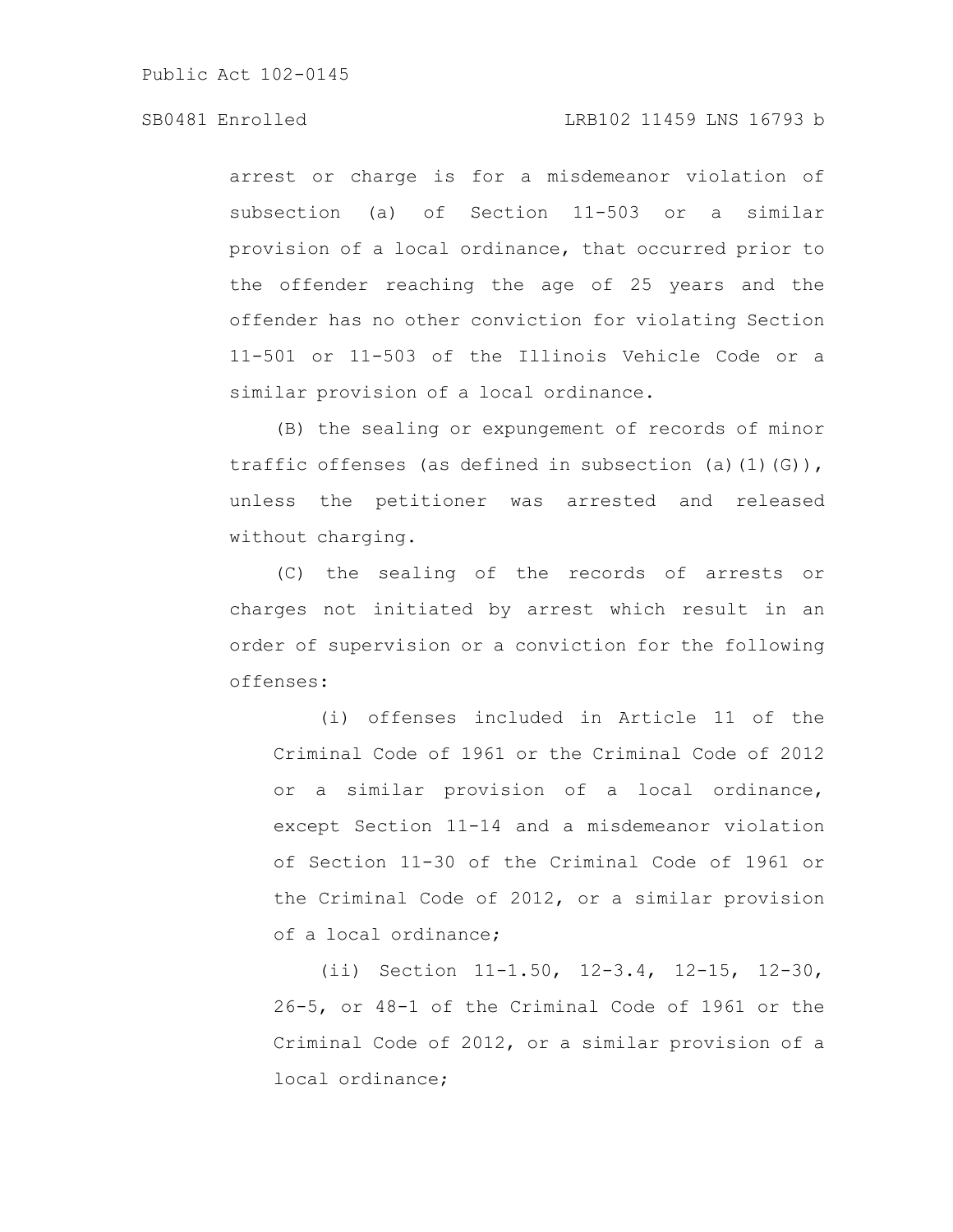arrest or charge is for a misdemeanor violation of subsection (a) of Section 11-503 or a similar provision of a local ordinance, that occurred prior to the offender reaching the age of 25 years and the offender has no other conviction for violating Section 11-501 or 11-503 of the Illinois Vehicle Code or a similar provision of a local ordinance.

(B) the sealing or expungement of records of minor traffic offenses (as defined in subsection (a)(1)(G)), unless the petitioner was arrested and released without charging.

(C) the sealing of the records of arrests or charges not initiated by arrest which result in an order of supervision or a conviction for the following offenses:

(i) offenses included in Article 11 of the Criminal Code of 1961 or the Criminal Code of 2012 or a similar provision of a local ordinance, except Section 11-14 and a misdemeanor violation of Section 11-30 of the Criminal Code of 1961 or the Criminal Code of 2012, or a similar provision of a local ordinance;

(ii) Section 11-1.50, 12-3.4, 12-15, 12-30, 26-5, or 48-1 of the Criminal Code of 1961 or the Criminal Code of 2012, or a similar provision of a local ordinance;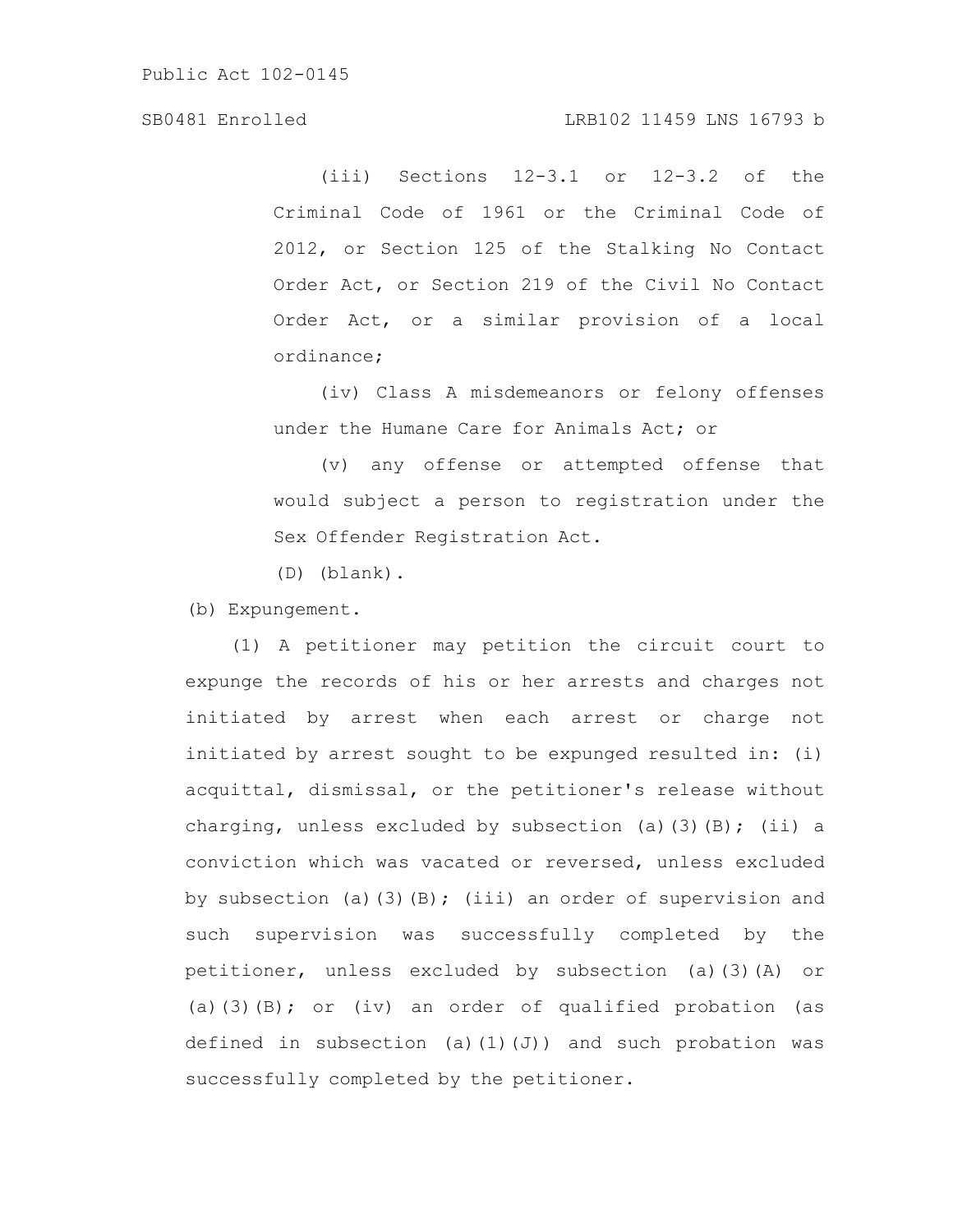(iii) Sections 12-3.1 or 12-3.2 of the Criminal Code of 1961 or the Criminal Code of 2012, or Section 125 of the Stalking No Contact Order Act, or Section 219 of the Civil No Contact Order Act, or a similar provision of a local ordinance;

(iv) Class A misdemeanors or felony offenses under the Humane Care for Animals Act; or

(v) any offense or attempted offense that would subject a person to registration under the Sex Offender Registration Act.

(D) (blank).

(b) Expungement.

(1) A petitioner may petition the circuit court to expunge the records of his or her arrests and charges not initiated by arrest when each arrest or charge not initiated by arrest sought to be expunged resulted in: (i) acquittal, dismissal, or the petitioner's release without charging, unless excluded by subsection (a)(3)(B); (ii) a conviction which was vacated or reversed, unless excluded by subsection (a)(3)(B); (iii) an order of supervision and such supervision was successfully completed by the petitioner, unless excluded by subsection (a)(3)(A) or (a)(3)(B); or (iv) an order of qualified probation (as defined in subsection (a)(1)(J)) and such probation was successfully completed by the petitioner.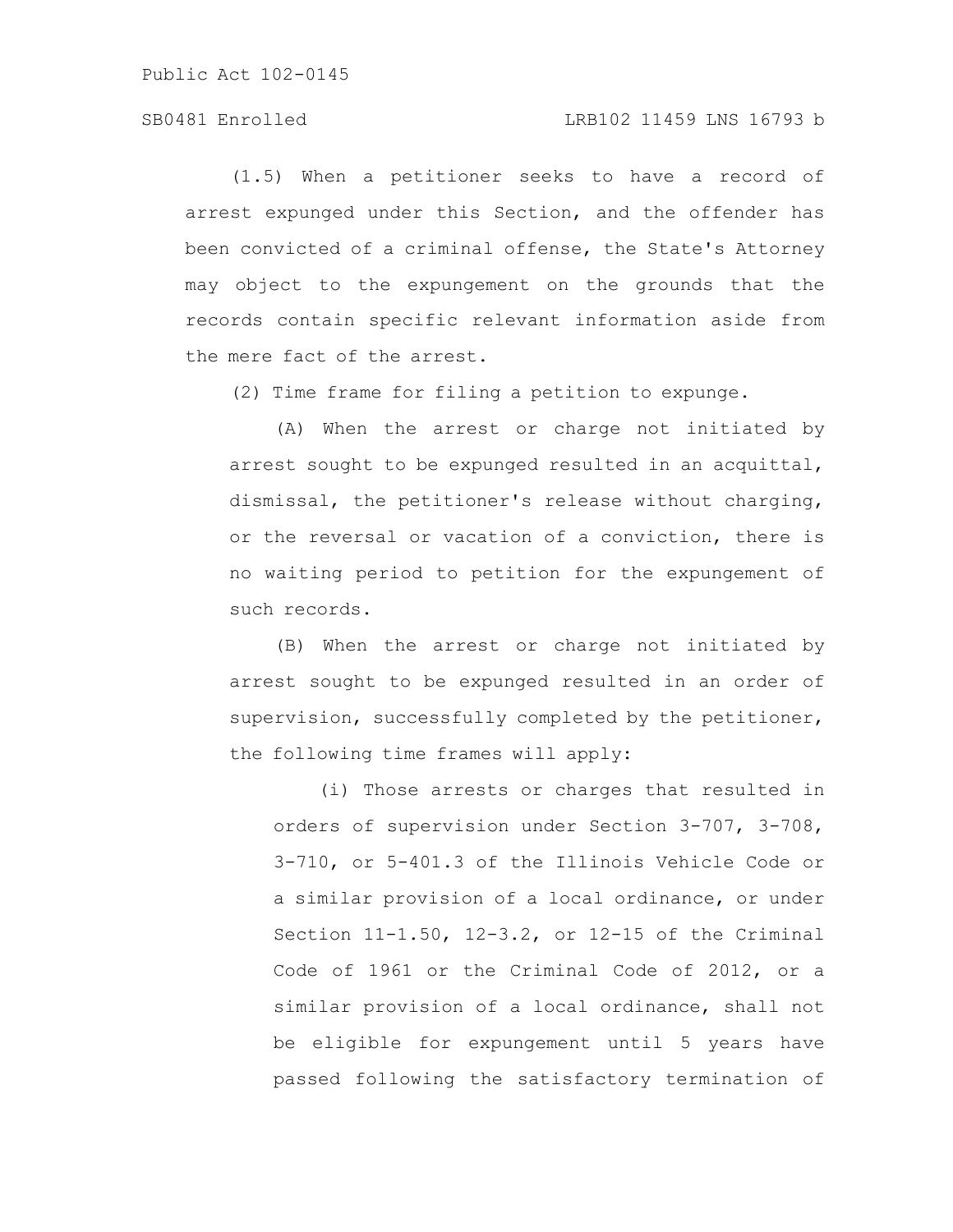(1.5) When a petitioner seeks to have a record of arrest expunged under this Section, and the offender has been convicted of a criminal offense, the State's Attorney may object to the expungement on the grounds that the records contain specific relevant information aside from the mere fact of the arrest.

(2) Time frame for filing a petition to expunge.

(A) When the arrest or charge not initiated by arrest sought to be expunged resulted in an acquittal, dismissal, the petitioner's release without charging, or the reversal or vacation of a conviction, there is no waiting period to petition for the expungement of such records.

(B) When the arrest or charge not initiated by arrest sought to be expunged resulted in an order of supervision, successfully completed by the petitioner, the following time frames will apply:

(i) Those arrests or charges that resulted in orders of supervision under Section 3-707, 3-708, 3-710, or 5-401.3 of the Illinois Vehicle Code or a similar provision of a local ordinance, or under Section 11-1.50, 12-3.2, or 12-15 of the Criminal Code of 1961 or the Criminal Code of 2012, or a similar provision of a local ordinance, shall not be eligible for expungement until 5 years have passed following the satisfactory termination of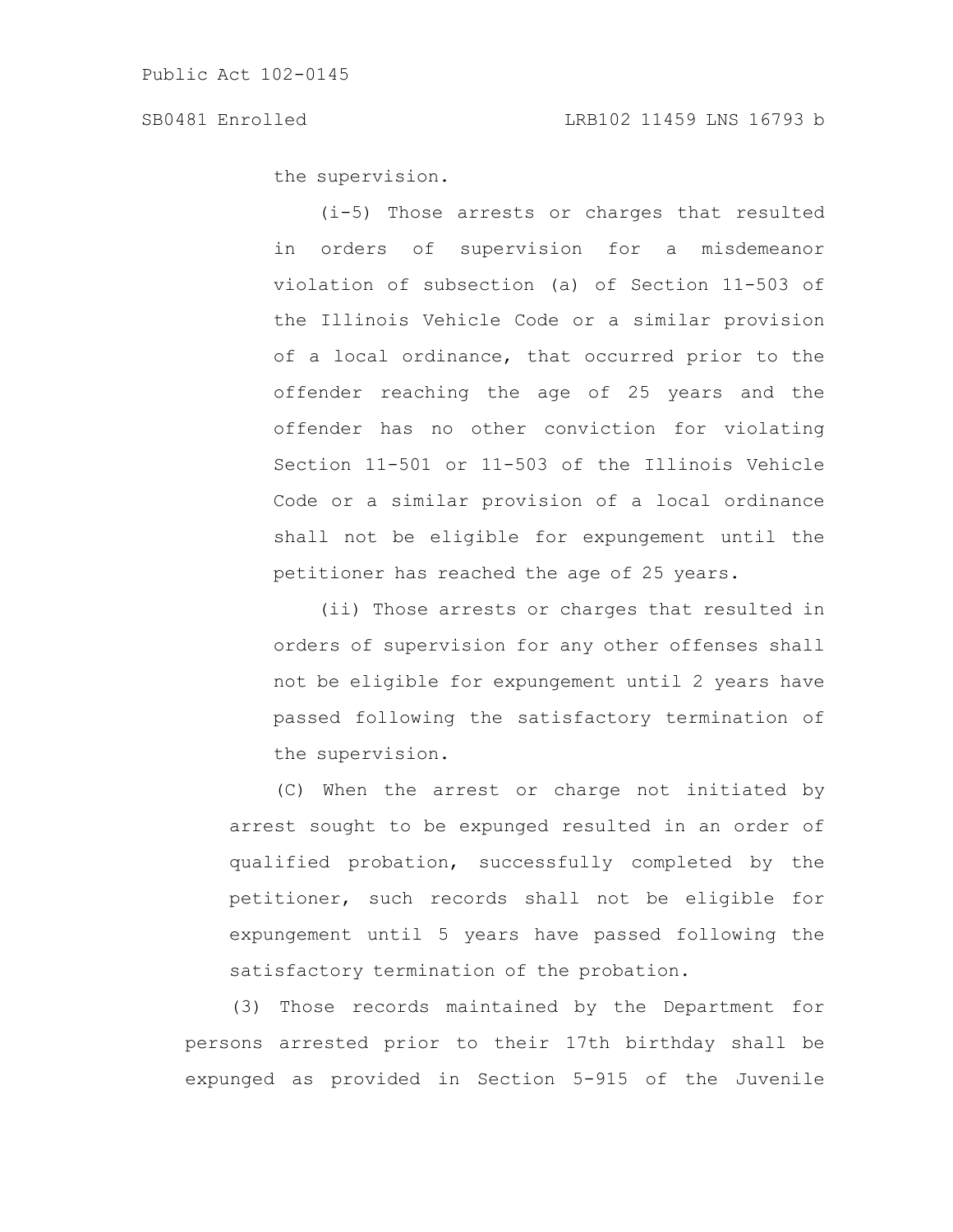the supervision.

(i-5) Those arrests or charges that resulted in orders of supervision for a misdemeanor violation of subsection (a) of Section 11-503 of the Illinois Vehicle Code or a similar provision of a local ordinance, that occurred prior to the offender reaching the age of 25 years and the offender has no other conviction for violating Section 11-501 or 11-503 of the Illinois Vehicle Code or a similar provision of a local ordinance shall not be eligible for expungement until the petitioner has reached the age of 25 years.

(ii) Those arrests or charges that resulted in orders of supervision for any other offenses shall not be eligible for expungement until 2 years have passed following the satisfactory termination of the supervision.

(C) When the arrest or charge not initiated by arrest sought to be expunged resulted in an order of qualified probation, successfully completed by the petitioner, such records shall not be eligible for expungement until 5 years have passed following the satisfactory termination of the probation.

(3) Those records maintained by the Department for persons arrested prior to their 17th birthday shall be expunged as provided in Section 5-915 of the Juvenile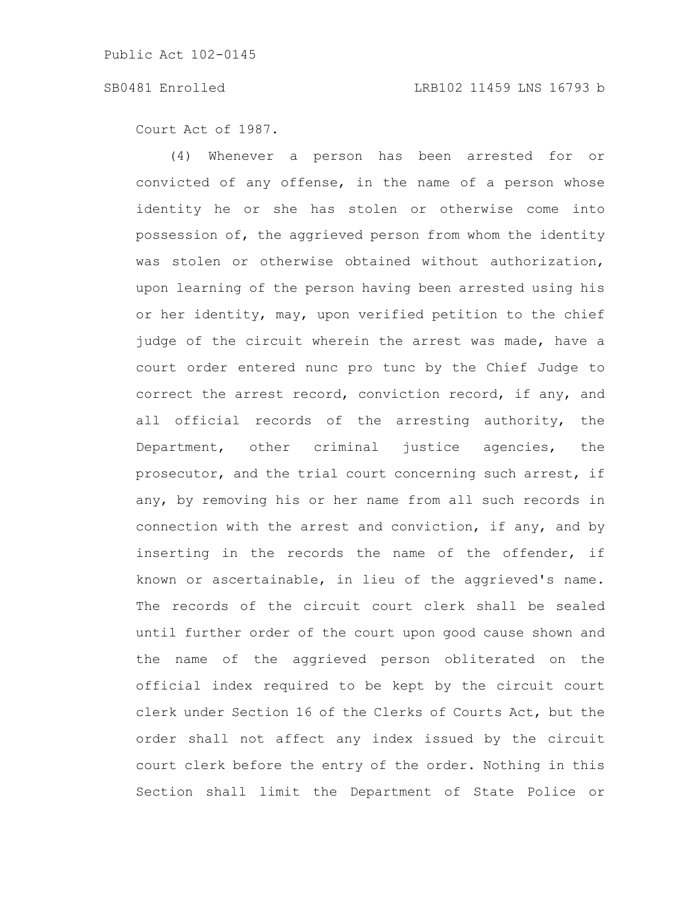Court Act of 1987.

(4) Whenever a person has been arrested for or convicted of any offense, in the name of a person whose identity he or she has stolen or otherwise come into possession of, the aggrieved person from whom the identity was stolen or otherwise obtained without authorization, upon learning of the person having been arrested using his or her identity, may, upon verified petition to the chief judge of the circuit wherein the arrest was made, have a court order entered nunc pro tunc by the Chief Judge to correct the arrest record, conviction record, if any, and all official records of the arresting authority, the Department, other criminal justice agencies, the prosecutor, and the trial court concerning such arrest, if any, by removing his or her name from all such records in connection with the arrest and conviction, if any, and by inserting in the records the name of the offender, if known or ascertainable, in lieu of the aggrieved's name. The records of the circuit court clerk shall be sealed until further order of the court upon good cause shown and the name of the aggrieved person obliterated on the official index required to be kept by the circuit court clerk under Section 16 of the Clerks of Courts Act, but the order shall not affect any index issued by the circuit court clerk before the entry of the order. Nothing in this Section shall limit the Department of State Police or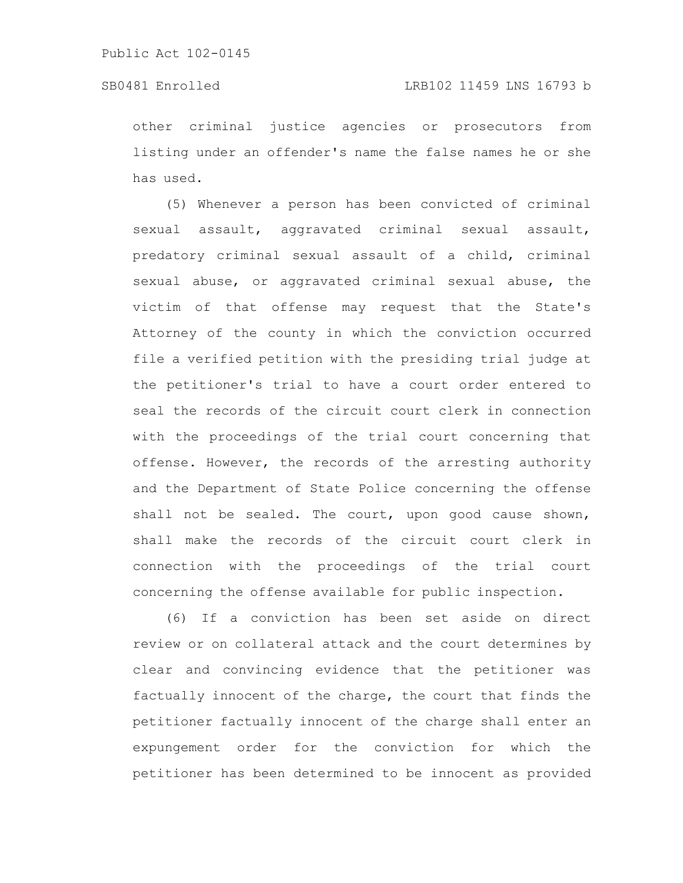other criminal justice agencies or prosecutors from listing under an offender's name the false names he or she has used.

(5) Whenever a person has been convicted of criminal sexual assault, aggravated criminal sexual assault, predatory criminal sexual assault of a child, criminal sexual abuse, or aggravated criminal sexual abuse, the victim of that offense may request that the State's Attorney of the county in which the conviction occurred file a verified petition with the presiding trial judge at the petitioner's trial to have a court order entered to seal the records of the circuit court clerk in connection with the proceedings of the trial court concerning that offense. However, the records of the arresting authority and the Department of State Police concerning the offense shall not be sealed. The court, upon good cause shown, shall make the records of the circuit court clerk in connection with the proceedings of the trial court concerning the offense available for public inspection.

(6) If a conviction has been set aside on direct review or on collateral attack and the court determines by clear and convincing evidence that the petitioner was factually innocent of the charge, the court that finds the petitioner factually innocent of the charge shall enter an expungement order for the conviction for which the petitioner has been determined to be innocent as provided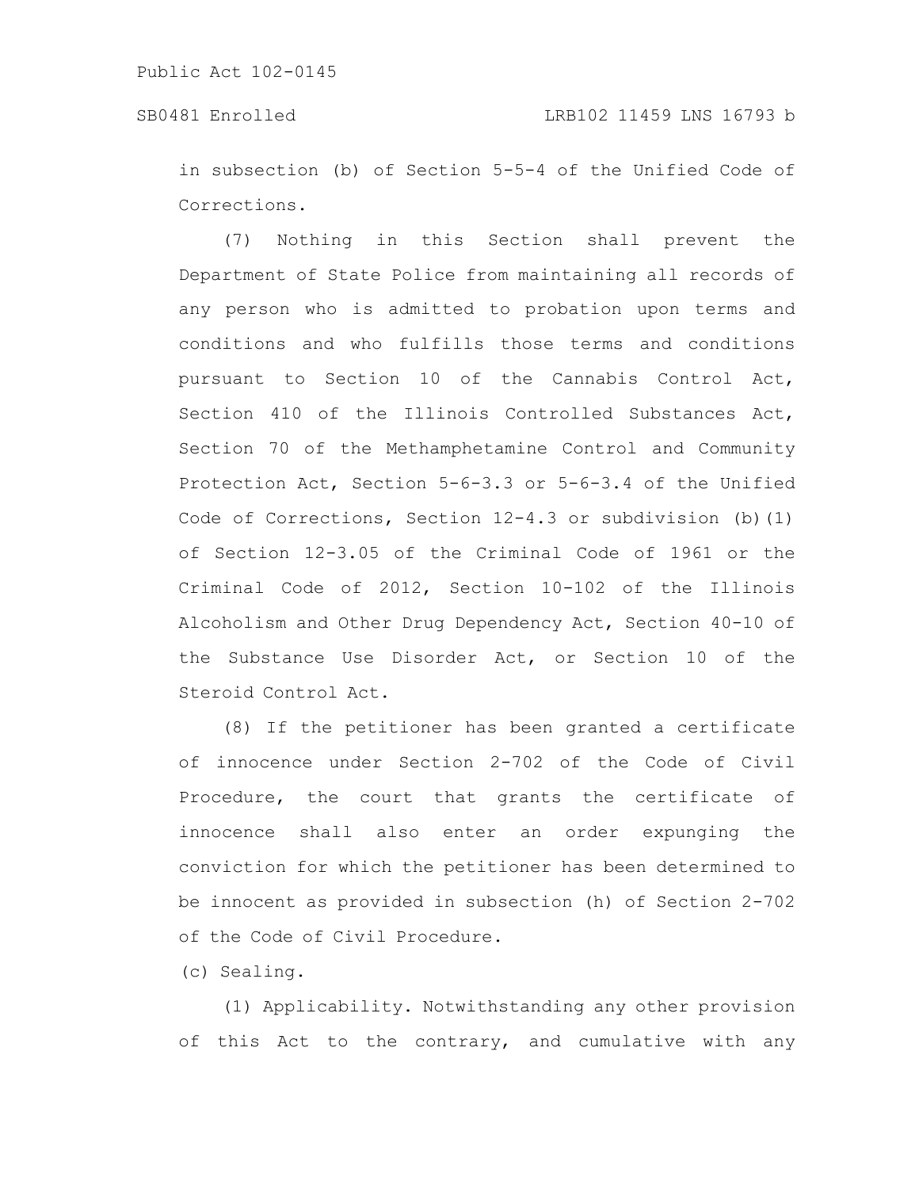in subsection (b) of Section 5-5-4 of the Unified Code of Corrections.

(7) Nothing in this Section shall prevent the Department of State Police from maintaining all records of any person who is admitted to probation upon terms and conditions and who fulfills those terms and conditions pursuant to Section 10 of the Cannabis Control Act, Section 410 of the Illinois Controlled Substances Act, Section 70 of the Methamphetamine Control and Community Protection Act, Section 5-6-3.3 or 5-6-3.4 of the Unified Code of Corrections, Section 12-4.3 or subdivision (b)(1) of Section 12-3.05 of the Criminal Code of 1961 or the Criminal Code of 2012, Section 10-102 of the Illinois Alcoholism and Other Drug Dependency Act, Section 40-10 of the Substance Use Disorder Act, or Section 10 of the Steroid Control Act.

(8) If the petitioner has been granted a certificate of innocence under Section 2-702 of the Code of Civil Procedure, the court that grants the certificate of innocence shall also enter an order expunging the conviction for which the petitioner has been determined to be innocent as provided in subsection (h) of Section 2-702 of the Code of Civil Procedure.

(c) Sealing.

(1) Applicability. Notwithstanding any other provision of this Act to the contrary, and cumulative with any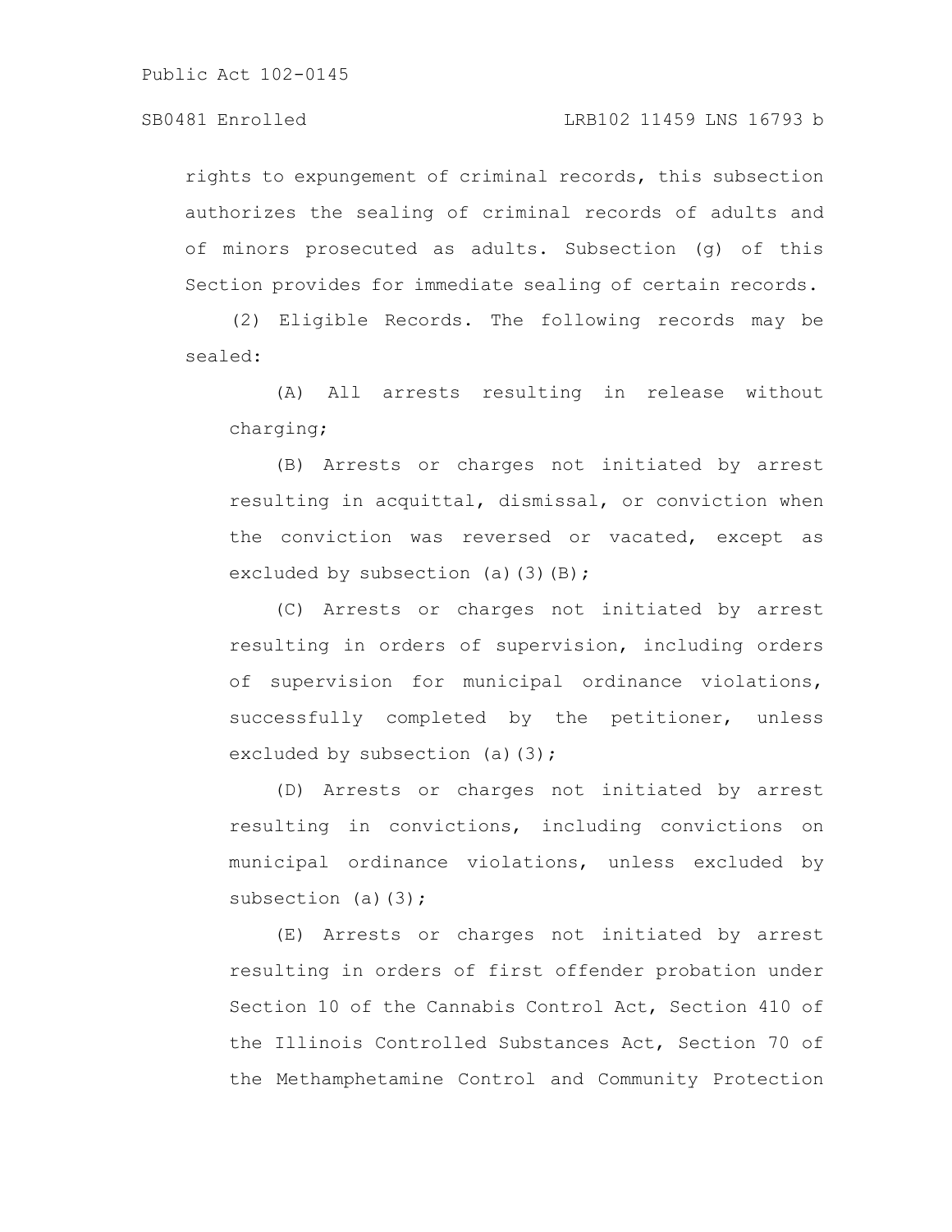rights to expungement of criminal records, this subsection authorizes the sealing of criminal records of adults and of minors prosecuted as adults. Subsection (g) of this Section provides for immediate sealing of certain records.

(2) Eligible Records. The following records may be sealed:

(A) All arrests resulting in release without charging;

(B) Arrests or charges not initiated by arrest resulting in acquittal, dismissal, or conviction when the conviction was reversed or vacated, except as excluded by subsection (a)(3)(B);

(C) Arrests or charges not initiated by arrest resulting in orders of supervision, including orders of supervision for municipal ordinance violations, successfully completed by the petitioner, unless excluded by subsection (a)(3);

(D) Arrests or charges not initiated by arrest resulting in convictions, including convictions on municipal ordinance violations, unless excluded by subsection (a)(3);

(E) Arrests or charges not initiated by arrest resulting in orders of first offender probation under Section 10 of the Cannabis Control Act, Section 410 of the Illinois Controlled Substances Act, Section 70 of the Methamphetamine Control and Community Protection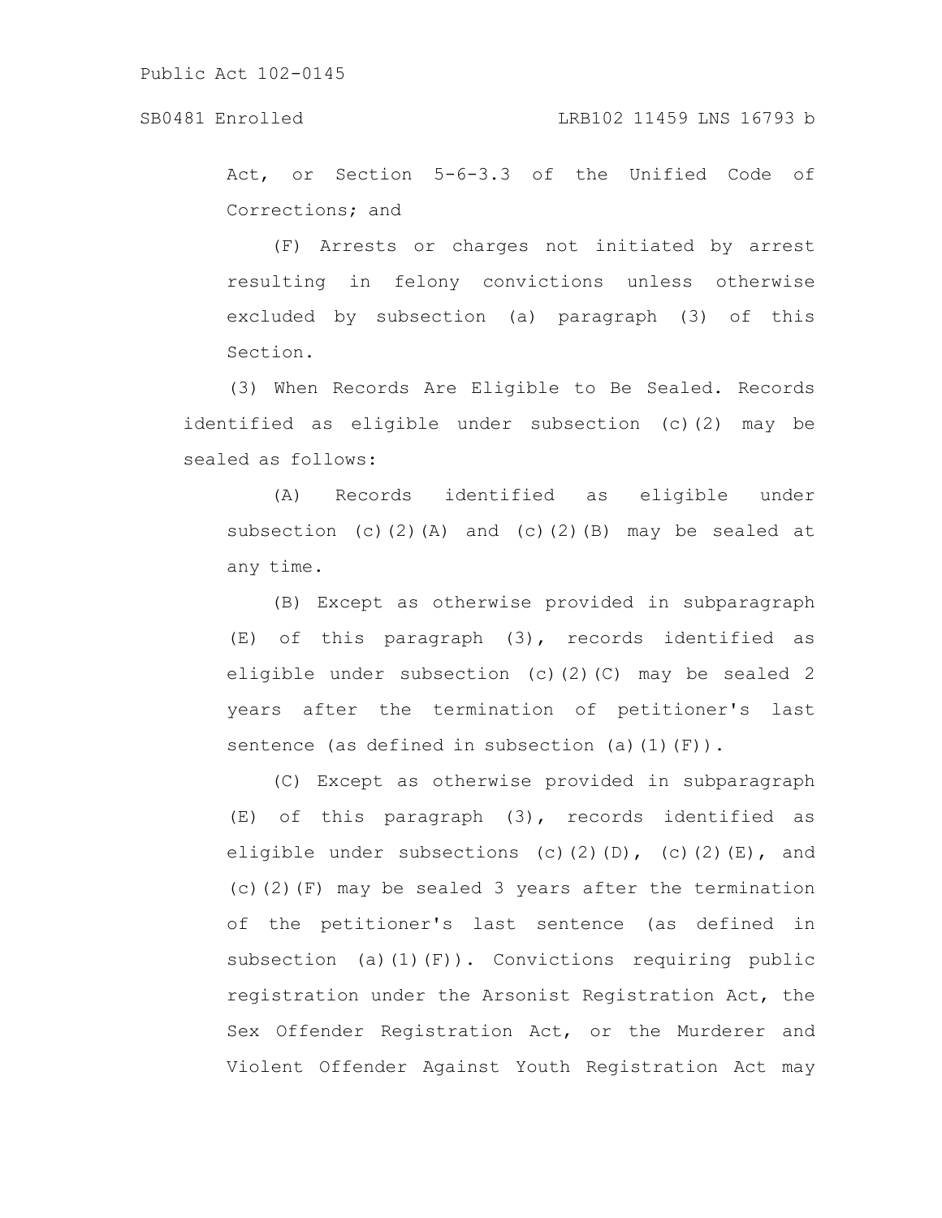Act, or Section 5-6-3.3 of the Unified Code of Corrections; and

(F) Arrests or charges not initiated by arrest resulting in felony convictions unless otherwise excluded by subsection (a) paragraph (3) of this Section.

(3) When Records Are Eligible to Be Sealed. Records identified as eligible under subsection (c)(2) may be sealed as follows:

(A) Records identified as eligible under subsection (c)(2)(A) and (c)(2)(B) may be sealed at any time.

(B) Except as otherwise provided in subparagraph (E) of this paragraph (3), records identified as eligible under subsection (c)(2)(C) may be sealed 2 years after the termination of petitioner's last sentence (as defined in subsection (a)(1)(F)).

(C) Except as otherwise provided in subparagraph (E) of this paragraph (3), records identified as eligible under subsections (c)(2)(D), (c)(2)(E), and (c)(2)(F) may be sealed 3 years after the termination of the petitioner's last sentence (as defined in subsection (a)(1)(F)). Convictions requiring public registration under the Arsonist Registration Act, the Sex Offender Registration Act, or the Murderer and Violent Offender Against Youth Registration Act may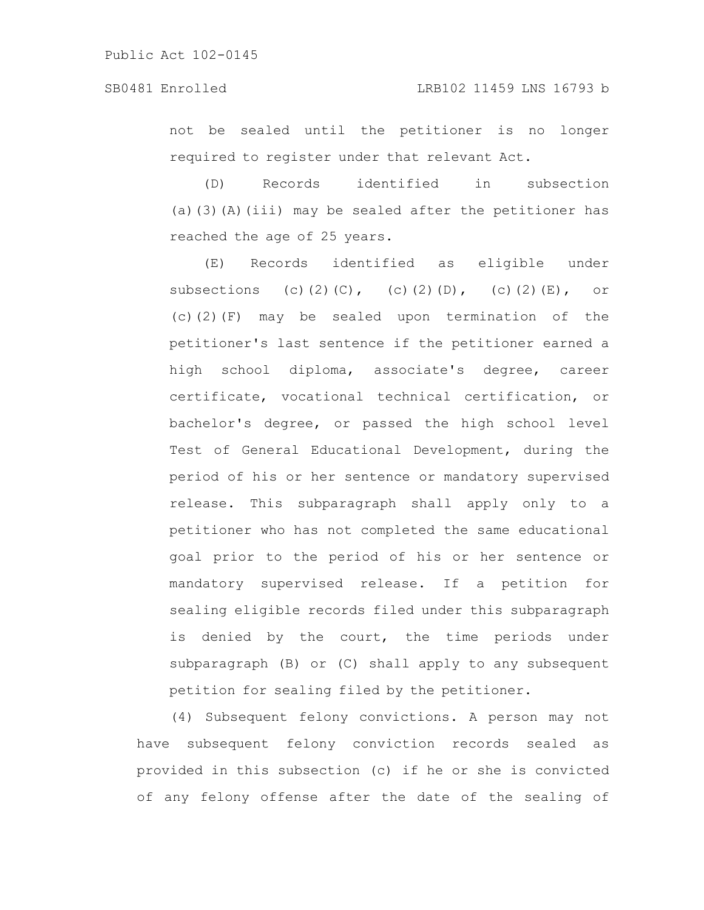not be sealed until the petitioner is no longer required to register under that relevant Act.

(D) Records identified in subsection (a)(3)(A)(iii) may be sealed after the petitioner has reached the age of 25 years.

(E) Records identified as eligible under subsections (c)(2)(C), (c)(2)(D), (c)(2)(E), or (c)(2)(F) may be sealed upon termination of the petitioner's last sentence if the petitioner earned a high school diploma, associate's degree, career certificate, vocational technical certification, or bachelor's degree, or passed the high school level Test of General Educational Development, during the period of his or her sentence or mandatory supervised release. This subparagraph shall apply only to a petitioner who has not completed the same educational goal prior to the period of his or her sentence or mandatory supervised release. If a petition for sealing eligible records filed under this subparagraph is denied by the court, the time periods under subparagraph (B) or (C) shall apply to any subsequent petition for sealing filed by the petitioner.

(4) Subsequent felony convictions. A person may not have subsequent felony conviction records sealed as provided in this subsection (c) if he or she is convicted of any felony offense after the date of the sealing of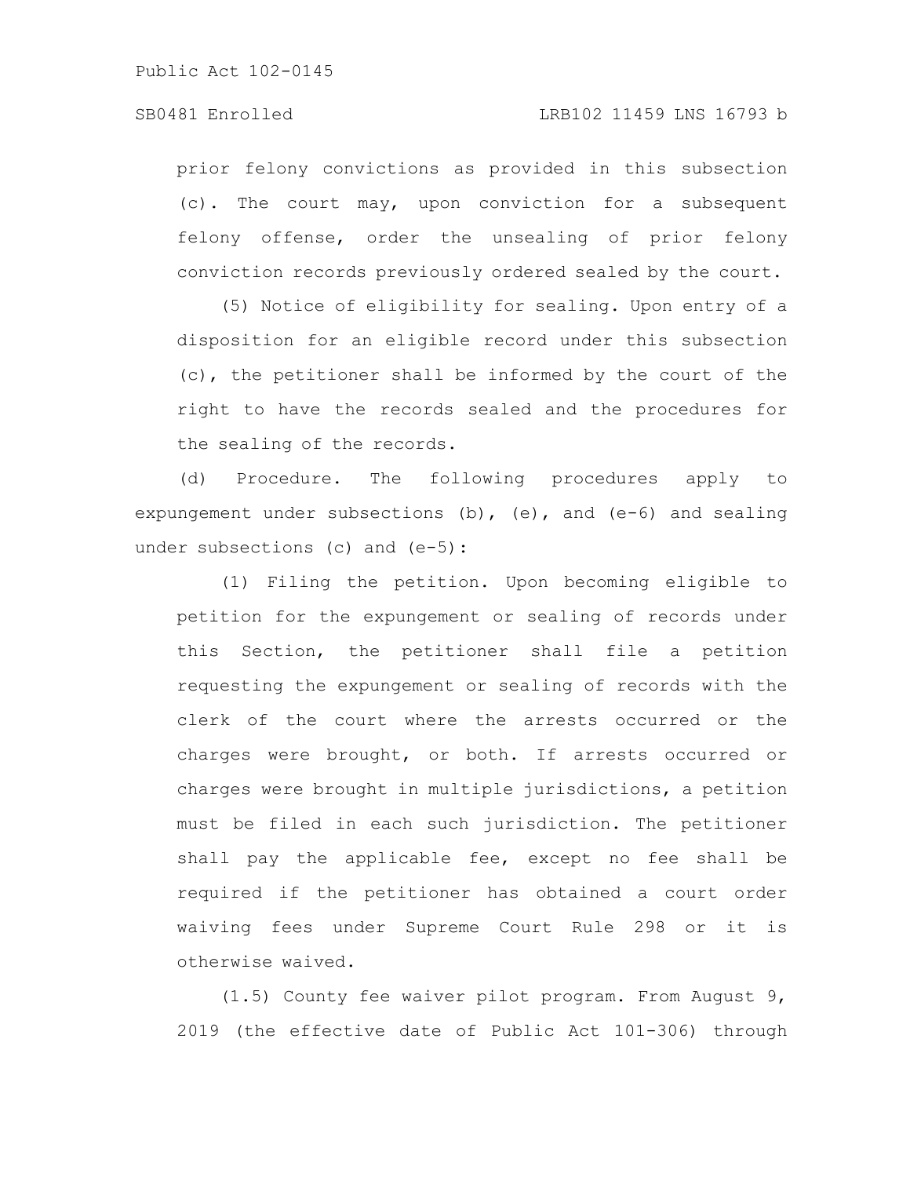prior felony convictions as provided in this subsection (c). The court may, upon conviction for a subsequent felony offense, order the unsealing of prior felony conviction records previously ordered sealed by the court.

(5) Notice of eligibility for sealing. Upon entry of a disposition for an eligible record under this subsection (c), the petitioner shall be informed by the court of the right to have the records sealed and the procedures for the sealing of the records.

(d) Procedure. The following procedures apply to expungement under subsections (b), (e), and (e-6) and sealing under subsections (c) and (e-5):

(1) Filing the petition. Upon becoming eligible to petition for the expungement or sealing of records under this Section, the petitioner shall file a petition requesting the expungement or sealing of records with the clerk of the court where the arrests occurred or the charges were brought, or both. If arrests occurred or charges were brought in multiple jurisdictions, a petition must be filed in each such jurisdiction. The petitioner shall pay the applicable fee, except no fee shall be required if the petitioner has obtained a court order waiving fees under Supreme Court Rule 298 or it is otherwise waived.

(1.5) County fee waiver pilot program. From August 9, 2019 (the effective date of Public Act 101-306) through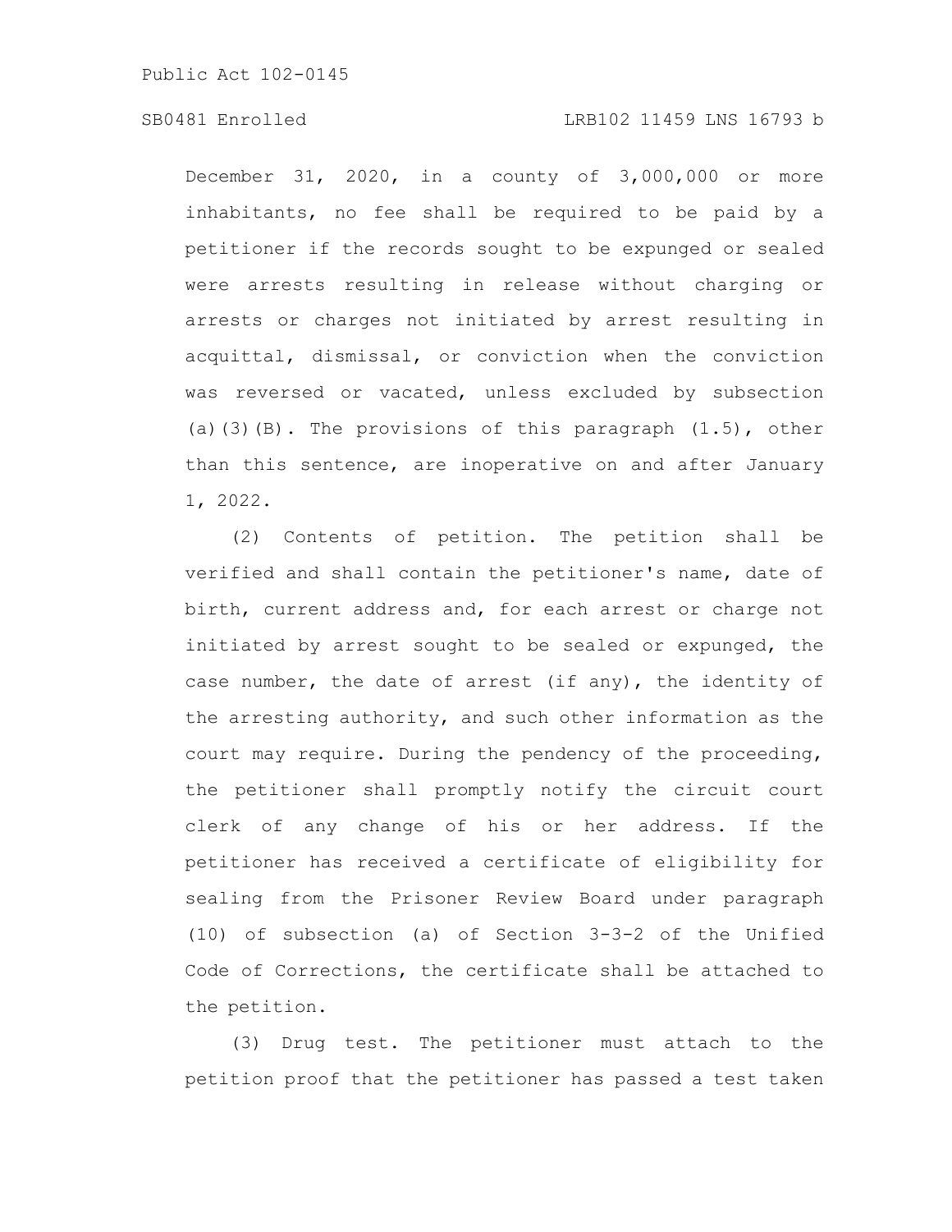December 31, 2020, in a county of 3,000,000 or more inhabitants, no fee shall be required to be paid by a petitioner if the records sought to be expunged or sealed were arrests resulting in release without charging or arrests or charges not initiated by arrest resulting in acquittal, dismissal, or conviction when the conviction was reversed or vacated, unless excluded by subsection (a)(3)(B). The provisions of this paragraph (1.5), other than this sentence, are inoperative on and after January 1, 2022.

(2) Contents of petition. The petition shall be verified and shall contain the petitioner's name, date of birth, current address and, for each arrest or charge not initiated by arrest sought to be sealed or expunged, the case number, the date of arrest (if any), the identity of the arresting authority, and such other information as the court may require. During the pendency of the proceeding, the petitioner shall promptly notify the circuit court clerk of any change of his or her address. If the petitioner has received a certificate of eligibility for sealing from the Prisoner Review Board under paragraph (10) of subsection (a) of Section 3-3-2 of the Unified Code of Corrections, the certificate shall be attached to the petition.

(3) Drug test. The petitioner must attach to the petition proof that the petitioner has passed a test taken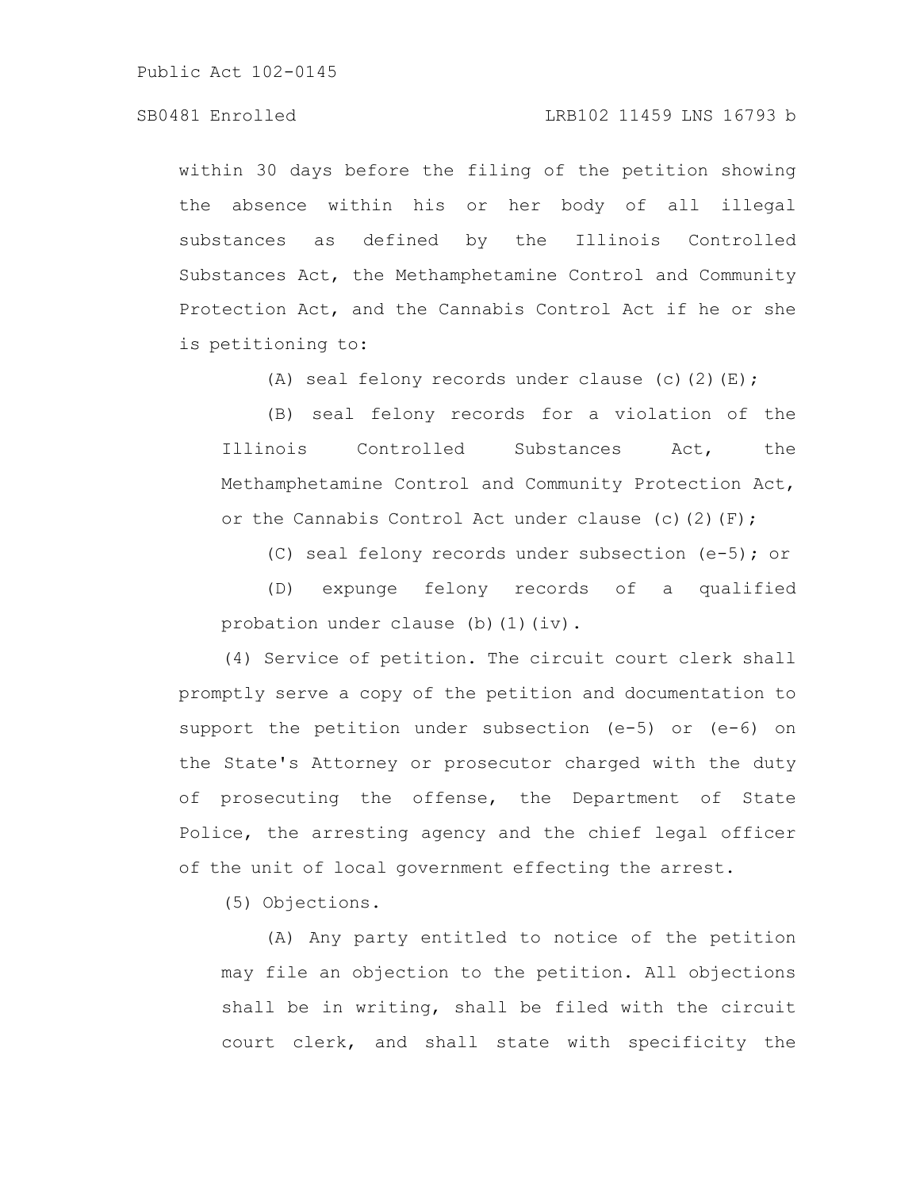within 30 days before the filing of the petition showing the absence within his or her body of all illegal substances as defined by the Illinois Controlled Substances Act, the Methamphetamine Control and Community Protection Act, and the Cannabis Control Act if he or she is petitioning to:

(A) seal felony records under clause (c)(2)(E);

(B) seal felony records for a violation of the Illinois Controlled Substances Act, the Methamphetamine Control and Community Protection Act, or the Cannabis Control Act under clause (c)(2)(F);

(C) seal felony records under subsection (e-5); or

(D) expunge felony records of a qualified probation under clause (b)(1)(iv).

(4) Service of petition. The circuit court clerk shall promptly serve a copy of the petition and documentation to support the petition under subsection (e-5) or (e-6) on the State's Attorney or prosecutor charged with the duty of prosecuting the offense, the Department of State Police, the arresting agency and the chief legal officer of the unit of local government effecting the arrest.

(5) Objections.

(A) Any party entitled to notice of the petition may file an objection to the petition. All objections shall be in writing, shall be filed with the circuit court clerk, and shall state with specificity the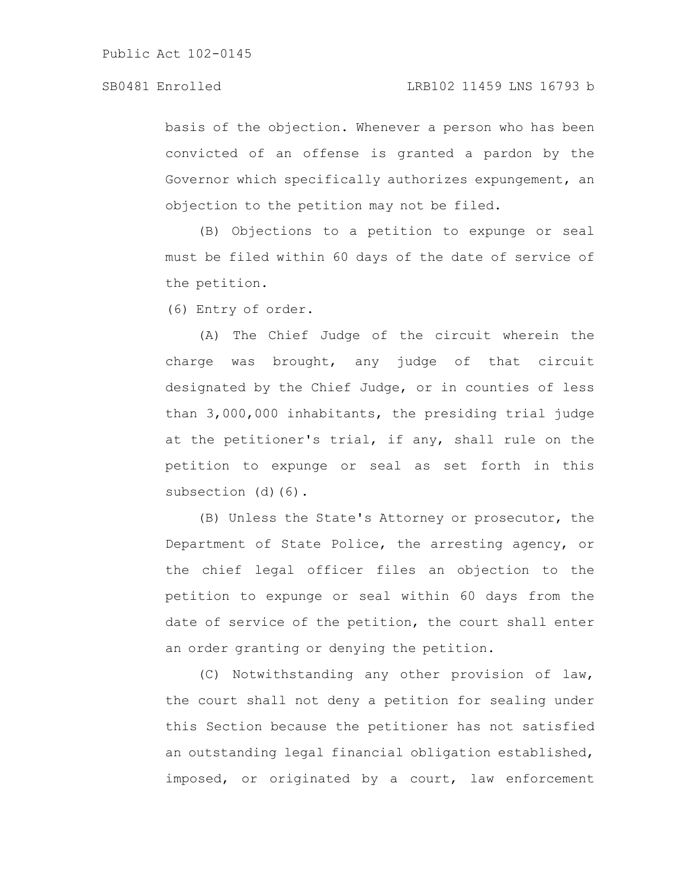basis of the objection. Whenever a person who has been convicted of an offense is granted a pardon by the Governor which specifically authorizes expungement, an objection to the petition may not be filed.

(B) Objections to a petition to expunge or seal must be filed within 60 days of the date of service of the petition.

(6) Entry of order.

(A) The Chief Judge of the circuit wherein the charge was brought, any judge of that circuit designated by the Chief Judge, or in counties of less than 3,000,000 inhabitants, the presiding trial judge at the petitioner's trial, if any, shall rule on the petition to expunge or seal as set forth in this subsection (d)(6).

(B) Unless the State's Attorney or prosecutor, the Department of State Police, the arresting agency, or the chief legal officer files an objection to the petition to expunge or seal within 60 days from the date of service of the petition, the court shall enter an order granting or denying the petition.

(C) Notwithstanding any other provision of law, the court shall not deny a petition for sealing under this Section because the petitioner has not satisfied an outstanding legal financial obligation established, imposed, or originated by a court, law enforcement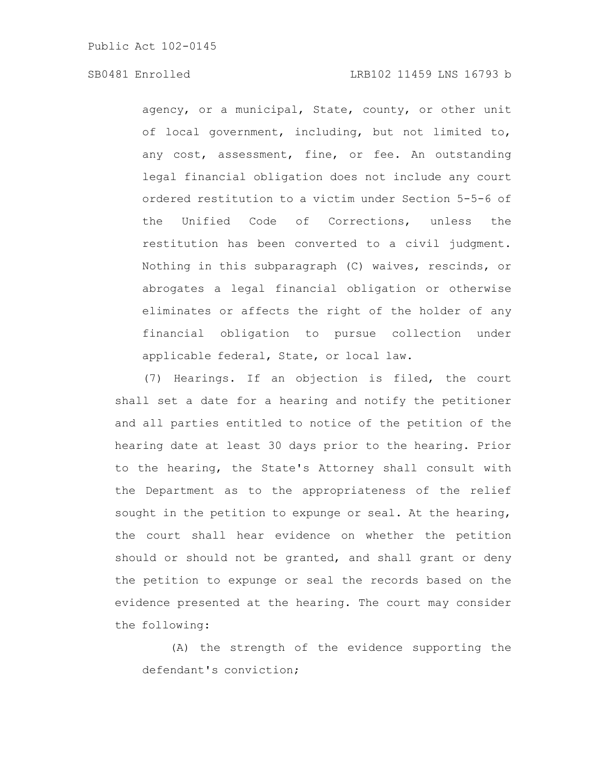agency, or a municipal, State, county, or other unit of local government, including, but not limited to, any cost, assessment, fine, or fee. An outstanding legal financial obligation does not include any court ordered restitution to a victim under Section 5-5-6 of the Unified Code of Corrections, unless the restitution has been converted to a civil judgment. Nothing in this subparagraph (C) waives, rescinds, or abrogates a legal financial obligation or otherwise eliminates or affects the right of the holder of any financial obligation to pursue collection under applicable federal, State, or local law.

(7) Hearings. If an objection is filed, the court shall set a date for a hearing and notify the petitioner and all parties entitled to notice of the petition of the hearing date at least 30 days prior to the hearing. Prior to the hearing, the State's Attorney shall consult with the Department as to the appropriateness of the relief sought in the petition to expunge or seal. At the hearing, the court shall hear evidence on whether the petition should or should not be granted, and shall grant or deny the petition to expunge or seal the records based on the evidence presented at the hearing. The court may consider the following:

(A) the strength of the evidence supporting the defendant's conviction;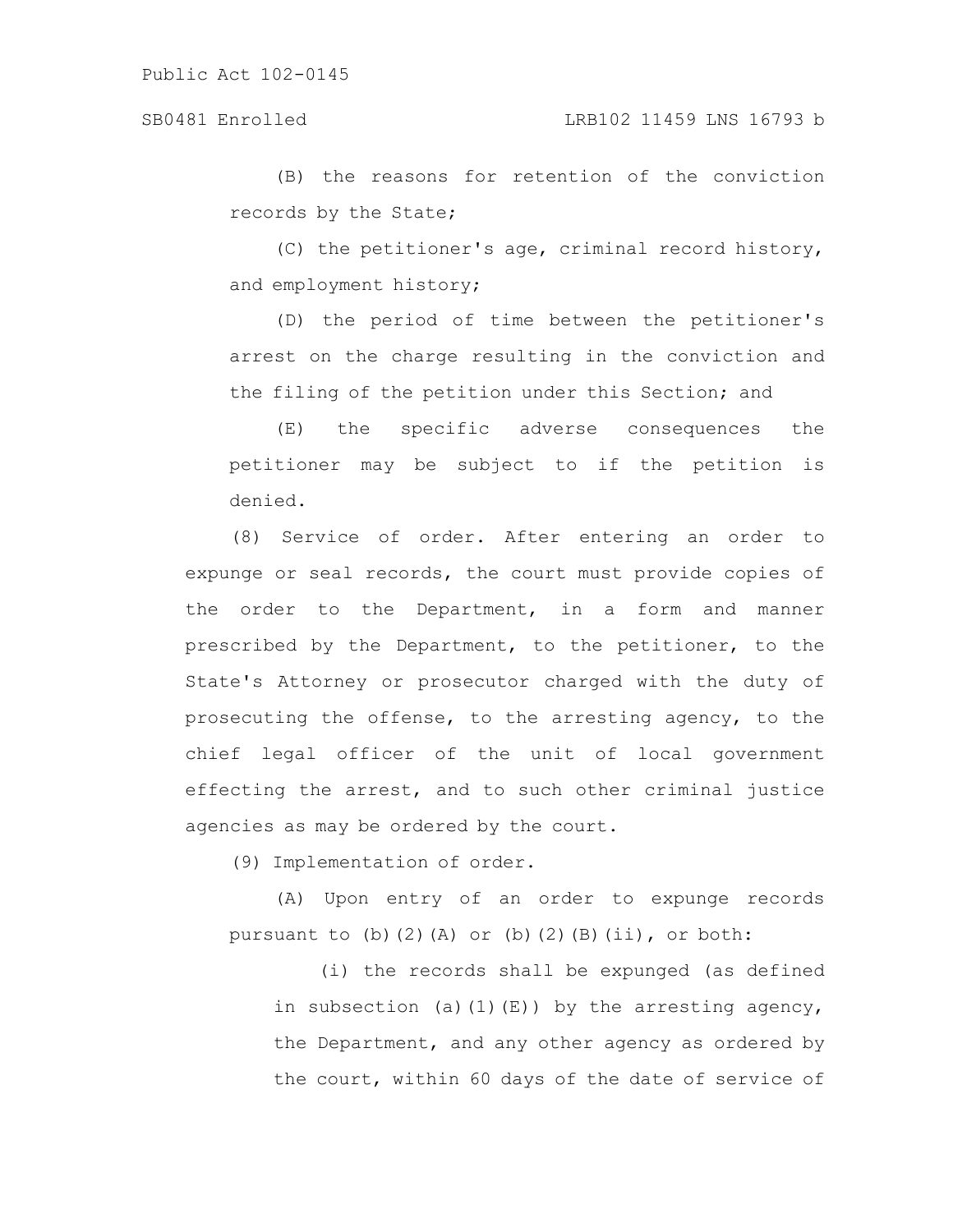(B) the reasons for retention of the conviction records by the State;

(C) the petitioner's age, criminal record history, and employment history;

(D) the period of time between the petitioner's arrest on the charge resulting in the conviction and the filing of the petition under this Section; and

(E) the specific adverse consequences the petitioner may be subject to if the petition is denied.

(8) Service of order. After entering an order to expunge or seal records, the court must provide copies of the order to the Department, in a form and manner prescribed by the Department, to the petitioner, to the State's Attorney or prosecutor charged with the duty of prosecuting the offense, to the arresting agency, to the chief legal officer of the unit of local government effecting the arrest, and to such other criminal justice agencies as may be ordered by the court.

(9) Implementation of order.

(A) Upon entry of an order to expunge records pursuant to (b)(2)(A) or (b)(2)(B)(ii), or both:

(i) the records shall be expunged (as defined in subsection (a)(1)(E)) by the arresting agency, the Department, and any other agency as ordered by the court, within 60 days of the date of service of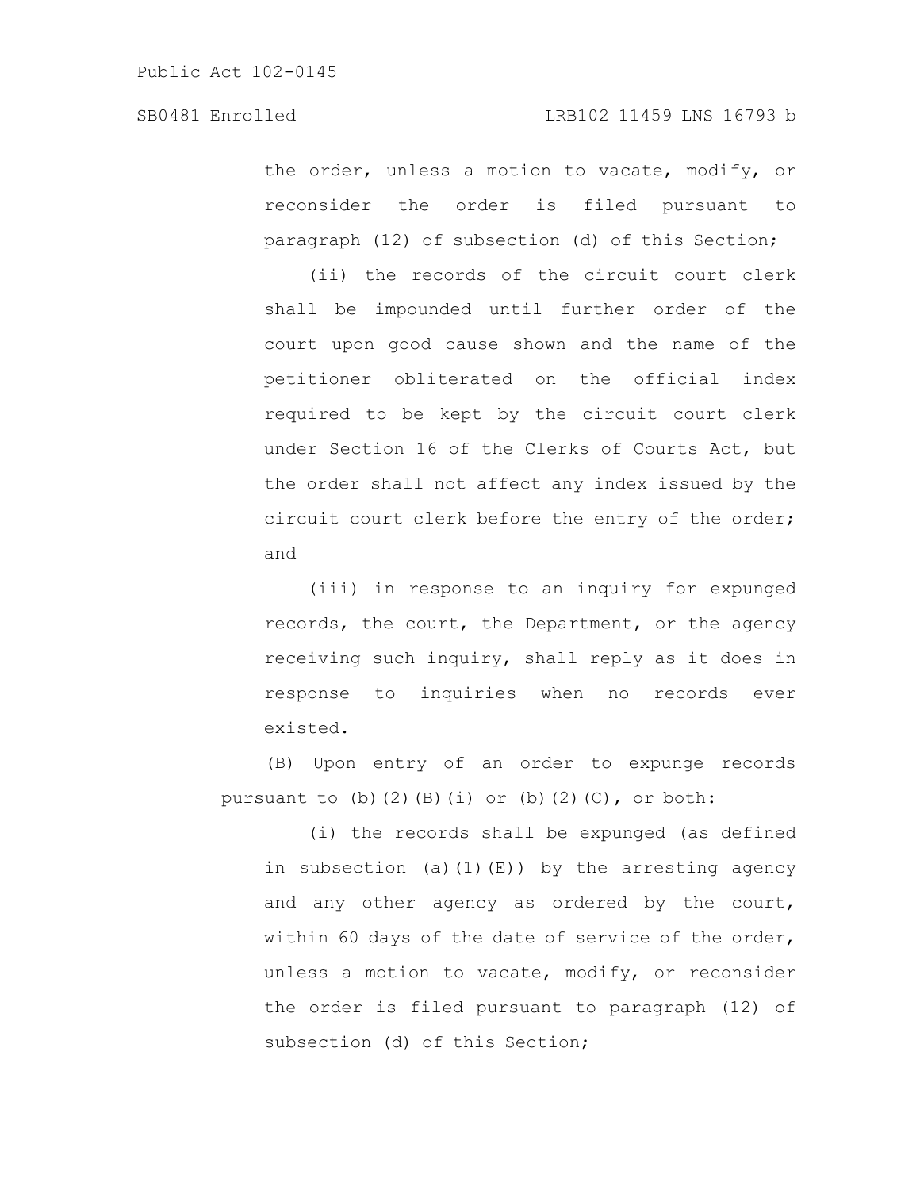the order, unless a motion to vacate, modify, or reconsider the order is filed pursuant to paragraph (12) of subsection (d) of this Section;

(ii) the records of the circuit court clerk shall be impounded until further order of the court upon good cause shown and the name of the petitioner obliterated on the official index required to be kept by the circuit court clerk under Section 16 of the Clerks of Courts Act, but the order shall not affect any index issued by the circuit court clerk before the entry of the order; and

(iii) in response to an inquiry for expunged records, the court, the Department, or the agency receiving such inquiry, shall reply as it does in response to inquiries when no records ever existed.

(B) Upon entry of an order to expunge records pursuant to (b)(2)(B)(i) or (b)(2)(C), or both:

(i) the records shall be expunged (as defined in subsection (a)(1)(E)) by the arresting agency and any other agency as ordered by the court, within 60 days of the date of service of the order, unless a motion to vacate, modify, or reconsider the order is filed pursuant to paragraph (12) of subsection (d) of this Section;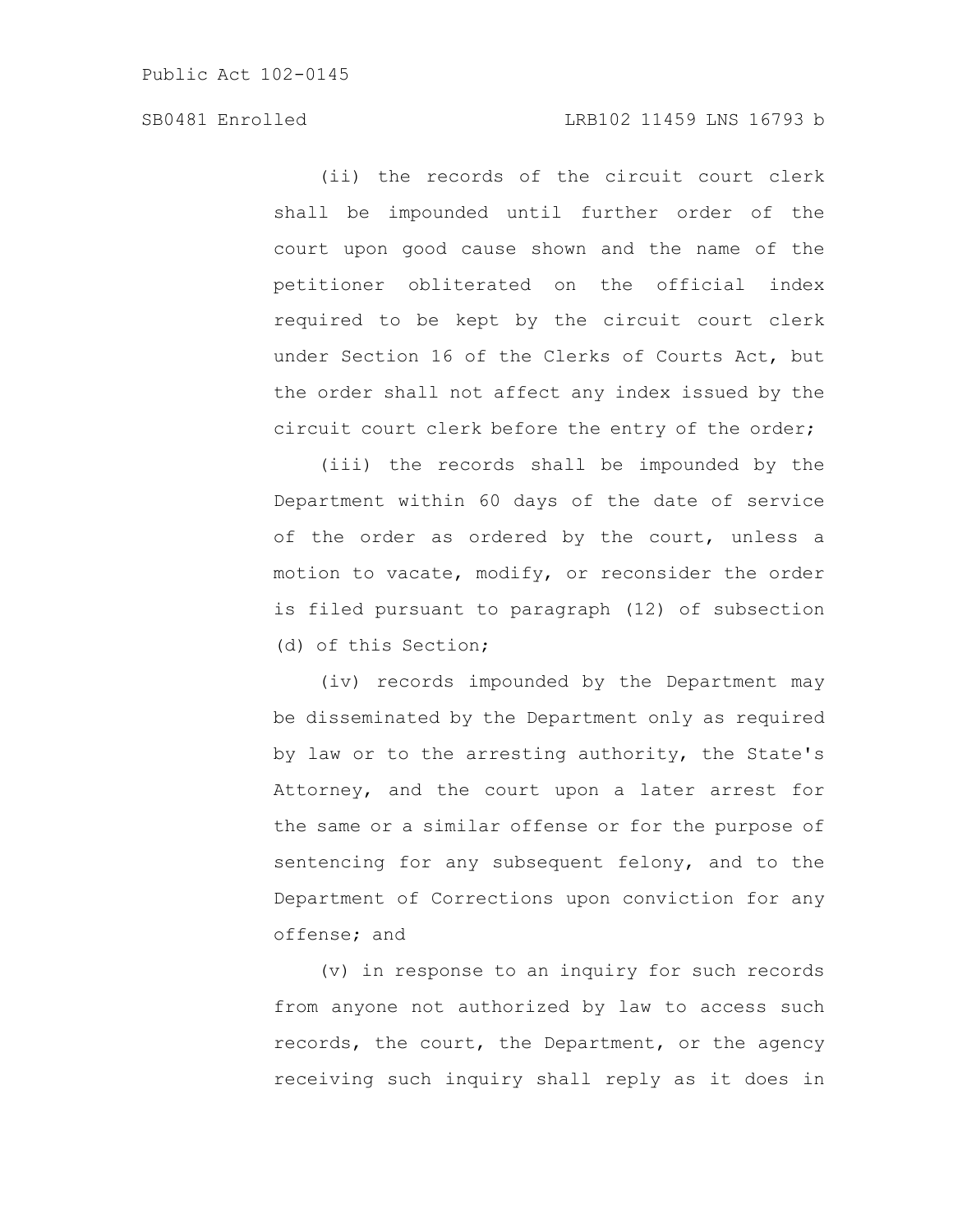(ii) the records of the circuit court clerk shall be impounded until further order of the court upon good cause shown and the name of the petitioner obliterated on the official index required to be kept by the circuit court clerk under Section 16 of the Clerks of Courts Act, but the order shall not affect any index issued by the circuit court clerk before the entry of the order;

(iii) the records shall be impounded by the Department within 60 days of the date of service of the order as ordered by the court, unless a motion to vacate, modify, or reconsider the order is filed pursuant to paragraph (12) of subsection (d) of this Section;

(iv) records impounded by the Department may be disseminated by the Department only as required by law or to the arresting authority, the State's Attorney, and the court upon a later arrest for the same or a similar offense or for the purpose of sentencing for any subsequent felony, and to the Department of Corrections upon conviction for any offense; and

(v) in response to an inquiry for such records from anyone not authorized by law to access such records, the court, the Department, or the agency receiving such inquiry shall reply as it does in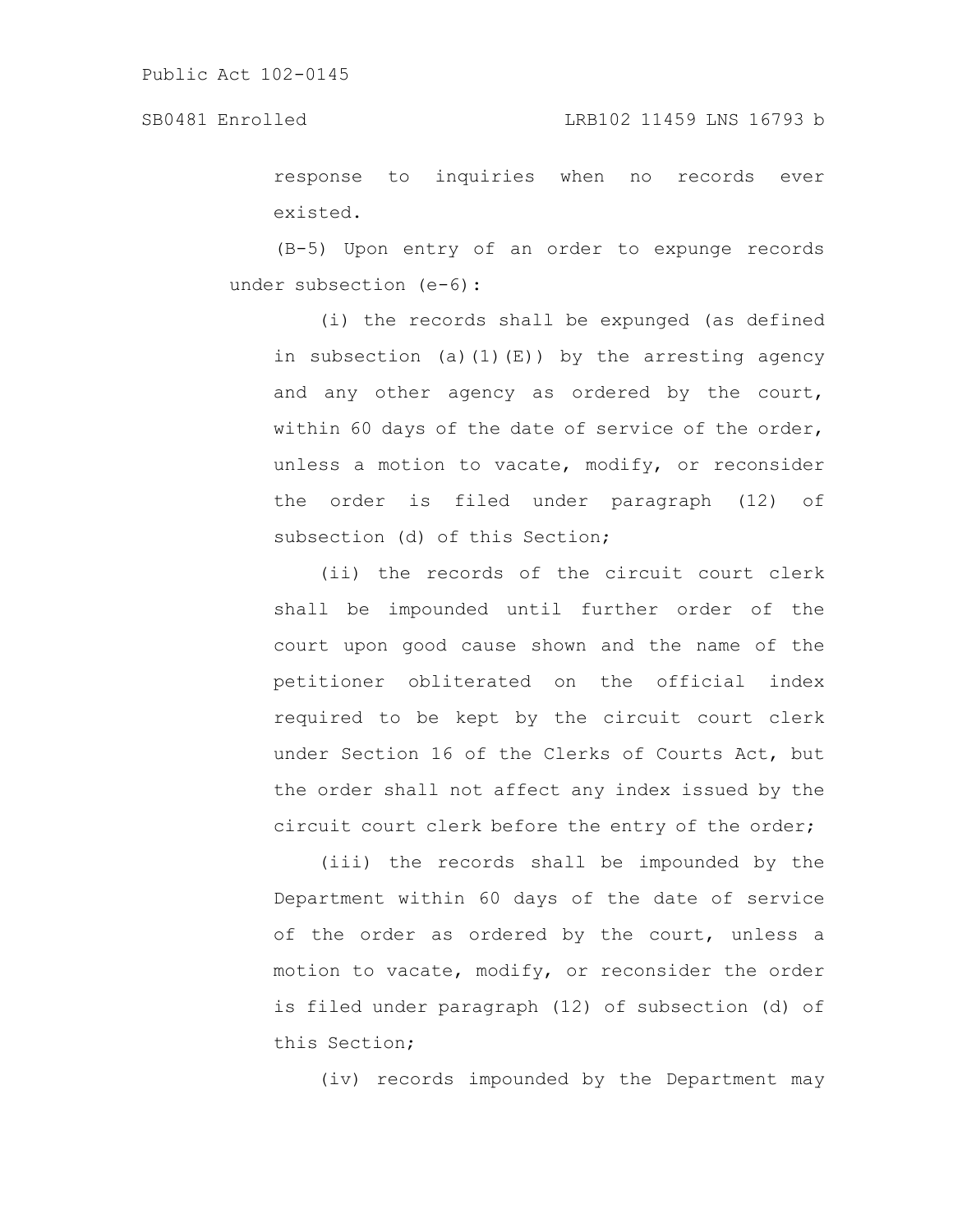response to inquiries when no records ever existed.

(B-5) Upon entry of an order to expunge records under subsection (e-6):

(i) the records shall be expunged (as defined in subsection (a)(1)(E)) by the arresting agency and any other agency as ordered by the court, within 60 days of the date of service of the order, unless a motion to vacate, modify, or reconsider the order is filed under paragraph (12) of subsection (d) of this Section;

(ii) the records of the circuit court clerk shall be impounded until further order of the court upon good cause shown and the name of the petitioner obliterated on the official index required to be kept by the circuit court clerk under Section 16 of the Clerks of Courts Act, but the order shall not affect any index issued by the circuit court clerk before the entry of the order;

(iii) the records shall be impounded by the Department within 60 days of the date of service of the order as ordered by the court, unless a motion to vacate, modify, or reconsider the order is filed under paragraph (12) of subsection (d) of this Section;

(iv) records impounded by the Department may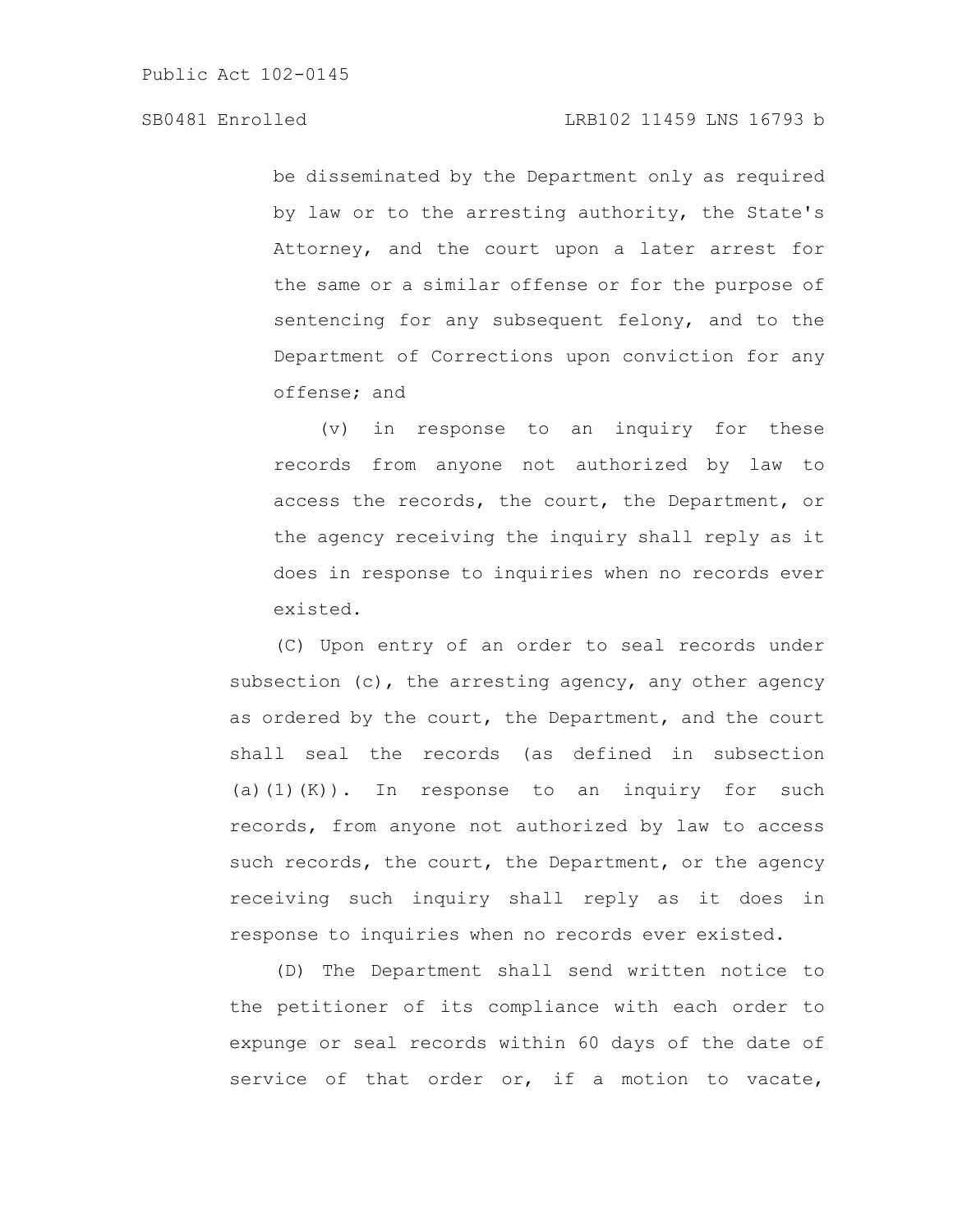be disseminated by the Department only as required by law or to the arresting authority, the State's Attorney, and the court upon a later arrest for the same or a similar offense or for the purpose of sentencing for any subsequent felony, and to the Department of Corrections upon conviction for any offense; and

(v) in response to an inquiry for these records from anyone not authorized by law to access the records, the court, the Department, or the agency receiving the inquiry shall reply as it does in response to inquiries when no records ever existed.

(C) Upon entry of an order to seal records under subsection (c), the arresting agency, any other agency as ordered by the court, the Department, and the court shall seal the records (as defined in subsection (a)(1)(K)). In response to an inquiry for such records, from anyone not authorized by law to access such records, the court, the Department, or the agency receiving such inquiry shall reply as it does in response to inquiries when no records ever existed.

(D) The Department shall send written notice to the petitioner of its compliance with each order to expunge or seal records within 60 days of the date of service of that order or, if a motion to vacate,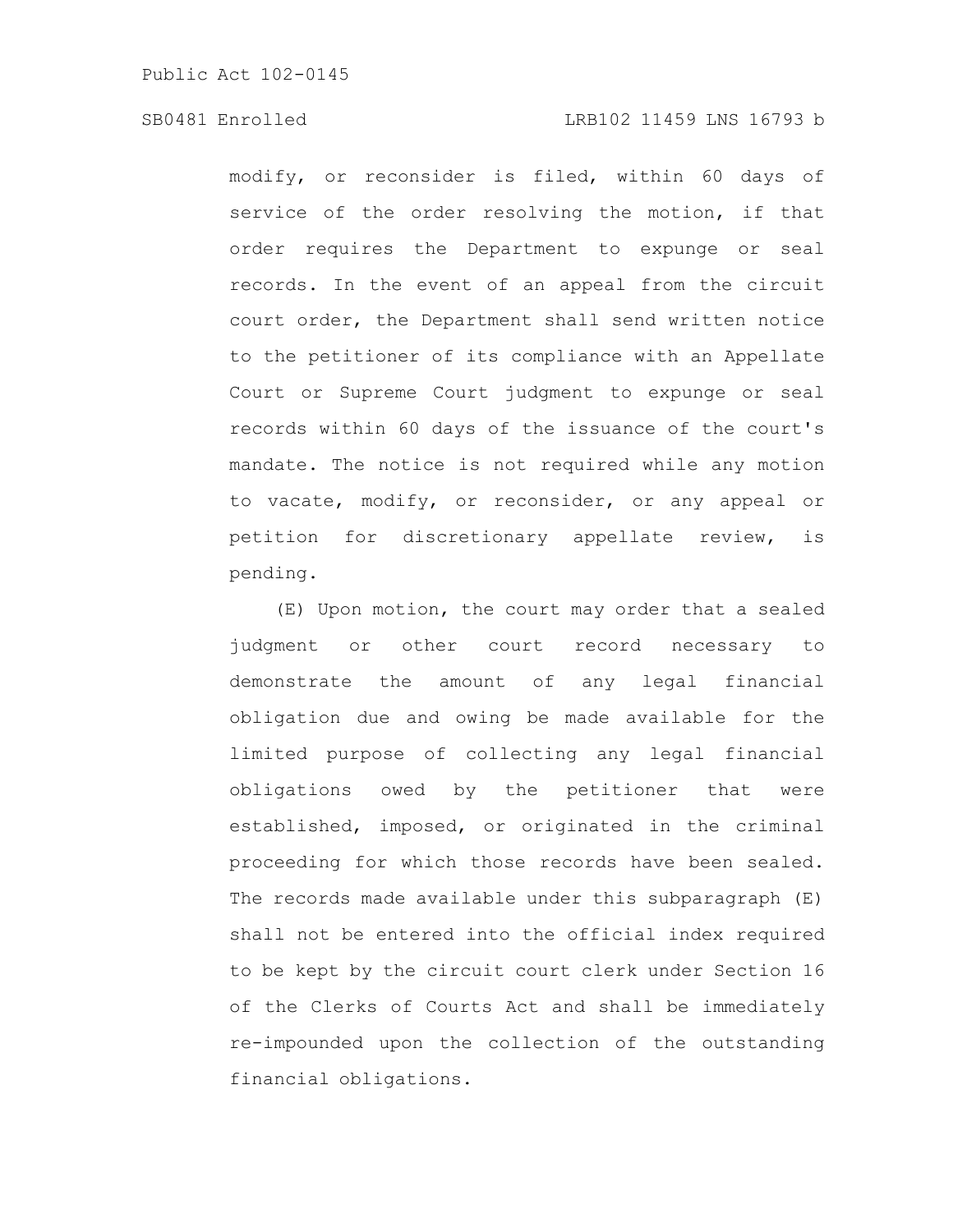modify, or reconsider is filed, within 60 days of service of the order resolving the motion, if that order requires the Department to expunge or seal records. In the event of an appeal from the circuit court order, the Department shall send written notice to the petitioner of its compliance with an Appellate Court or Supreme Court judgment to expunge or seal records within 60 days of the issuance of the court's mandate. The notice is not required while any motion to vacate, modify, or reconsider, or any appeal or petition for discretionary appellate review, is pending.

(E) Upon motion, the court may order that a sealed judgment or other court record necessary to demonstrate the amount of any legal financial obligation due and owing be made available for the limited purpose of collecting any legal financial obligations owed by the petitioner that were established, imposed, or originated in the criminal proceeding for which those records have been sealed. The records made available under this subparagraph (E) shall not be entered into the official index required to be kept by the circuit court clerk under Section 16 of the Clerks of Courts Act and shall be immediately re-impounded upon the collection of the outstanding financial obligations.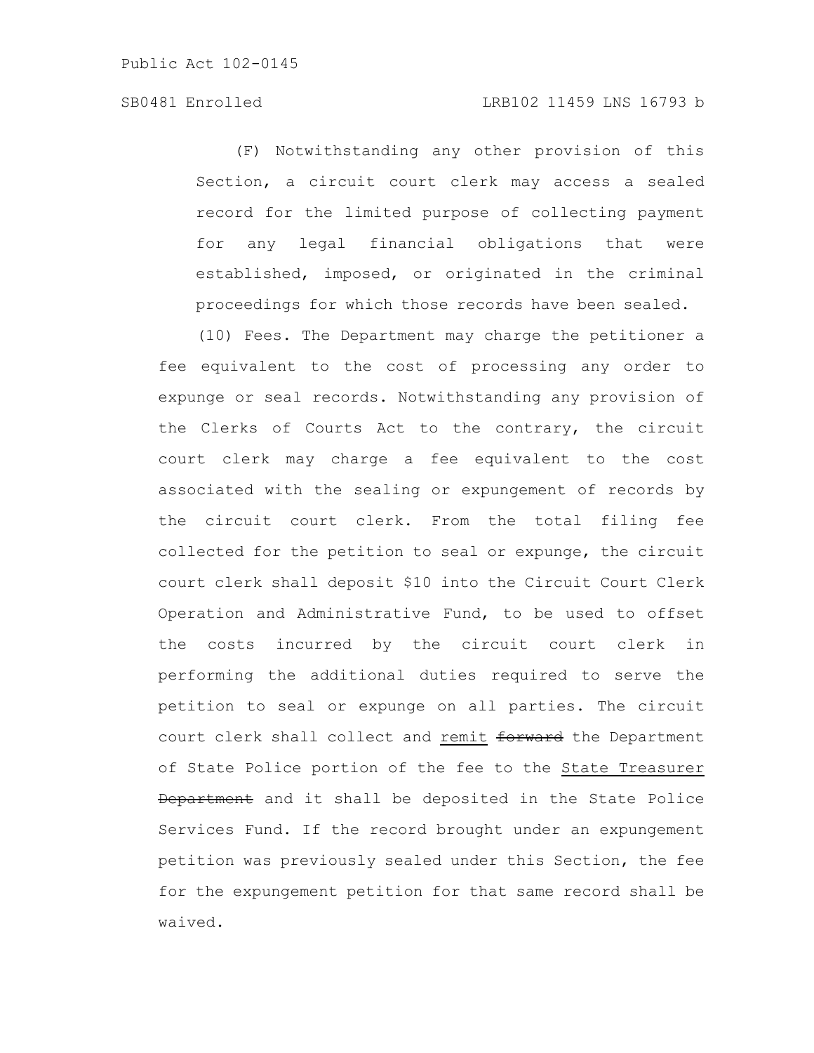(F) Notwithstanding any other provision of this Section, a circuit court clerk may access a sealed record for the limited purpose of collecting payment for any legal financial obligations that were established, imposed, or originated in the criminal proceedings for which those records have been sealed.

(10) Fees. The Department may charge the petitioner a fee equivalent to the cost of processing any order to expunge or seal records. Notwithstanding any provision of the Clerks of Courts Act to the contrary, the circuit court clerk may charge a fee equivalent to the cost associated with the sealing or expungement of records by the circuit court clerk. From the total filing fee collected for the petition to seal or expunge, the circuit court clerk shall deposit $10 into the Circuit Court Clerk Operation and Administrative Fund, to be used to offset the costs incurred by the circuit court clerk in performing the additional duties required to serve the petition to seal or expunge on all parties. The circuit court clerk shall collect and <u>remit</u> ~~forward~~ the Department of State Police portion of the fee to the <u>State Treasurer</u> ~~Department~~ and it shall be deposited in the State Police Services Fund. If the record brought under an expungement petition was previously sealed under this Section, the fee for the expungement petition for that same record shall be waived.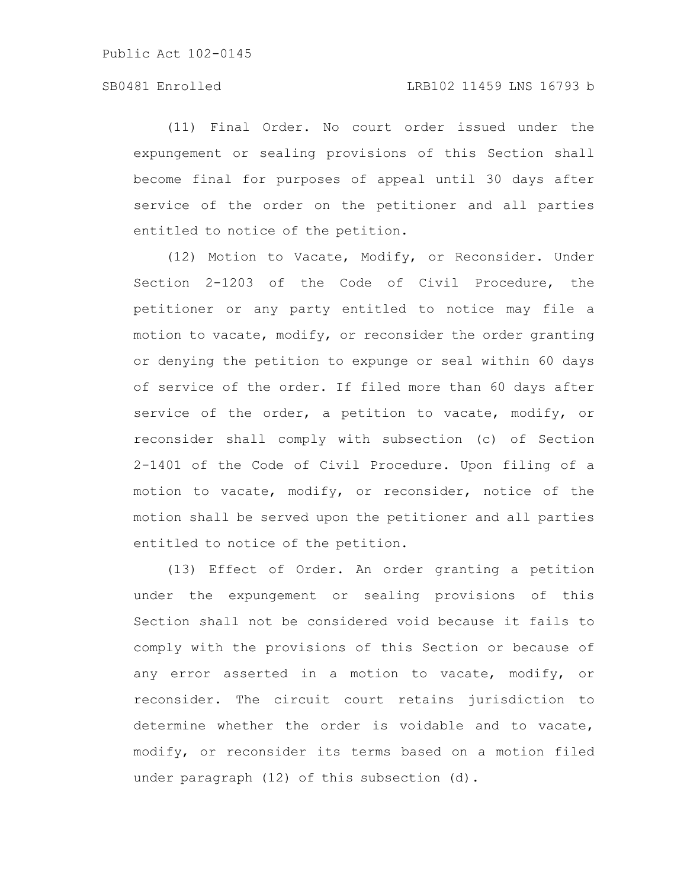(11) Final Order. No court order issued under the expungement or sealing provisions of this Section shall become final for purposes of appeal until 30 days after service of the order on the petitioner and all parties entitled to notice of the petition.

(12) Motion to Vacate, Modify, or Reconsider. Under Section 2-1203 of the Code of Civil Procedure, the petitioner or any party entitled to notice may file a motion to vacate, modify, or reconsider the order granting or denying the petition to expunge or seal within 60 days of service of the order. If filed more than 60 days after service of the order, a petition to vacate, modify, or reconsider shall comply with subsection (c) of Section 2-1401 of the Code of Civil Procedure. Upon filing of a motion to vacate, modify, or reconsider, notice of the motion shall be served upon the petitioner and all parties entitled to notice of the petition.

(13) Effect of Order. An order granting a petition under the expungement or sealing provisions of this Section shall not be considered void because it fails to comply with the provisions of this Section or because of any error asserted in a motion to vacate, modify, or reconsider. The circuit court retains jurisdiction to determine whether the order is voidable and to vacate, modify, or reconsider its terms based on a motion filed under paragraph (12) of this subsection (d).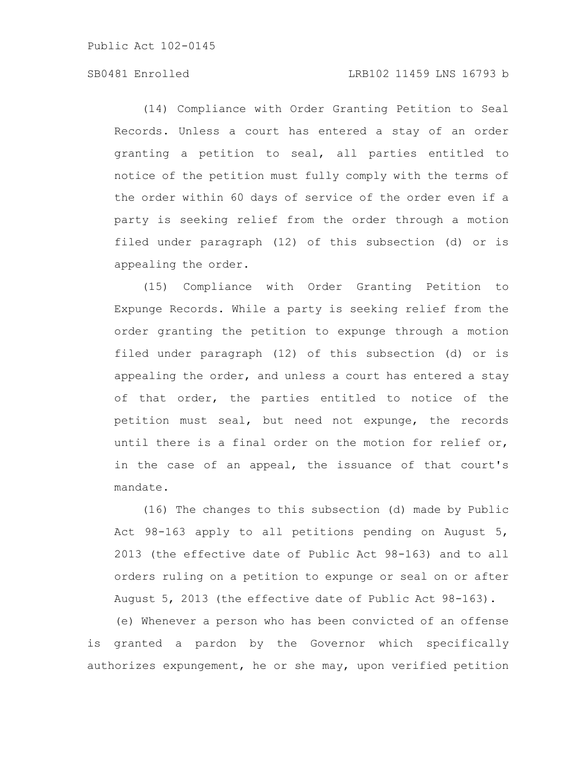(14) Compliance with Order Granting Petition to Seal Records. Unless a court has entered a stay of an order granting a petition to seal, all parties entitled to notice of the petition must fully comply with the terms of the order within 60 days of service of the order even if a party is seeking relief from the order through a motion filed under paragraph (12) of this subsection (d) or is appealing the order.

(15) Compliance with Order Granting Petition to Expunge Records. While a party is seeking relief from the order granting the petition to expunge through a motion filed under paragraph (12) of this subsection (d) or is appealing the order, and unless a court has entered a stay of that order, the parties entitled to notice of the petition must seal, but need not expunge, the records until there is a final order on the motion for relief or, in the case of an appeal, the issuance of that court's mandate.

(16) The changes to this subsection (d) made by Public Act 98-163 apply to all petitions pending on August 5, 2013 (the effective date of Public Act 98-163) and to all orders ruling on a petition to expunge or seal on or after August 5, 2013 (the effective date of Public Act 98-163).

(e) Whenever a person who has been convicted of an offense is granted a pardon by the Governor which specifically authorizes expungement, he or she may, upon verified petition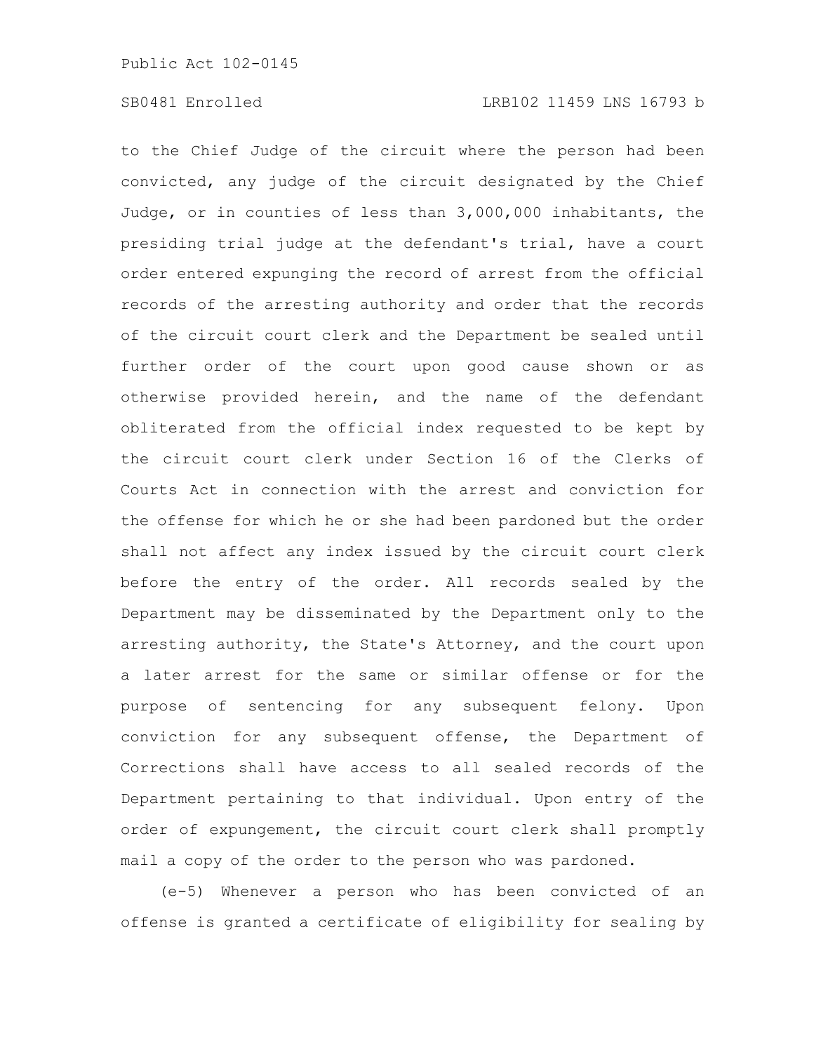to the Chief Judge of the circuit where the person had been convicted, any judge of the circuit designated by the Chief Judge, or in counties of less than 3,000,000 inhabitants, the presiding trial judge at the defendant's trial, have a court order entered expunging the record of arrest from the official records of the arresting authority and order that the records of the circuit court clerk and the Department be sealed until further order of the court upon good cause shown or as otherwise provided herein, and the name of the defendant obliterated from the official index requested to be kept by the circuit court clerk under Section 16 of the Clerks of Courts Act in connection with the arrest and conviction for the offense for which he or she had been pardoned but the order shall not affect any index issued by the circuit court clerk before the entry of the order. All records sealed by the Department may be disseminated by the Department only to the arresting authority, the State's Attorney, and the court upon a later arrest for the same or similar offense or for the purpose of sentencing for any subsequent felony. Upon conviction for any subsequent offense, the Department of Corrections shall have access to all sealed records of the Department pertaining to that individual. Upon entry of the order of expungement, the circuit court clerk shall promptly mail a copy of the order to the person who was pardoned.

(e-5) Whenever a person who has been convicted of an offense is granted a certificate of eligibility for sealing by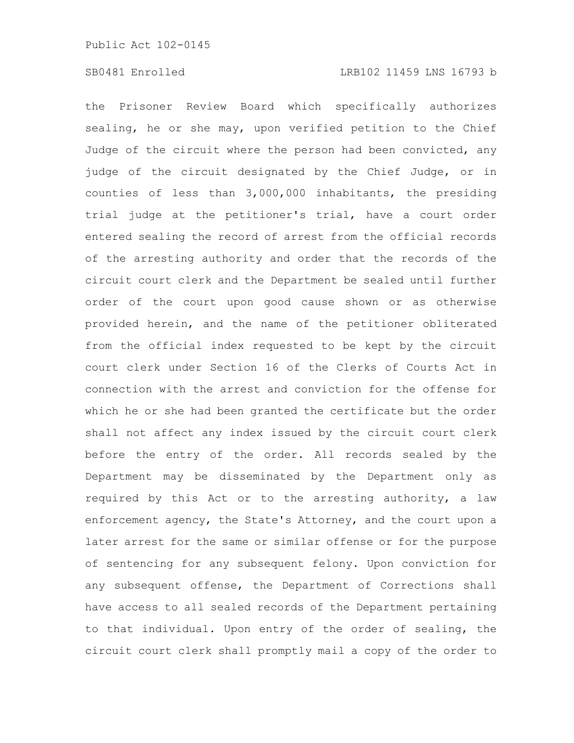the Prisoner Review Board which specifically authorizes sealing, he or she may, upon verified petition to the Chief Judge of the circuit where the person had been convicted, any judge of the circuit designated by the Chief Judge, or in counties of less than 3,000,000 inhabitants, the presiding trial judge at the petitioner's trial, have a court order entered sealing the record of arrest from the official records of the arresting authority and order that the records of the circuit court clerk and the Department be sealed until further order of the court upon good cause shown or as otherwise provided herein, and the name of the petitioner obliterated from the official index requested to be kept by the circuit court clerk under Section 16 of the Clerks of Courts Act in connection with the arrest and conviction for the offense for which he or she had been granted the certificate but the order shall not affect any index issued by the circuit court clerk before the entry of the order. All records sealed by the Department may be disseminated by the Department only as required by this Act or to the arresting authority, a law enforcement agency, the State's Attorney, and the court upon a later arrest for the same or similar offense or for the purpose of sentencing for any subsequent felony. Upon conviction for any subsequent offense, the Department of Corrections shall have access to all sealed records of the Department pertaining to that individual. Upon entry of the order of sealing, the circuit court clerk shall promptly mail a copy of the order to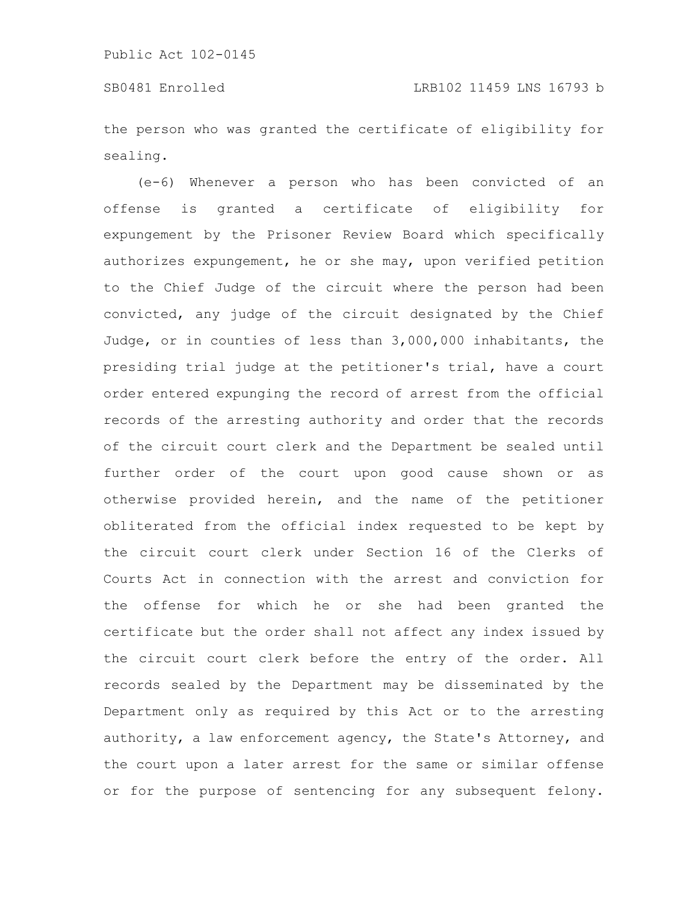the person who was granted the certificate of eligibility for sealing.

(e-6) Whenever a person who has been convicted of an offense is granted a certificate of eligibility for expungement by the Prisoner Review Board which specifically authorizes expungement, he or she may, upon verified petition to the Chief Judge of the circuit where the person had been convicted, any judge of the circuit designated by the Chief Judge, or in counties of less than 3,000,000 inhabitants, the presiding trial judge at the petitioner's trial, have a court order entered expunging the record of arrest from the official records of the arresting authority and order that the records of the circuit court clerk and the Department be sealed until further order of the court upon good cause shown or as otherwise provided herein, and the name of the petitioner obliterated from the official index requested to be kept by the circuit court clerk under Section 16 of the Clerks of Courts Act in connection with the arrest and conviction for the offense for which he or she had been granted the certificate but the order shall not affect any index issued by the circuit court clerk before the entry of the order. All records sealed by the Department may be disseminated by the Department only as required by this Act or to the arresting authority, a law enforcement agency, the State's Attorney, and the court upon a later arrest for the same or similar offense or for the purpose of sentencing for any subsequent felony.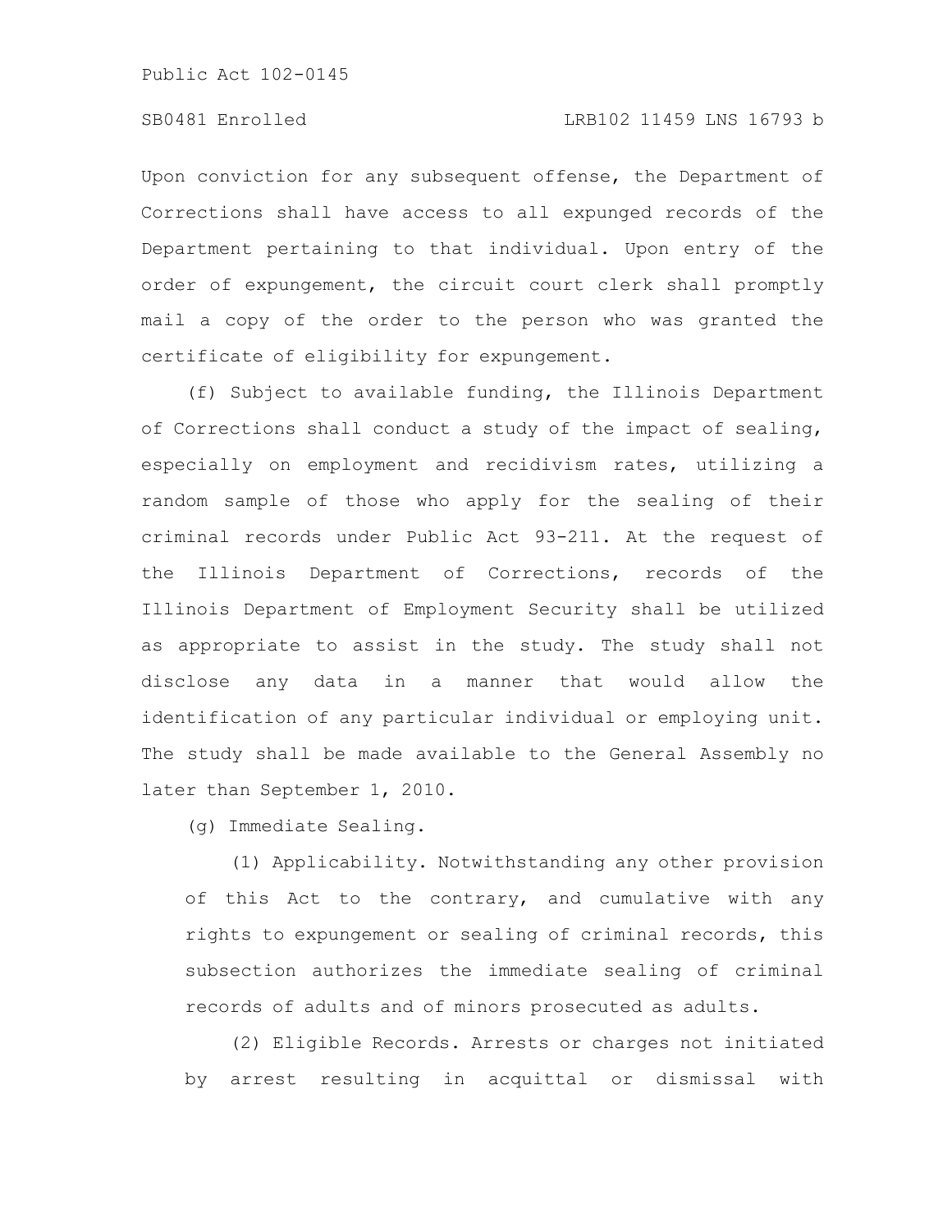Upon conviction for any subsequent offense, the Department of Corrections shall have access to all expunged records of the Department pertaining to that individual. Upon entry of the order of expungement, the circuit court clerk shall promptly mail a copy of the order to the person who was granted the certificate of eligibility for expungement.

(f) Subject to available funding, the Illinois Department of Corrections shall conduct a study of the impact of sealing, especially on employment and recidivism rates, utilizing a random sample of those who apply for the sealing of their criminal records under Public Act 93-211. At the request of the Illinois Department of Corrections, records of the Illinois Department of Employment Security shall be utilized as appropriate to assist in the study. The study shall not disclose any data in a manner that would allow the identification of any particular individual or employing unit. The study shall be made available to the General Assembly no later than September 1, 2010.

(g) Immediate Sealing.

(1) Applicability. Notwithstanding any other provision of this Act to the contrary, and cumulative with any rights to expungement or sealing of criminal records, this subsection authorizes the immediate sealing of criminal records of adults and of minors prosecuted as adults.

(2) Eligible Records. Arrests or charges not initiated by arrest resulting in acquittal or dismissal with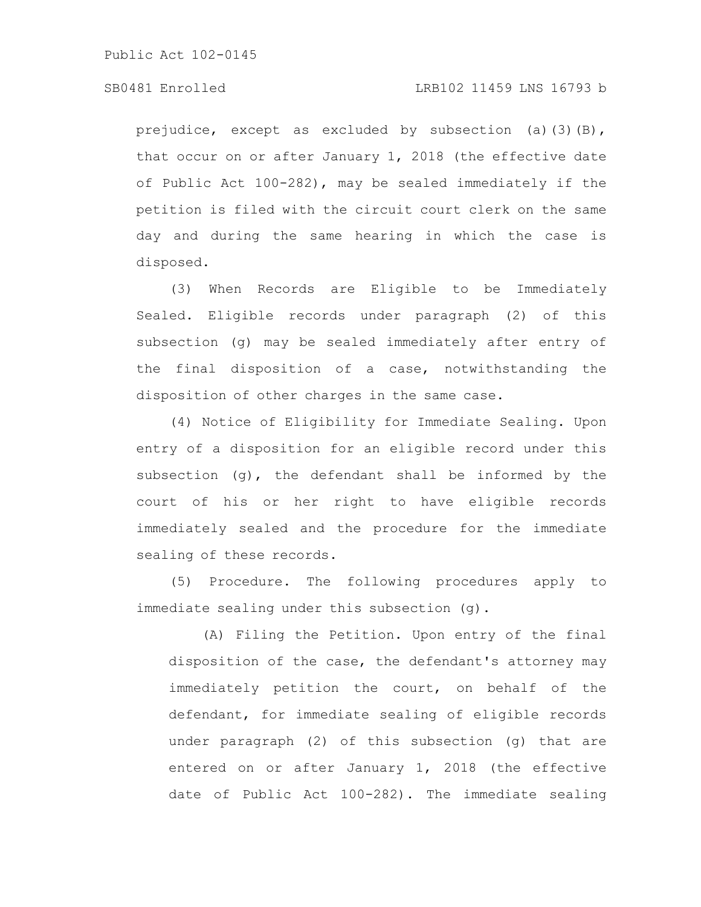prejudice, except as excluded by subsection (a)(3)(B), that occur on or after January 1, 2018 (the effective date of Public Act 100-282), may be sealed immediately if the petition is filed with the circuit court clerk on the same day and during the same hearing in which the case is disposed.

(3) When Records are Eligible to be Immediately Sealed. Eligible records under paragraph (2) of this subsection (g) may be sealed immediately after entry of the final disposition of a case, notwithstanding the disposition of other charges in the same case.

(4) Notice of Eligibility for Immediate Sealing. Upon entry of a disposition for an eligible record under this subsection (g), the defendant shall be informed by the court of his or her right to have eligible records immediately sealed and the procedure for the immediate sealing of these records.

(5) Procedure. The following procedures apply to immediate sealing under this subsection (g).

(A) Filing the Petition. Upon entry of the final disposition of the case, the defendant's attorney may immediately petition the court, on behalf of the defendant, for immediate sealing of eligible records under paragraph (2) of this subsection (g) that are entered on or after January 1, 2018 (the effective date of Public Act 100-282). The immediate sealing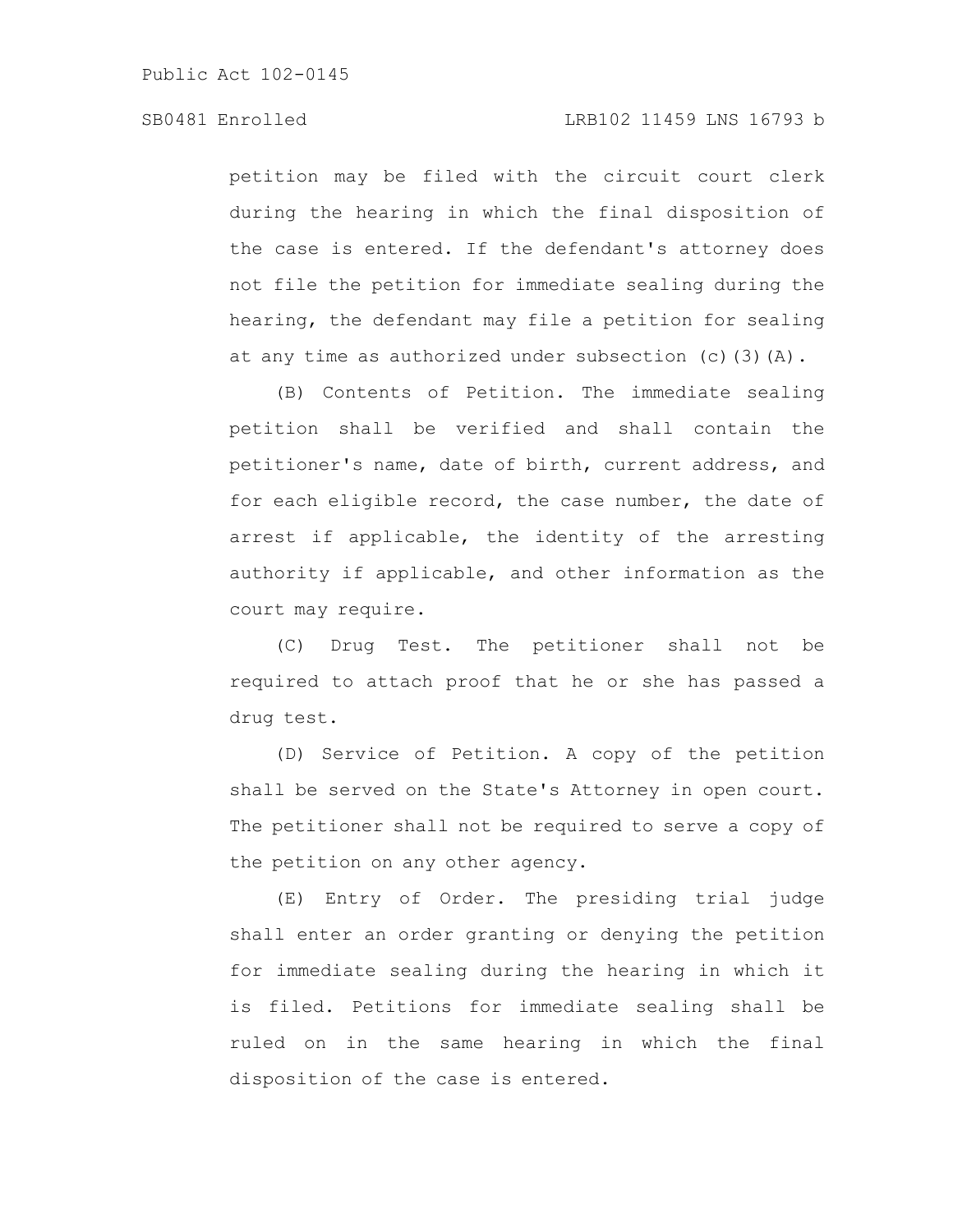petition may be filed with the circuit court clerk during the hearing in which the final disposition of the case is entered. If the defendant's attorney does not file the petition for immediate sealing during the hearing, the defendant may file a petition for sealing at any time as authorized under subsection (c)(3)(A).

(B) Contents of Petition. The immediate sealing petition shall be verified and shall contain the petitioner's name, date of birth, current address, and for each eligible record, the case number, the date of arrest if applicable, the identity of the arresting authority if applicable, and other information as the court may require.

(C) Drug Test. The petitioner shall not be required to attach proof that he or she has passed a drug test.

(D) Service of Petition. A copy of the petition shall be served on the State's Attorney in open court. The petitioner shall not be required to serve a copy of the petition on any other agency.

(E) Entry of Order. The presiding trial judge shall enter an order granting or denying the petition for immediate sealing during the hearing in which it is filed. Petitions for immediate sealing shall be ruled on in the same hearing in which the final disposition of the case is entered.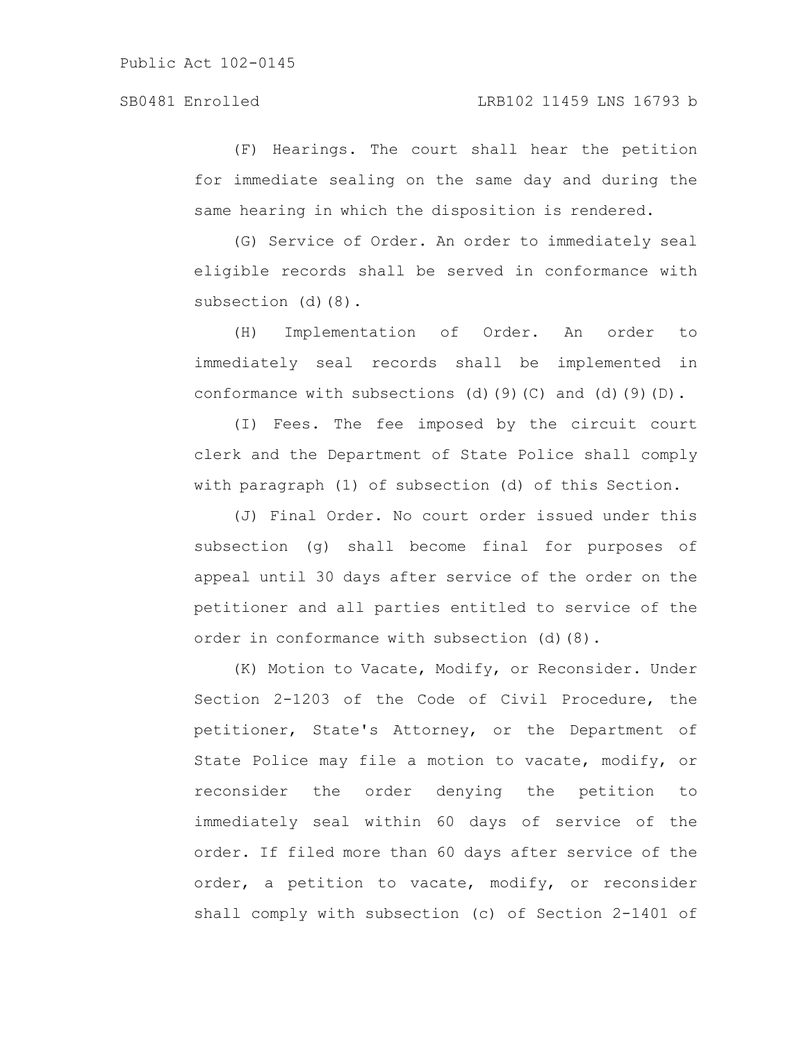(F) Hearings. The court shall hear the petition for immediate sealing on the same day and during the same hearing in which the disposition is rendered.

(G) Service of Order. An order to immediately seal eligible records shall be served in conformance with subsection (d)(8).

(H) Implementation of Order. An order to immediately seal records shall be implemented in conformance with subsections (d)(9)(C) and (d)(9)(D).

(I) Fees. The fee imposed by the circuit court clerk and the Department of State Police shall comply with paragraph (1) of subsection (d) of this Section.

(J) Final Order. No court order issued under this subsection (g) shall become final for purposes of appeal until 30 days after service of the order on the petitioner and all parties entitled to service of the order in conformance with subsection (d)(8).

(K) Motion to Vacate, Modify, or Reconsider. Under Section 2-1203 of the Code of Civil Procedure, the petitioner, State's Attorney, or the Department of State Police may file a motion to vacate, modify, or reconsider the order denying the petition to immediately seal within 60 days of service of the order. If filed more than 60 days after service of the order, a petition to vacate, modify, or reconsider shall comply with subsection (c) of Section 2-1401 of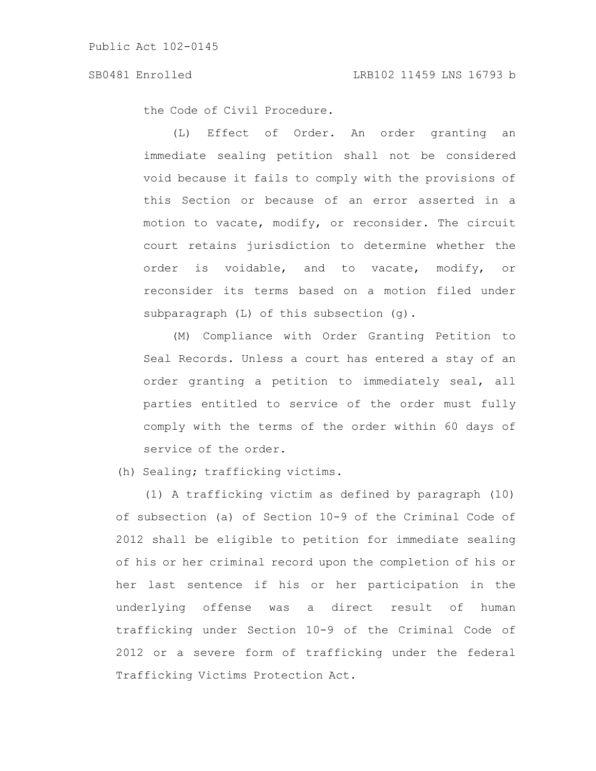the Code of Civil Procedure.

(L) Effect of Order. An order granting an immediate sealing petition shall not be considered void because it fails to comply with the provisions of this Section or because of an error asserted in a motion to vacate, modify, or reconsider. The circuit court retains jurisdiction to determine whether the order is voidable, and to vacate, modify, or reconsider its terms based on a motion filed under subparagraph (L) of this subsection (g).

(M) Compliance with Order Granting Petition to Seal Records. Unless a court has entered a stay of an order granting a petition to immediately seal, all parties entitled to service of the order must fully comply with the terms of the order within 60 days of service of the order.

(h) Sealing; trafficking victims.

(1) A trafficking victim as defined by paragraph (10) of subsection (a) of Section 10-9 of the Criminal Code of 2012 shall be eligible to petition for immediate sealing of his or her criminal record upon the completion of his or her last sentence if his or her participation in the underlying offense was a direct result of human trafficking under Section 10-9 of the Criminal Code of 2012 or a severe form of trafficking under the federal Trafficking Victims Protection Act.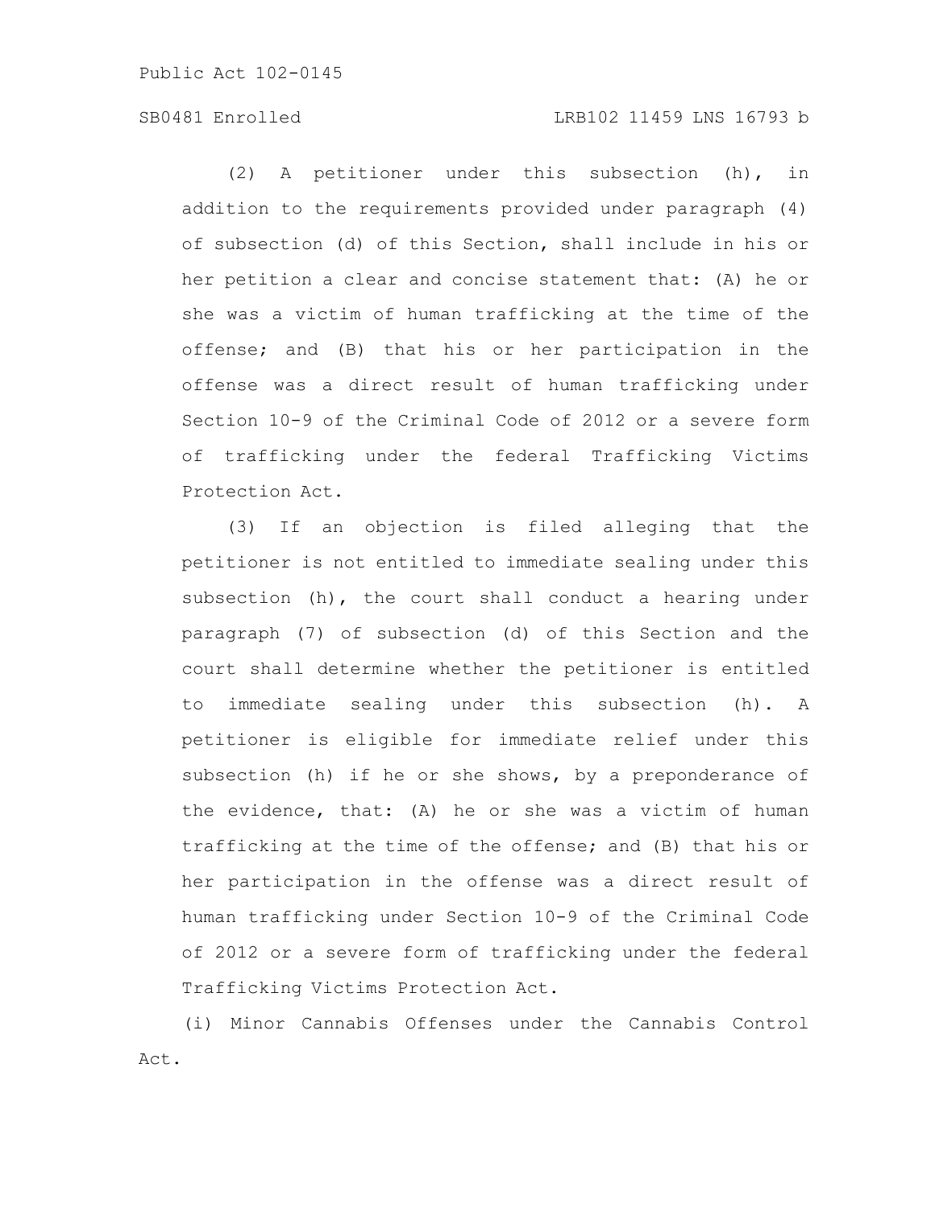(2) A petitioner under this subsection (h), in addition to the requirements provided under paragraph (4) of subsection (d) of this Section, shall include in his or her petition a clear and concise statement that: (A) he or she was a victim of human trafficking at the time of the offense; and (B) that his or her participation in the offense was a direct result of human trafficking under Section 10-9 of the Criminal Code of 2012 or a severe form of trafficking under the federal Trafficking Victims Protection Act.

(3) If an objection is filed alleging that the petitioner is not entitled to immediate sealing under this subsection (h), the court shall conduct a hearing under paragraph (7) of subsection (d) of this Section and the court shall determine whether the petitioner is entitled to immediate sealing under this subsection (h). A petitioner is eligible for immediate relief under this subsection (h) if he or she shows, by a preponderance of the evidence, that: (A) he or she was a victim of human trafficking at the time of the offense; and (B) that his or her participation in the offense was a direct result of human trafficking under Section 10-9 of the Criminal Code of 2012 or a severe form of trafficking under the federal Trafficking Victims Protection Act.

(i) Minor Cannabis Offenses under the Cannabis Control Act.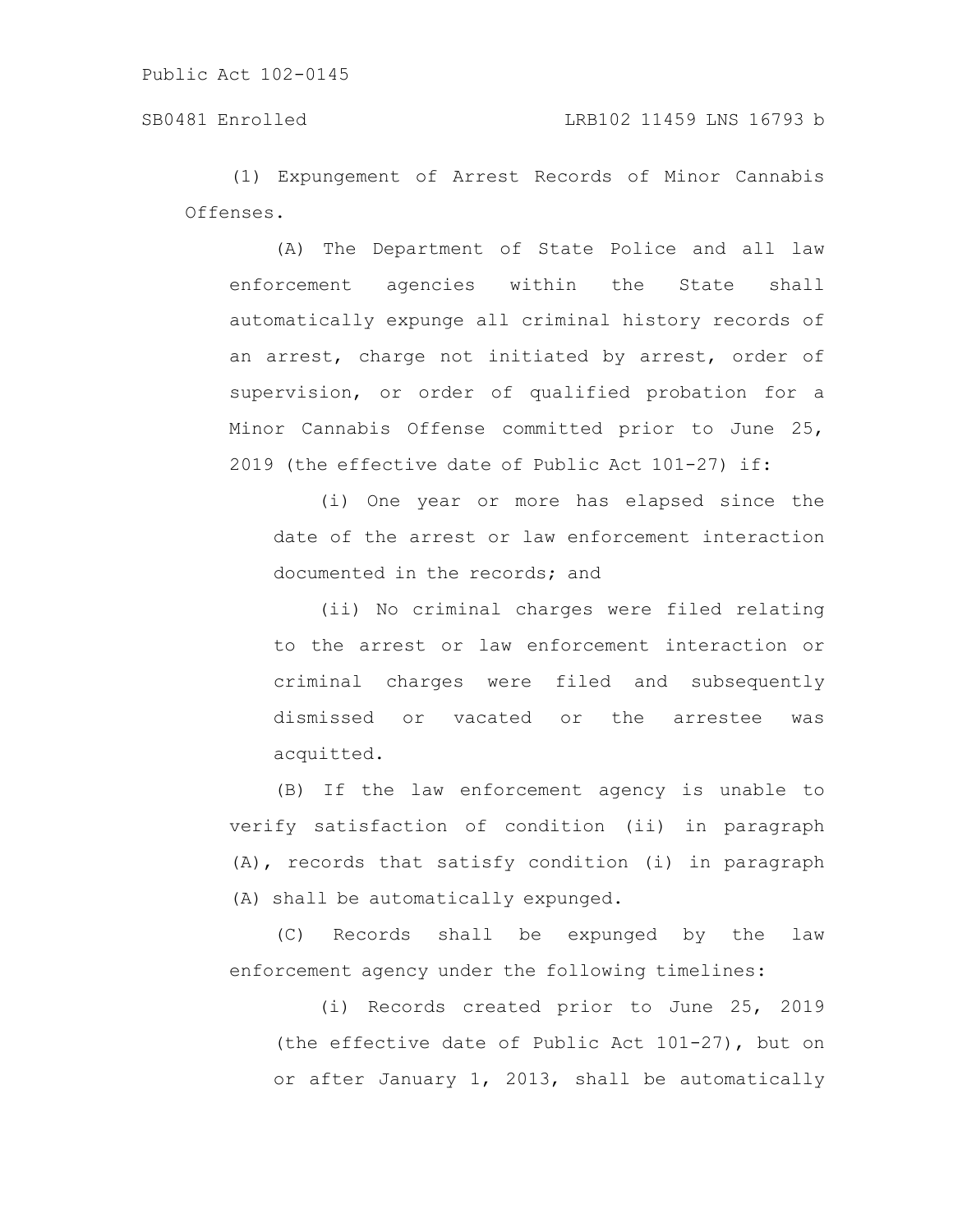(1) Expungement of Arrest Records of Minor Cannabis Offenses.

(A) The Department of State Police and all law enforcement agencies within the State shall automatically expunge all criminal history records of an arrest, charge not initiated by arrest, order of supervision, or order of qualified probation for a Minor Cannabis Offense committed prior to June 25, 2019 (the effective date of Public Act 101-27) if:

(i) One year or more has elapsed since the date of the arrest or law enforcement interaction documented in the records; and

(ii) No criminal charges were filed relating to the arrest or law enforcement interaction or criminal charges were filed and subsequently dismissed or vacated or the arrestee was acquitted.

(B) If the law enforcement agency is unable to verify satisfaction of condition (ii) in paragraph (A), records that satisfy condition (i) in paragraph (A) shall be automatically expunged.

(C) Records shall be expunged by the law enforcement agency under the following timelines:

(i) Records created prior to June 25, 2019 (the effective date of Public Act 101-27), but on or after January 1, 2013, shall be automatically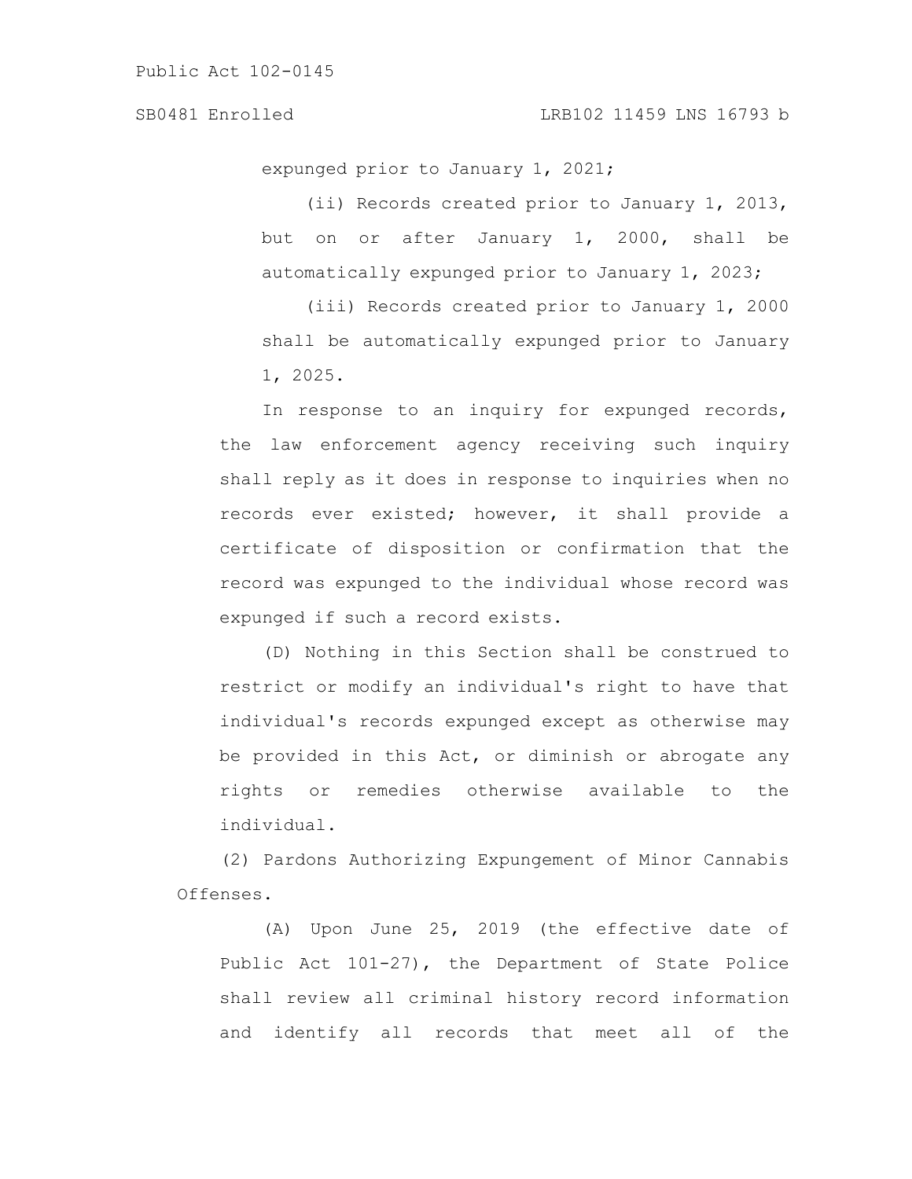expunged prior to January 1, 2021;

(ii) Records created prior to January 1, 2013, but on or after January 1, 2000, shall be automatically expunged prior to January 1, 2023;

(iii) Records created prior to January 1, 2000 shall be automatically expunged prior to January 1, 2025.

In response to an inquiry for expunged records, the law enforcement agency receiving such inquiry shall reply as it does in response to inquiries when no records ever existed; however, it shall provide a certificate of disposition or confirmation that the record was expunged to the individual whose record was expunged if such a record exists.

(D) Nothing in this Section shall be construed to restrict or modify an individual's right to have that individual's records expunged except as otherwise may be provided in this Act, or diminish or abrogate any rights or remedies otherwise available to the individual.

(2) Pardons Authorizing Expungement of Minor Cannabis Offenses.

(A) Upon June 25, 2019 (the effective date of Public Act 101-27), the Department of State Police shall review all criminal history record information and identify all records that meet all of the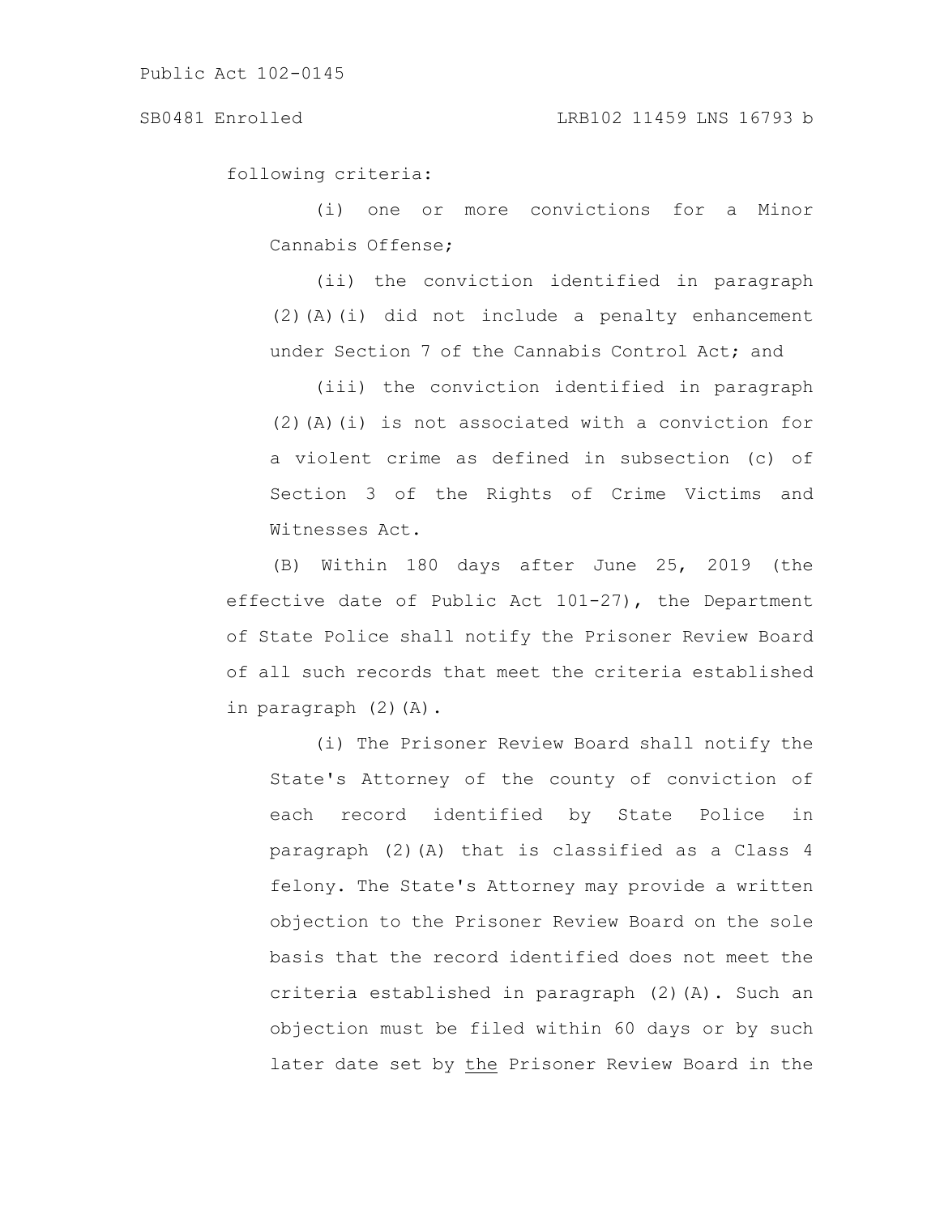following criteria:

(i) one or more convictions for a Minor Cannabis Offense;

(ii) the conviction identified in paragraph (2)(A)(i) did not include a penalty enhancement under Section 7 of the Cannabis Control Act; and

(iii) the conviction identified in paragraph (2)(A)(i) is not associated with a conviction for a violent crime as defined in subsection (c) of Section 3 of the Rights of Crime Victims and Witnesses Act.

(B) Within 180 days after June 25, 2019 (the effective date of Public Act 101-27), the Department of State Police shall notify the Prisoner Review Board of all such records that meet the criteria established in paragraph (2)(A).

(i) The Prisoner Review Board shall notify the State's Attorney of the county of conviction of each record identified by State Police in paragraph (2)(A) that is classified as a Class 4 felony. The State's Attorney may provide a written objection to the Prisoner Review Board on the sole basis that the record identified does not meet the criteria established in paragraph (2)(A). Such an objection must be filed within 60 days or by such later date set by the Prisoner Review Board in the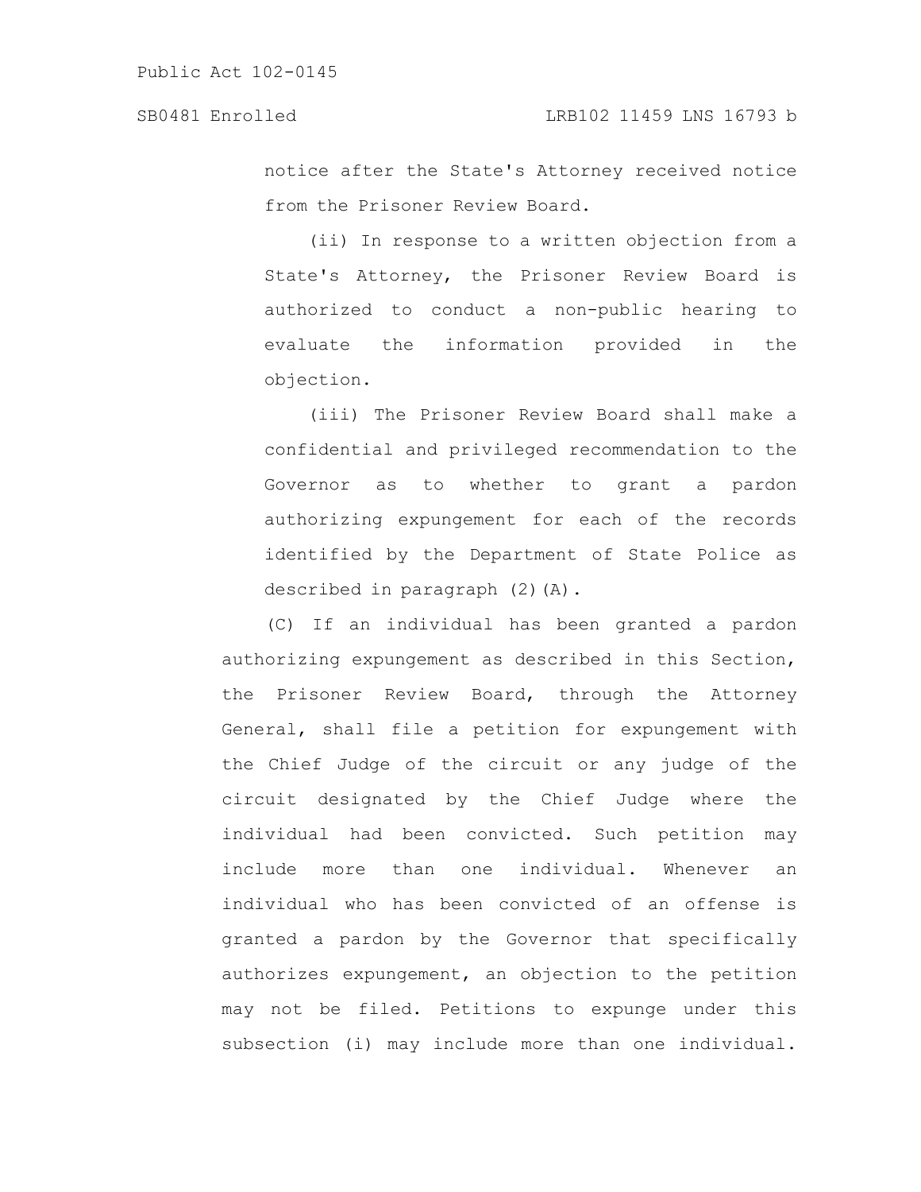notice after the State's Attorney received notice from the Prisoner Review Board.

(ii) In response to a written objection from a State's Attorney, the Prisoner Review Board is authorized to conduct a non-public hearing to evaluate the information provided in the objection.

(iii) The Prisoner Review Board shall make a confidential and privileged recommendation to the Governor as to whether to grant a pardon authorizing expungement for each of the records identified by the Department of State Police as described in paragraph (2)(A).

(C) If an individual has been granted a pardon authorizing expungement as described in this Section, the Prisoner Review Board, through the Attorney General, shall file a petition for expungement with the Chief Judge of the circuit or any judge of the circuit designated by the Chief Judge where the individual had been convicted. Such petition may include more than one individual. Whenever an individual who has been convicted of an offense is granted a pardon by the Governor that specifically authorizes expungement, an objection to the petition may not be filed. Petitions to expunge under this subsection (i) may include more than one individual.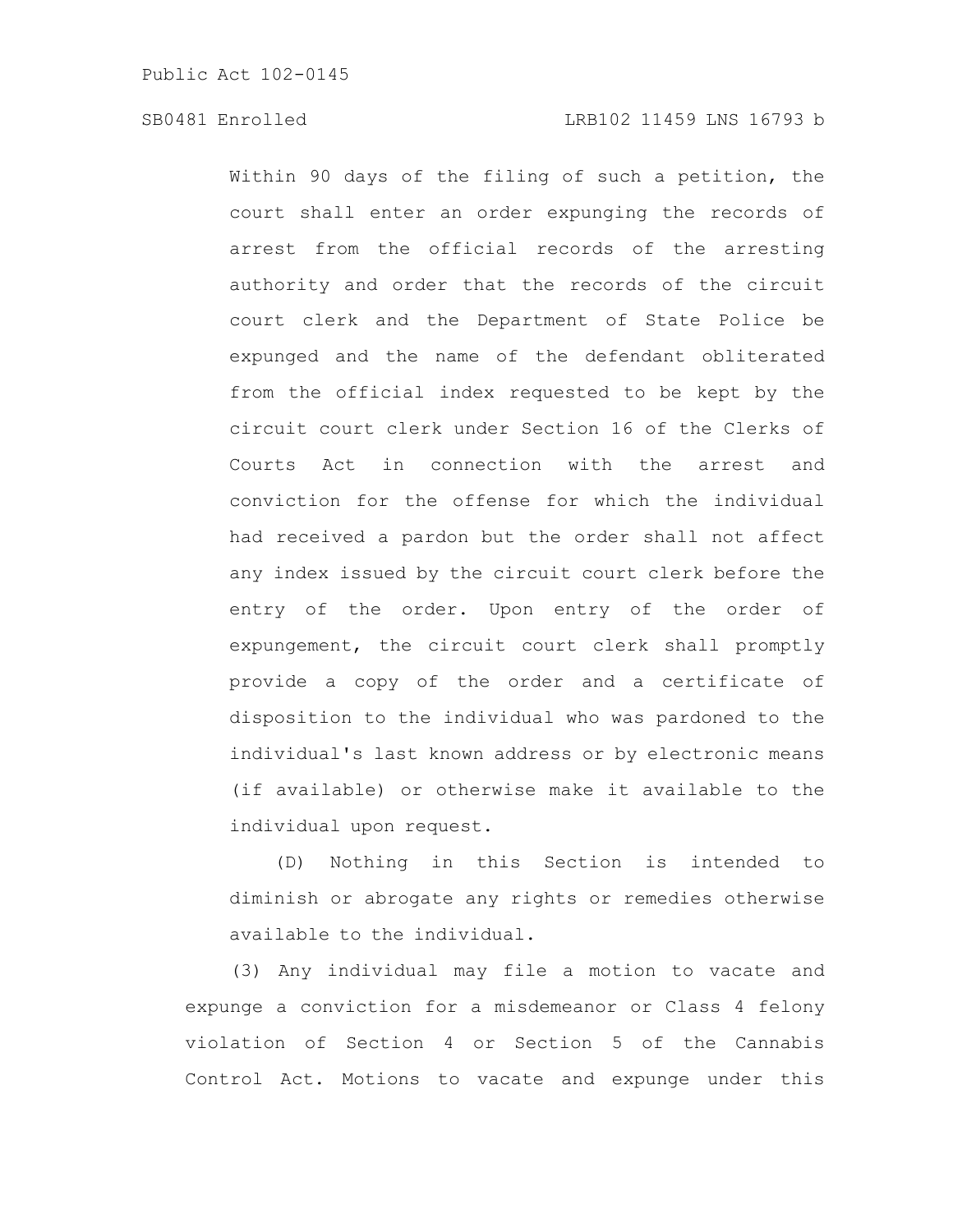Within 90 days of the filing of such a petition, the court shall enter an order expunging the records of arrest from the official records of the arresting authority and order that the records of the circuit court clerk and the Department of State Police be expunged and the name of the defendant obliterated from the official index requested to be kept by the circuit court clerk under Section 16 of the Clerks of Courts Act in connection with the arrest and conviction for the offense for which the individual had received a pardon but the order shall not affect any index issued by the circuit court clerk before the entry of the order. Upon entry of the order of expungement, the circuit court clerk shall promptly provide a copy of the order and a certificate of disposition to the individual who was pardoned to the individual's last known address or by electronic means (if available) or otherwise make it available to the individual upon request.

(D) Nothing in this Section is intended to diminish or abrogate any rights or remedies otherwise available to the individual.

(3) Any individual may file a motion to vacate and expunge a conviction for a misdemeanor or Class 4 felony violation of Section 4 or Section 5 of the Cannabis Control Act. Motions to vacate and expunge under this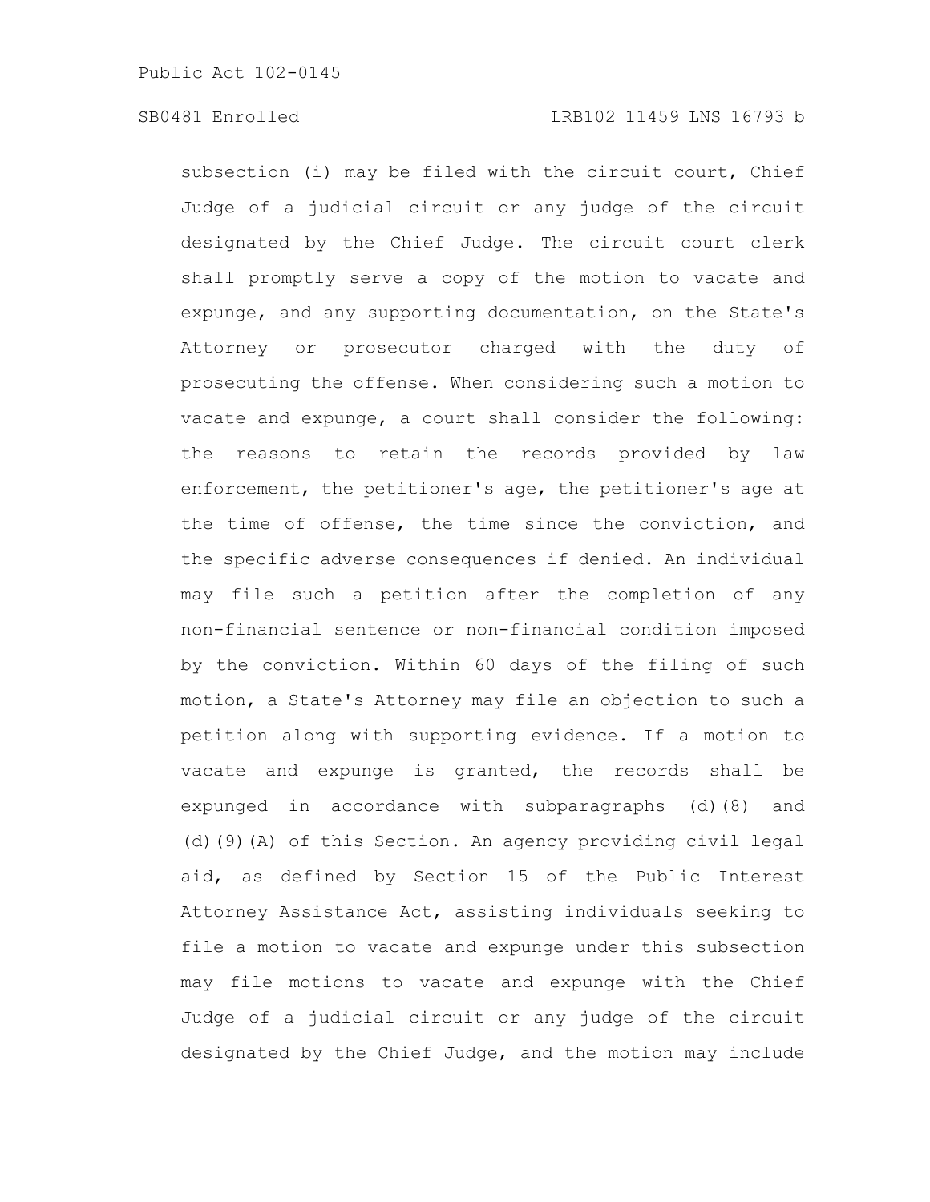subsection (i) may be filed with the circuit court, Chief Judge of a judicial circuit or any judge of the circuit designated by the Chief Judge. The circuit court clerk shall promptly serve a copy of the motion to vacate and expunge, and any supporting documentation, on the State's Attorney or prosecutor charged with the duty of prosecuting the offense. When considering such a motion to vacate and expunge, a court shall consider the following: the reasons to retain the records provided by law enforcement, the petitioner's age, the petitioner's age at the time of offense, the time since the conviction, and the specific adverse consequences if denied. An individual may file such a petition after the completion of any non-financial sentence or non-financial condition imposed by the conviction. Within 60 days of the filing of such motion, a State's Attorney may file an objection to such a petition along with supporting evidence. If a motion to vacate and expunge is granted, the records shall be expunged in accordance with subparagraphs (d)(8) and (d)(9)(A) of this Section. An agency providing civil legal aid, as defined by Section 15 of the Public Interest Attorney Assistance Act, assisting individuals seeking to file a motion to vacate and expunge under this subsection may file motions to vacate and expunge with the Chief Judge of a judicial circuit or any judge of the circuit designated by the Chief Judge, and the motion may include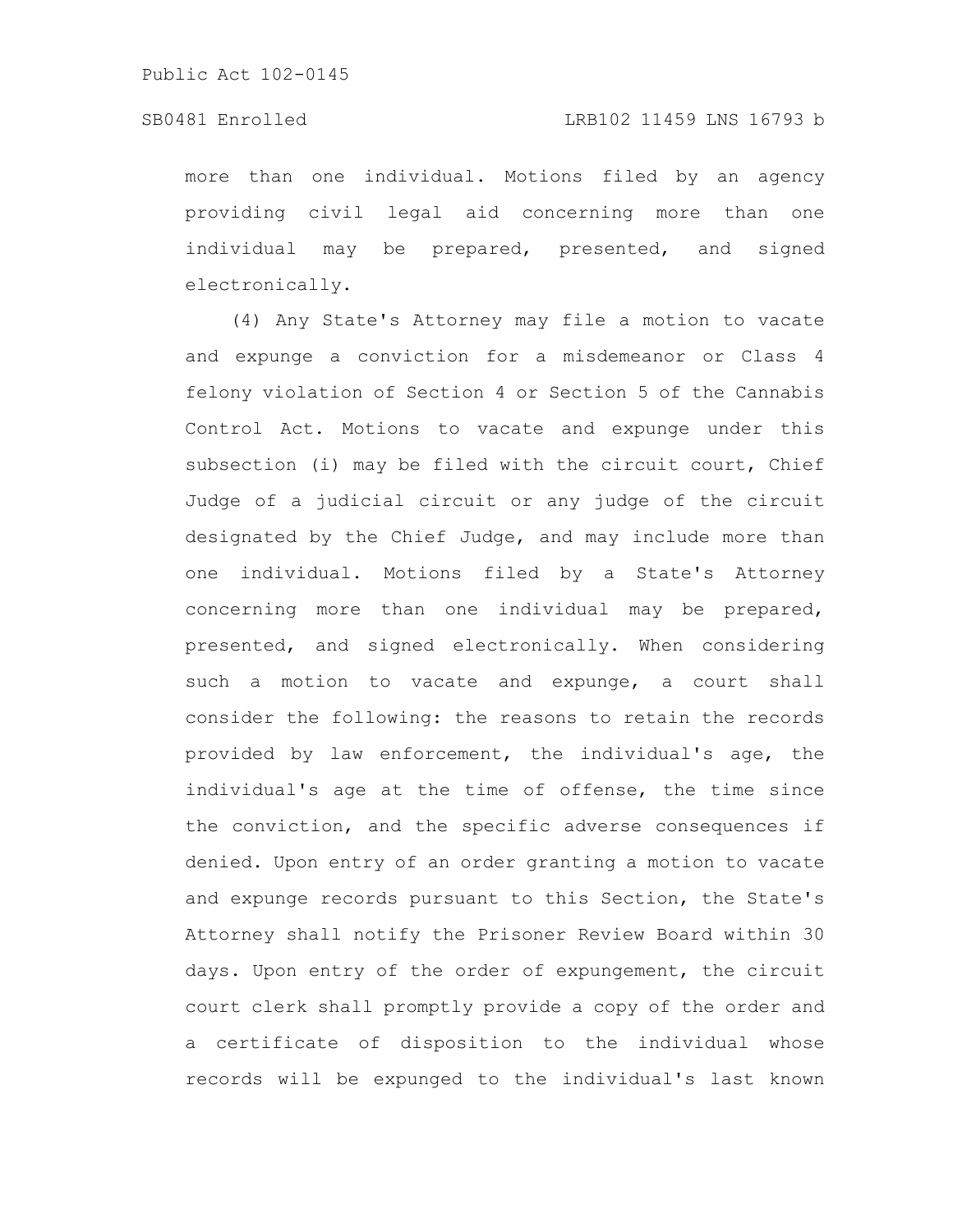more than one individual. Motions filed by an agency providing civil legal aid concerning more than one individual may be prepared, presented, and signed electronically.

(4) Any State's Attorney may file a motion to vacate and expunge a conviction for a misdemeanor or Class 4 felony violation of Section 4 or Section 5 of the Cannabis Control Act. Motions to vacate and expunge under this subsection (i) may be filed with the circuit court, Chief Judge of a judicial circuit or any judge of the circuit designated by the Chief Judge, and may include more than one individual. Motions filed by a State's Attorney concerning more than one individual may be prepared, presented, and signed electronically. When considering such a motion to vacate and expunge, a court shall consider the following: the reasons to retain the records provided by law enforcement, the individual's age, the individual's age at the time of offense, the time since the conviction, and the specific adverse consequences if denied. Upon entry of an order granting a motion to vacate and expunge records pursuant to this Section, the State's Attorney shall notify the Prisoner Review Board within 30 days. Upon entry of the order of expungement, the circuit court clerk shall promptly provide a copy of the order and a certificate of disposition to the individual whose records will be expunged to the individual's last known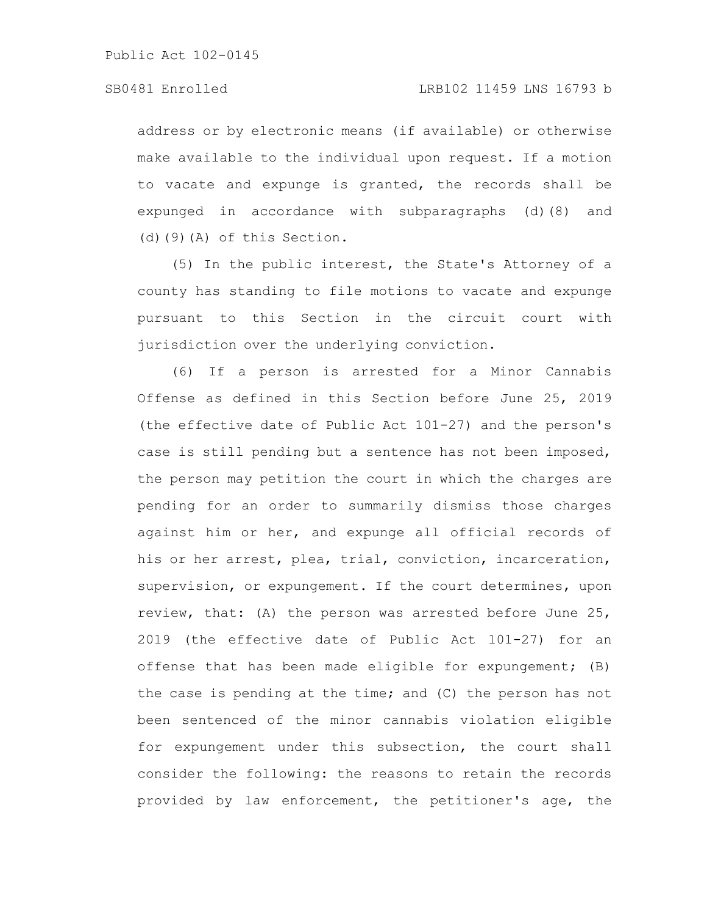address or by electronic means (if available) or otherwise make available to the individual upon request. If a motion to vacate and expunge is granted, the records shall be expunged in accordance with subparagraphs (d)(8) and (d)(9)(A) of this Section.

(5) In the public interest, the State's Attorney of a county has standing to file motions to vacate and expunge pursuant to this Section in the circuit court with jurisdiction over the underlying conviction.

(6) If a person is arrested for a Minor Cannabis Offense as defined in this Section before June 25, 2019 (the effective date of Public Act 101-27) and the person's case is still pending but a sentence has not been imposed, the person may petition the court in which the charges are pending for an order to summarily dismiss those charges against him or her, and expunge all official records of his or her arrest, plea, trial, conviction, incarceration, supervision, or expungement. If the court determines, upon review, that: (A) the person was arrested before June 25, 2019 (the effective date of Public Act 101-27) for an offense that has been made eligible for expungement; (B) the case is pending at the time; and (C) the person has not been sentenced of the minor cannabis violation eligible for expungement under this subsection, the court shall consider the following: the reasons to retain the records provided by law enforcement, the petitioner's age, the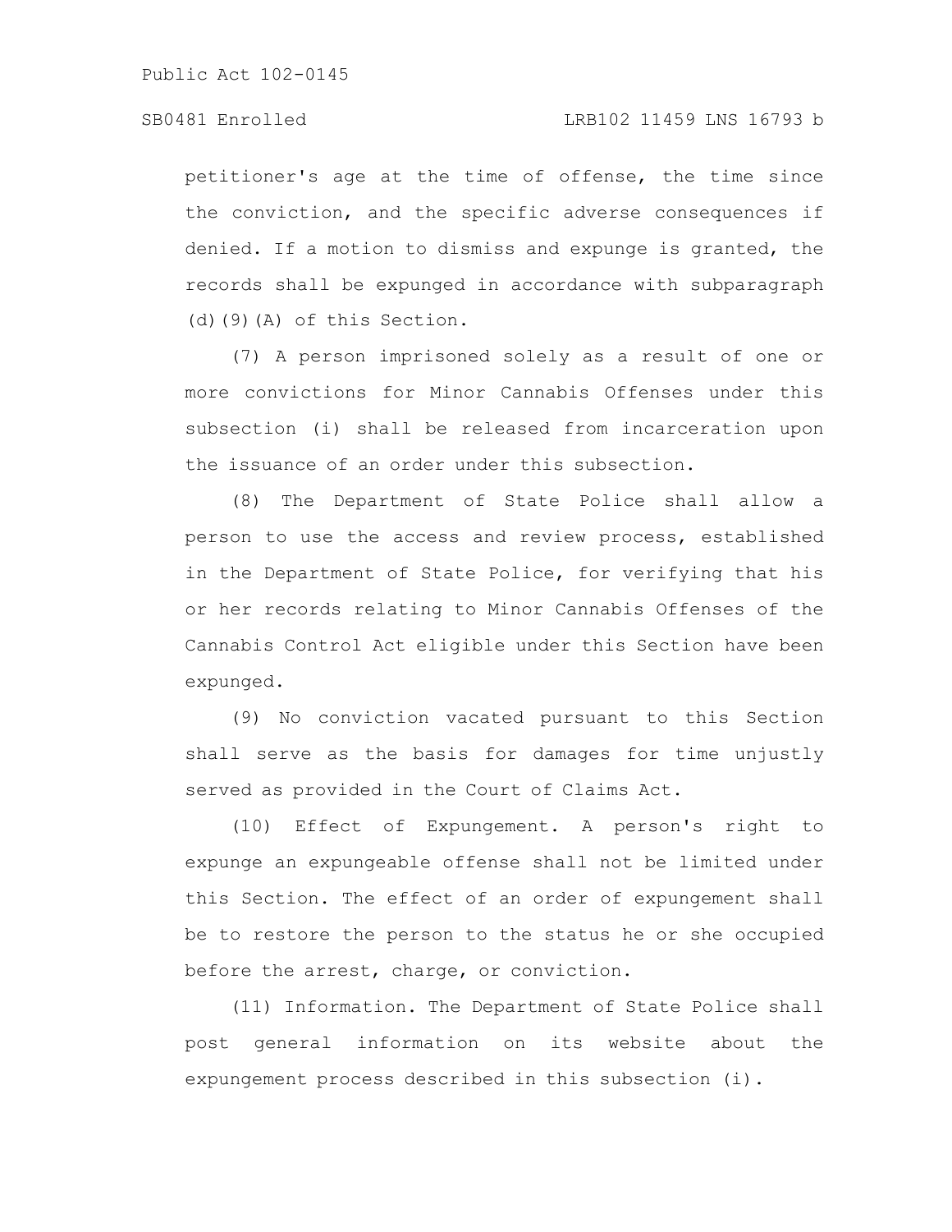petitioner's age at the time of offense, the time since the conviction, and the specific adverse consequences if denied. If a motion to dismiss and expunge is granted, the records shall be expunged in accordance with subparagraph (d)(9)(A) of this Section.

(7) A person imprisoned solely as a result of one or more convictions for Minor Cannabis Offenses under this subsection (i) shall be released from incarceration upon the issuance of an order under this subsection.

(8) The Department of State Police shall allow a person to use the access and review process, established in the Department of State Police, for verifying that his or her records relating to Minor Cannabis Offenses of the Cannabis Control Act eligible under this Section have been expunged.

(9) No conviction vacated pursuant to this Section shall serve as the basis for damages for time unjustly served as provided in the Court of Claims Act.

(10) Effect of Expungement. A person's right to expunge an expungeable offense shall not be limited under this Section. The effect of an order of expungement shall be to restore the person to the status he or she occupied before the arrest, charge, or conviction.

(11) Information. The Department of State Police shall post general information on its website about the expungement process described in this subsection (i).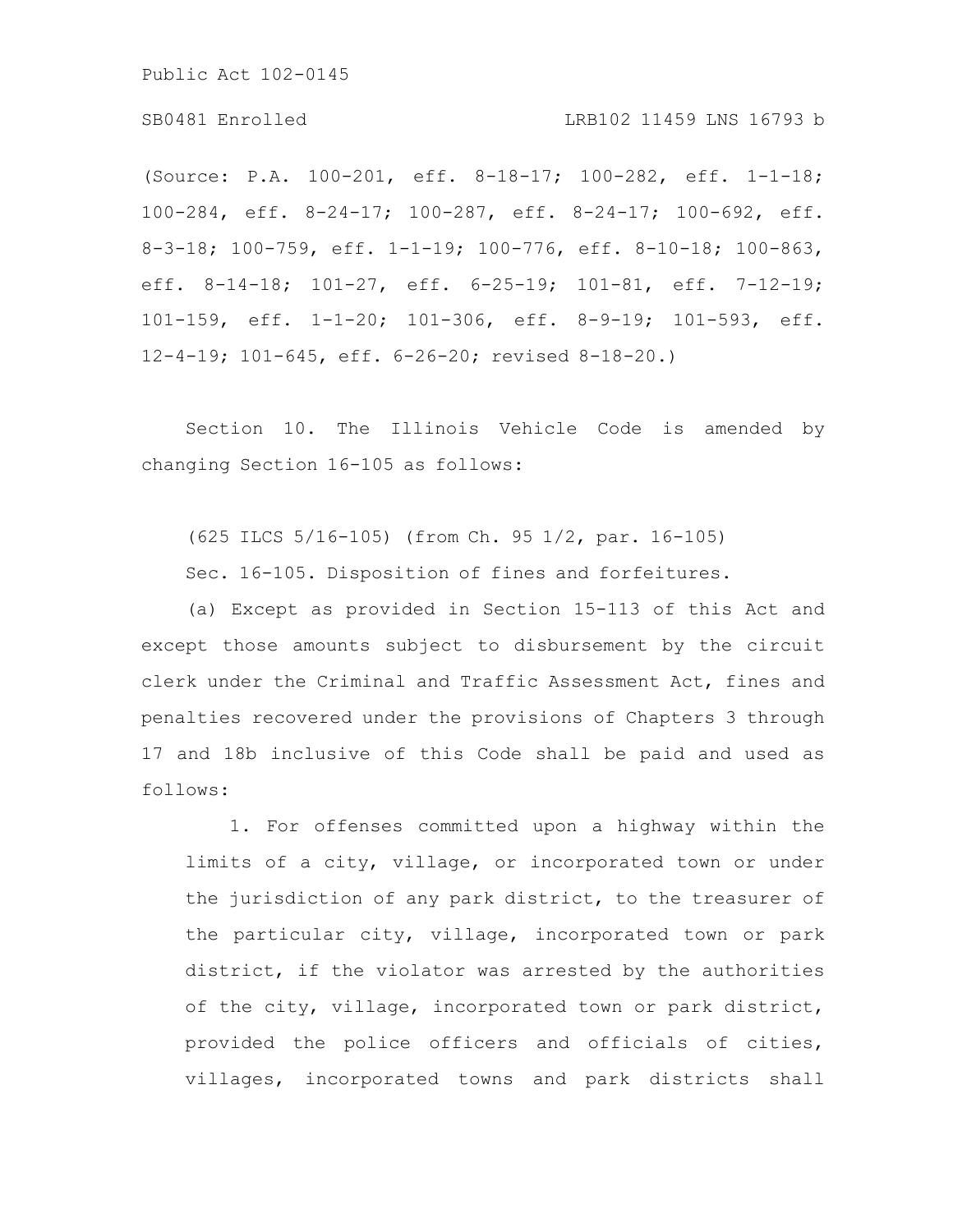(Source: P.A. 100-201, eff. 8-18-17; 100-282, eff. 1-1-18; 100-284, eff. 8-24-17; 100-287, eff. 8-24-17; 100-692, eff. 8-3-18; 100-759, eff. 1-1-19; 100-776, eff. 8-10-18; 100-863, eff. 8-14-18; 101-27, eff. 6-25-19; 101-81, eff. 7-12-19; 101-159, eff. 1-1-20; 101-306, eff. 8-9-19; 101-593, eff. 12-4-19; 101-645, eff. 6-26-20; revised 8-18-20.)

Section 10. The Illinois Vehicle Code is amended by changing Section 16-105 as follows:

(625 ILCS 5/16-105) (from Ch. 95 1/2, par. 16-105)

Sec. 16-105. Disposition of fines and forfeitures.

(a) Except as provided in Section 15-113 of this Act and except those amounts subject to disbursement by the circuit clerk under the Criminal and Traffic Assessment Act, fines and penalties recovered under the provisions of Chapters 3 through 17 and 18b inclusive of this Code shall be paid and used as follows:

1. For offenses committed upon a highway within the limits of a city, village, or incorporated town or under the jurisdiction of any park district, to the treasurer of the particular city, village, incorporated town or park district, if the violator was arrested by the authorities of the city, village, incorporated town or park district, provided the police officers and officials of cities, villages, incorporated towns and park districts shall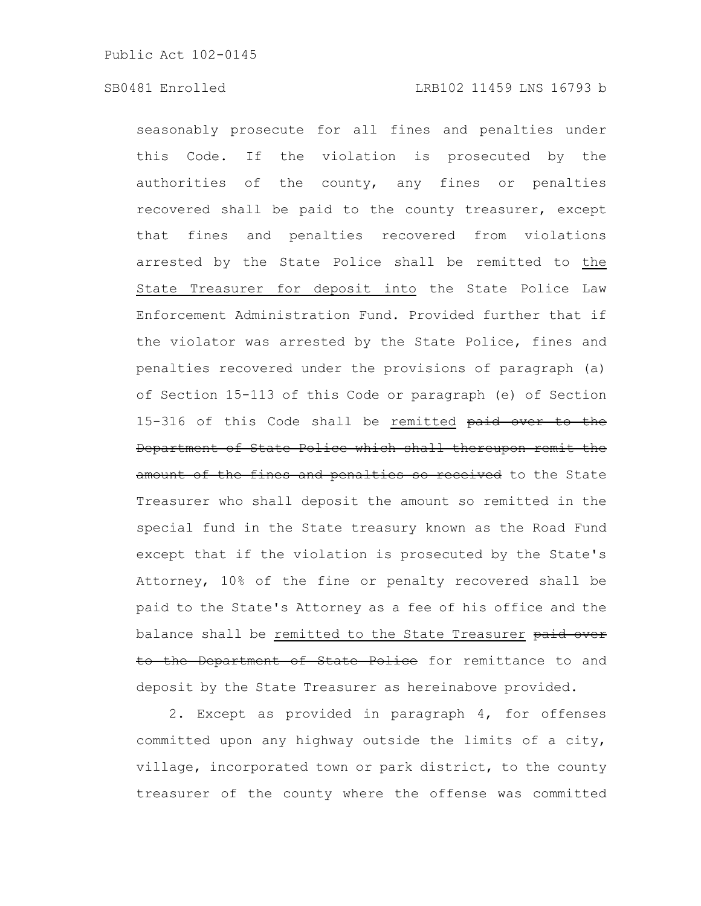seasonably prosecute for all fines and penalties under this Code. If the violation is prosecuted by the authorities of the county, any fines or penalties recovered shall be paid to the county treasurer, except that fines and penalties recovered from violations arrested by the State Police shall be remitted to the State Treasurer for deposit into the State Police Law Enforcement Administration Fund. Provided further that if the violator was arrested by the State Police, fines and penalties recovered under the provisions of paragraph (a) of Section 15-113 of this Code or paragraph (e) of Section 15-316 of this Code shall be remitted ~~paid over to the Department of State Police which shall thereupon remit the amount of the fines and penalties so received~~ to the State Treasurer who shall deposit the amount so remitted in the special fund in the State treasury known as the Road Fund except that if the violation is prosecuted by the State's Attorney, 10% of the fine or penalty recovered shall be paid to the State's Attorney as a fee of his office and the balance shall be remitted to the State Treasurer ~~paid over to the Department of State Police~~ for remittance to and deposit by the State Treasurer as hereinabove provided.

2. Except as provided in paragraph 4, for offenses committed upon any highway outside the limits of a city, village, incorporated town or park district, to the county treasurer of the county where the offense was committed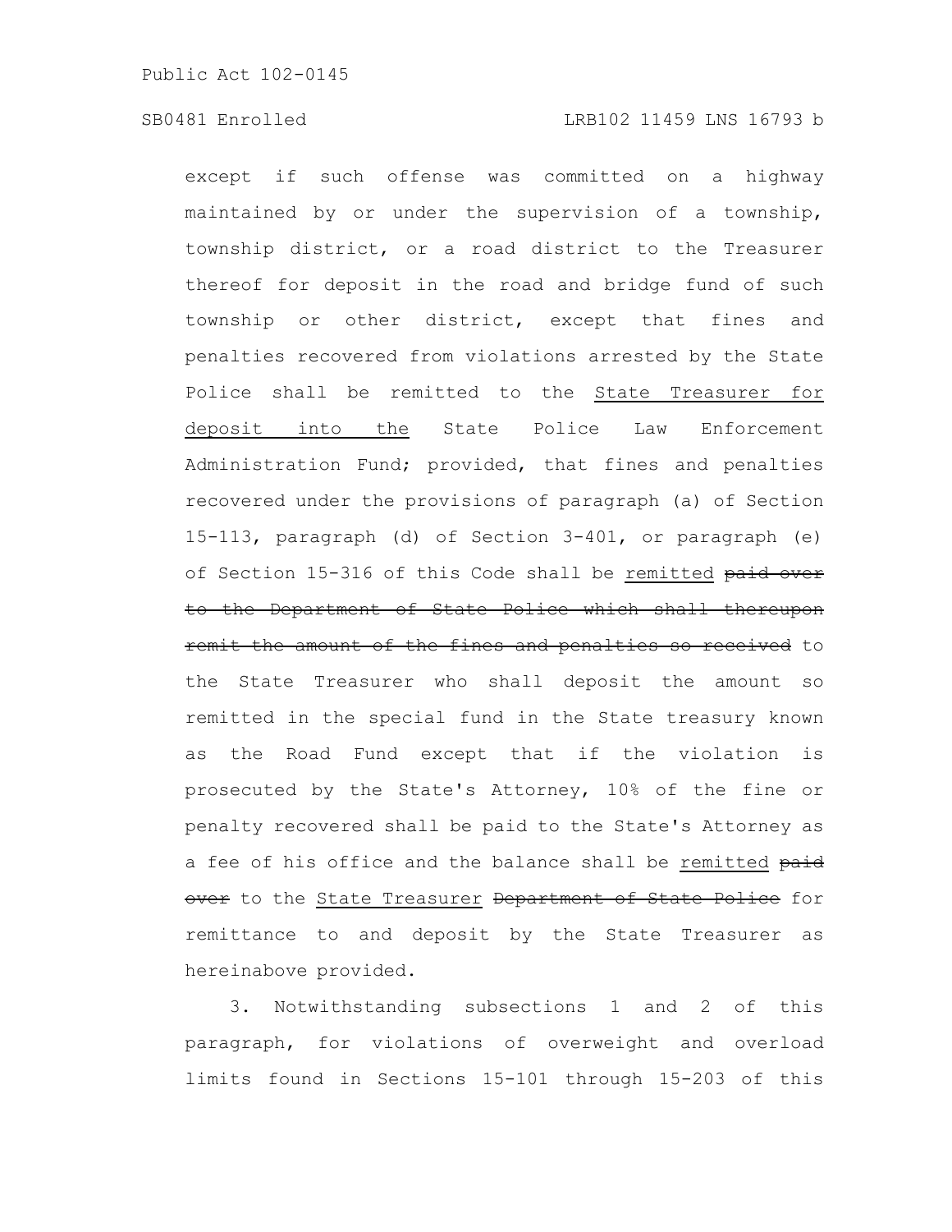except if such offense was committed on a highway maintained by or under the supervision of a township, township district, or a road district to the Treasurer thereof for deposit in the road and bridge fund of such township or other district, except that fines and penalties recovered from violations arrested by the State Police shall be remitted to the State Treasurer for deposit into the State Police Law Enforcement Administration Fund; provided, that fines and penalties recovered under the provisions of paragraph (a) of Section 15-113, paragraph (d) of Section 3-401, or paragraph (e) of Section 15-316 of this Code shall be remitted ~~paid over to the Department of State Police which shall thereupon remit the amount of the fines and penalties so received~~ to the State Treasurer who shall deposit the amount so remitted in the special fund in the State treasury known as the Road Fund except that if the violation is prosecuted by the State's Attorney, 10% of the fine or penalty recovered shall be paid to the State's Attorney as a fee of his office and the balance shall be remitted ~~paid over~~ to the State Treasurer ~~Department of State Police~~ for remittance to and deposit by the State Treasurer as hereinabove provided.

3. Notwithstanding subsections 1 and 2 of this paragraph, for violations of overweight and overload limits found in Sections 15-101 through 15-203 of this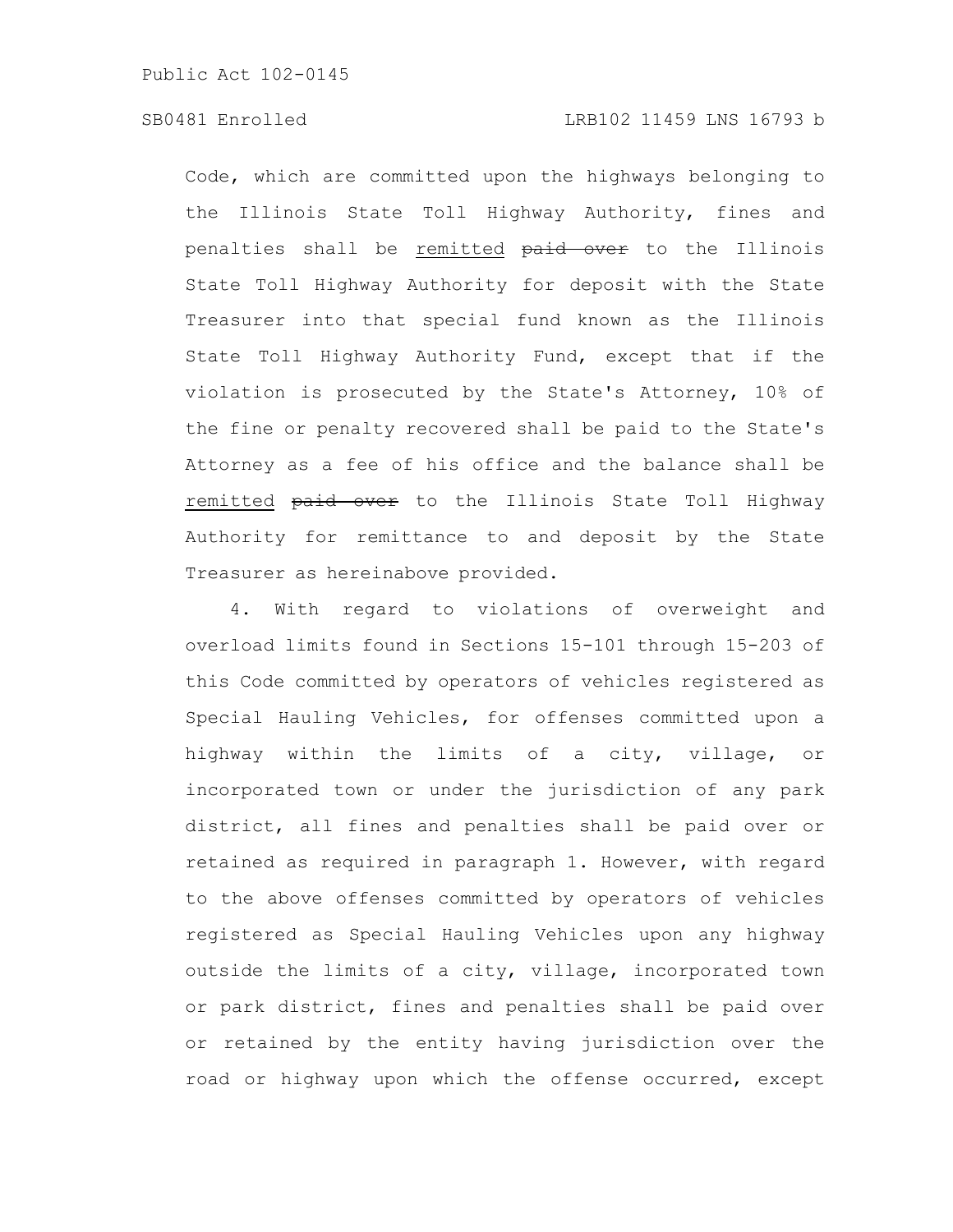Code, which are committed upon the highways belonging to the Illinois State Toll Highway Authority, fines and penalties shall be remitted ~~paid over~~ to the Illinois State Toll Highway Authority for deposit with the State Treasurer into that special fund known as the Illinois State Toll Highway Authority Fund, except that if the violation is prosecuted by the State's Attorney, 10% of the fine or penalty recovered shall be paid to the State's Attorney as a fee of his office and the balance shall be remitted ~~paid over~~ to the Illinois State Toll Highway Authority for remittance to and deposit by the State Treasurer as hereinabove provided.

4. With regard to violations of overweight and overload limits found in Sections 15-101 through 15-203 of this Code committed by operators of vehicles registered as Special Hauling Vehicles, for offenses committed upon a highway within the limits of a city, village, or incorporated town or under the jurisdiction of any park district, all fines and penalties shall be paid over or retained as required in paragraph 1. However, with regard to the above offenses committed by operators of vehicles registered as Special Hauling Vehicles upon any highway outside the limits of a city, village, incorporated town or park district, fines and penalties shall be paid over or retained by the entity having jurisdiction over the road or highway upon which the offense occurred, except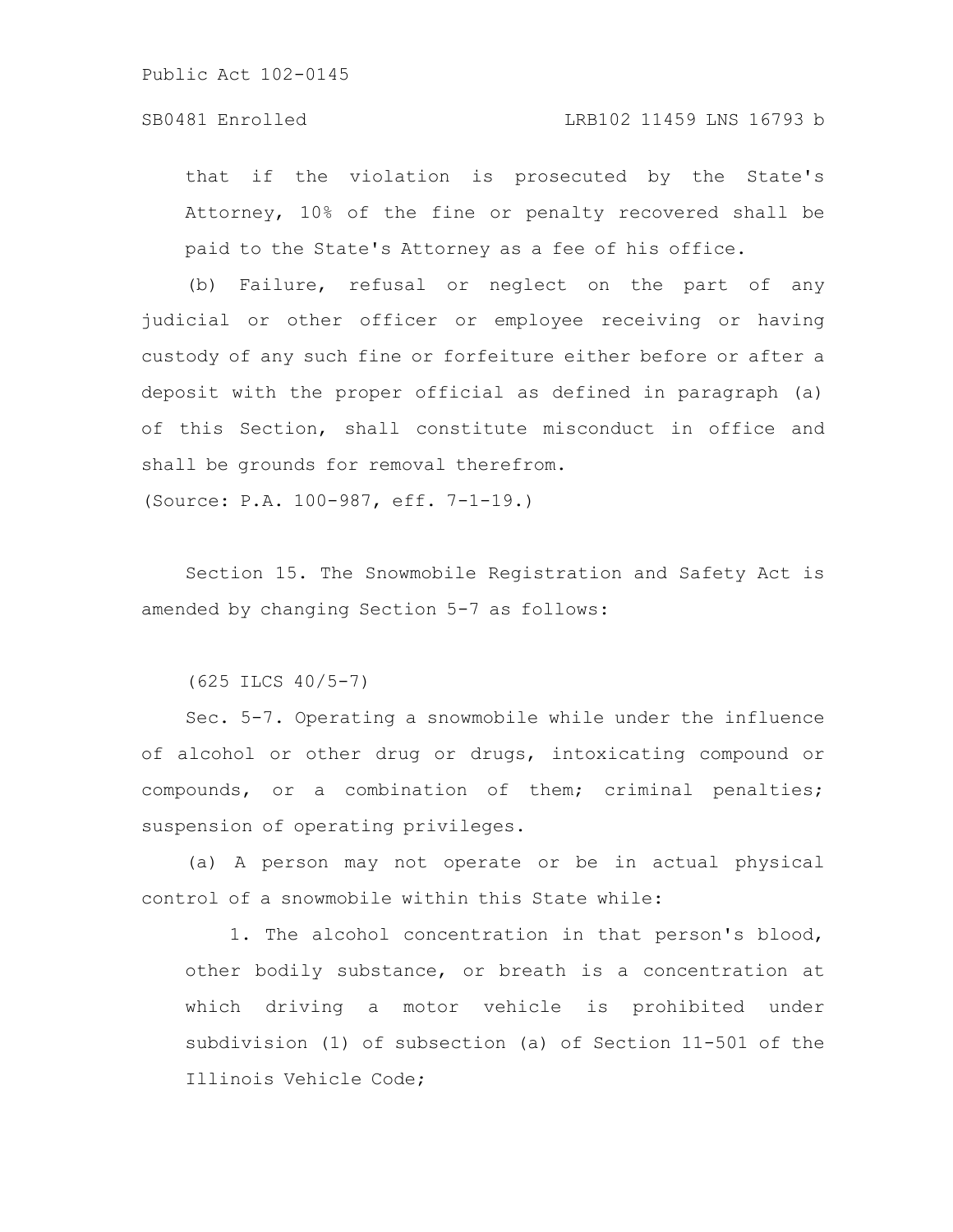that if the violation is prosecuted by the State's Attorney, 10% of the fine or penalty recovered shall be paid to the State's Attorney as a fee of his office.

(b) Failure, refusal or neglect on the part of any judicial or other officer or employee receiving or having custody of any such fine or forfeiture either before or after a deposit with the proper official as defined in paragraph (a) of this Section, shall constitute misconduct in office and shall be grounds for removal therefrom.

(Source: P.A. 100-987, eff. 7-1-19.)

Section 15. The Snowmobile Registration and Safety Act is amended by changing Section 5-7 as follows:

(625 ILCS 40/5-7)

Sec. 5-7. Operating a snowmobile while under the influence of alcohol or other drug or drugs, intoxicating compound or compounds, or a combination of them; criminal penalties; suspension of operating privileges.

(a) A person may not operate or be in actual physical control of a snowmobile within this State while:

1. The alcohol concentration in that person's blood, other bodily substance, or breath is a concentration at which driving a motor vehicle is prohibited under subdivision (1) of subsection (a) of Section 11-501 of the Illinois Vehicle Code;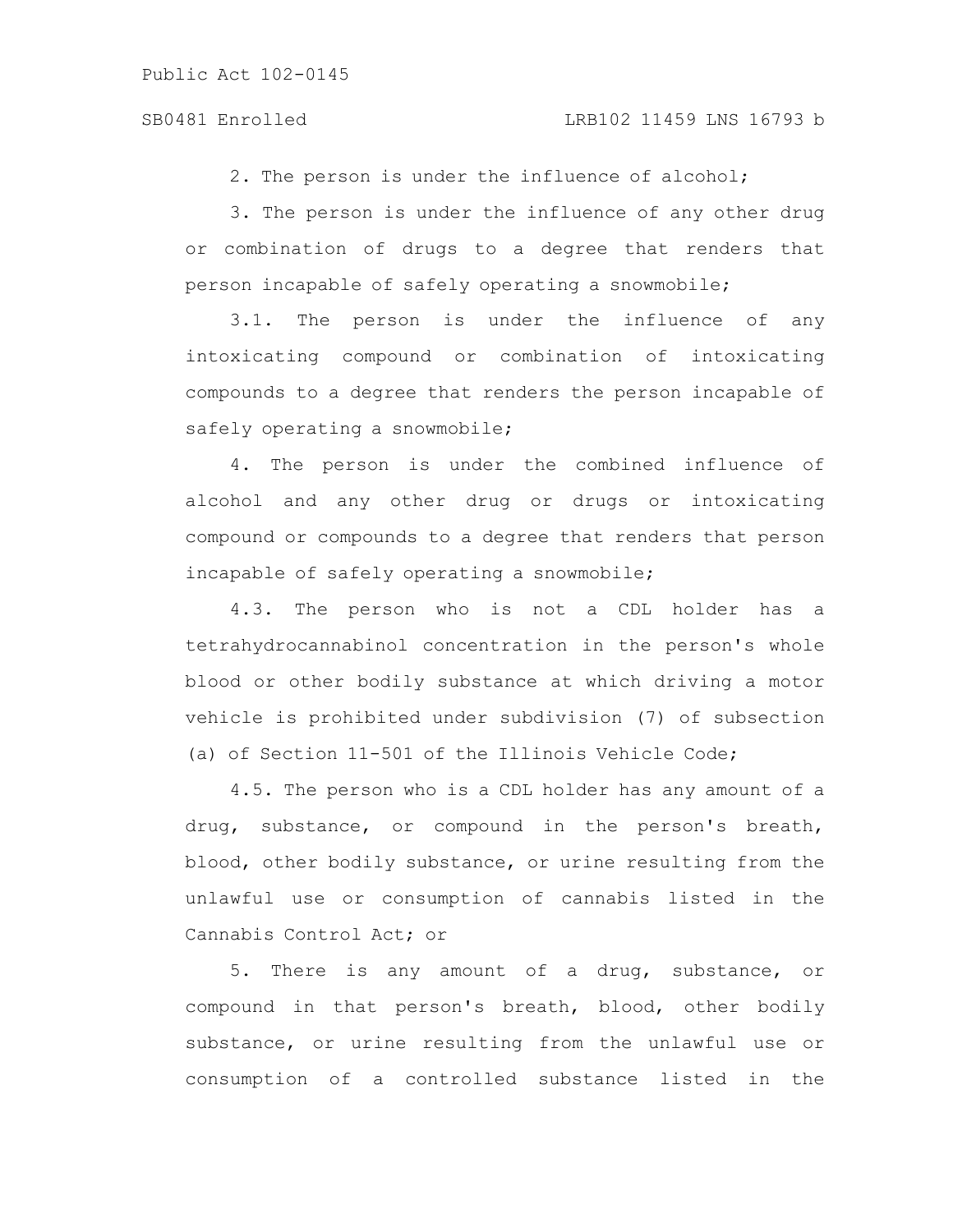2. The person is under the influence of alcohol;

3. The person is under the influence of any other drug or combination of drugs to a degree that renders that person incapable of safely operating a snowmobile;

3.1. The person is under the influence of any intoxicating compound or combination of intoxicating compounds to a degree that renders the person incapable of safely operating a snowmobile;

4. The person is under the combined influence of alcohol and any other drug or drugs or intoxicating compound or compounds to a degree that renders that person incapable of safely operating a snowmobile;

4.3. The person who is not a CDL holder has a tetrahydrocannabinol concentration in the person's whole blood or other bodily substance at which driving a motor vehicle is prohibited under subdivision (7) of subsection (a) of Section 11-501 of the Illinois Vehicle Code;

4.5. The person who is a CDL holder has any amount of a drug, substance, or compound in the person's breath, blood, other bodily substance, or urine resulting from the unlawful use or consumption of cannabis listed in the Cannabis Control Act; or

5. There is any amount of a drug, substance, or compound in that person's breath, blood, other bodily substance, or urine resulting from the unlawful use or consumption of a controlled substance listed in the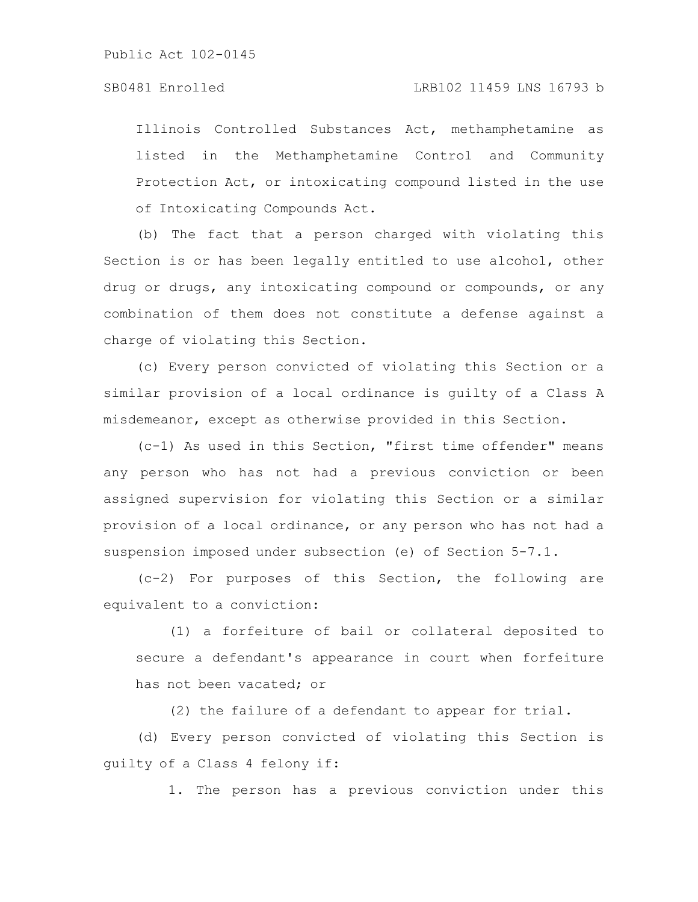Illinois Controlled Substances Act, methamphetamine as listed in the Methamphetamine Control and Community Protection Act, or intoxicating compound listed in the use of Intoxicating Compounds Act.

(b) The fact that a person charged with violating this Section is or has been legally entitled to use alcohol, other drug or drugs, any intoxicating compound or compounds, or any combination of them does not constitute a defense against a charge of violating this Section.

(c) Every person convicted of violating this Section or a similar provision of a local ordinance is guilty of a Class A misdemeanor, except as otherwise provided in this Section.

(c-1) As used in this Section, "first time offender" means any person who has not had a previous conviction or been assigned supervision for violating this Section or a similar provision of a local ordinance, or any person who has not had a suspension imposed under subsection (e) of Section 5-7.1.

(c-2) For purposes of this Section, the following are equivalent to a conviction:

(1) a forfeiture of bail or collateral deposited to secure a defendant's appearance in court when forfeiture has not been vacated; or

(2) the failure of a defendant to appear for trial.

(d) Every person convicted of violating this Section is guilty of a Class 4 felony if:

1. The person has a previous conviction under this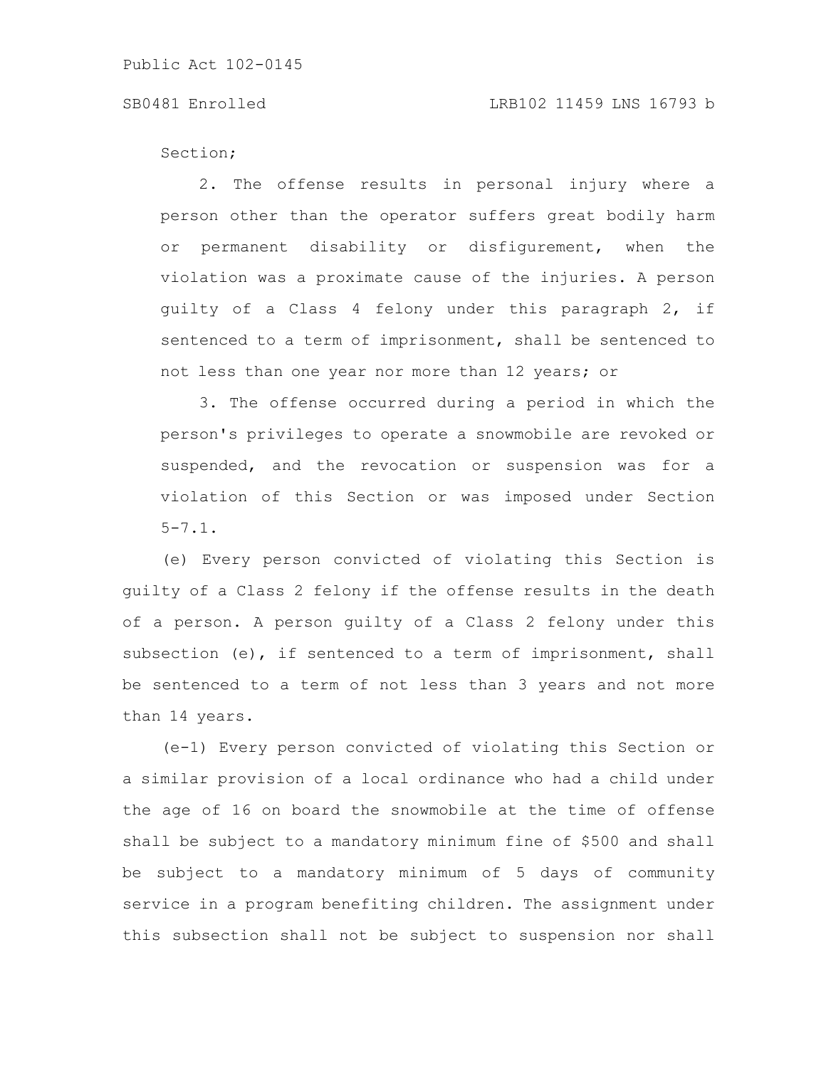Section;

2. The offense results in personal injury where a person other than the operator suffers great bodily harm or permanent disability or disfigurement, when the violation was a proximate cause of the injuries. A person guilty of a Class 4 felony under this paragraph 2, if sentenced to a term of imprisonment, shall be sentenced to not less than one year nor more than 12 years; or

3. The offense occurred during a period in which the person's privileges to operate a snowmobile are revoked or suspended, and the revocation or suspension was for a violation of this Section or was imposed under Section 5-7.1.

(e) Every person convicted of violating this Section is guilty of a Class 2 felony if the offense results in the death of a person. A person guilty of a Class 2 felony under this subsection (e), if sentenced to a term of imprisonment, shall be sentenced to a term of not less than 3 years and not more than 14 years.

(e-1) Every person convicted of violating this Section or a similar provision of a local ordinance who had a child under the age of 16 on board the snowmobile at the time of offense shall be subject to a mandatory minimum fine of $500 and shall be subject to a mandatory minimum of 5 days of community service in a program benefiting children. The assignment under this subsection shall not be subject to suspension nor shall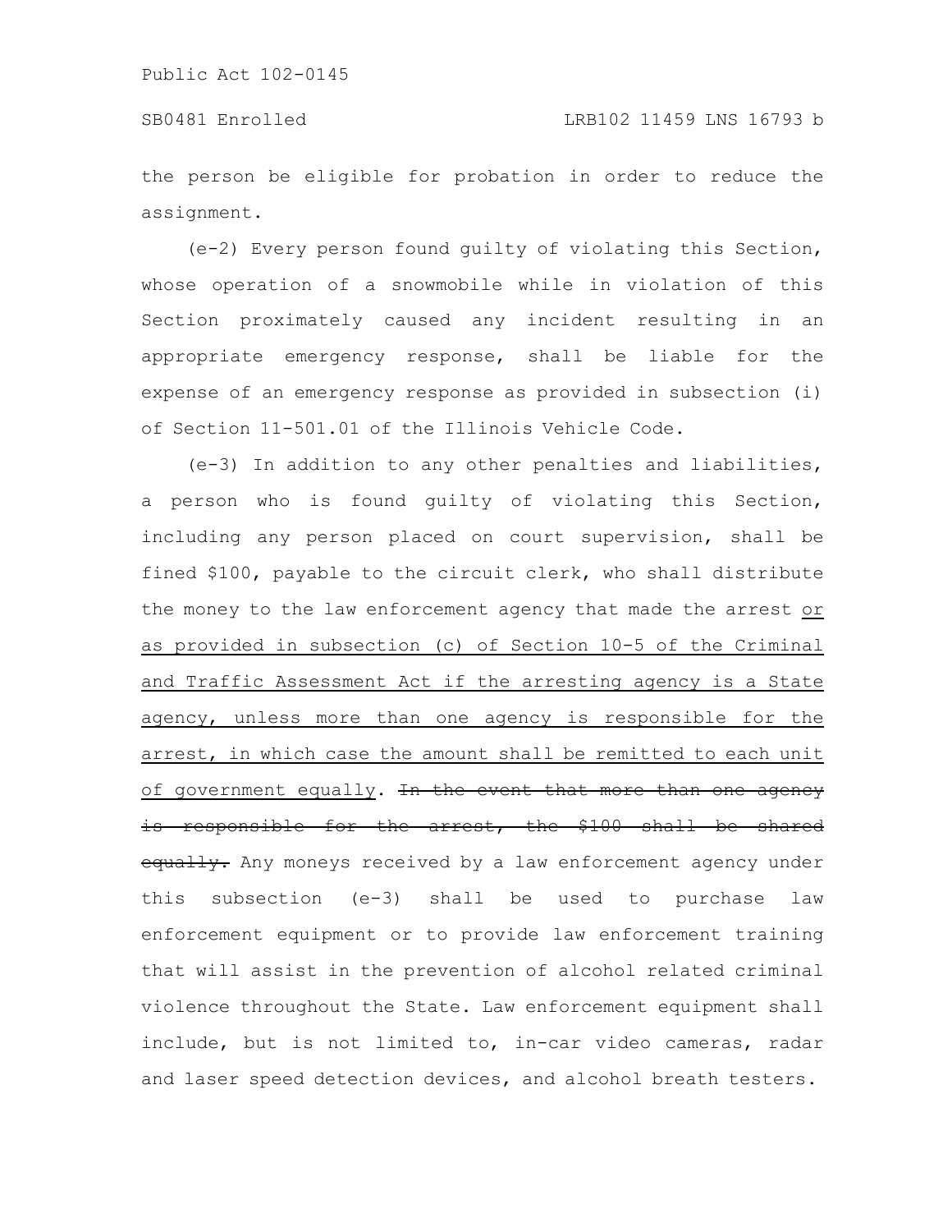the person be eligible for probation in order to reduce the assignment.

(e-2) Every person found guilty of violating this Section, whose operation of a snowmobile while in violation of this Section proximately caused any incident resulting in an appropriate emergency response, shall be liable for the expense of an emergency response as provided in subsection (i) of Section 11-501.01 of the Illinois Vehicle Code.

(e-3) In addition to any other penalties and liabilities, a person who is found guilty of violating this Section, including any person placed on court supervision, shall be fined $100, payable to the circuit clerk, who shall distribute the money to the law enforcement agency that made the arrest <u>or as provided in subsection (c) of Section 10-5 of the Criminal and Traffic Assessment Act if the arresting agency is a State agency, unless more than one agency is responsible for the arrest, in which case the amount shall be remitted to each unit of government equally</u>. ~~In the event that more than one agency is responsible for the arrest, the $100 shall be shared equally.~~ Any moneys received by a law enforcement agency under this subsection (e-3) shall be used to purchase law enforcement equipment or to provide law enforcement training that will assist in the prevention of alcohol related criminal violence throughout the State. Law enforcement equipment shall include, but is not limited to, in-car video cameras, radar and laser speed detection devices, and alcohol breath testers.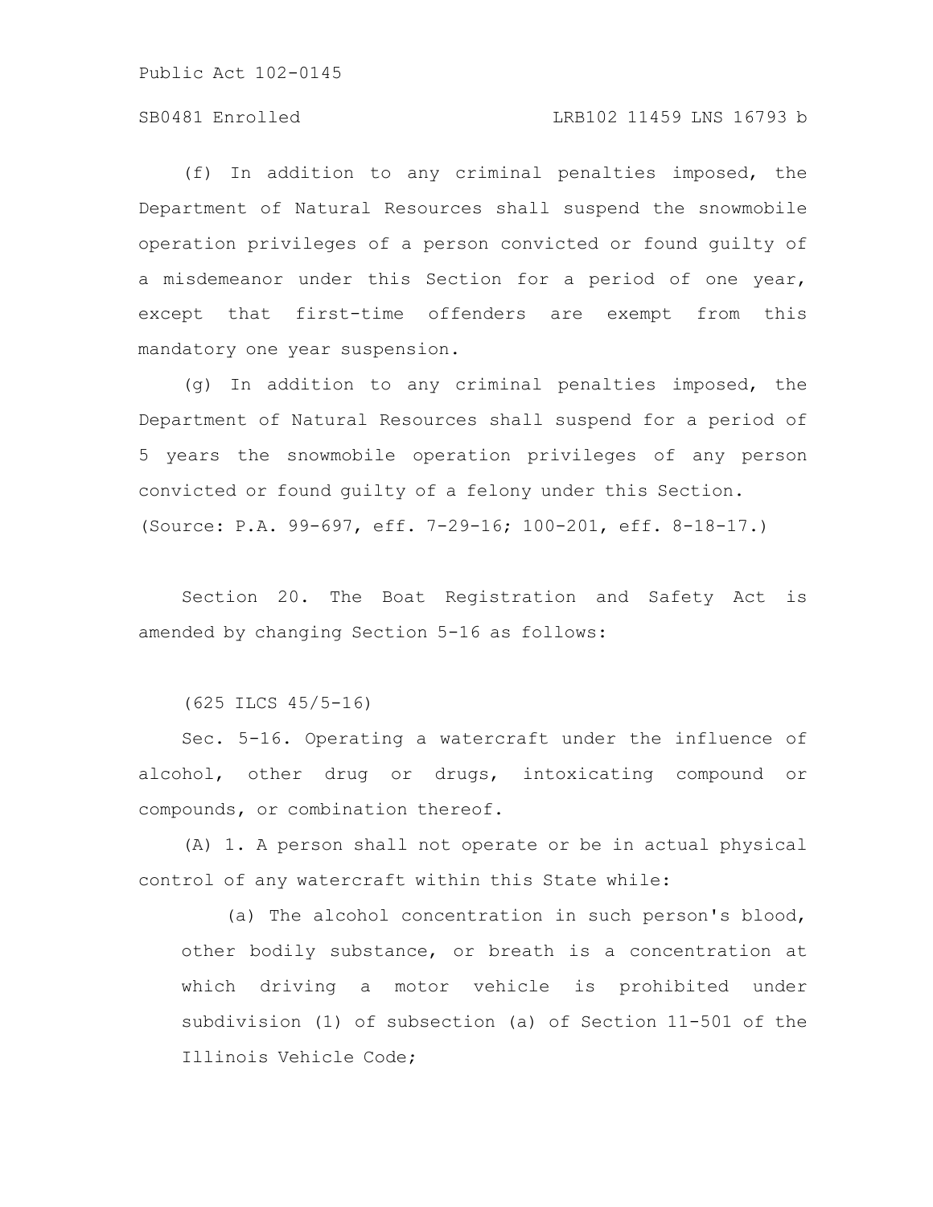(f) In addition to any criminal penalties imposed, the Department of Natural Resources shall suspend the snowmobile operation privileges of a person convicted or found guilty of a misdemeanor under this Section for a period of one year, except that first-time offenders are exempt from this mandatory one year suspension.

(g) In addition to any criminal penalties imposed, the Department of Natural Resources shall suspend for a period of 5 years the snowmobile operation privileges of any person convicted or found guilty of a felony under this Section.

(Source: P.A. 99-697, eff. 7-29-16; 100-201, eff. 8-18-17.)

Section 20. The Boat Registration and Safety Act is amended by changing Section 5-16 as follows:

(625 ILCS 45/5-16)

Sec. 5-16. Operating a watercraft under the influence of alcohol, other drug or drugs, intoxicating compound or compounds, or combination thereof.

(A) 1. A person shall not operate or be in actual physical control of any watercraft within this State while:

(a) The alcohol concentration in such person's blood, other bodily substance, or breath is a concentration at which driving a motor vehicle is prohibited under subdivision (1) of subsection (a) of Section 11-501 of the Illinois Vehicle Code;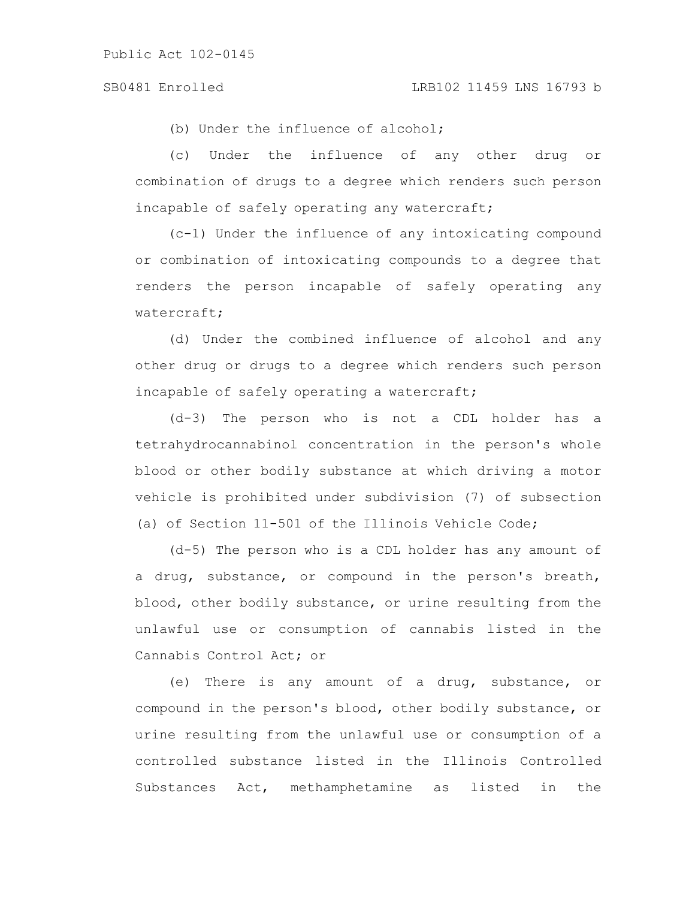(b) Under the influence of alcohol;

(c) Under the influence of any other drug or combination of drugs to a degree which renders such person incapable of safely operating any watercraft;

(c-1) Under the influence of any intoxicating compound or combination of intoxicating compounds to a degree that renders the person incapable of safely operating any watercraft;

(d) Under the combined influence of alcohol and any other drug or drugs to a degree which renders such person incapable of safely operating a watercraft;

(d-3) The person who is not a CDL holder has a tetrahydrocannabinol concentration in the person's whole blood or other bodily substance at which driving a motor vehicle is prohibited under subdivision (7) of subsection (a) of Section 11-501 of the Illinois Vehicle Code;

(d-5) The person who is a CDL holder has any amount of a drug, substance, or compound in the person's breath, blood, other bodily substance, or urine resulting from the unlawful use or consumption of cannabis listed in the Cannabis Control Act; or

(e) There is any amount of a drug, substance, or compound in the person's blood, other bodily substance, or urine resulting from the unlawful use or consumption of a controlled substance listed in the Illinois Controlled Substances Act, methamphetamine as listed in the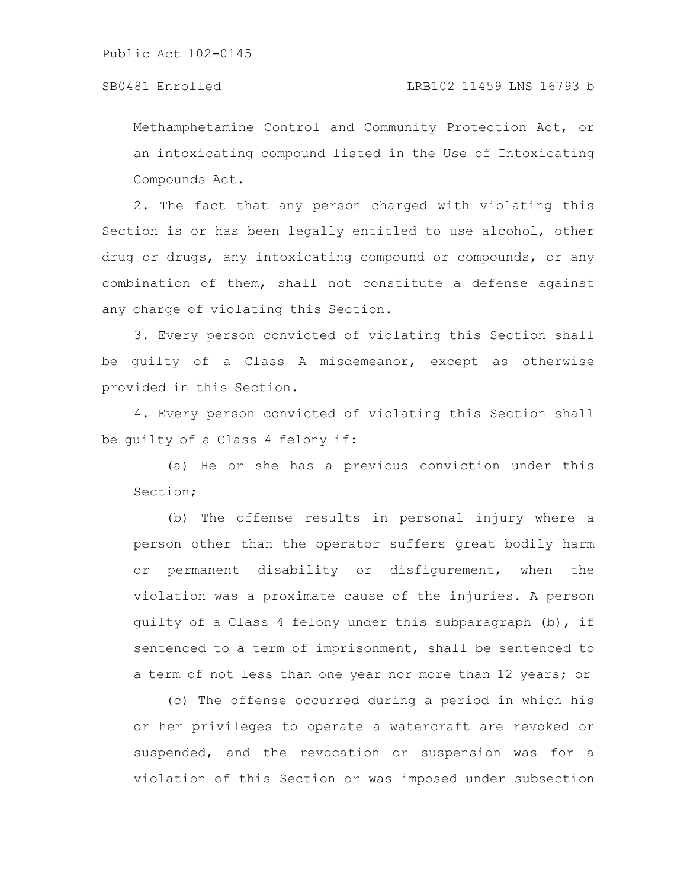Methamphetamine Control and Community Protection Act, or an intoxicating compound listed in the Use of Intoxicating Compounds Act.

2. The fact that any person charged with violating this Section is or has been legally entitled to use alcohol, other drug or drugs, any intoxicating compound or compounds, or any combination of them, shall not constitute a defense against any charge of violating this Section.

3. Every person convicted of violating this Section shall be guilty of a Class A misdemeanor, except as otherwise provided in this Section.

4. Every person convicted of violating this Section shall be guilty of a Class 4 felony if:

(a) He or she has a previous conviction under this Section;

(b) The offense results in personal injury where a person other than the operator suffers great bodily harm or permanent disability or disfigurement, when the violation was a proximate cause of the injuries. A person guilty of a Class 4 felony under this subparagraph (b), if sentenced to a term of imprisonment, shall be sentenced to a term of not less than one year nor more than 12 years; or

(c) The offense occurred during a period in which his or her privileges to operate a watercraft are revoked or suspended, and the revocation or suspension was for a violation of this Section or was imposed under subsection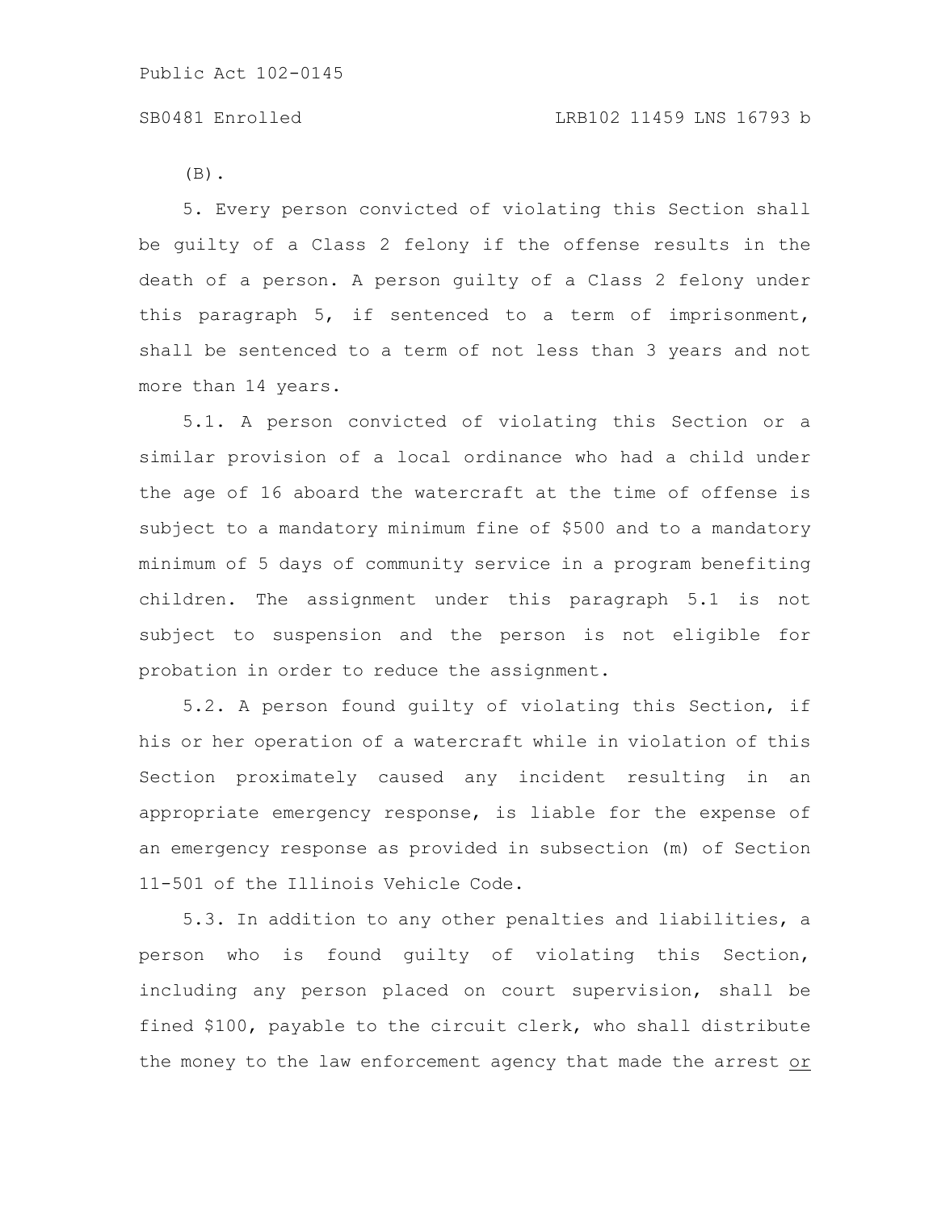(B).

5. Every person convicted of violating this Section shall be guilty of a Class 2 felony if the offense results in the death of a person. A person guilty of a Class 2 felony under this paragraph 5, if sentenced to a term of imprisonment, shall be sentenced to a term of not less than 3 years and not more than 14 years.

5.1. A person convicted of violating this Section or a similar provision of a local ordinance who had a child under the age of 16 aboard the watercraft at the time of offense is subject to a mandatory minimum fine of $500 and to a mandatory minimum of 5 days of community service in a program benefiting children. The assignment under this paragraph 5.1 is not subject to suspension and the person is not eligible for probation in order to reduce the assignment.

5.2. A person found guilty of violating this Section, if his or her operation of a watercraft while in violation of this Section proximately caused any incident resulting in an appropriate emergency response, is liable for the expense of an emergency response as provided in subsection (m) of Section 11-501 of the Illinois Vehicle Code.

5.3. In addition to any other penalties and liabilities, a person who is found guilty of violating this Section, including any person placed on court supervision, shall be fined $100, payable to the circuit clerk, who shall distribute the money to the law enforcement agency that made the arrest or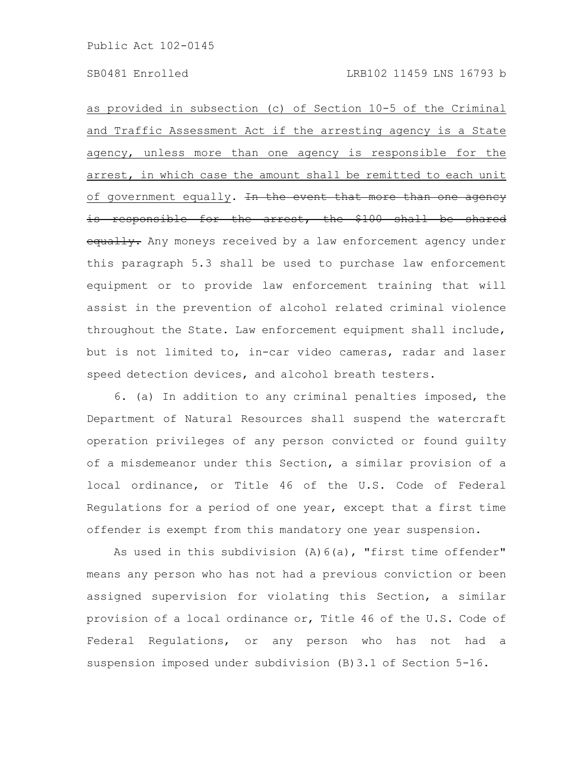as provided in subsection (c) of Section 10-5 of the Criminal and Traffic Assessment Act if the arresting agency is a State agency, unless more than one agency is responsible for the arrest, in which case the amount shall be remitted to each unit of government equally. ~~In the event that more than one agency is responsible for the arrest, the $100 shall be shared equally.~~ Any moneys received by a law enforcement agency under this paragraph 5.3 shall be used to purchase law enforcement equipment or to provide law enforcement training that will assist in the prevention of alcohol related criminal violence throughout the State. Law enforcement equipment shall include, but is not limited to, in-car video cameras, radar and laser speed detection devices, and alcohol breath testers.

6. (a) In addition to any criminal penalties imposed, the Department of Natural Resources shall suspend the watercraft operation privileges of any person convicted or found guilty of a misdemeanor under this Section, a similar provision of a local ordinance, or Title 46 of the U.S. Code of Federal Regulations for a period of one year, except that a first time offender is exempt from this mandatory one year suspension.

As used in this subdivision (A)6(a), "first time offender" means any person who has not had a previous conviction or been assigned supervision for violating this Section, a similar provision of a local ordinance or, Title 46 of the U.S. Code of Federal Regulations, or any person who has not had a suspension imposed under subdivision (B)3.1 of Section 5-16.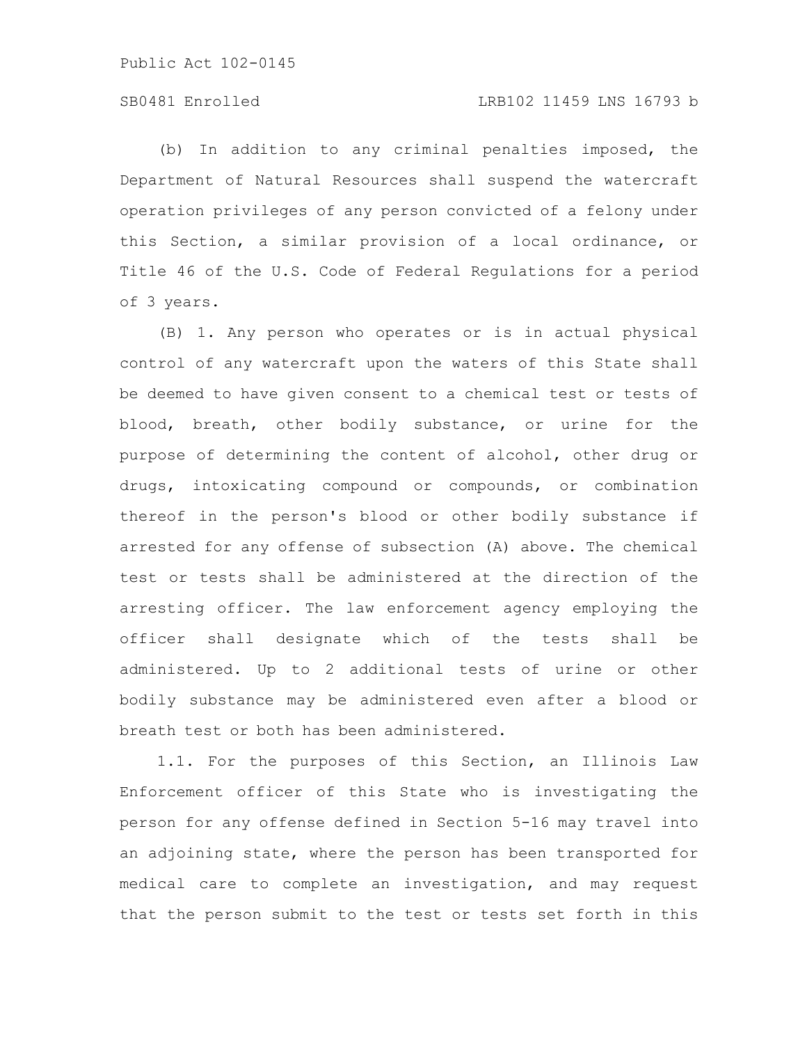(b) In addition to any criminal penalties imposed, the Department of Natural Resources shall suspend the watercraft operation privileges of any person convicted of a felony under this Section, a similar provision of a local ordinance, or Title 46 of the U.S. Code of Federal Regulations for a period of 3 years.

(B) 1. Any person who operates or is in actual physical control of any watercraft upon the waters of this State shall be deemed to have given consent to a chemical test or tests of blood, breath, other bodily substance, or urine for the purpose of determining the content of alcohol, other drug or drugs, intoxicating compound or compounds, or combination thereof in the person's blood or other bodily substance if arrested for any offense of subsection (A) above. The chemical test or tests shall be administered at the direction of the arresting officer. The law enforcement agency employing the officer shall designate which of the tests shall be administered. Up to 2 additional tests of urine or other bodily substance may be administered even after a blood or breath test or both has been administered.

1.1. For the purposes of this Section, an Illinois Law Enforcement officer of this State who is investigating the person for any offense defined in Section 5-16 may travel into an adjoining state, where the person has been transported for medical care to complete an investigation, and may request that the person submit to the test or tests set forth in this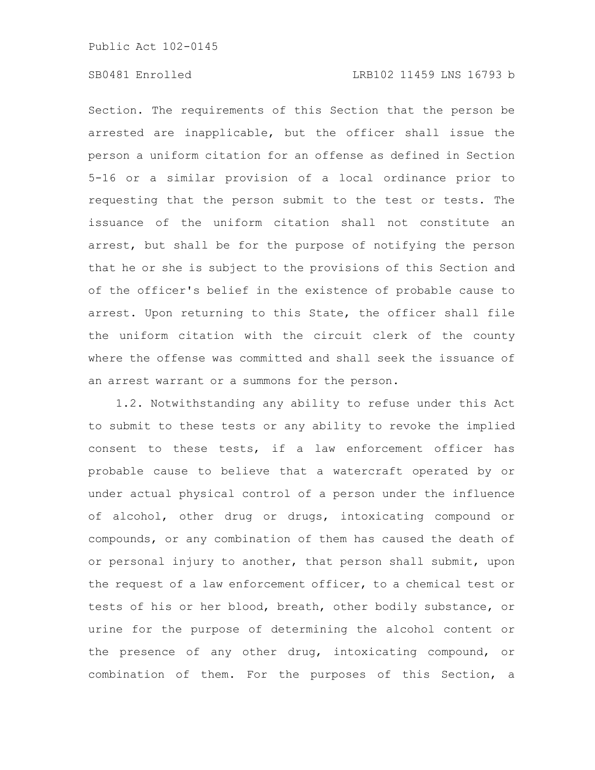Section. The requirements of this Section that the person be arrested are inapplicable, but the officer shall issue the person a uniform citation for an offense as defined in Section 5-16 or a similar provision of a local ordinance prior to requesting that the person submit to the test or tests. The issuance of the uniform citation shall not constitute an arrest, but shall be for the purpose of notifying the person that he or she is subject to the provisions of this Section and of the officer's belief in the existence of probable cause to arrest. Upon returning to this State, the officer shall file the uniform citation with the circuit clerk of the county where the offense was committed and shall seek the issuance of an arrest warrant or a summons for the person.

1.2. Notwithstanding any ability to refuse under this Act to submit to these tests or any ability to revoke the implied consent to these tests, if a law enforcement officer has probable cause to believe that a watercraft operated by or under actual physical control of a person under the influence of alcohol, other drug or drugs, intoxicating compound or compounds, or any combination of them has caused the death of or personal injury to another, that person shall submit, upon the request of a law enforcement officer, to a chemical test or tests of his or her blood, breath, other bodily substance, or urine for the purpose of determining the alcohol content or the presence of any other drug, intoxicating compound, or combination of them. For the purposes of this Section, a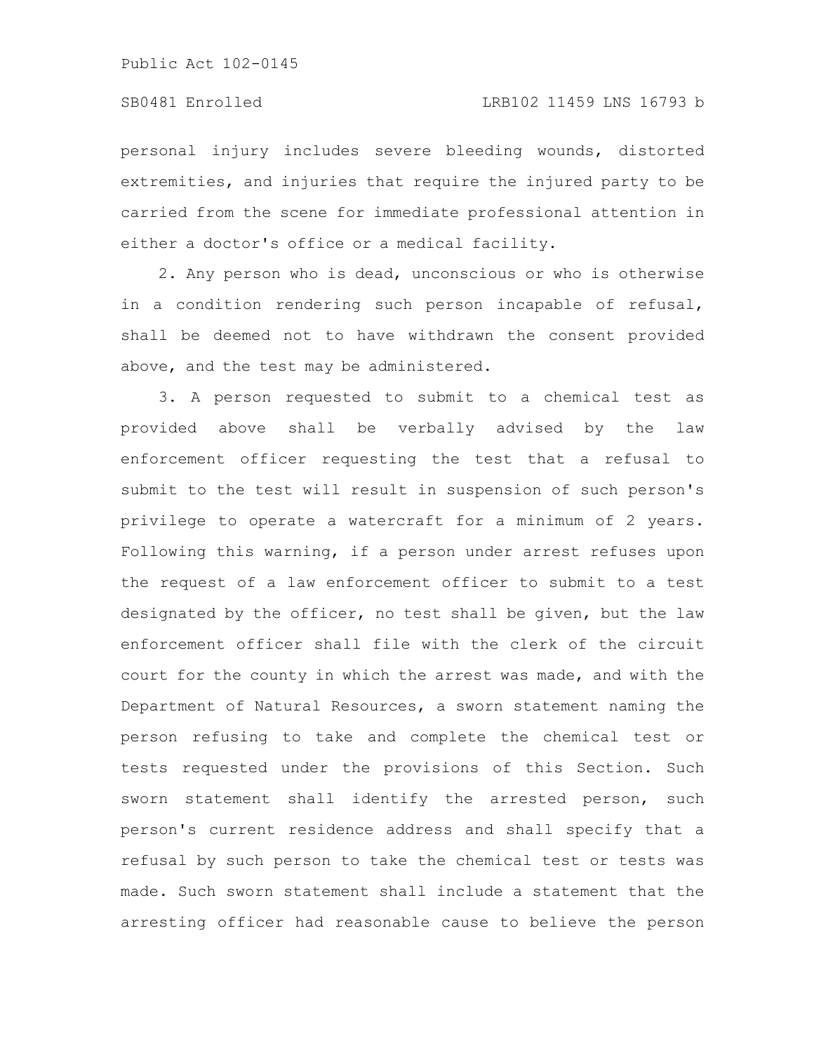personal injury includes severe bleeding wounds, distorted extremities, and injuries that require the injured party to be carried from the scene for immediate professional attention in either a doctor's office or a medical facility.

2. Any person who is dead, unconscious or who is otherwise in a condition rendering such person incapable of refusal, shall be deemed not to have withdrawn the consent provided above, and the test may be administered.

3. A person requested to submit to a chemical test as provided above shall be verbally advised by the law enforcement officer requesting the test that a refusal to submit to the test will result in suspension of such person's privilege to operate a watercraft for a minimum of 2 years. Following this warning, if a person under arrest refuses upon the request of a law enforcement officer to submit to a test designated by the officer, no test shall be given, but the law enforcement officer shall file with the clerk of the circuit court for the county in which the arrest was made, and with the Department of Natural Resources, a sworn statement naming the person refusing to take and complete the chemical test or tests requested under the provisions of this Section. Such sworn statement shall identify the arrested person, such person's current residence address and shall specify that a refusal by such person to take the chemical test or tests was made. Such sworn statement shall include a statement that the arresting officer had reasonable cause to believe the person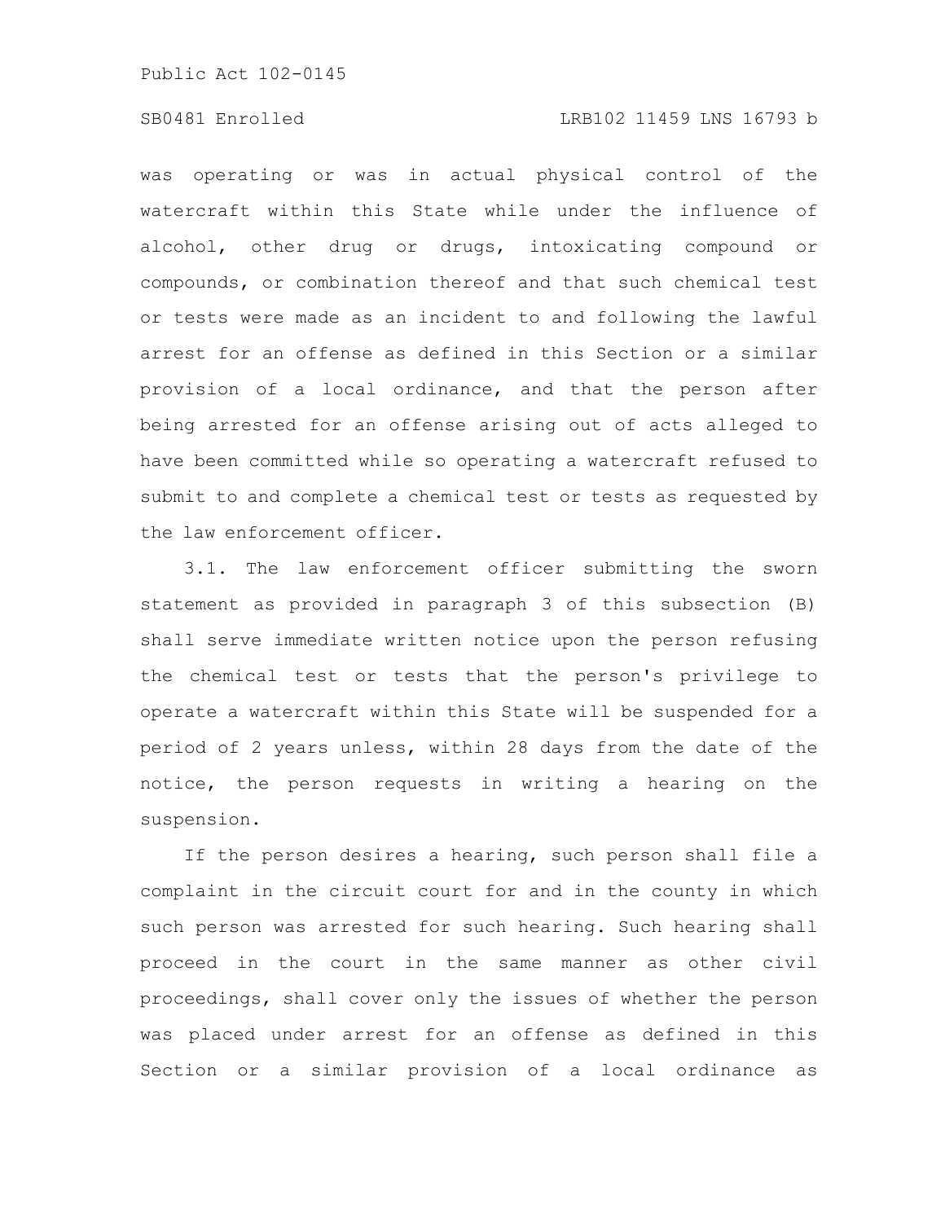was operating or was in actual physical control of the watercraft within this State while under the influence of alcohol, other drug or drugs, intoxicating compound or compounds, or combination thereof and that such chemical test or tests were made as an incident to and following the lawful arrest for an offense as defined in this Section or a similar provision of a local ordinance, and that the person after being arrested for an offense arising out of acts alleged to have been committed while so operating a watercraft refused to submit to and complete a chemical test or tests as requested by the law enforcement officer.

3.1. The law enforcement officer submitting the sworn statement as provided in paragraph 3 of this subsection (B) shall serve immediate written notice upon the person refusing the chemical test or tests that the person's privilege to operate a watercraft within this State will be suspended for a period of 2 years unless, within 28 days from the date of the notice, the person requests in writing a hearing on the suspension.

If the person desires a hearing, such person shall file a complaint in the circuit court for and in the county in which such person was arrested for such hearing. Such hearing shall proceed in the court in the same manner as other civil proceedings, shall cover only the issues of whether the person was placed under arrest for an offense as defined in this Section or a similar provision of a local ordinance as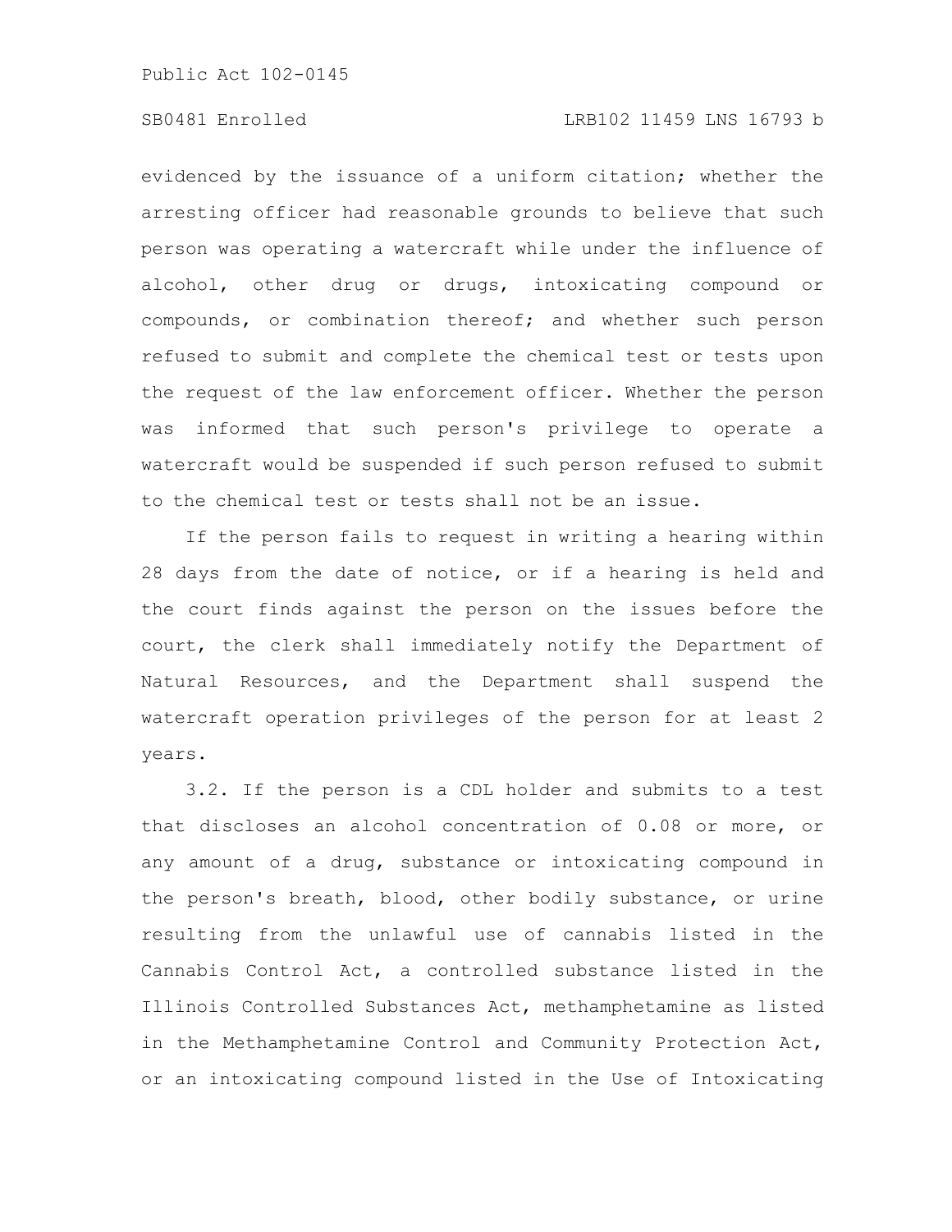evidenced by the issuance of a uniform citation; whether the arresting officer had reasonable grounds to believe that such person was operating a watercraft while under the influence of alcohol, other drug or drugs, intoxicating compound or compounds, or combination thereof; and whether such person refused to submit and complete the chemical test or tests upon the request of the law enforcement officer. Whether the person was informed that such person's privilege to operate a watercraft would be suspended if such person refused to submit to the chemical test or tests shall not be an issue.

If the person fails to request in writing a hearing within 28 days from the date of notice, or if a hearing is held and the court finds against the person on the issues before the court, the clerk shall immediately notify the Department of Natural Resources, and the Department shall suspend the watercraft operation privileges of the person for at least 2 years.

3.2. If the person is a CDL holder and submits to a test that discloses an alcohol concentration of 0.08 or more, or any amount of a drug, substance or intoxicating compound in the person's breath, blood, other bodily substance, or urine resulting from the unlawful use of cannabis listed in the Cannabis Control Act, a controlled substance listed in the Illinois Controlled Substances Act, methamphetamine as listed in the Methamphetamine Control and Community Protection Act, or an intoxicating compound listed in the Use of Intoxicating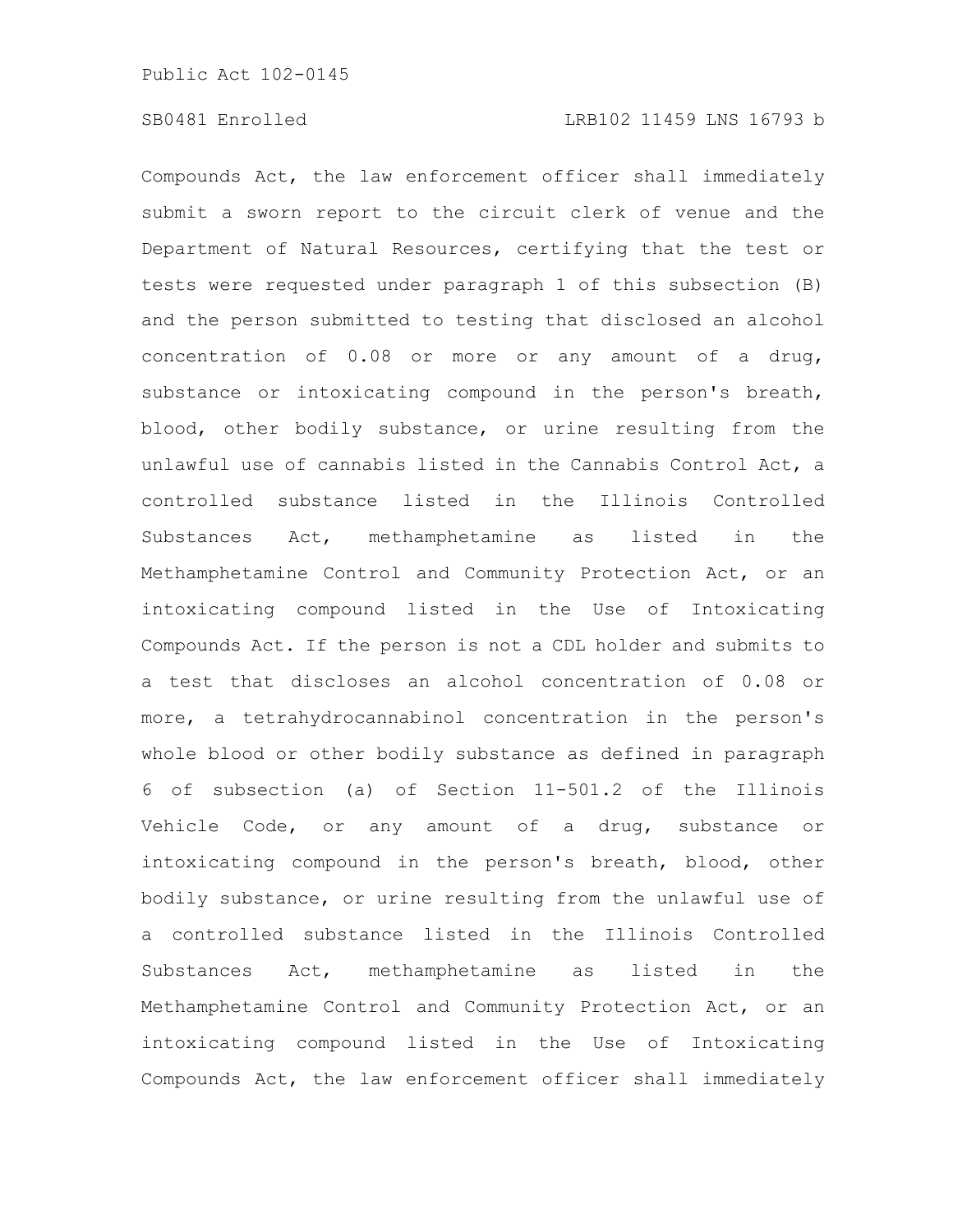Compounds Act, the law enforcement officer shall immediately submit a sworn report to the circuit clerk of venue and the Department of Natural Resources, certifying that the test or tests were requested under paragraph 1 of this subsection (B) and the person submitted to testing that disclosed an alcohol concentration of 0.08 or more or any amount of a drug, substance or intoxicating compound in the person's breath, blood, other bodily substance, or urine resulting from the unlawful use of cannabis listed in the Cannabis Control Act, a controlled substance listed in the Illinois Controlled Substances Act, methamphetamine as listed in the Methamphetamine Control and Community Protection Act, or an intoxicating compound listed in the Use of Intoxicating Compounds Act. If the person is not a CDL holder and submits to a test that discloses an alcohol concentration of 0.08 or more, a tetrahydrocannabinol concentration in the person's whole blood or other bodily substance as defined in paragraph 6 of subsection (a) of Section 11-501.2 of the Illinois Vehicle Code, or any amount of a drug, substance or intoxicating compound in the person's breath, blood, other bodily substance, or urine resulting from the unlawful use of a controlled substance listed in the Illinois Controlled Substances Act, methamphetamine as listed in the Methamphetamine Control and Community Protection Act, or an intoxicating compound listed in the Use of Intoxicating Compounds Act, the law enforcement officer shall immediately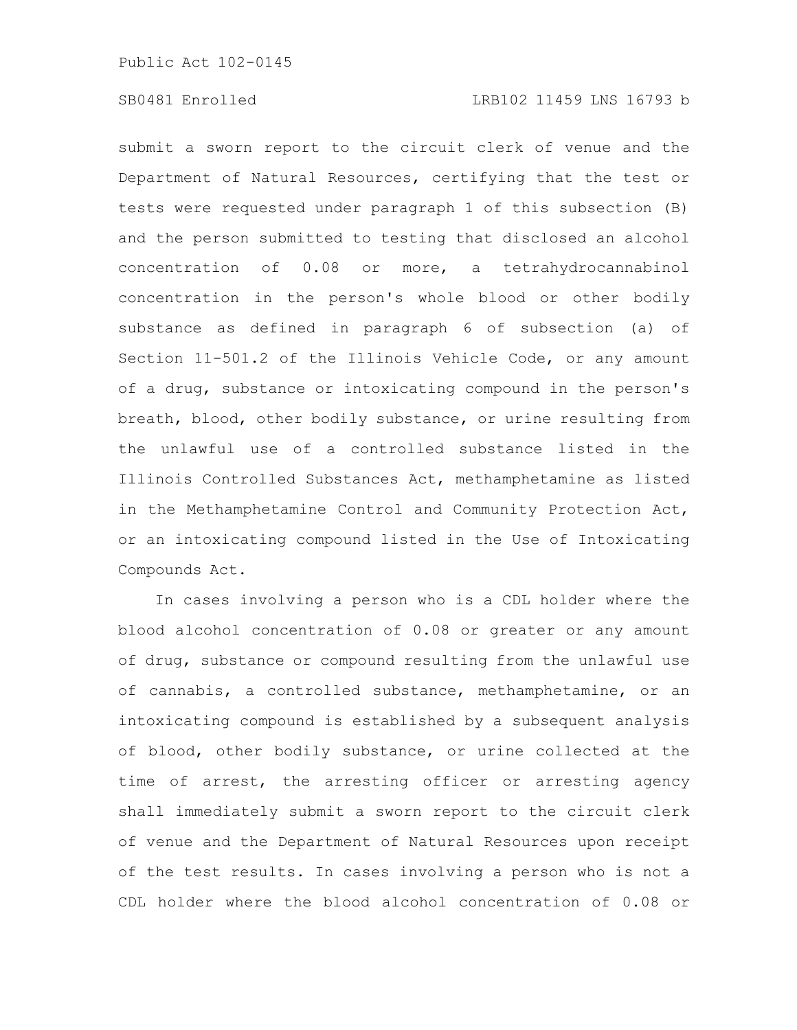submit a sworn report to the circuit clerk of venue and the Department of Natural Resources, certifying that the test or tests were requested under paragraph 1 of this subsection (B) and the person submitted to testing that disclosed an alcohol concentration of 0.08 or more, a tetrahydrocannabinol concentration in the person's whole blood or other bodily substance as defined in paragraph 6 of subsection (a) of Section 11-501.2 of the Illinois Vehicle Code, or any amount of a drug, substance or intoxicating compound in the person's breath, blood, other bodily substance, or urine resulting from the unlawful use of a controlled substance listed in the Illinois Controlled Substances Act, methamphetamine as listed in the Methamphetamine Control and Community Protection Act, or an intoxicating compound listed in the Use of Intoxicating Compounds Act.

In cases involving a person who is a CDL holder where the blood alcohol concentration of 0.08 or greater or any amount of drug, substance or compound resulting from the unlawful use of cannabis, a controlled substance, methamphetamine, or an intoxicating compound is established by a subsequent analysis of blood, other bodily substance, or urine collected at the time of arrest, the arresting officer or arresting agency shall immediately submit a sworn report to the circuit clerk of venue and the Department of Natural Resources upon receipt of the test results. In cases involving a person who is not a CDL holder where the blood alcohol concentration of 0.08 or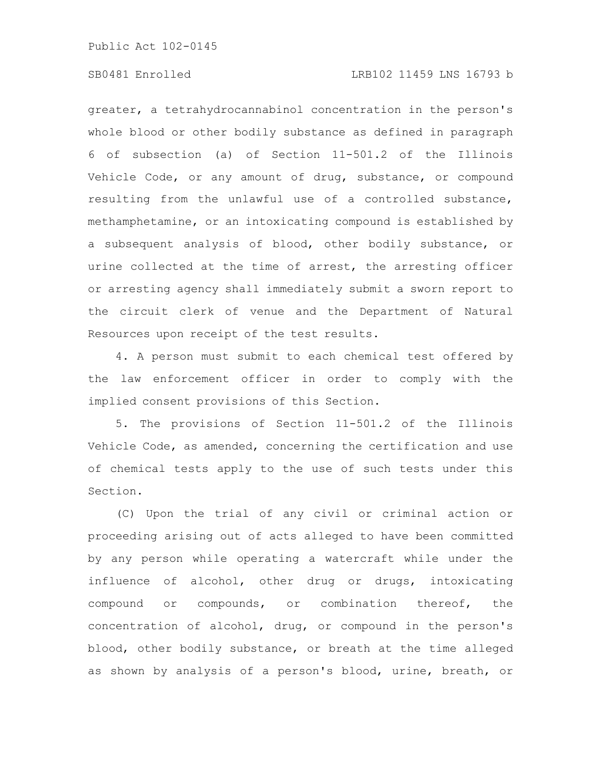greater, a tetrahydrocannabinol concentration in the person's whole blood or other bodily substance as defined in paragraph 6 of subsection (a) of Section 11-501.2 of the Illinois Vehicle Code, or any amount of drug, substance, or compound resulting from the unlawful use of a controlled substance, methamphetamine, or an intoxicating compound is established by a subsequent analysis of blood, other bodily substance, or urine collected at the time of arrest, the arresting officer or arresting agency shall immediately submit a sworn report to the circuit clerk of venue and the Department of Natural Resources upon receipt of the test results.

4. A person must submit to each chemical test offered by the law enforcement officer in order to comply with the implied consent provisions of this Section.

5. The provisions of Section 11-501.2 of the Illinois Vehicle Code, as amended, concerning the certification and use of chemical tests apply to the use of such tests under this Section.

(C) Upon the trial of any civil or criminal action or proceeding arising out of acts alleged to have been committed by any person while operating a watercraft while under the influence of alcohol, other drug or drugs, intoxicating compound or compounds, or combination thereof, the concentration of alcohol, drug, or compound in the person's blood, other bodily substance, or breath at the time alleged as shown by analysis of a person's blood, urine, breath, or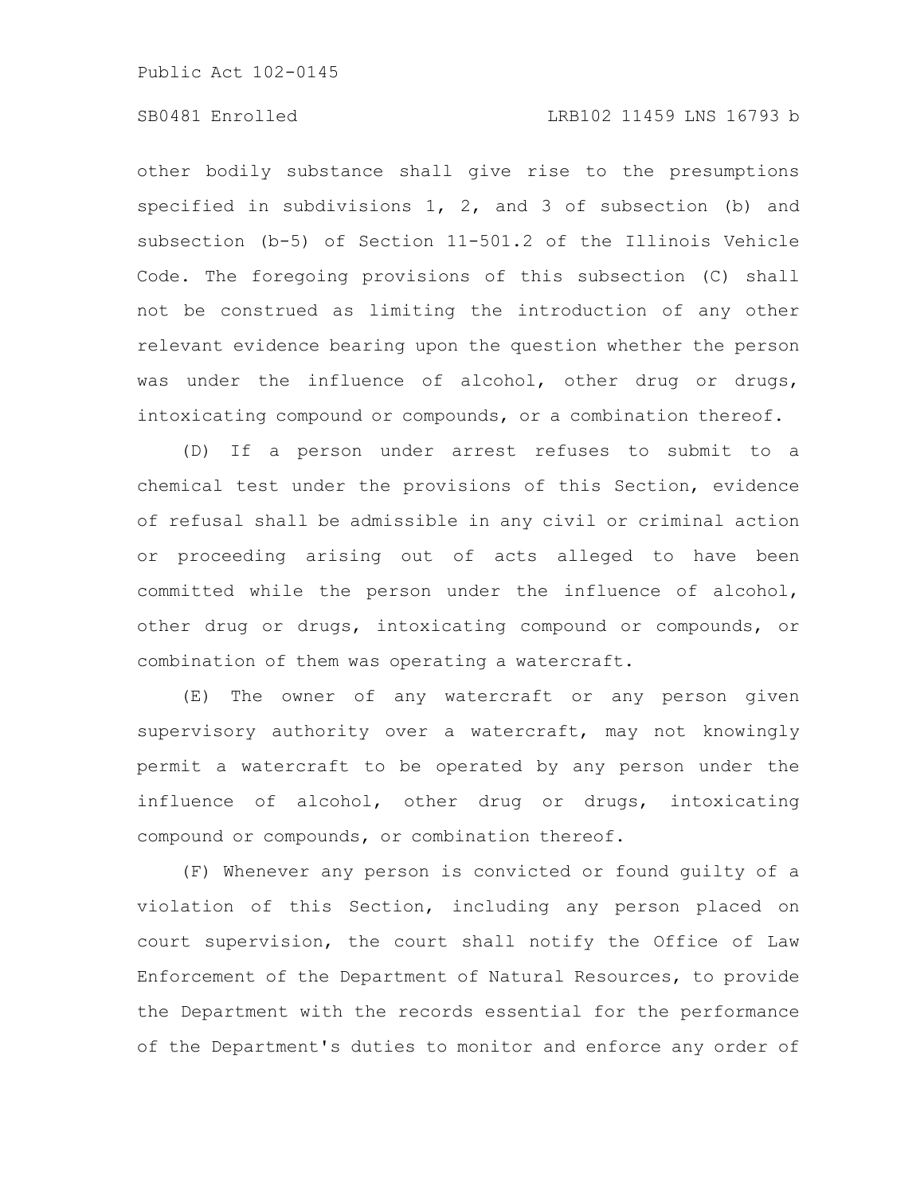other bodily substance shall give rise to the presumptions specified in subdivisions 1, 2, and 3 of subsection (b) and subsection (b-5) of Section 11-501.2 of the Illinois Vehicle Code. The foregoing provisions of this subsection (C) shall not be construed as limiting the introduction of any other relevant evidence bearing upon the question whether the person was under the influence of alcohol, other drug or drugs, intoxicating compound or compounds, or a combination thereof.

(D) If a person under arrest refuses to submit to a chemical test under the provisions of this Section, evidence of refusal shall be admissible in any civil or criminal action or proceeding arising out of acts alleged to have been committed while the person under the influence of alcohol, other drug or drugs, intoxicating compound or compounds, or combination of them was operating a watercraft.

(E) The owner of any watercraft or any person given supervisory authority over a watercraft, may not knowingly permit a watercraft to be operated by any person under the influence of alcohol, other drug or drugs, intoxicating compound or compounds, or combination thereof.

(F) Whenever any person is convicted or found guilty of a violation of this Section, including any person placed on court supervision, the court shall notify the Office of Law Enforcement of the Department of Natural Resources, to provide the Department with the records essential for the performance of the Department's duties to monitor and enforce any order of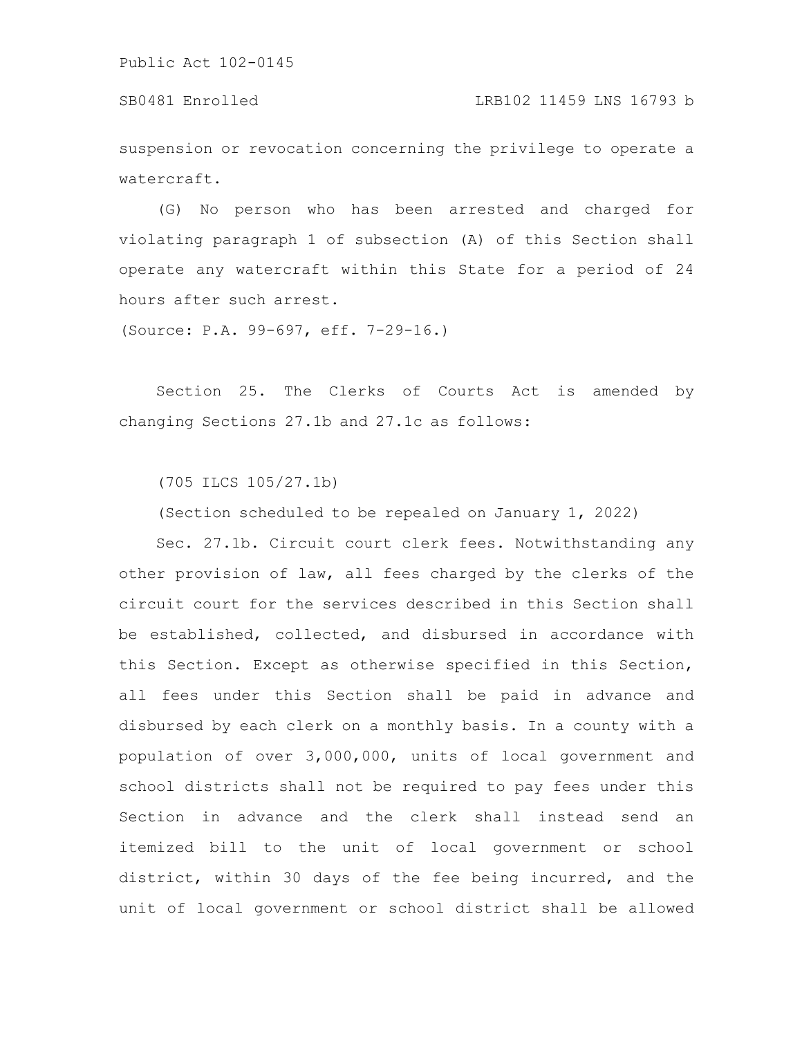suspension or revocation concerning the privilege to operate a watercraft.

(G) No person who has been arrested and charged for violating paragraph 1 of subsection (A) of this Section shall operate any watercraft within this State for a period of 24 hours after such arrest.

(Source: P.A. 99-697, eff. 7-29-16.)

Section 25. The Clerks of Courts Act is amended by changing Sections 27.1b and 27.1c as follows:

(705 ILCS 105/27.1b)

(Section scheduled to be repealed on January 1, 2022)

Sec. 27.1b. Circuit court clerk fees. Notwithstanding any other provision of law, all fees charged by the clerks of the circuit court for the services described in this Section shall be established, collected, and disbursed in accordance with this Section. Except as otherwise specified in this Section, all fees under this Section shall be paid in advance and disbursed by each clerk on a monthly basis. In a county with a population of over 3,000,000, units of local government and school districts shall not be required to pay fees under this Section in advance and the clerk shall instead send an itemized bill to the unit of local government or school district, within 30 days of the fee being incurred, and the unit of local government or school district shall be allowed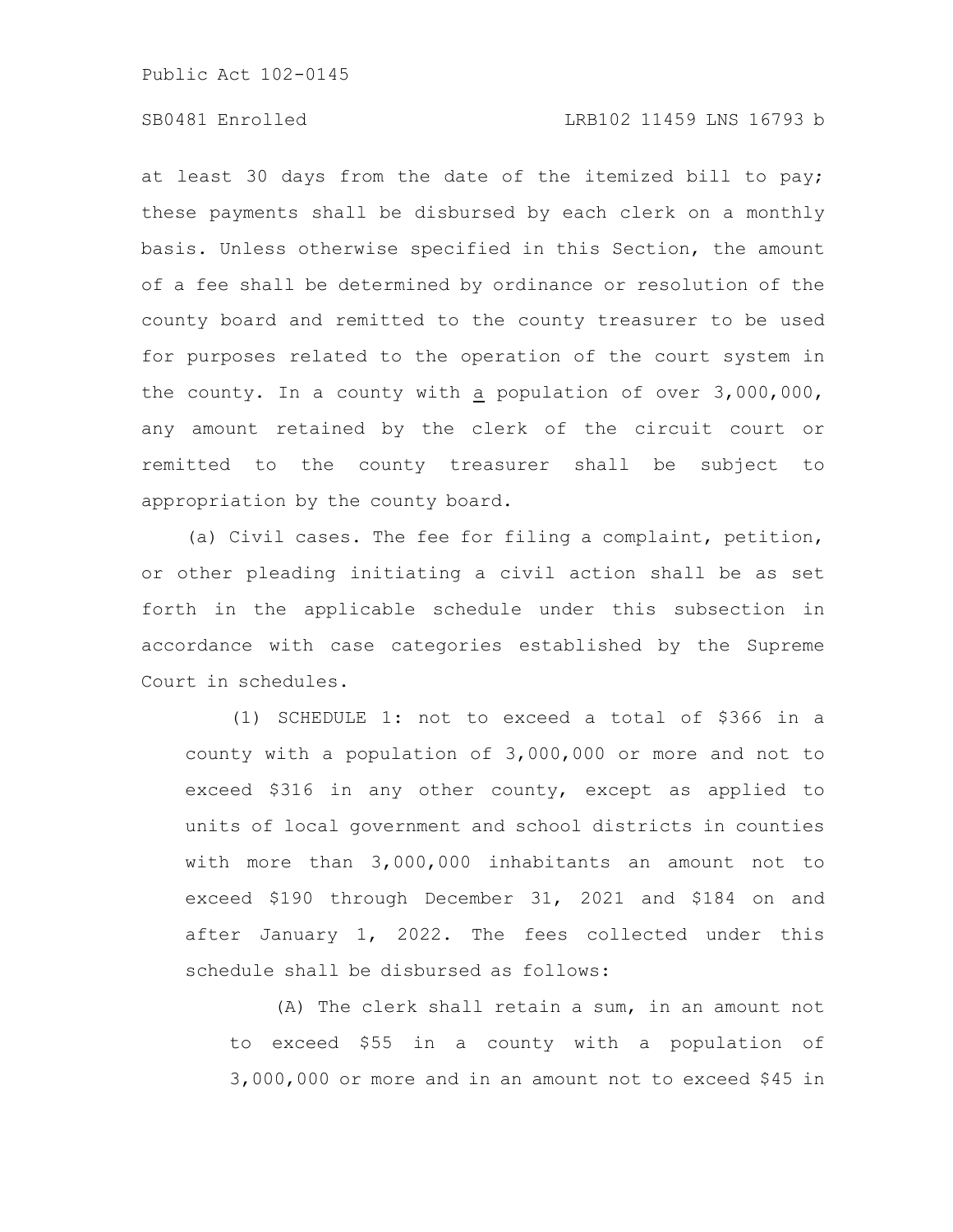at least 30 days from the date of the itemized bill to pay; these payments shall be disbursed by each clerk on a monthly basis. Unless otherwise specified in this Section, the amount of a fee shall be determined by ordinance or resolution of the county board and remitted to the county treasurer to be used for purposes related to the operation of the court system in the county. In a county with a population of over 3,000,000, any amount retained by the clerk of the circuit court or remitted to the county treasurer shall be subject to appropriation by the county board.

(a) Civil cases. The fee for filing a complaint, petition, or other pleading initiating a civil action shall be as set forth in the applicable schedule under this subsection in accordance with case categories established by the Supreme Court in schedules.

(1) SCHEDULE 1: not to exceed a total of $366 in a county with a population of 3,000,000 or more and not to exceed $316 in any other county, except as applied to units of local government and school districts in counties with more than 3,000,000 inhabitants an amount not to exceed $190 through December 31, 2021 and $184 on and after January 1, 2022. The fees collected under this schedule shall be disbursed as follows:

(A) The clerk shall retain a sum, in an amount not to exceed $55 in a county with a population of 3,000,000 or more and in an amount not to exceed $45 in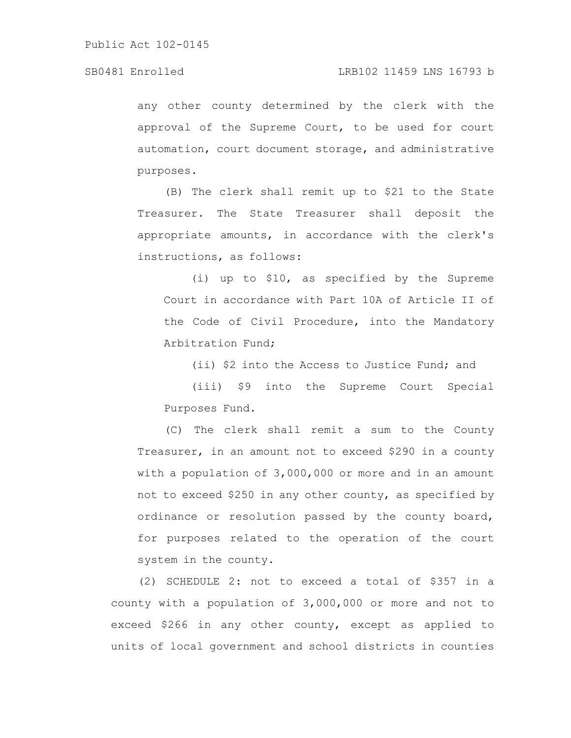any other county determined by the clerk with the approval of the Supreme Court, to be used for court automation, court document storage, and administrative purposes.

(B) The clerk shall remit up to $21 to the State Treasurer. The State Treasurer shall deposit the appropriate amounts, in accordance with the clerk's instructions, as follows:

(i) up to $10, as specified by the Supreme Court in accordance with Part 10A of Article II of the Code of Civil Procedure, into the Mandatory Arbitration Fund;

(ii) $2 into the Access to Justice Fund; and

(iii) $9 into the Supreme Court Special Purposes Fund.

(C) The clerk shall remit a sum to the County Treasurer, in an amount not to exceed $290 in a county with a population of 3,000,000 or more and in an amount not to exceed $250 in any other county, as specified by ordinance or resolution passed by the county board, for purposes related to the operation of the court system in the county.

(2) SCHEDULE 2: not to exceed a total of $357 in a county with a population of 3,000,000 or more and not to exceed $266 in any other county, except as applied to units of local government and school districts in counties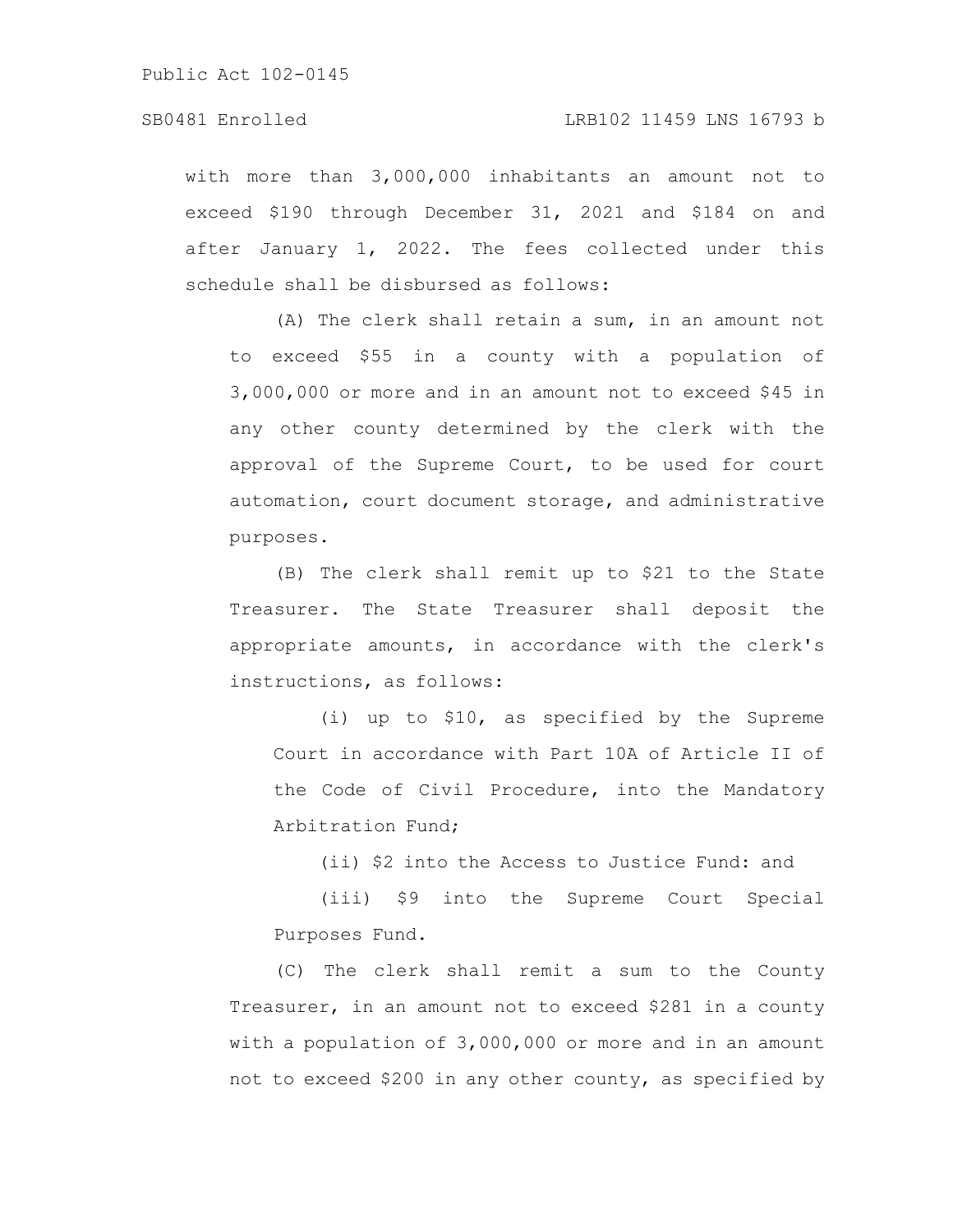with more than 3,000,000 inhabitants an amount not to exceed $190 through December 31, 2021 and $184 on and after January 1, 2022. The fees collected under this schedule shall be disbursed as follows:

(A) The clerk shall retain a sum, in an amount not to exceed $55 in a county with a population of 3,000,000 or more and in an amount not to exceed $45 in any other county determined by the clerk with the approval of the Supreme Court, to be used for court automation, court document storage, and administrative purposes.

(B) The clerk shall remit up to $21 to the State Treasurer. The State Treasurer shall deposit the appropriate amounts, in accordance with the clerk's instructions, as follows:

(i) up to $10, as specified by the Supreme Court in accordance with Part 10A of Article II of the Code of Civil Procedure, into the Mandatory Arbitration Fund;

(ii) $2 into the Access to Justice Fund: and

(iii) $9 into the Supreme Court Special Purposes Fund.

(C) The clerk shall remit a sum to the County Treasurer, in an amount not to exceed $281 in a county with a population of 3,000,000 or more and in an amount not to exceed $200 in any other county, as specified by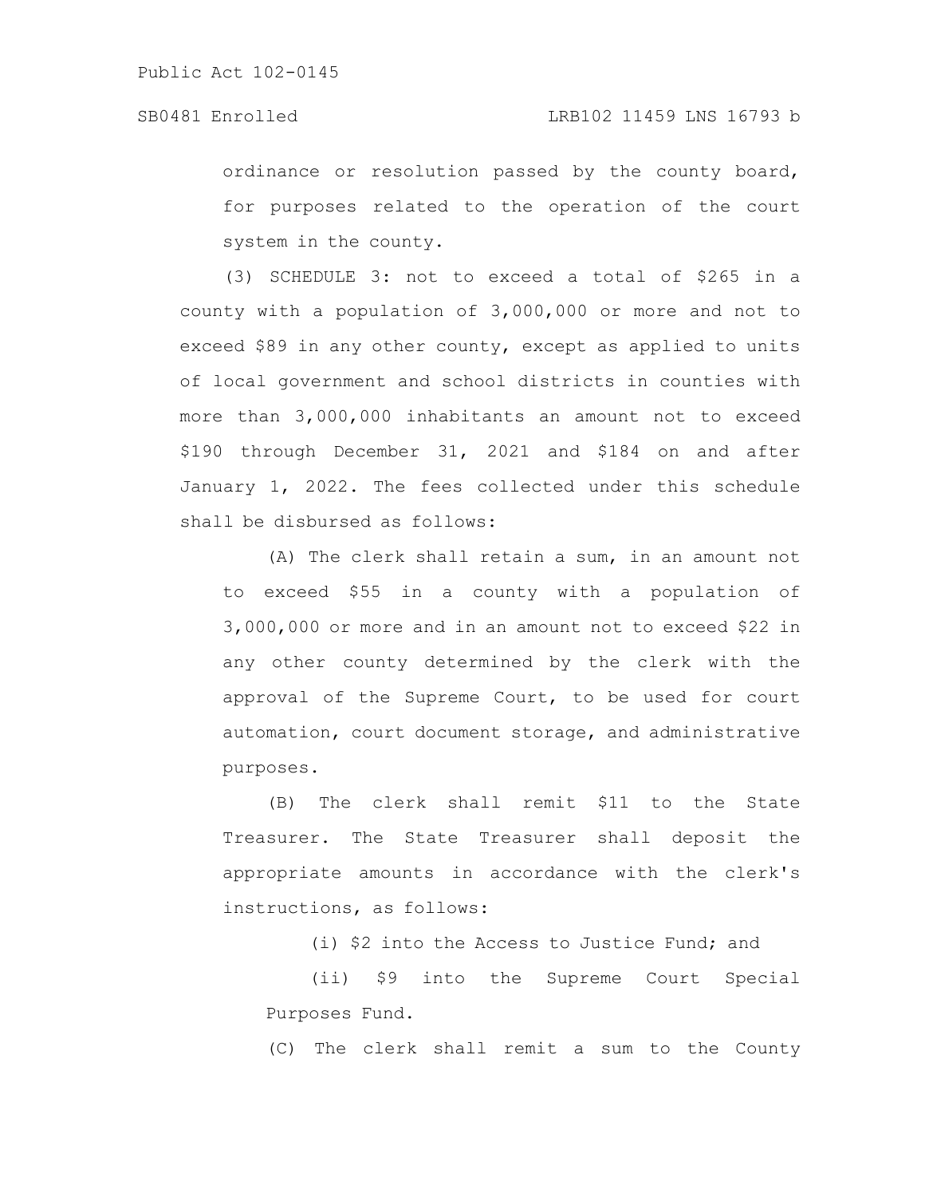ordinance or resolution passed by the county board, for purposes related to the operation of the court system in the county.

(3) SCHEDULE 3: not to exceed a total of $265 in a county with a population of 3,000,000 or more and not to exceed $89 in any other county, except as applied to units of local government and school districts in counties with more than 3,000,000 inhabitants an amount not to exceed $190 through December 31, 2021 and $184 on and after January 1, 2022. The fees collected under this schedule shall be disbursed as follows:

(A) The clerk shall retain a sum, in an amount not to exceed $55 in a county with a population of 3,000,000 or more and in an amount not to exceed $22 in any other county determined by the clerk with the approval of the Supreme Court, to be used for court automation, court document storage, and administrative purposes.

(B) The clerk shall remit $11 to the State Treasurer. The State Treasurer shall deposit the appropriate amounts in accordance with the clerk's instructions, as follows:

(i) $2 into the Access to Justice Fund; and

(ii) $9 into the Supreme Court Special Purposes Fund.

(C) The clerk shall remit a sum to the County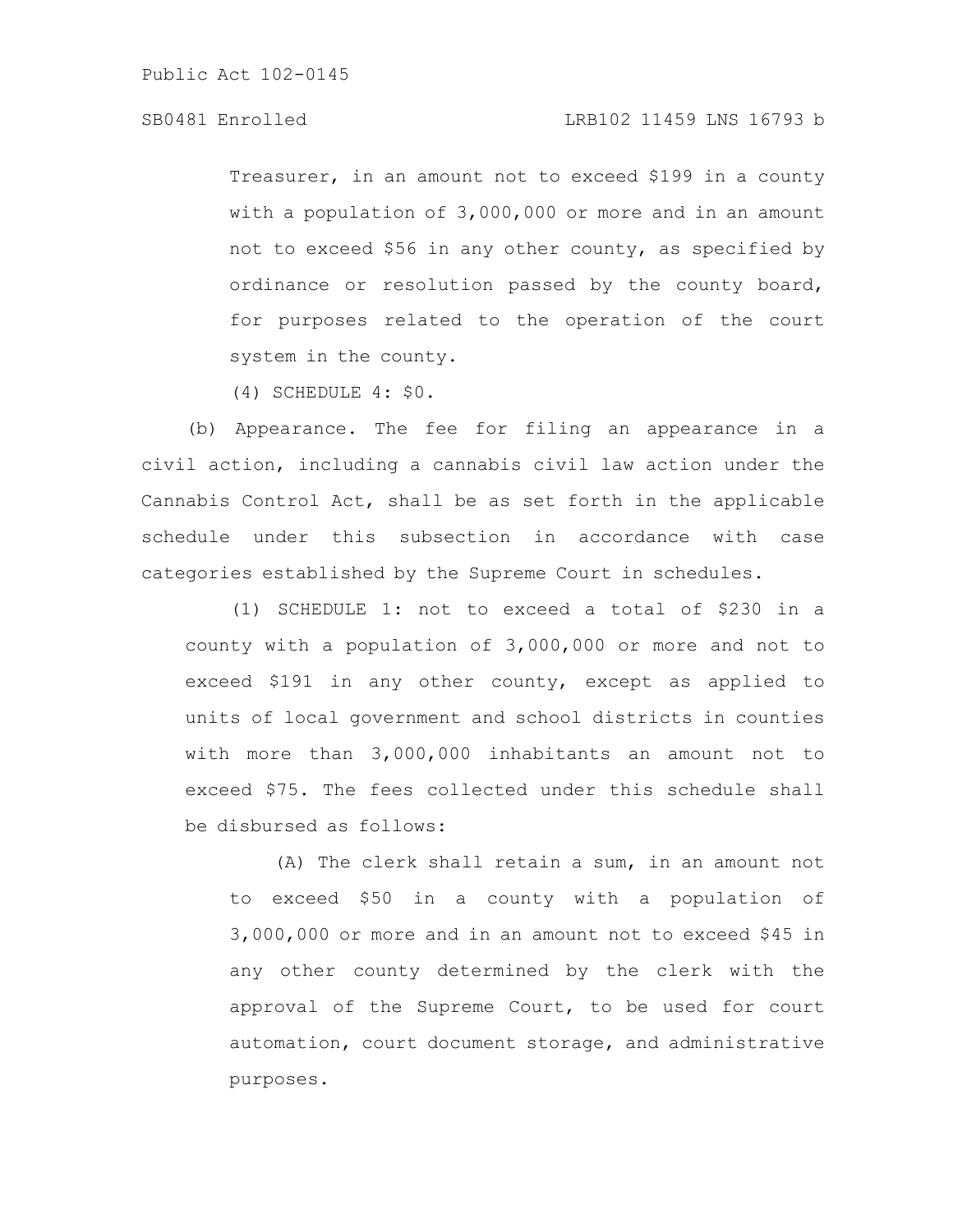Treasurer, in an amount not to exceed $199 in a county with a population of 3,000,000 or more and in an amount not to exceed $56 in any other county, as specified by ordinance or resolution passed by the county board, for purposes related to the operation of the court system in the county.

(4) SCHEDULE 4: $0.

(b) Appearance. The fee for filing an appearance in a civil action, including a cannabis civil law action under the Cannabis Control Act, shall be as set forth in the applicable schedule under this subsection in accordance with case categories established by the Supreme Court in schedules.

(1) SCHEDULE 1: not to exceed a total of $230 in a county with a population of 3,000,000 or more and not to exceed $191 in any other county, except as applied to units of local government and school districts in counties with more than 3,000,000 inhabitants an amount not to exceed $75. The fees collected under this schedule shall be disbursed as follows:

(A) The clerk shall retain a sum, in an amount not to exceed $50 in a county with a population of 3,000,000 or more and in an amount not to exceed $45 in any other county determined by the clerk with the approval of the Supreme Court, to be used for court automation, court document storage, and administrative purposes.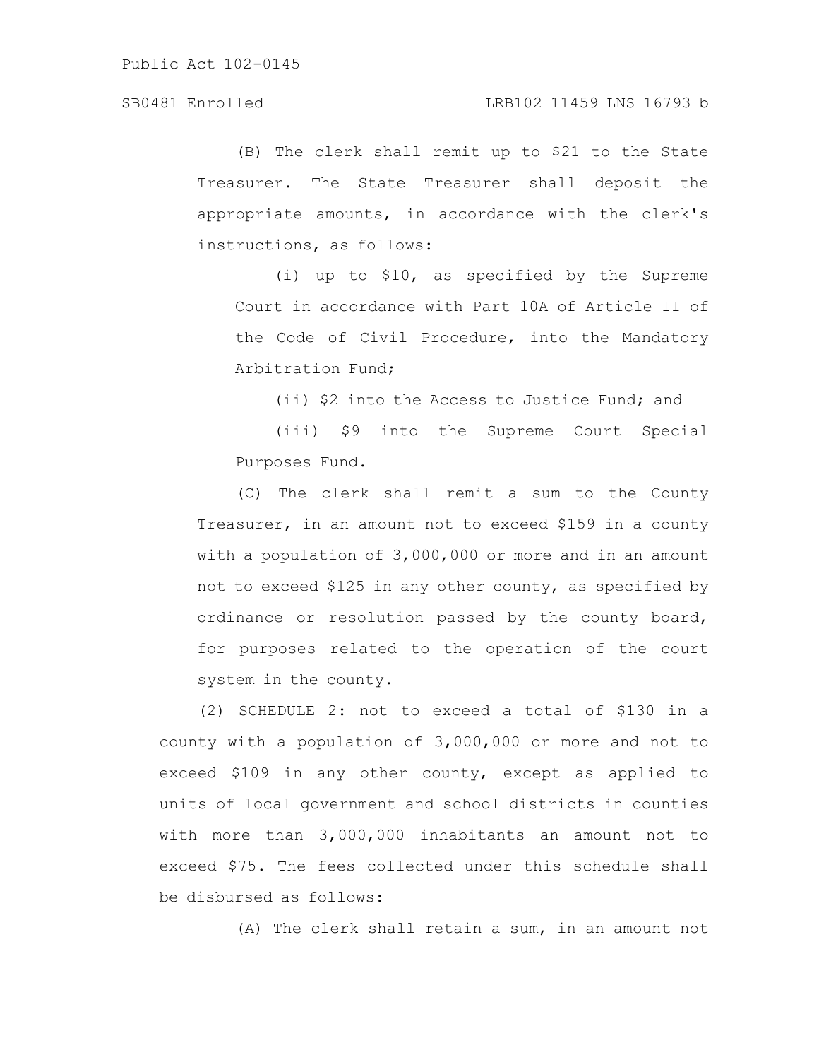(B) The clerk shall remit up to $21 to the State Treasurer. The State Treasurer shall deposit the appropriate amounts, in accordance with the clerk's instructions, as follows:

(i) up to $10, as specified by the Supreme Court in accordance with Part 10A of Article II of the Code of Civil Procedure, into the Mandatory Arbitration Fund;

(ii) $2 into the Access to Justice Fund; and

(iii) $9 into the Supreme Court Special Purposes Fund.

(C) The clerk shall remit a sum to the County Treasurer, in an amount not to exceed $159 in a county with a population of 3,000,000 or more and in an amount not to exceed $125 in any other county, as specified by ordinance or resolution passed by the county board, for purposes related to the operation of the court system in the county.

(2) SCHEDULE 2: not to exceed a total of $130 in a county with a population of 3,000,000 or more and not to exceed $109 in any other county, except as applied to units of local government and school districts in counties with more than 3,000,000 inhabitants an amount not to exceed $75. The fees collected under this schedule shall be disbursed as follows:

(A) The clerk shall retain a sum, in an amount not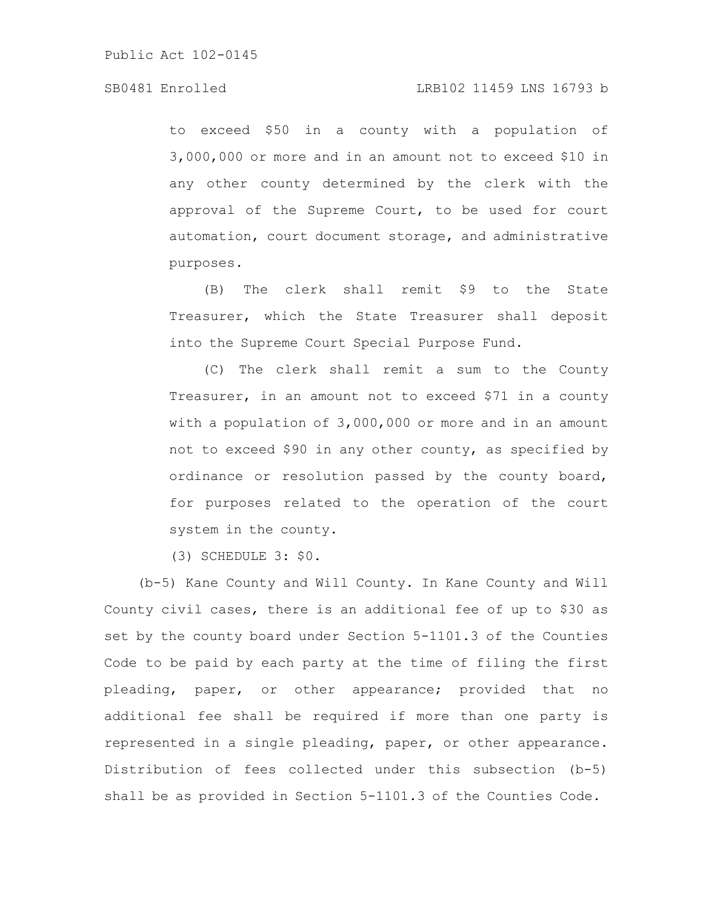to exceed $50 in a county with a population of 3,000,000 or more and in an amount not to exceed $10 in any other county determined by the clerk with the approval of the Supreme Court, to be used for court automation, court document storage, and administrative purposes.

(B) The clerk shall remit $9 to the State Treasurer, which the State Treasurer shall deposit into the Supreme Court Special Purpose Fund.

(C) The clerk shall remit a sum to the County Treasurer, in an amount not to exceed $71 in a county with a population of 3,000,000 or more and in an amount not to exceed $90 in any other county, as specified by ordinance or resolution passed by the county board, for purposes related to the operation of the court system in the county.

(3) SCHEDULE 3: $0.

(b-5) Kane County and Will County. In Kane County and Will County civil cases, there is an additional fee of up to $30 as set by the county board under Section 5-1101.3 of the Counties Code to be paid by each party at the time of filing the first pleading, paper, or other appearance; provided that no additional fee shall be required if more than one party is represented in a single pleading, paper, or other appearance. Distribution of fees collected under this subsection (b-5) shall be as provided in Section 5-1101.3 of the Counties Code.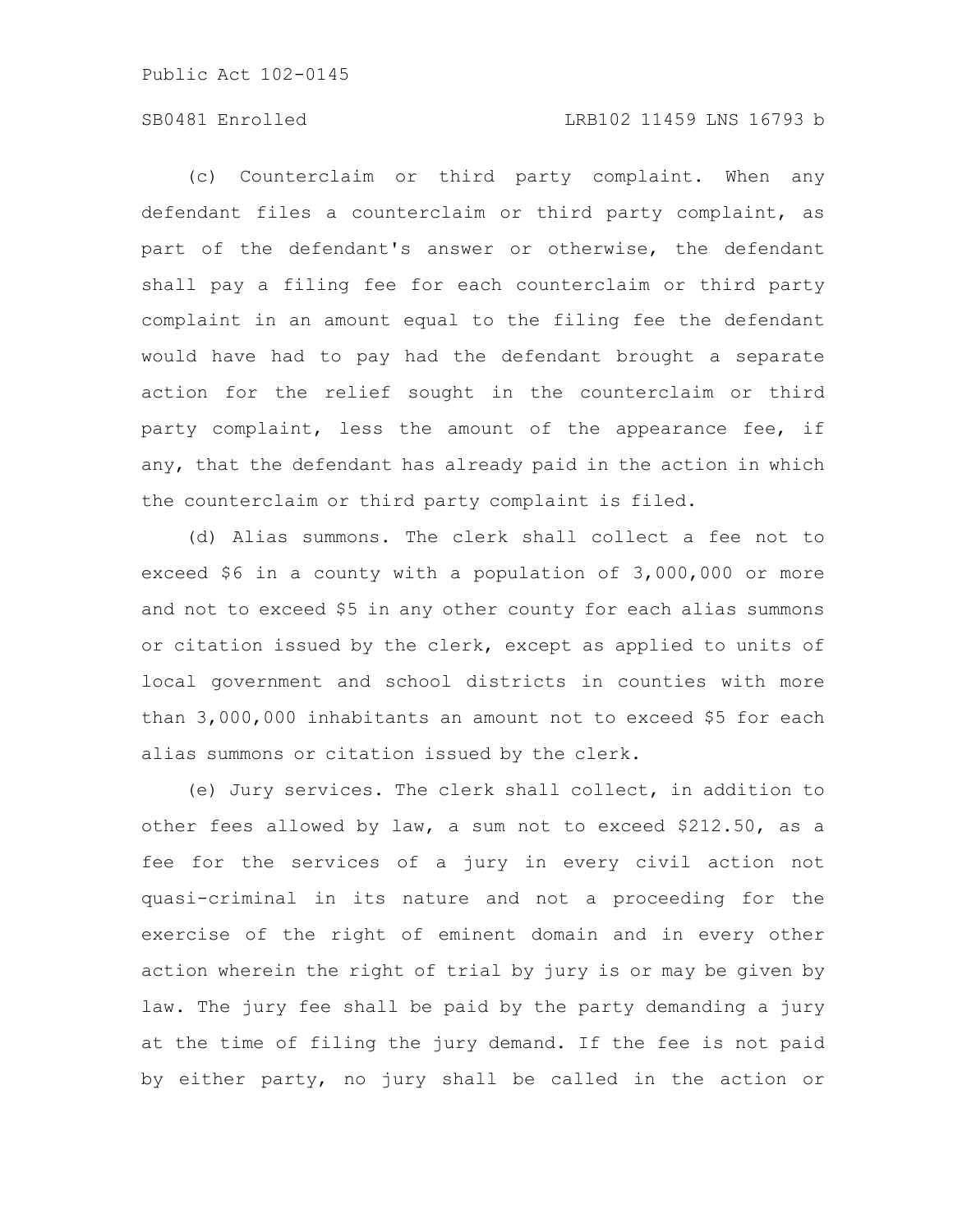(c) Counterclaim or third party complaint. When any defendant files a counterclaim or third party complaint, as part of the defendant's answer or otherwise, the defendant shall pay a filing fee for each counterclaim or third party complaint in an amount equal to the filing fee the defendant would have had to pay had the defendant brought a separate action for the relief sought in the counterclaim or third party complaint, less the amount of the appearance fee, if any, that the defendant has already paid in the action in which the counterclaim or third party complaint is filed.

(d) Alias summons. The clerk shall collect a fee not to exceed $6 in a county with a population of 3,000,000 or more and not to exceed $5 in any other county for each alias summons or citation issued by the clerk, except as applied to units of local government and school districts in counties with more than 3,000,000 inhabitants an amount not to exceed $5 for each alias summons or citation issued by the clerk.

(e) Jury services. The clerk shall collect, in addition to other fees allowed by law, a sum not to exceed $212.50, as a fee for the services of a jury in every civil action not quasi-criminal in its nature and not a proceeding for the exercise of the right of eminent domain and in every other action wherein the right of trial by jury is or may be given by law. The jury fee shall be paid by the party demanding a jury at the time of filing the jury demand. If the fee is not paid by either party, no jury shall be called in the action or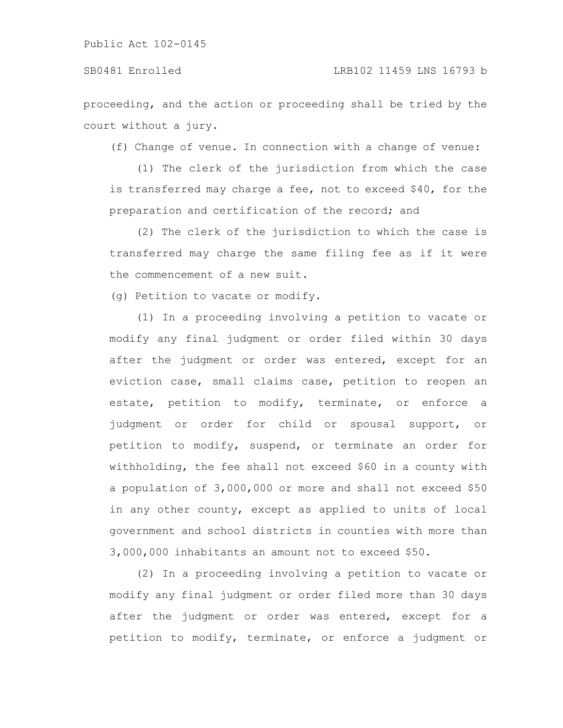proceeding, and the action or proceeding shall be tried by the court without a jury.

(f) Change of venue. In connection with a change of venue:

(1) The clerk of the jurisdiction from which the case is transferred may charge a fee, not to exceed $40, for the preparation and certification of the record; and

(2) The clerk of the jurisdiction to which the case is transferred may charge the same filing fee as if it were the commencement of a new suit.

(g) Petition to vacate or modify.

(1) In a proceeding involving a petition to vacate or modify any final judgment or order filed within 30 days after the judgment or order was entered, except for an eviction case, small claims case, petition to reopen an estate, petition to modify, terminate, or enforce a judgment or order for child or spousal support, or petition to modify, suspend, or terminate an order for withholding, the fee shall not exceed $60 in a county with a population of 3,000,000 or more and shall not exceed $50 in any other county, except as applied to units of local government and school districts in counties with more than 3,000,000 inhabitants an amount not to exceed $50.

(2) In a proceeding involving a petition to vacate or modify any final judgment or order filed more than 30 days after the judgment or order was entered, except for a petition to modify, terminate, or enforce a judgment or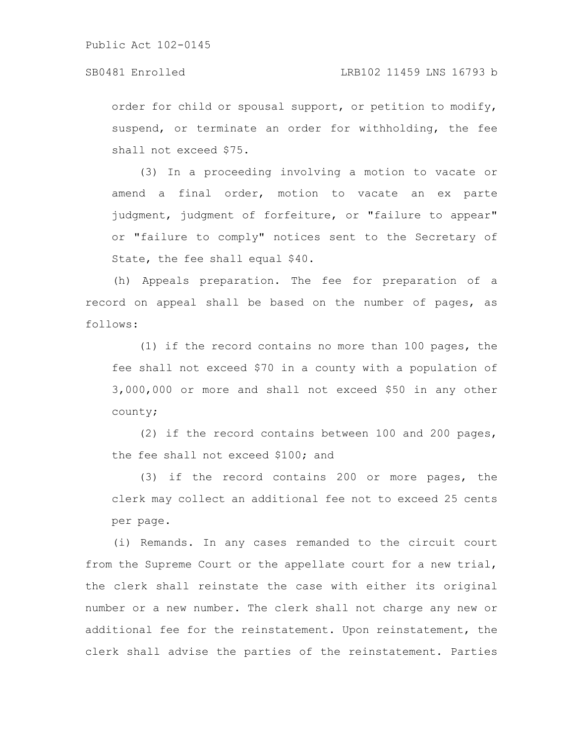order for child or spousal support, or petition to modify, suspend, or terminate an order for withholding, the fee shall not exceed $75.

(3) In a proceeding involving a motion to vacate or amend a final order, motion to vacate an ex parte judgment, judgment of forfeiture, or "failure to appear" or "failure to comply" notices sent to the Secretary of State, the fee shall equal $40.

(h) Appeals preparation. The fee for preparation of a record on appeal shall be based on the number of pages, as follows:

(1) if the record contains no more than 100 pages, the fee shall not exceed $70 in a county with a population of 3,000,000 or more and shall not exceed $50 in any other county;

(2) if the record contains between 100 and 200 pages, the fee shall not exceed $100; and

(3) if the record contains 200 or more pages, the clerk may collect an additional fee not to exceed 25 cents per page.

(i) Remands. In any cases remanded to the circuit court from the Supreme Court or the appellate court for a new trial, the clerk shall reinstate the case with either its original number or a new number. The clerk shall not charge any new or additional fee for the reinstatement. Upon reinstatement, the clerk shall advise the parties of the reinstatement. Parties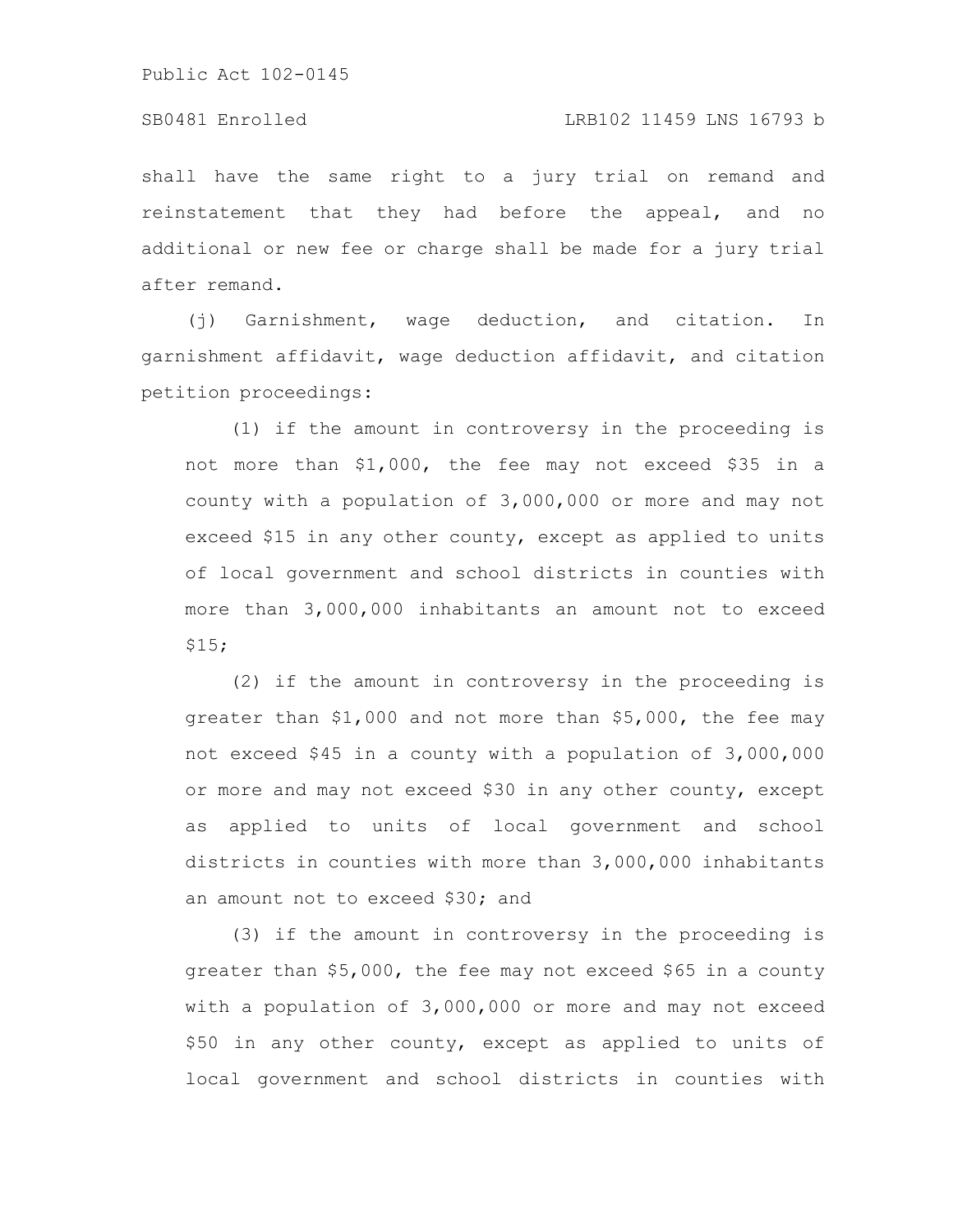shall have the same right to a jury trial on remand and reinstatement that they had before the appeal, and no additional or new fee or charge shall be made for a jury trial after remand.

(j) Garnishment, wage deduction, and citation. In garnishment affidavit, wage deduction affidavit, and citation petition proceedings:

(1) if the amount in controversy in the proceeding is not more than $1,000, the fee may not exceed $35 in a county with a population of 3,000,000 or more and may not exceed $15 in any other county, except as applied to units of local government and school districts in counties with more than 3,000,000 inhabitants an amount not to exceed $15;

(2) if the amount in controversy in the proceeding is greater than $1,000 and not more than $5,000, the fee may not exceed $45 in a county with a population of 3,000,000 or more and may not exceed $30 in any other county, except as applied to units of local government and school districts in counties with more than 3,000,000 inhabitants an amount not to exceed $30; and

(3) if the amount in controversy in the proceeding is greater than $5,000, the fee may not exceed $65 in a county with a population of 3,000,000 or more and may not exceed $50 in any other county, except as applied to units of local government and school districts in counties with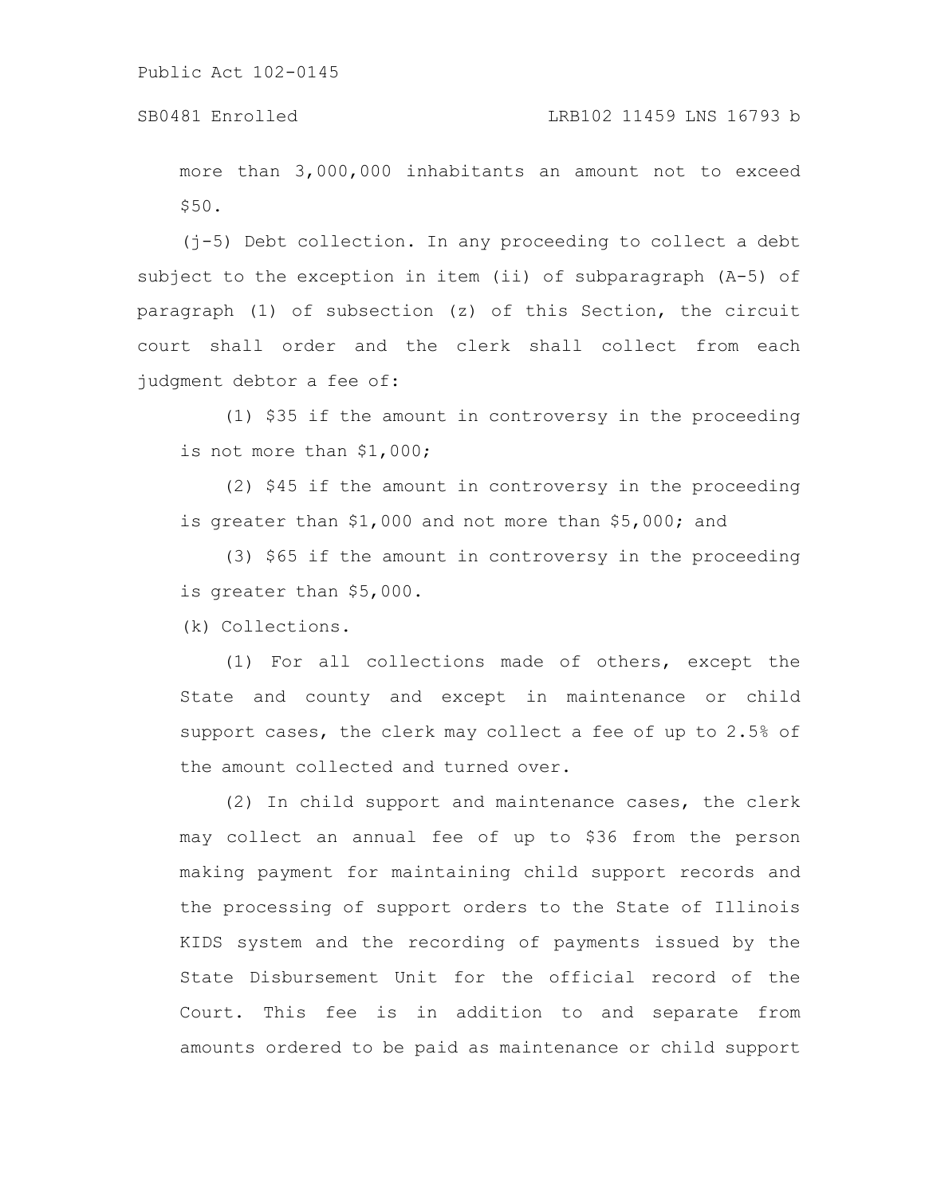more than 3,000,000 inhabitants an amount not to exceed $50.

(j-5) Debt collection. In any proceeding to collect a debt subject to the exception in item (ii) of subparagraph (A-5) of paragraph (1) of subsection (z) of this Section, the circuit court shall order and the clerk shall collect from each judgment debtor a fee of:

(1) $35 if the amount in controversy in the proceeding is not more than $1,000;

(2) $45 if the amount in controversy in the proceeding is greater than $1,000 and not more than $5,000; and

(3) $65 if the amount in controversy in the proceeding is greater than $5,000.

(k) Collections.

(1) For all collections made of others, except the State and county and except in maintenance or child support cases, the clerk may collect a fee of up to 2.5% of the amount collected and turned over.

(2) In child support and maintenance cases, the clerk may collect an annual fee of up to $36 from the person making payment for maintaining child support records and the processing of support orders to the State of Illinois KIDS system and the recording of payments issued by the State Disbursement Unit for the official record of the Court. This fee is in addition to and separate from amounts ordered to be paid as maintenance or child support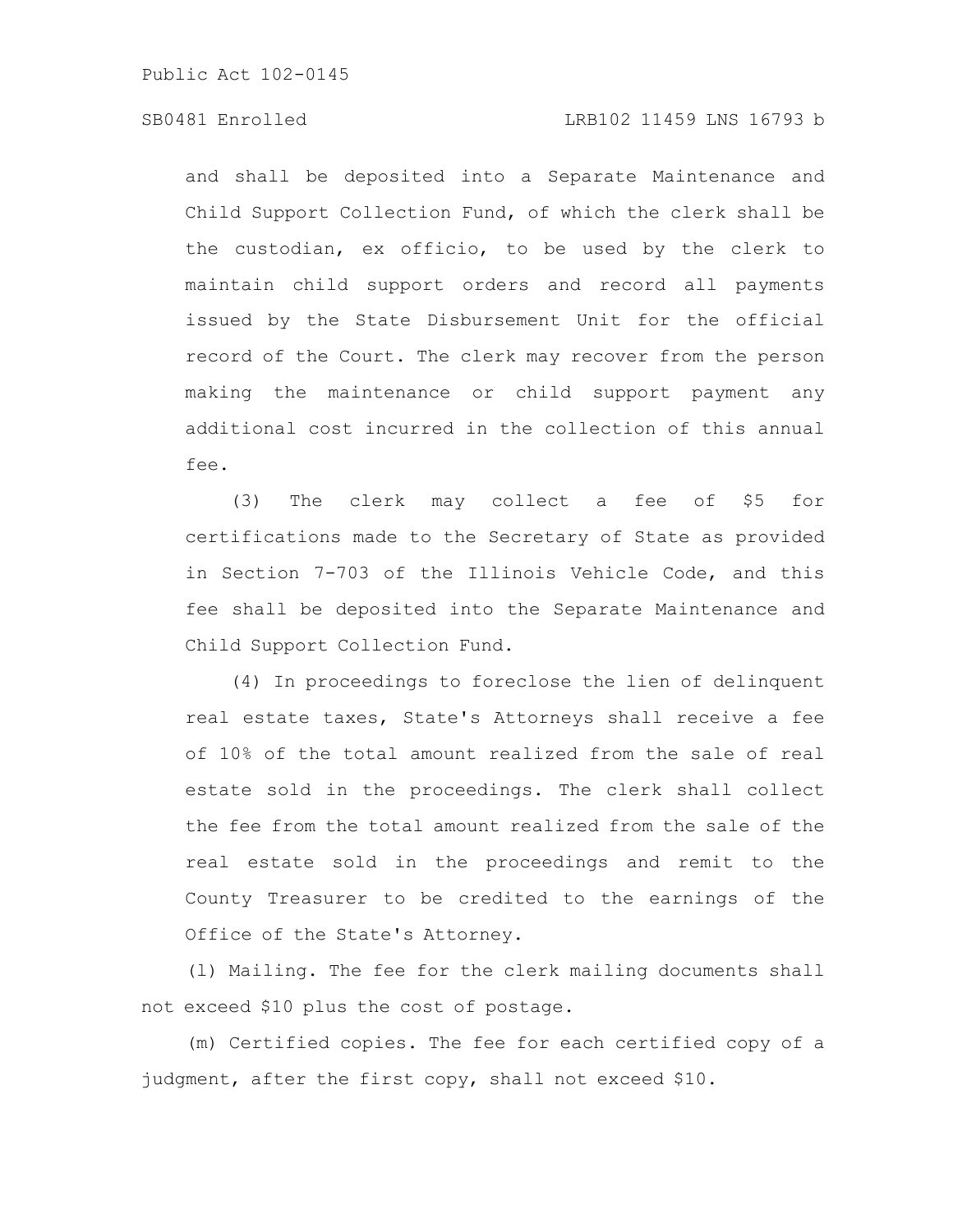and shall be deposited into a Separate Maintenance and Child Support Collection Fund, of which the clerk shall be the custodian, ex officio, to be used by the clerk to maintain child support orders and record all payments issued by the State Disbursement Unit for the official record of the Court. The clerk may recover from the person making the maintenance or child support payment any additional cost incurred in the collection of this annual fee.

(3) The clerk may collect a fee of $5 for certifications made to the Secretary of State as provided in Section 7-703 of the Illinois Vehicle Code, and this fee shall be deposited into the Separate Maintenance and Child Support Collection Fund.

(4) In proceedings to foreclose the lien of delinquent real estate taxes, State's Attorneys shall receive a fee of 10% of the total amount realized from the sale of real estate sold in the proceedings. The clerk shall collect the fee from the total amount realized from the sale of the real estate sold in the proceedings and remit to the County Treasurer to be credited to the earnings of the Office of the State's Attorney.

(l) Mailing. The fee for the clerk mailing documents shall not exceed $10 plus the cost of postage.

(m) Certified copies. The fee for each certified copy of a judgment, after the first copy, shall not exceed $10.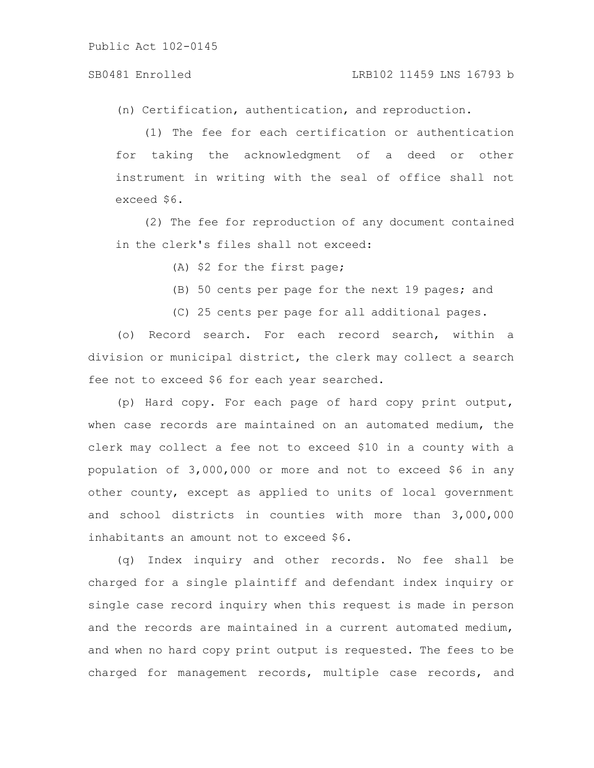(n) Certification, authentication, and reproduction.

(1) The fee for each certification or authentication for taking the acknowledgment of a deed or other instrument in writing with the seal of office shall not exceed $6.

(2) The fee for reproduction of any document contained in the clerk's files shall not exceed:

(A) $2 for the first page;

(B) 50 cents per page for the next 19 pages; and

(C) 25 cents per page for all additional pages.

(o) Record search. For each record search, within a division or municipal district, the clerk may collect a search fee not to exceed $6 for each year searched.

(p) Hard copy. For each page of hard copy print output, when case records are maintained on an automated medium, the clerk may collect a fee not to exceed $10 in a county with a population of 3,000,000 or more and not to exceed $6 in any other county, except as applied to units of local government and school districts in counties with more than 3,000,000 inhabitants an amount not to exceed $6.

(q) Index inquiry and other records. No fee shall be charged for a single plaintiff and defendant index inquiry or single case record inquiry when this request is made in person and the records are maintained in a current automated medium, and when no hard copy print output is requested. The fees to be charged for management records, multiple case records, and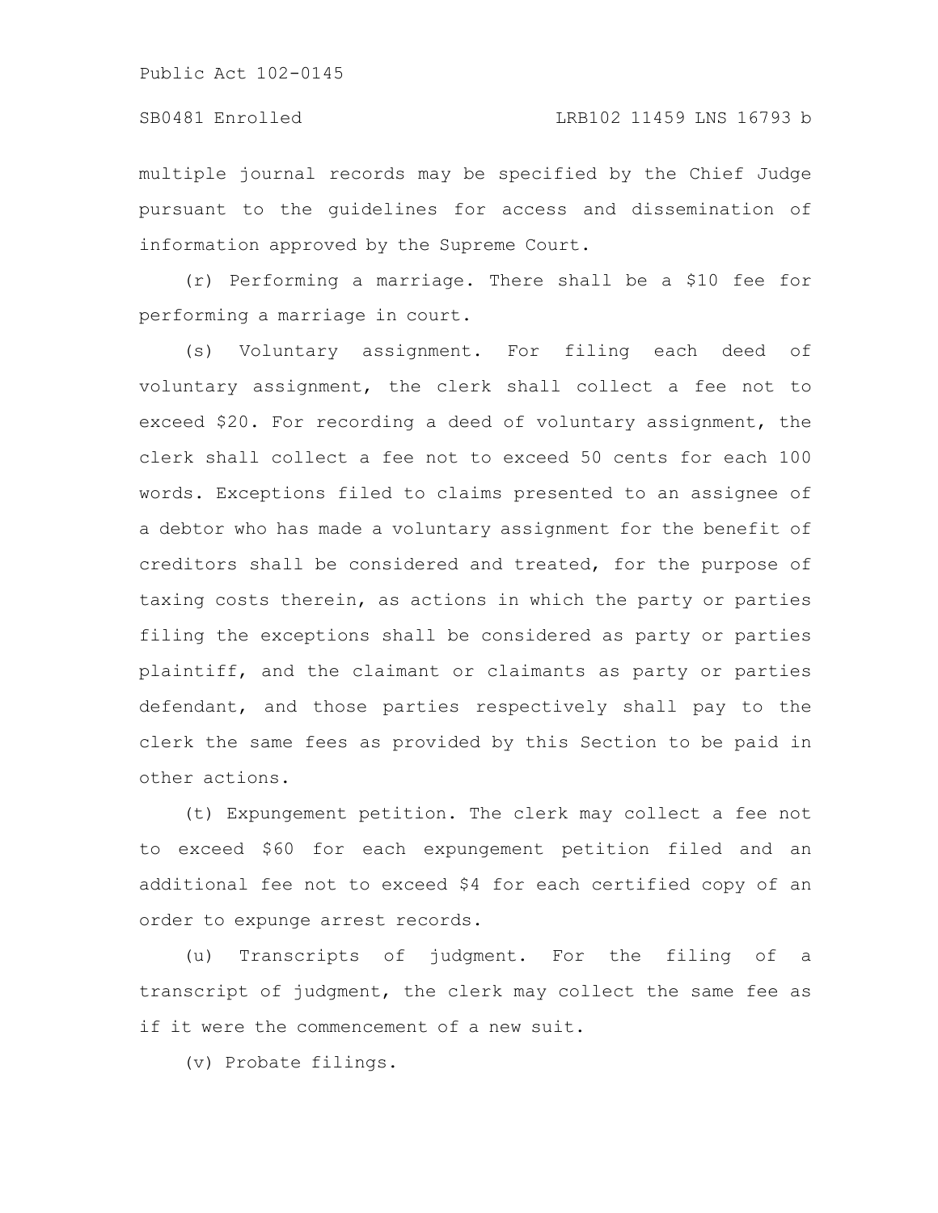multiple journal records may be specified by the Chief Judge pursuant to the guidelines for access and dissemination of information approved by the Supreme Court.

(r) Performing a marriage. There shall be a $10 fee for performing a marriage in court.

(s) Voluntary assignment. For filing each deed of voluntary assignment, the clerk shall collect a fee not to exceed $20. For recording a deed of voluntary assignment, the clerk shall collect a fee not to exceed 50 cents for each 100 words. Exceptions filed to claims presented to an assignee of a debtor who has made a voluntary assignment for the benefit of creditors shall be considered and treated, for the purpose of taxing costs therein, as actions in which the party or parties filing the exceptions shall be considered as party or parties plaintiff, and the claimant or claimants as party or parties defendant, and those parties respectively shall pay to the clerk the same fees as provided by this Section to be paid in other actions.

(t) Expungement petition. The clerk may collect a fee not to exceed $60 for each expungement petition filed and an additional fee not to exceed $4 for each certified copy of an order to expunge arrest records.

(u) Transcripts of judgment. For the filing of a transcript of judgment, the clerk may collect the same fee as if it were the commencement of a new suit.

(v) Probate filings.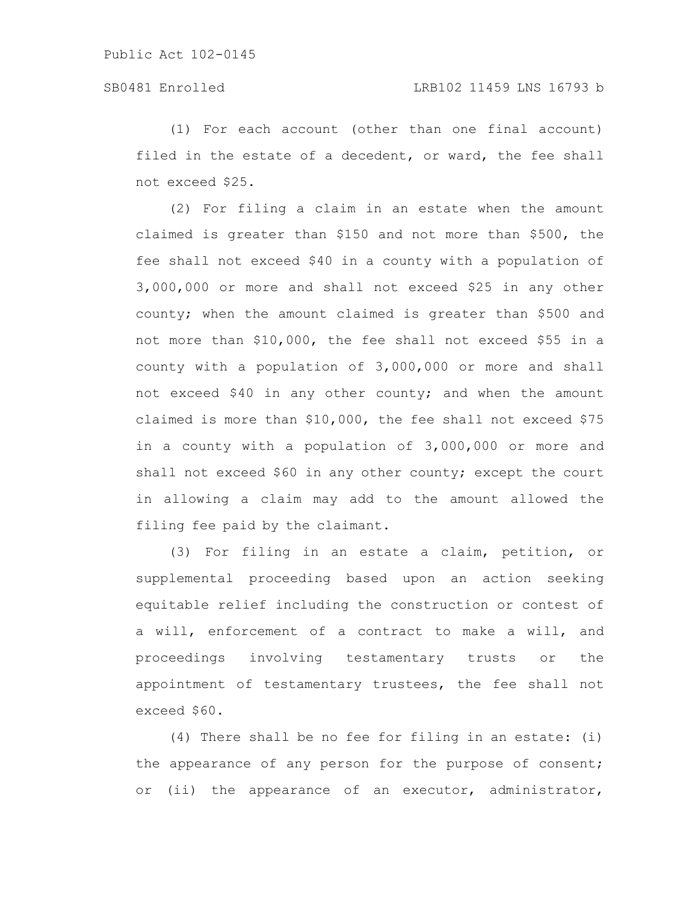(1) For each account (other than one final account) filed in the estate of a decedent, or ward, the fee shall not exceed $25.

(2) For filing a claim in an estate when the amount claimed is greater than $150 and not more than $500, the fee shall not exceed $40 in a county with a population of 3,000,000 or more and shall not exceed $25 in any other county; when the amount claimed is greater than $500 and not more than $10,000, the fee shall not exceed $55 in a county with a population of 3,000,000 or more and shall not exceed $40 in any other county; and when the amount claimed is more than $10,000, the fee shall not exceed $75 in a county with a population of 3,000,000 or more and shall not exceed $60 in any other county; except the court in allowing a claim may add to the amount allowed the filing fee paid by the claimant.

(3) For filing in an estate a claim, petition, or supplemental proceeding based upon an action seeking equitable relief including the construction or contest of a will, enforcement of a contract to make a will, and proceedings involving testamentary trusts or the appointment of testamentary trustees, the fee shall not exceed $60.

(4) There shall be no fee for filing in an estate: (i) the appearance of any person for the purpose of consent; or (ii) the appearance of an executor, administrator,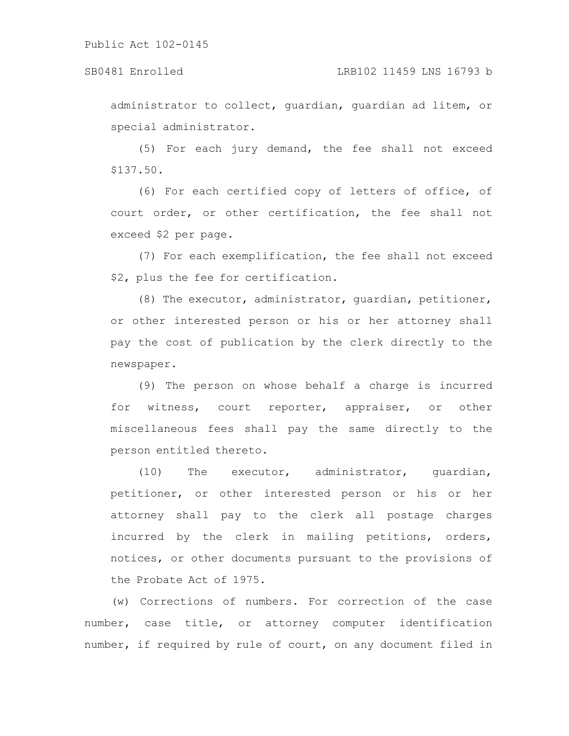administrator to collect, guardian, guardian ad litem, or special administrator.

(5) For each jury demand, the fee shall not exceed $137.50.

(6) For each certified copy of letters of office, of court order, or other certification, the fee shall not exceed $2 per page.

(7) For each exemplification, the fee shall not exceed $2, plus the fee for certification.

(8) The executor, administrator, guardian, petitioner, or other interested person or his or her attorney shall pay the cost of publication by the clerk directly to the newspaper.

(9) The person on whose behalf a charge is incurred for witness, court reporter, appraiser, or other miscellaneous fees shall pay the same directly to the person entitled thereto.

(10) The executor, administrator, guardian, petitioner, or other interested person or his or her attorney shall pay to the clerk all postage charges incurred by the clerk in mailing petitions, orders, notices, or other documents pursuant to the provisions of the Probate Act of 1975.

(w) Corrections of numbers. For correction of the case number, case title, or attorney computer identification number, if required by rule of court, on any document filed in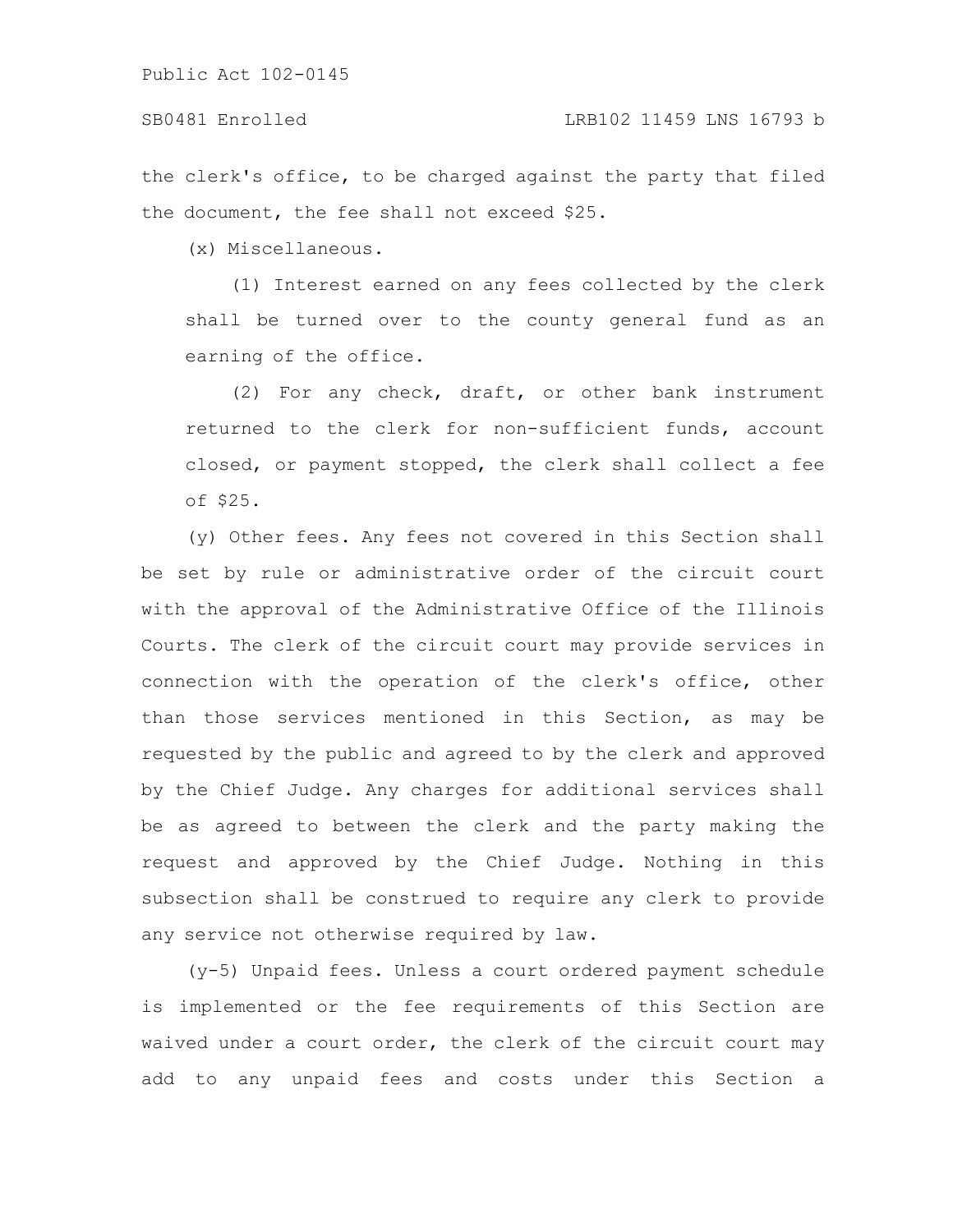the clerk's office, to be charged against the party that filed the document, the fee shall not exceed $25.

(x) Miscellaneous.

(1) Interest earned on any fees collected by the clerk shall be turned over to the county general fund as an earning of the office.

(2) For any check, draft, or other bank instrument returned to the clerk for non-sufficient funds, account closed, or payment stopped, the clerk shall collect a fee of $25.

(y) Other fees. Any fees not covered in this Section shall be set by rule or administrative order of the circuit court with the approval of the Administrative Office of the Illinois Courts. The clerk of the circuit court may provide services in connection with the operation of the clerk's office, other than those services mentioned in this Section, as may be requested by the public and agreed to by the clerk and approved by the Chief Judge. Any charges for additional services shall be as agreed to between the clerk and the party making the request and approved by the Chief Judge. Nothing in this subsection shall be construed to require any clerk to provide any service not otherwise required by law.

(y-5) Unpaid fees. Unless a court ordered payment schedule is implemented or the fee requirements of this Section are waived under a court order, the clerk of the circuit court may add to any unpaid fees and costs under this Section a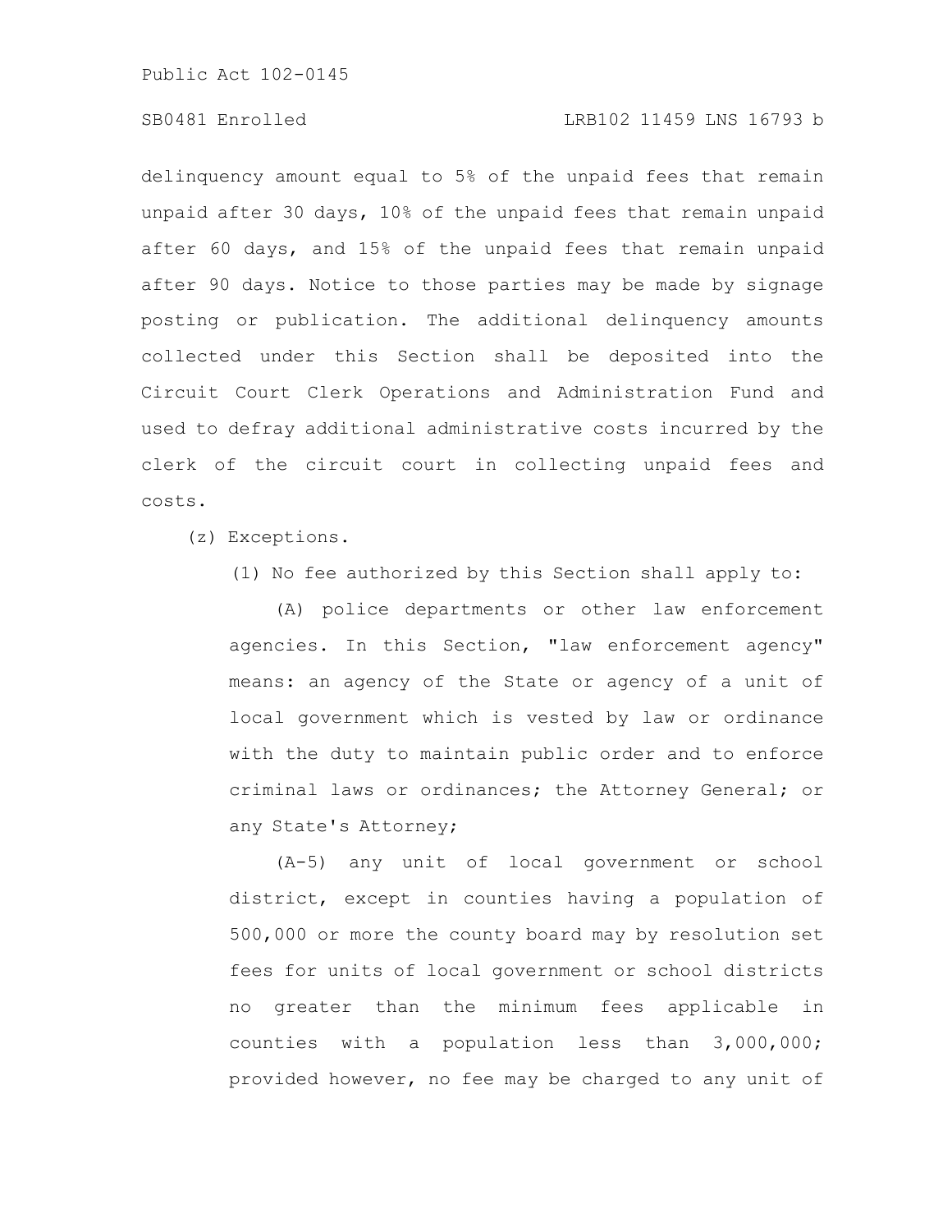delinquency amount equal to 5% of the unpaid fees that remain unpaid after 30 days, 10% of the unpaid fees that remain unpaid after 60 days, and 15% of the unpaid fees that remain unpaid after 90 days. Notice to those parties may be made by signage posting or publication. The additional delinquency amounts collected under this Section shall be deposited into the Circuit Court Clerk Operations and Administration Fund and used to defray additional administrative costs incurred by the clerk of the circuit court in collecting unpaid fees and costs.

(z) Exceptions.

(1) No fee authorized by this Section shall apply to:

(A) police departments or other law enforcement agencies. In this Section, "law enforcement agency" means: an agency of the State or agency of a unit of local government which is vested by law or ordinance with the duty to maintain public order and to enforce criminal laws or ordinances; the Attorney General; or any State's Attorney;

(A-5) any unit of local government or school district, except in counties having a population of 500,000 or more the county board may by resolution set fees for units of local government or school districts no greater than the minimum fees applicable in counties with a population less than 3,000,000; provided however, no fee may be charged to any unit of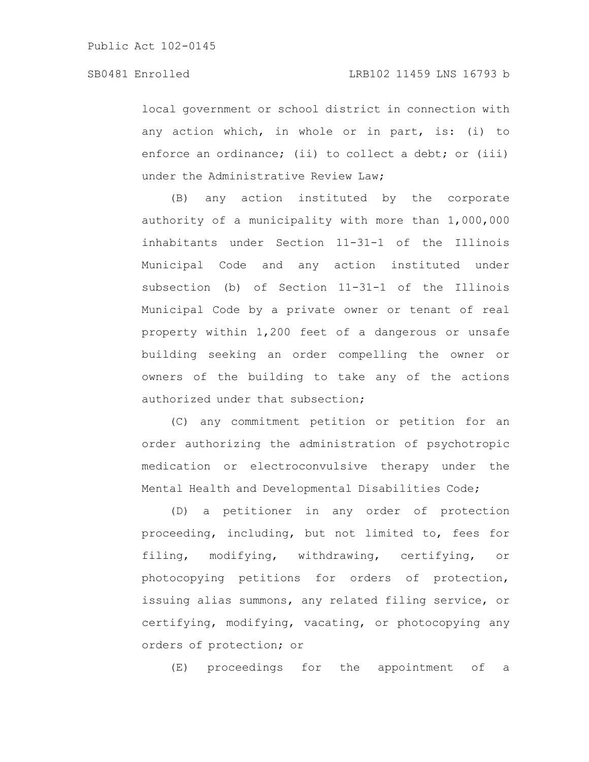local government or school district in connection with any action which, in whole or in part, is: (i) to enforce an ordinance; (ii) to collect a debt; or (iii) under the Administrative Review Law;

(B) any action instituted by the corporate authority of a municipality with more than 1,000,000 inhabitants under Section 11-31-1 of the Illinois Municipal Code and any action instituted under subsection (b) of Section 11-31-1 of the Illinois Municipal Code by a private owner or tenant of real property within 1,200 feet of a dangerous or unsafe building seeking an order compelling the owner or owners of the building to take any of the actions authorized under that subsection;

(C) any commitment petition or petition for an order authorizing the administration of psychotropic medication or electroconvulsive therapy under the Mental Health and Developmental Disabilities Code;

(D) a petitioner in any order of protection proceeding, including, but not limited to, fees for filing, modifying, withdrawing, certifying, or photocopying petitions for orders of protection, issuing alias summons, any related filing service, or certifying, modifying, vacating, or photocopying any orders of protection; or

(E) proceedings for the appointment of a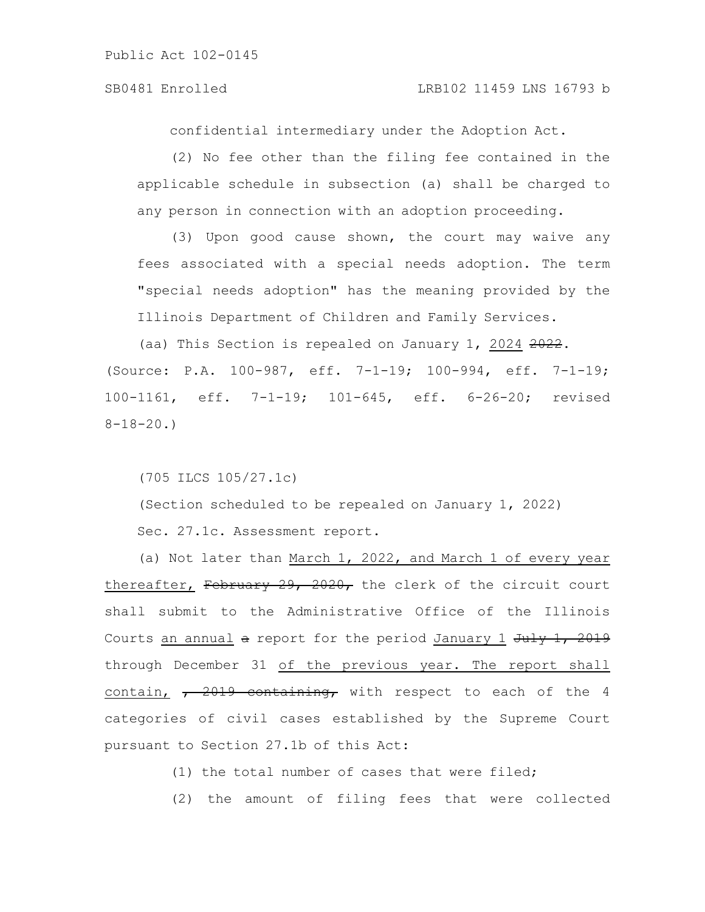confidential intermediary under the Adoption Act.

(2) No fee other than the filing fee contained in the applicable schedule in subsection (a) shall be charged to any person in connection with an adoption proceeding.

(3) Upon good cause shown, the court may waive any fees associated with a special needs adoption. The term "special needs adoption" has the meaning provided by the Illinois Department of Children and Family Services.

(aa) This Section is repealed on January 1, <u>2024</u> ~~2022~~.

(Source: P.A. 100-987, eff. 7-1-19; 100-994, eff. 7-1-19; 100-1161, eff. 7-1-19; 101-645, eff. 6-26-20; revised 8-18-20.)

(705 ILCS 105/27.1c)

(Section scheduled to be repealed on January 1, 2022)

Sec. 27.1c. Assessment report.

(a) Not later than <u>March 1, 2022, and March 1 of every year thereafter,</u> ~~February 29, 2020,~~ the clerk of the circuit court shall submit to the Administrative Office of the Illinois Courts <u>an annual</u> ~~a~~ report for the period <u>January 1</u> ~~July 1, 2019~~ through December 31 <u>of the previous year. The report shall contain,</u> ~~, 2019 containing,~~ with respect to each of the 4 categories of civil cases established by the Supreme Court pursuant to Section 27.1b of this Act:

(1) the total number of cases that were filed;

(2) the amount of filing fees that were collected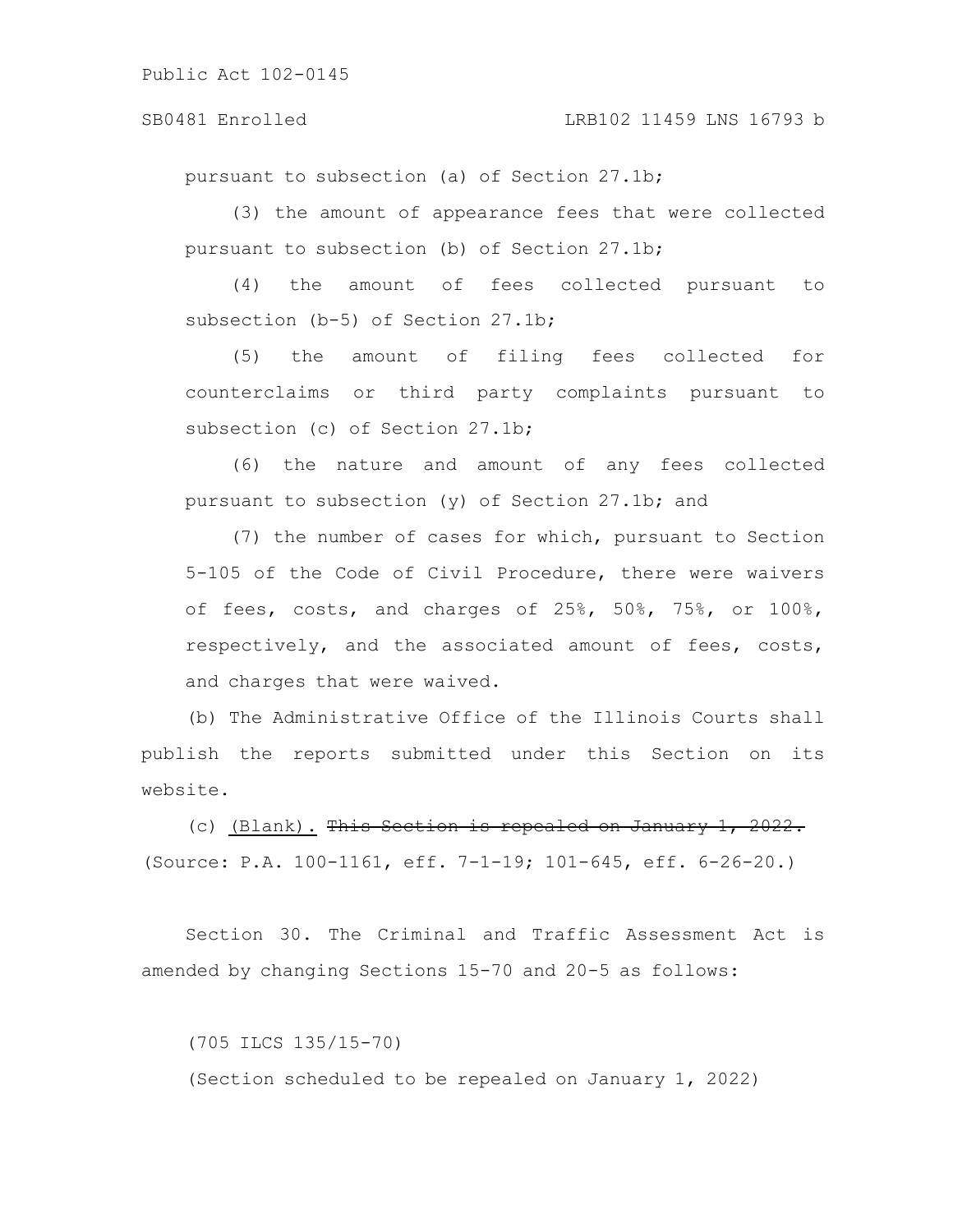pursuant to subsection (a) of Section 27.1b;

(3) the amount of appearance fees that were collected pursuant to subsection (b) of Section 27.1b;

(4) the amount of fees collected pursuant to subsection (b-5) of Section 27.1b;

(5) the amount of filing fees collected for counterclaims or third party complaints pursuant to subsection (c) of Section 27.1b;

(6) the nature and amount of any fees collected pursuant to subsection (y) of Section 27.1b; and

(7) the number of cases for which, pursuant to Section 5-105 of the Code of Civil Procedure, there were waivers of fees, costs, and charges of 25%, 50%, 75%, or 100%, respectively, and the associated amount of fees, costs, and charges that were waived.

(b) The Administrative Office of the Illinois Courts shall publish the reports submitted under this Section on its website.

(c) (Blank). ~~This Section is repealed on January 1, 2022.~~

(Source: P.A. 100-1161, eff. 7-1-19; 101-645, eff. 6-26-20.)

Section 30. The Criminal and Traffic Assessment Act is amended by changing Sections 15-70 and 20-5 as follows:

(705 ILCS 135/15-70)

(Section scheduled to be repealed on January 1, 2022)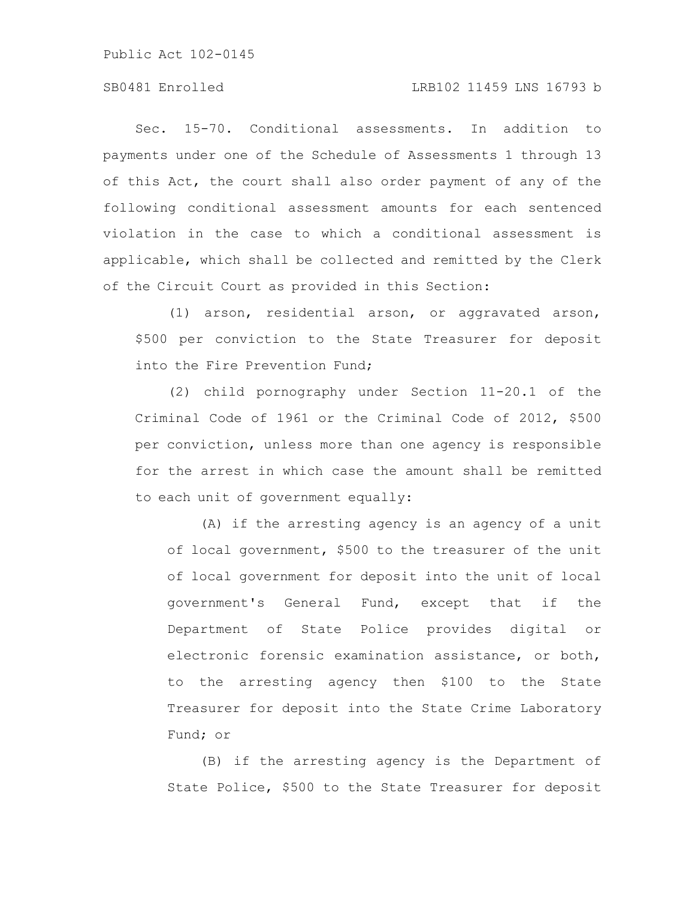Sec. 15-70. Conditional assessments. In addition to payments under one of the Schedule of Assessments 1 through 13 of this Act, the court shall also order payment of any of the following conditional assessment amounts for each sentenced violation in the case to which a conditional assessment is applicable, which shall be collected and remitted by the Clerk of the Circuit Court as provided in this Section:

(1) arson, residential arson, or aggravated arson, $500 per conviction to the State Treasurer for deposit into the Fire Prevention Fund;

(2) child pornography under Section 11-20.1 of the Criminal Code of 1961 or the Criminal Code of 2012, $500 per conviction, unless more than one agency is responsible for the arrest in which case the amount shall be remitted to each unit of government equally:

(A) if the arresting agency is an agency of a unit of local government, $500 to the treasurer of the unit of local government for deposit into the unit of local government's General Fund, except that if the Department of State Police provides digital or electronic forensic examination assistance, or both, to the arresting agency then $100 to the State Treasurer for deposit into the State Crime Laboratory Fund; or

(B) if the arresting agency is the Department of State Police, $500 to the State Treasurer for deposit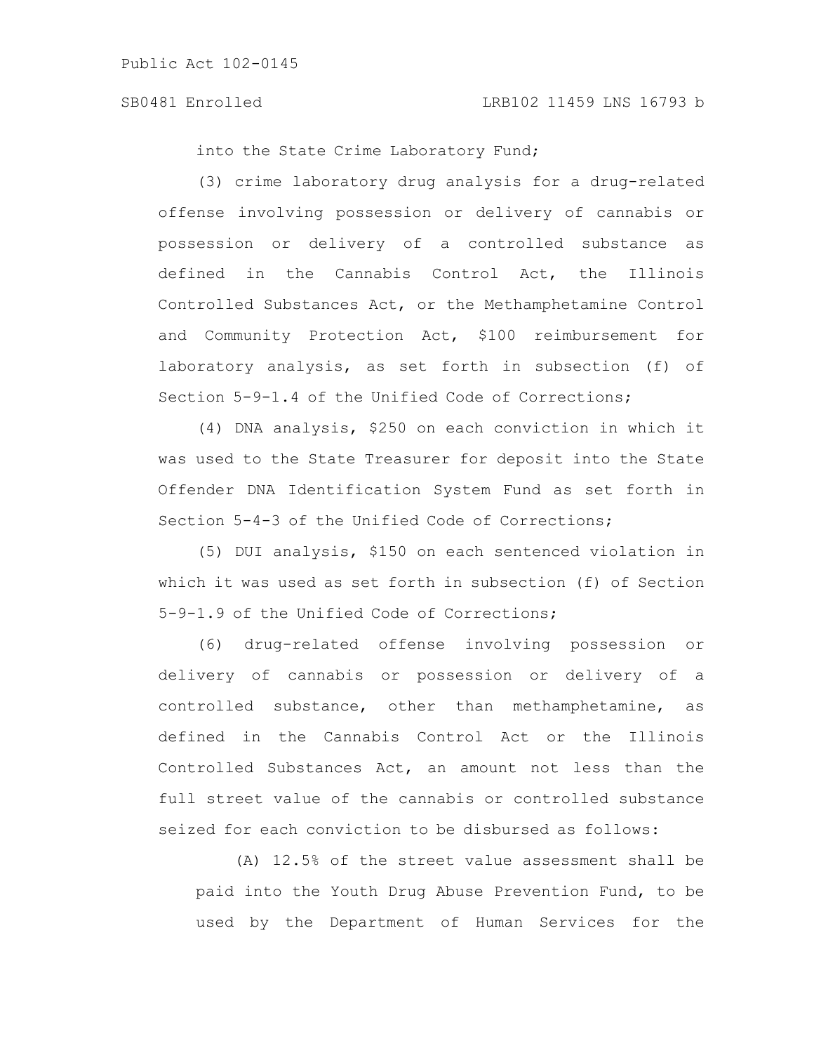into the State Crime Laboratory Fund;

(3) crime laboratory drug analysis for a drug-related offense involving possession or delivery of cannabis or possession or delivery of a controlled substance as defined in the Cannabis Control Act, the Illinois Controlled Substances Act, or the Methamphetamine Control and Community Protection Act, $100 reimbursement for laboratory analysis, as set forth in subsection (f) of Section 5-9-1.4 of the Unified Code of Corrections;

(4) DNA analysis, $250 on each conviction in which it was used to the State Treasurer for deposit into the State Offender DNA Identification System Fund as set forth in Section 5-4-3 of the Unified Code of Corrections;

(5) DUI analysis, $150 on each sentenced violation in which it was used as set forth in subsection (f) of Section 5-9-1.9 of the Unified Code of Corrections;

(6) drug-related offense involving possession or delivery of cannabis or possession or delivery of a controlled substance, other than methamphetamine, as defined in the Cannabis Control Act or the Illinois Controlled Substances Act, an amount not less than the full street value of the cannabis or controlled substance seized for each conviction to be disbursed as follows:

(A) 12.5% of the street value assessment shall be paid into the Youth Drug Abuse Prevention Fund, to be used by the Department of Human Services for the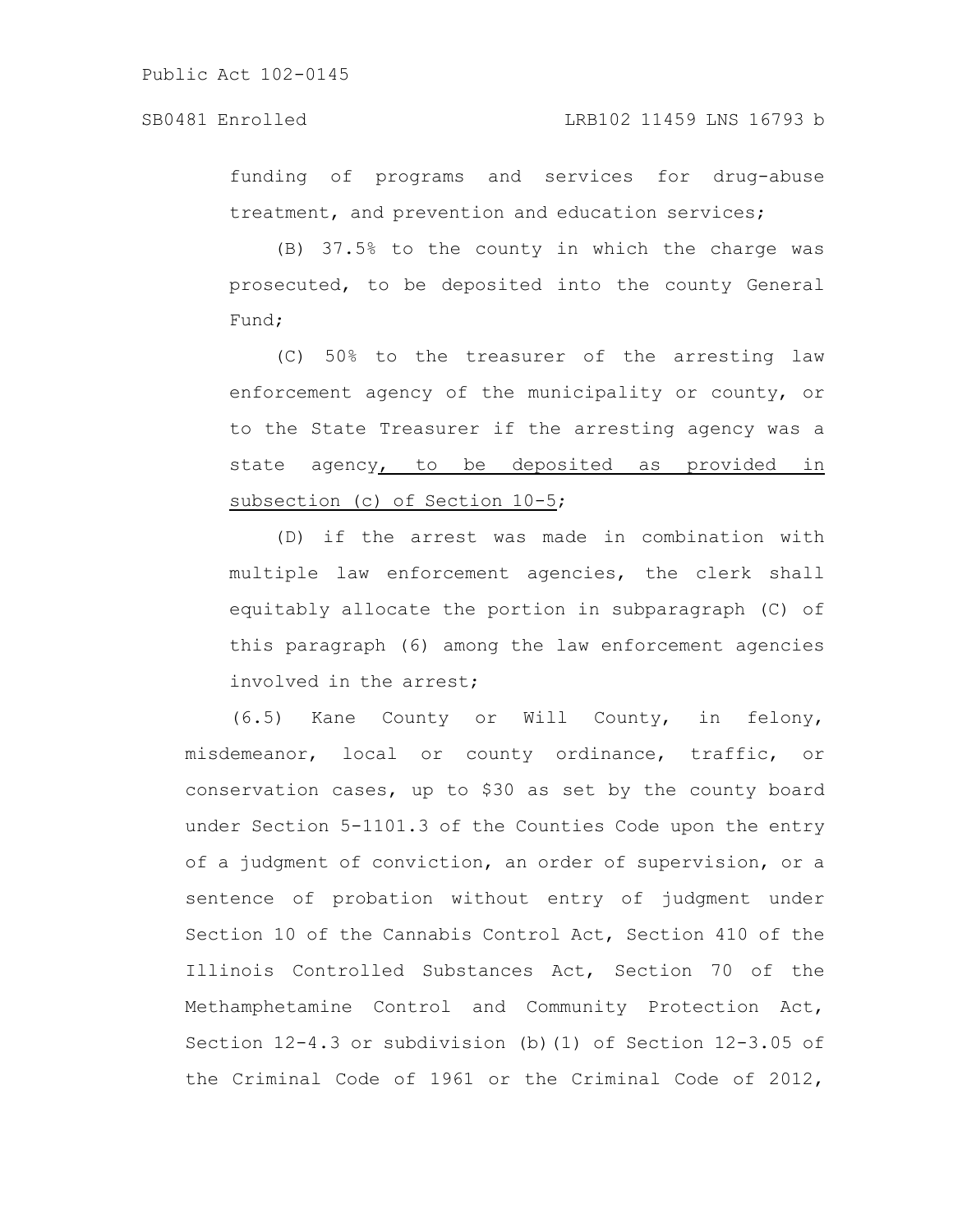funding of programs and services for drug-abuse treatment, and prevention and education services;

(B) 37.5% to the county in which the charge was prosecuted, to be deposited into the county General Fund;

(C) 50% to the treasurer of the arresting law enforcement agency of the municipality or county, or to the State Treasurer if the arresting agency was a state agency, to be deposited as provided in subsection (c) of Section 10-5;

(D) if the arrest was made in combination with multiple law enforcement agencies, the clerk shall equitably allocate the portion in subparagraph (C) of this paragraph (6) among the law enforcement agencies involved in the arrest;

(6.5) Kane County or Will County, in felony, misdemeanor, local or county ordinance, traffic, or conservation cases, up to $30 as set by the county board under Section 5-1101.3 of the Counties Code upon the entry of a judgment of conviction, an order of supervision, or a sentence of probation without entry of judgment under Section 10 of the Cannabis Control Act, Section 410 of the Illinois Controlled Substances Act, Section 70 of the Methamphetamine Control and Community Protection Act, Section 12-4.3 or subdivision (b)(1) of Section 12-3.05 of the Criminal Code of 1961 or the Criminal Code of 2012,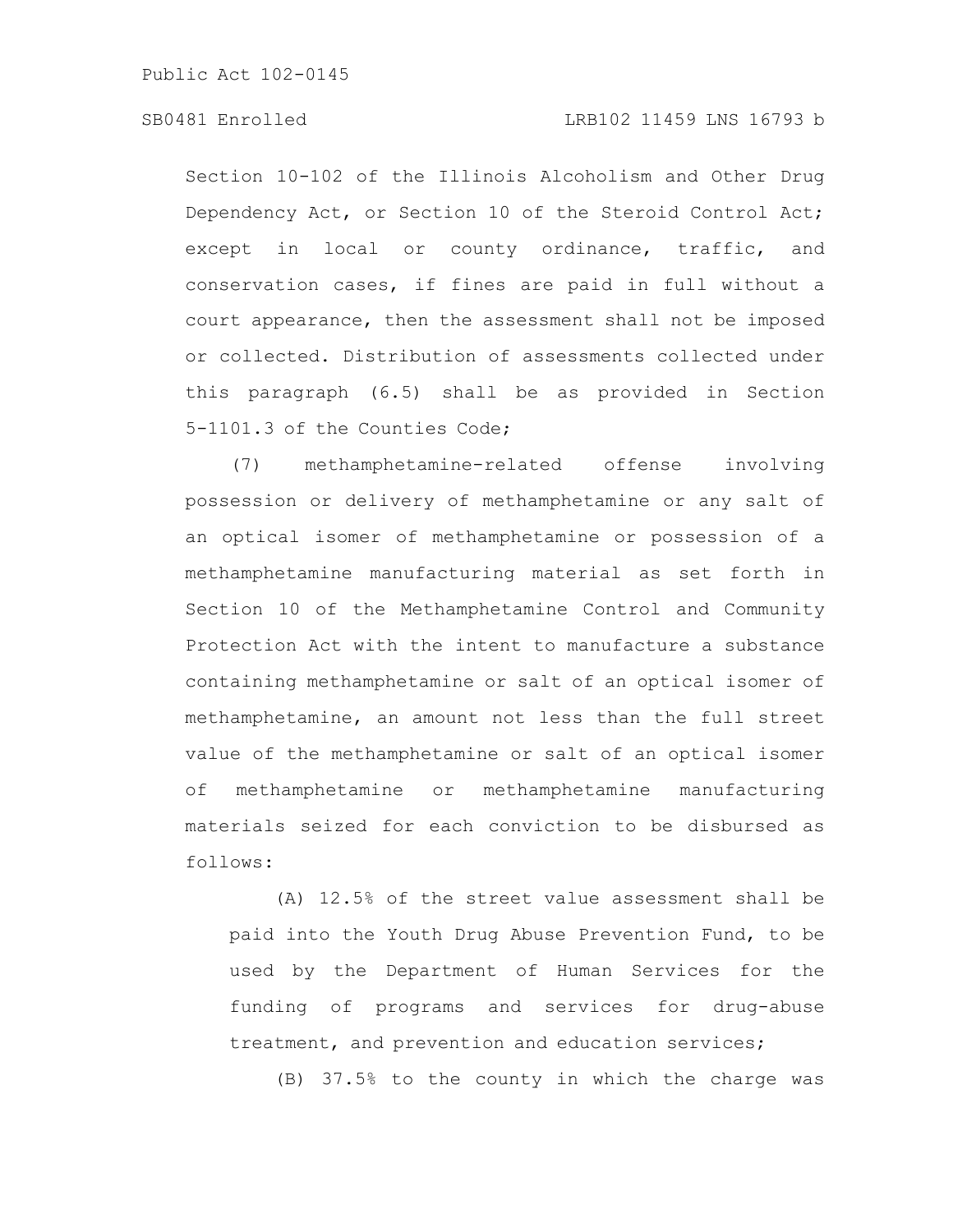Section 10-102 of the Illinois Alcoholism and Other Drug Dependency Act, or Section 10 of the Steroid Control Act; except in local or county ordinance, traffic, and conservation cases, if fines are paid in full without a court appearance, then the assessment shall not be imposed or collected. Distribution of assessments collected under this paragraph (6.5) shall be as provided in Section 5-1101.3 of the Counties Code;

(7) methamphetamine-related offense involving possession or delivery of methamphetamine or any salt of an optical isomer of methamphetamine or possession of a methamphetamine manufacturing material as set forth in Section 10 of the Methamphetamine Control and Community Protection Act with the intent to manufacture a substance containing methamphetamine or salt of an optical isomer of methamphetamine, an amount not less than the full street value of the methamphetamine or salt of an optical isomer of methamphetamine or methamphetamine manufacturing materials seized for each conviction to be disbursed as follows:

(A) 12.5% of the street value assessment shall be paid into the Youth Drug Abuse Prevention Fund, to be used by the Department of Human Services for the funding of programs and services for drug-abuse treatment, and prevention and education services;

(B) 37.5% to the county in which the charge was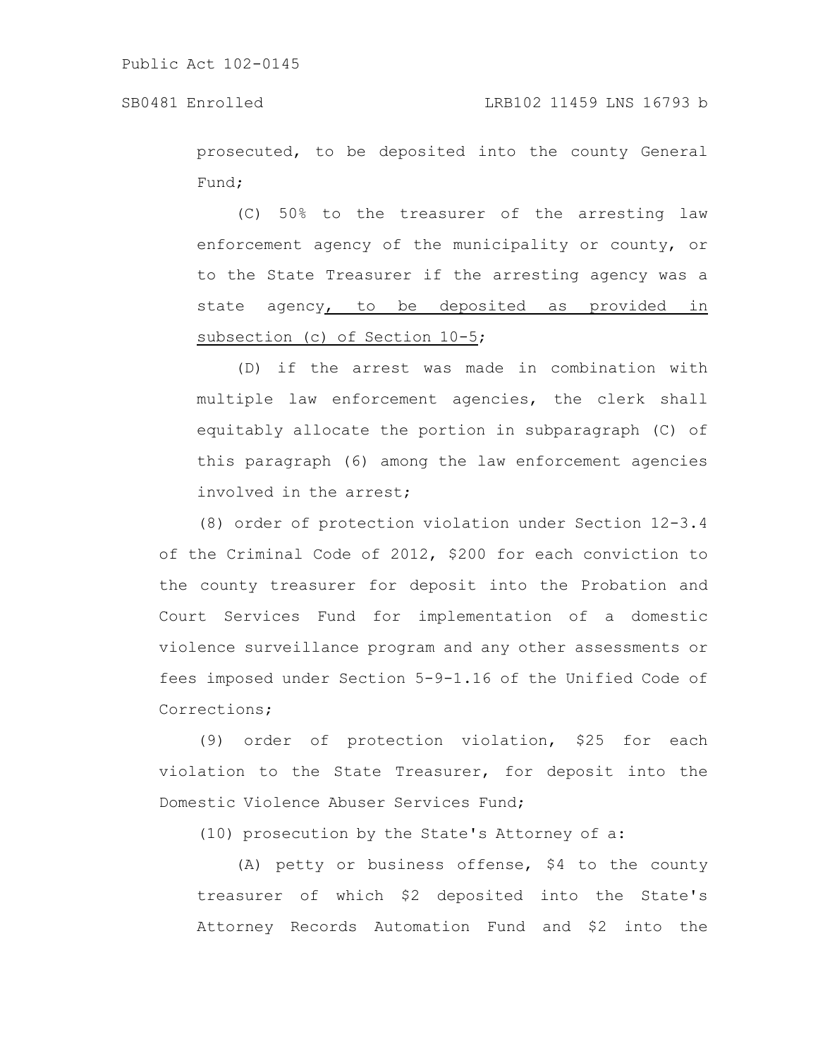prosecuted, to be deposited into the county General Fund;

(C) 50% to the treasurer of the arresting law enforcement agency of the municipality or county, or to the State Treasurer if the arresting agency was a state agency, to be deposited as provided in subsection (c) of Section 10-5;

(D) if the arrest was made in combination with multiple law enforcement agencies, the clerk shall equitably allocate the portion in subparagraph (C) of this paragraph (6) among the law enforcement agencies involved in the arrest;

(8) order of protection violation under Section 12-3.4 of the Criminal Code of 2012, $200 for each conviction to the county treasurer for deposit into the Probation and Court Services Fund for implementation of a domestic violence surveillance program and any other assessments or fees imposed under Section 5-9-1.16 of the Unified Code of Corrections;

(9) order of protection violation, $25 for each violation to the State Treasurer, for deposit into the Domestic Violence Abuser Services Fund;

(10) prosecution by the State's Attorney of a:

(A) petty or business offense, $4 to the county treasurer of which $2 deposited into the State's Attorney Records Automation Fund and $2 into the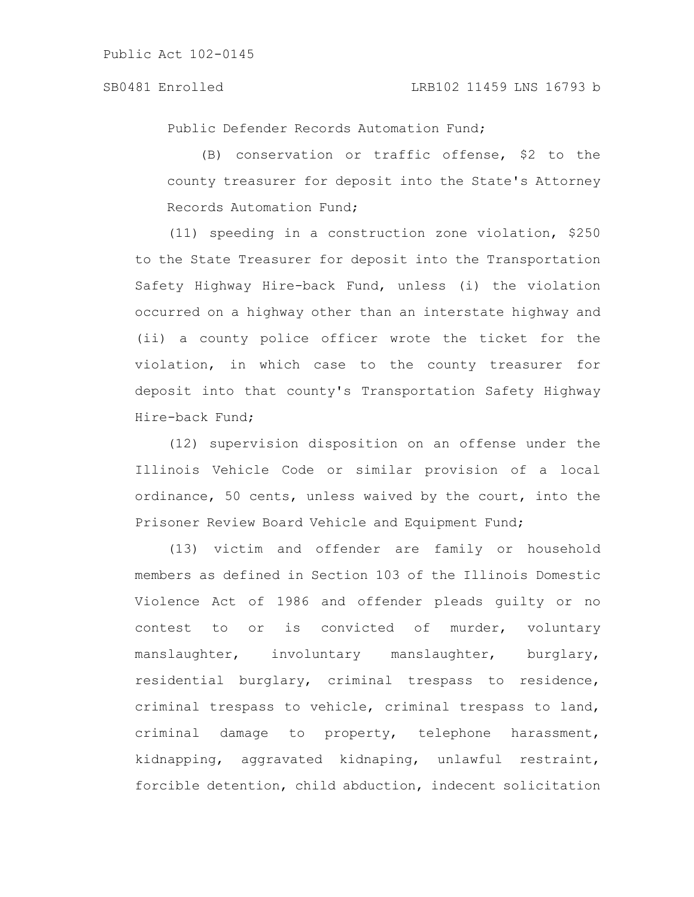Public Defender Records Automation Fund;

(B) conservation or traffic offense, $2 to the county treasurer for deposit into the State's Attorney Records Automation Fund;

(11) speeding in a construction zone violation, $250 to the State Treasurer for deposit into the Transportation Safety Highway Hire-back Fund, unless (i) the violation occurred on a highway other than an interstate highway and (ii) a county police officer wrote the ticket for the violation, in which case to the county treasurer for deposit into that county's Transportation Safety Highway Hire-back Fund;

(12) supervision disposition on an offense under the Illinois Vehicle Code or similar provision of a local ordinance, 50 cents, unless waived by the court, into the Prisoner Review Board Vehicle and Equipment Fund;

(13) victim and offender are family or household members as defined in Section 103 of the Illinois Domestic Violence Act of 1986 and offender pleads guilty or no contest to or is convicted of murder, voluntary manslaughter, involuntary manslaughter, burglary, residential burglary, criminal trespass to residence, criminal trespass to vehicle, criminal trespass to land, criminal damage to property, telephone harassment, kidnapping, aggravated kidnaping, unlawful restraint, forcible detention, child abduction, indecent solicitation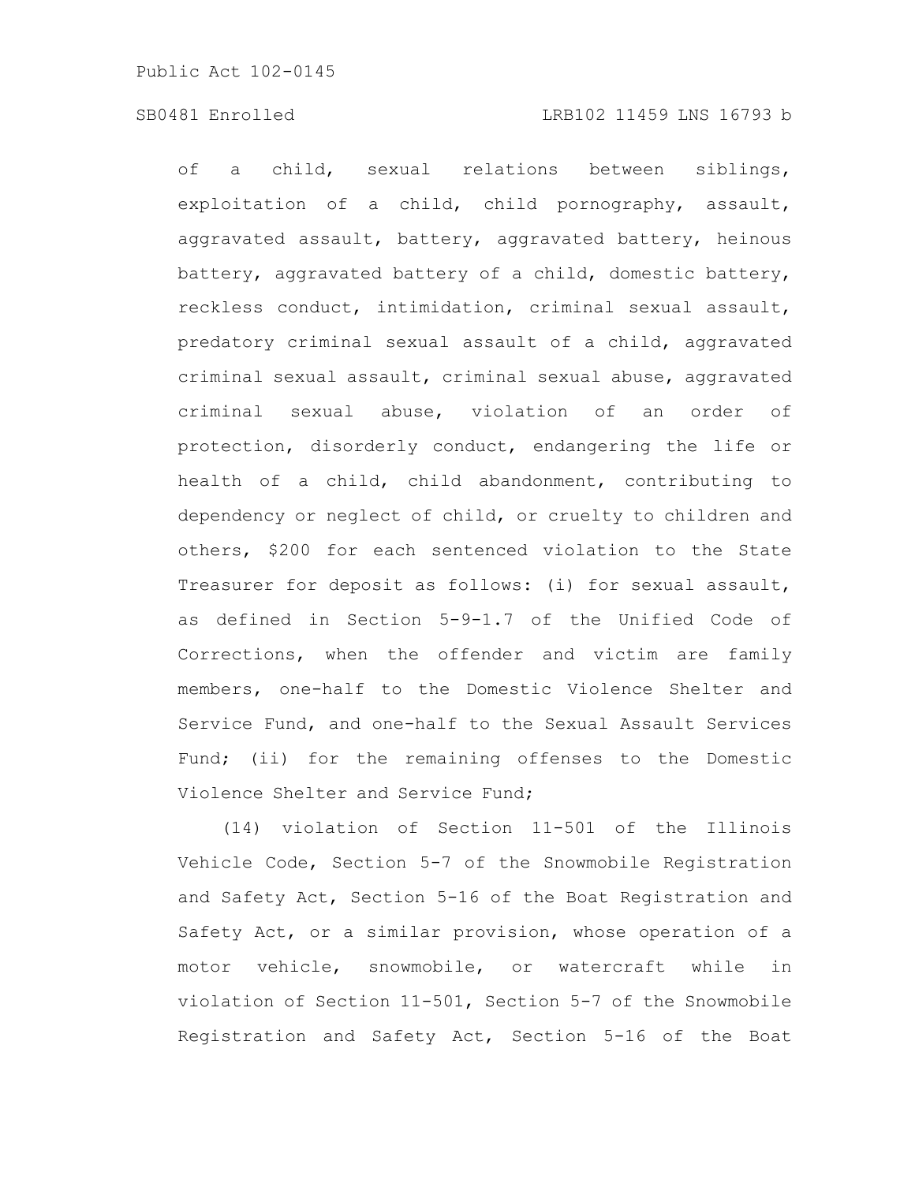of a child, sexual relations between siblings, exploitation of a child, child pornography, assault, aggravated assault, battery, aggravated battery, heinous battery, aggravated battery of a child, domestic battery, reckless conduct, intimidation, criminal sexual assault, predatory criminal sexual assault of a child, aggravated criminal sexual assault, criminal sexual abuse, aggravated criminal sexual abuse, violation of an order of protection, disorderly conduct, endangering the life or health of a child, child abandonment, contributing to dependency or neglect of child, or cruelty to children and others, $200 for each sentenced violation to the State Treasurer for deposit as follows: (i) for sexual assault, as defined in Section 5-9-1.7 of the Unified Code of Corrections, when the offender and victim are family members, one-half to the Domestic Violence Shelter and Service Fund, and one-half to the Sexual Assault Services Fund; (ii) for the remaining offenses to the Domestic Violence Shelter and Service Fund;

(14) violation of Section 11-501 of the Illinois Vehicle Code, Section 5-7 of the Snowmobile Registration and Safety Act, Section 5-16 of the Boat Registration and Safety Act, or a similar provision, whose operation of a motor vehicle, snowmobile, or watercraft while in violation of Section 11-501, Section 5-7 of the Snowmobile Registration and Safety Act, Section 5-16 of the Boat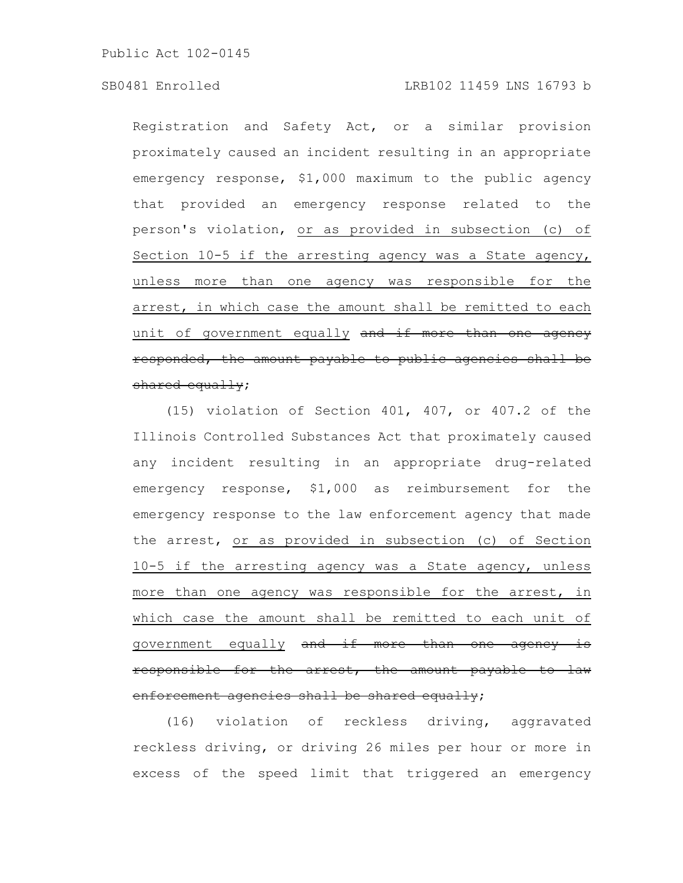Registration and Safety Act, or a similar provision proximately caused an incident resulting in an appropriate emergency response, $1,000 maximum to the public agency that provided an emergency response related to the person's violation, <u>or as provided in subsection (c) of Section 10-5 if the arresting agency was a State agency, unless more than one agency was responsible for the arrest, in which case the amount shall be remitted to each unit of government equally</u> ~~and if more than one agency responded, the amount payable to public agencies shall be shared equally~~;

(15) violation of Section 401, 407, or 407.2 of the Illinois Controlled Substances Act that proximately caused any incident resulting in an appropriate drug-related emergency response, $1,000 as reimbursement for the emergency response to the law enforcement agency that made the arrest, <u>or as provided in subsection (c) of Section 10-5 if the arresting agency was a State agency, unless more than one agency was responsible for the arrest, in which case the amount shall be remitted to each unit of government equally</u> ~~and if more than one agency is responsible for the arrest, the amount payable to law enforcement agencies shall be shared equally~~;

(16) violation of reckless driving, aggravated reckless driving, or driving 26 miles per hour or more in excess of the speed limit that triggered an emergency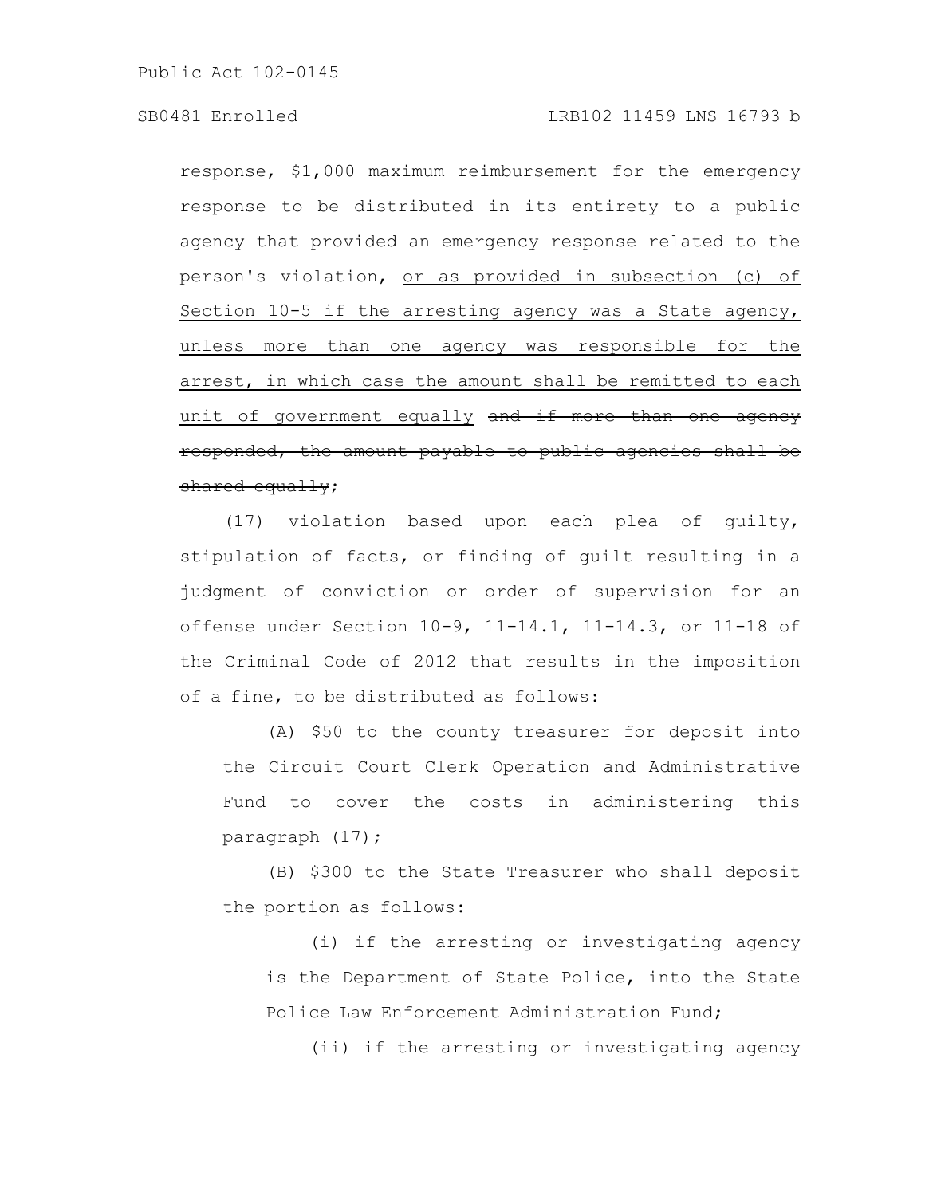response, $1,000 maximum reimbursement for the emergency response to be distributed in its entirety to a public agency that provided an emergency response related to the person's violation, <u>or as provided in subsection (c) of Section 10-5 if the arresting agency was a State agency, unless more than one agency was responsible for the arrest, in which case the amount shall be remitted to each unit of government equally</u> ~~and if more than one agency responded, the amount payable to public agencies shall be shared equally~~;

(17) violation based upon each plea of guilty, stipulation of facts, or finding of guilt resulting in a judgment of conviction or order of supervision for an offense under Section 10-9, 11-14.1, 11-14.3, or 11-18 of the Criminal Code of 2012 that results in the imposition of a fine, to be distributed as follows:

(A) $50 to the county treasurer for deposit into the Circuit Court Clerk Operation and Administrative Fund to cover the costs in administering this paragraph (17);

(B) $300 to the State Treasurer who shall deposit the portion as follows:

(i) if the arresting or investigating agency is the Department of State Police, into the State Police Law Enforcement Administration Fund;

(ii) if the arresting or investigating agency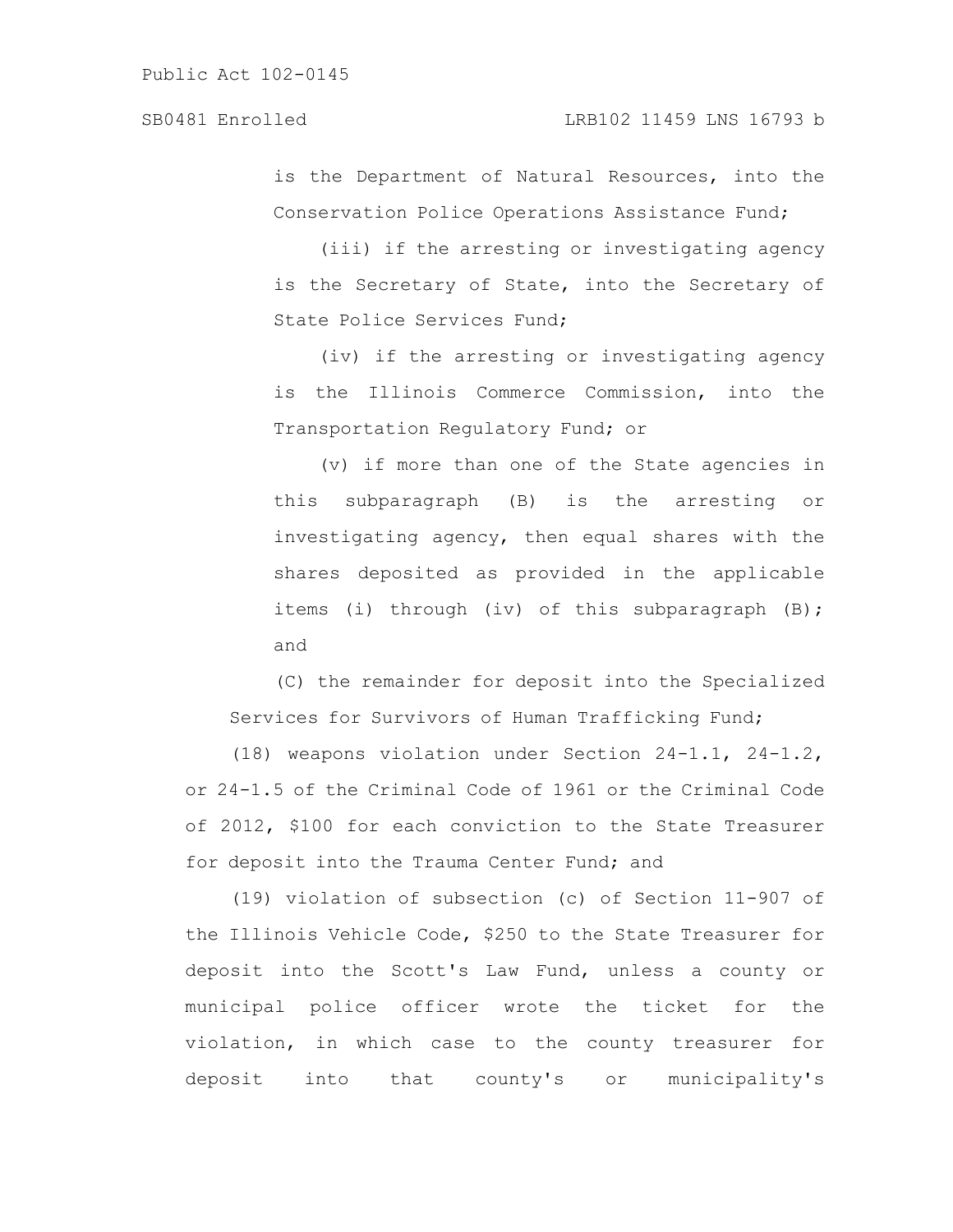is the Department of Natural Resources, into the Conservation Police Operations Assistance Fund;

(iii) if the arresting or investigating agency is the Secretary of State, into the Secretary of State Police Services Fund;

(iv) if the arresting or investigating agency is the Illinois Commerce Commission, into the Transportation Regulatory Fund; or

(v) if more than one of the State agencies in this subparagraph (B) is the arresting or investigating agency, then equal shares with the shares deposited as provided in the applicable items (i) through (iv) of this subparagraph (B); and

(C) the remainder for deposit into the Specialized Services for Survivors of Human Trafficking Fund;

(18) weapons violation under Section 24-1.1, 24-1.2, or 24-1.5 of the Criminal Code of 1961 or the Criminal Code of 2012, $100 for each conviction to the State Treasurer for deposit into the Trauma Center Fund; and

(19) violation of subsection (c) of Section 11-907 of the Illinois Vehicle Code, $250 to the State Treasurer for deposit into the Scott's Law Fund, unless a county or municipal police officer wrote the ticket for the violation, in which case to the county treasurer for deposit into that county's or municipality's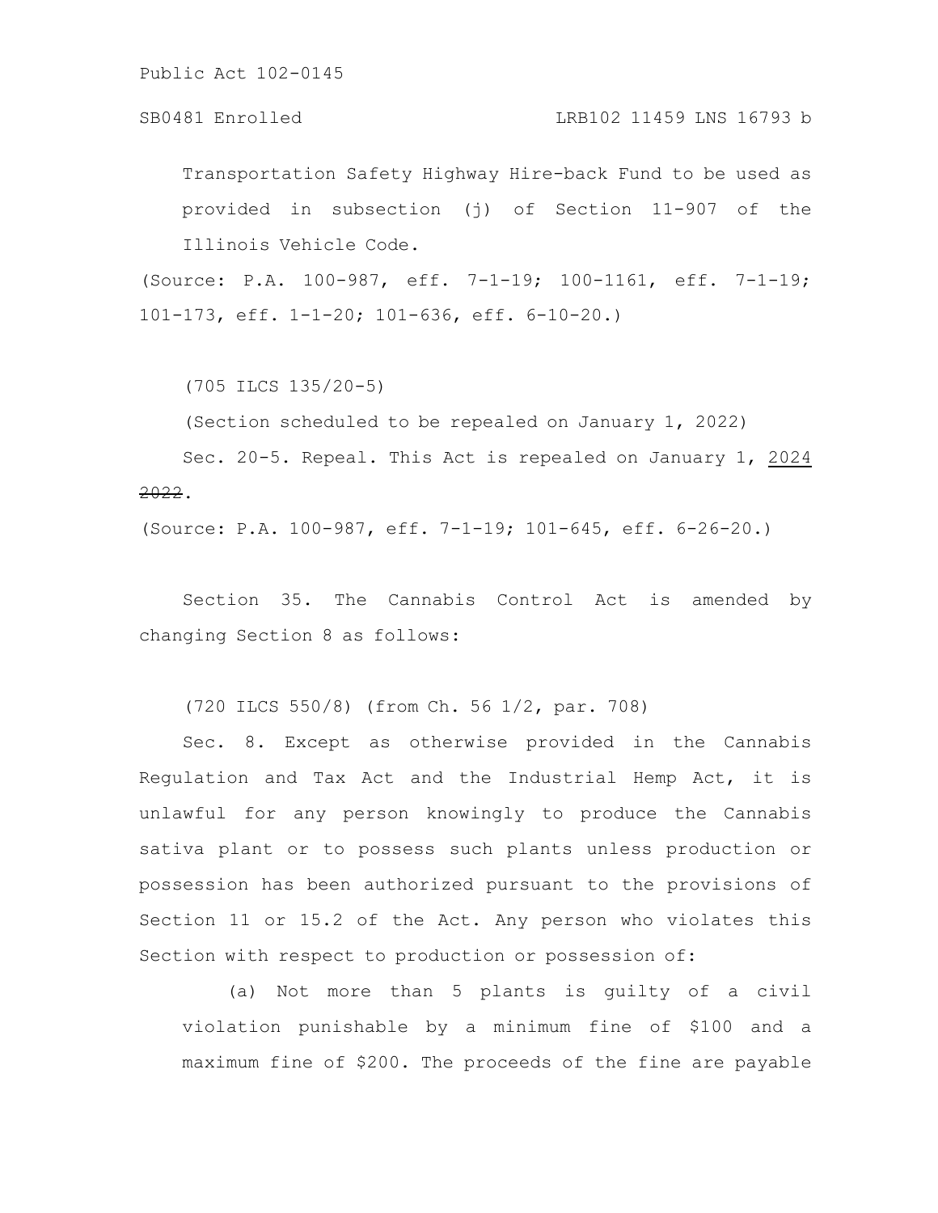Transportation Safety Highway Hire-back Fund to be used as provided in subsection (j) of Section 11-907 of the Illinois Vehicle Code.

(Source: P.A. 100-987, eff. 7-1-19; 100-1161, eff. 7-1-19; 101-173, eff. 1-1-20; 101-636, eff. 6-10-20.)

(705 ILCS 135/20-5)

(Section scheduled to be repealed on January 1, 2022)

Sec. 20-5. Repeal. This Act is repealed on January 1, 2024 ~~2022~~.

(Source: P.A. 100-987, eff. 7-1-19; 101-645, eff. 6-26-20.)

Section 35. The Cannabis Control Act is amended by changing Section 8 as follows:

(720 ILCS 550/8) (from Ch. 56 1/2, par. 708)

Sec. 8. Except as otherwise provided in the Cannabis Regulation and Tax Act and the Industrial Hemp Act, it is unlawful for any person knowingly to produce the Cannabis sativa plant or to possess such plants unless production or possession has been authorized pursuant to the provisions of Section 11 or 15.2 of the Act. Any person who violates this Section with respect to production or possession of:

(a) Not more than 5 plants is guilty of a civil violation punishable by a minimum fine of $100 and a maximum fine of $200. The proceeds of the fine are payable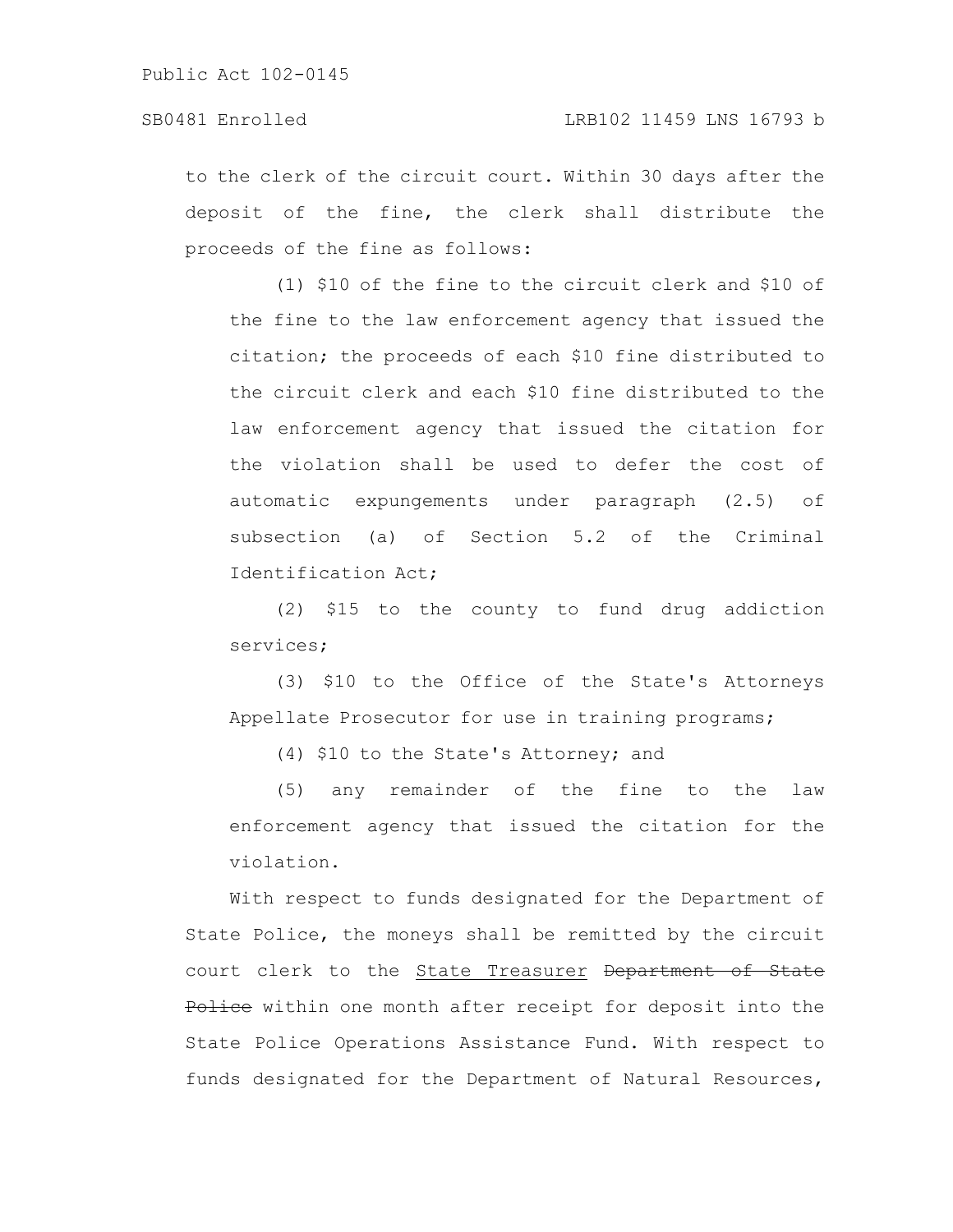to the clerk of the circuit court. Within 30 days after the deposit of the fine, the clerk shall distribute the proceeds of the fine as follows:

(1) $10 of the fine to the circuit clerk and $10 of the fine to the law enforcement agency that issued the citation; the proceeds of each $10 fine distributed to the circuit clerk and each $10 fine distributed to the law enforcement agency that issued the citation for the violation shall be used to defer the cost of automatic expungements under paragraph (2.5) of subsection (a) of Section 5.2 of the Criminal Identification Act;

(2) $15 to the county to fund drug addiction services;

(3) $10 to the Office of the State's Attorneys Appellate Prosecutor for use in training programs;

(4) $10 to the State's Attorney; and

(5) any remainder of the fine to the law enforcement agency that issued the citation for the violation.

With respect to funds designated for the Department of State Police, the moneys shall be remitted by the circuit court clerk to the State Treasurer ~~Department of State Police~~ within one month after receipt for deposit into the State Police Operations Assistance Fund. With respect to funds designated for the Department of Natural Resources,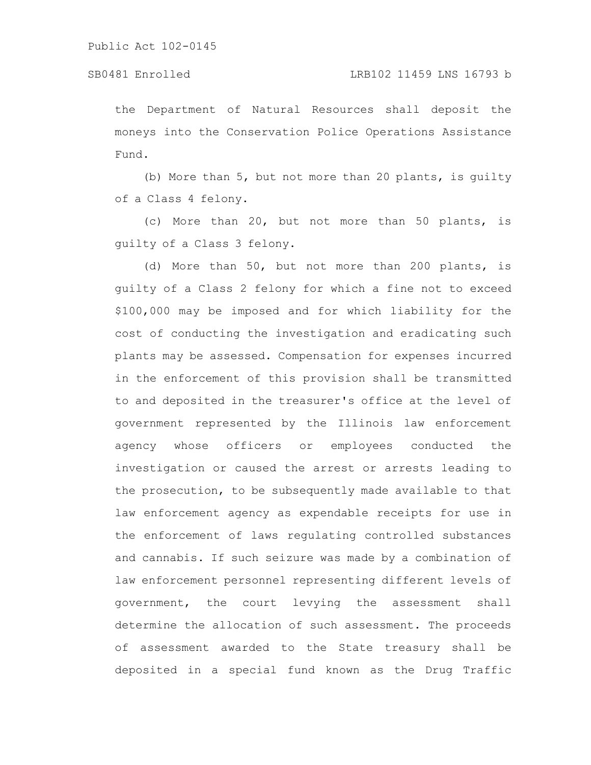the Department of Natural Resources shall deposit the moneys into the Conservation Police Operations Assistance Fund.

(b) More than 5, but not more than 20 plants, is guilty of a Class 4 felony.

(c) More than 20, but not more than 50 plants, is guilty of a Class 3 felony.

(d) More than 50, but not more than 200 plants, is guilty of a Class 2 felony for which a fine not to exceed $100,000 may be imposed and for which liability for the cost of conducting the investigation and eradicating such plants may be assessed. Compensation for expenses incurred in the enforcement of this provision shall be transmitted to and deposited in the treasurer's office at the level of government represented by the Illinois law enforcement agency whose officers or employees conducted the investigation or caused the arrest or arrests leading to the prosecution, to be subsequently made available to that law enforcement agency as expendable receipts for use in the enforcement of laws regulating controlled substances and cannabis. If such seizure was made by a combination of law enforcement personnel representing different levels of government, the court levying the assessment shall determine the allocation of such assessment. The proceeds of assessment awarded to the State treasury shall be deposited in a special fund known as the Drug Traffic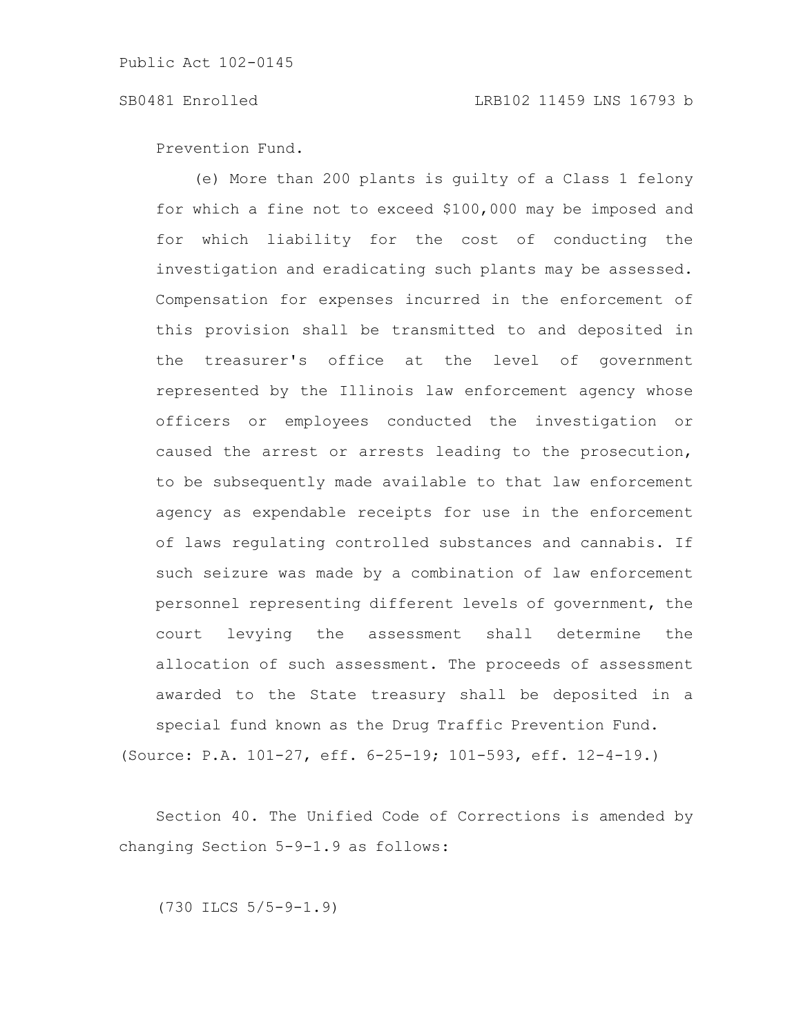Prevention Fund.

(e) More than 200 plants is guilty of a Class 1 felony for which a fine not to exceed $100,000 may be imposed and for which liability for the cost of conducting the investigation and eradicating such plants may be assessed. Compensation for expenses incurred in the enforcement of this provision shall be transmitted to and deposited in the treasurer's office at the level of government represented by the Illinois law enforcement agency whose officers or employees conducted the investigation or caused the arrest or arrests leading to the prosecution, to be subsequently made available to that law enforcement agency as expendable receipts for use in the enforcement of laws regulating controlled substances and cannabis. If such seizure was made by a combination of law enforcement personnel representing different levels of government, the court levying the assessment shall determine the allocation of such assessment. The proceeds of assessment awarded to the State treasury shall be deposited in a special fund known as the Drug Traffic Prevention Fund.

(Source: P.A. 101-27, eff. 6-25-19; 101-593, eff. 12-4-19.)

Section 40. The Unified Code of Corrections is amended by changing Section 5-9-1.9 as follows:

(730 ILCS 5/5-9-1.9)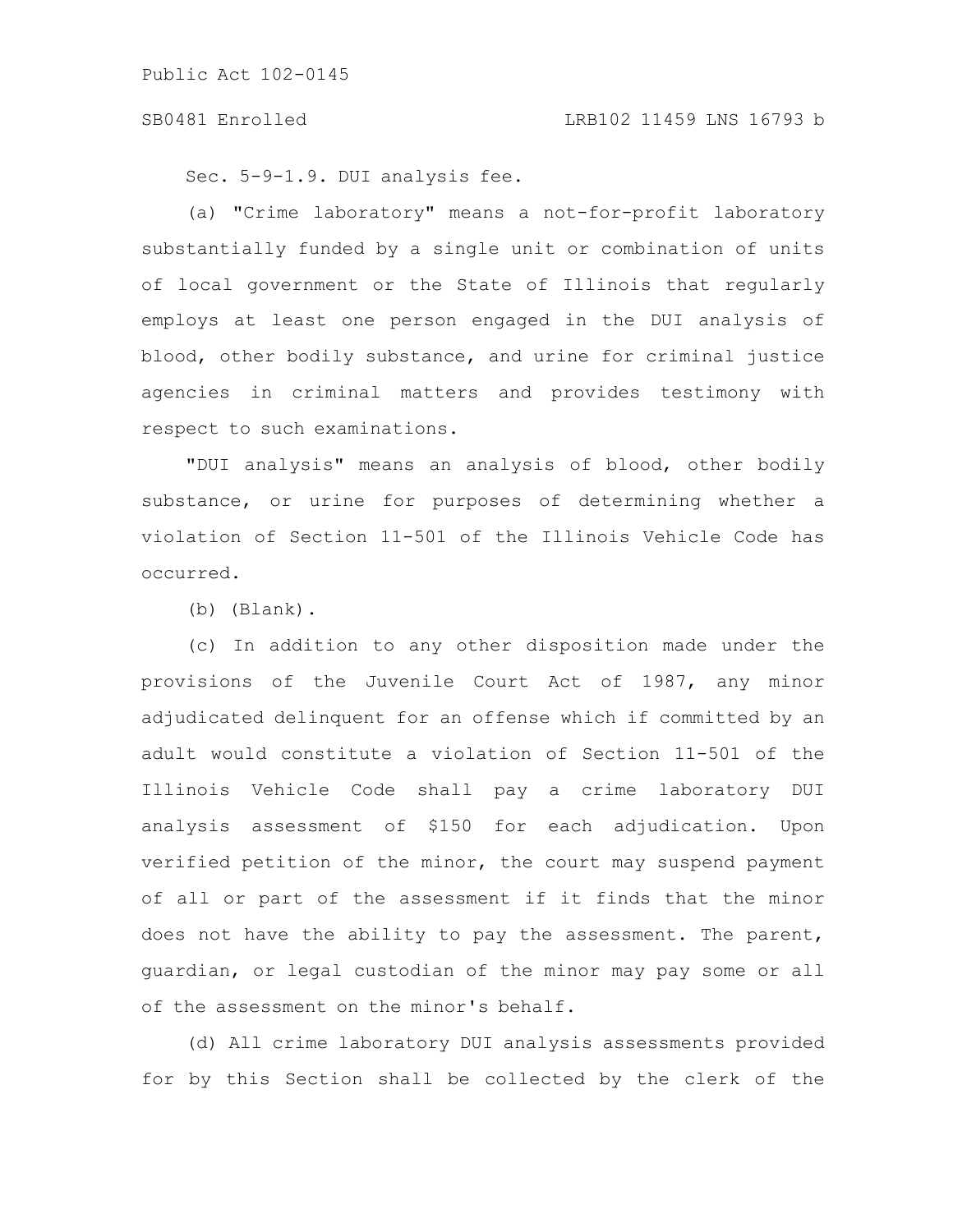Sec. 5-9-1.9. DUI analysis fee.

(a) "Crime laboratory" means a not-for-profit laboratory substantially funded by a single unit or combination of units of local government or the State of Illinois that regularly employs at least one person engaged in the DUI analysis of blood, other bodily substance, and urine for criminal justice agencies in criminal matters and provides testimony with respect to such examinations.

"DUI analysis" means an analysis of blood, other bodily substance, or urine for purposes of determining whether a violation of Section 11-501 of the Illinois Vehicle Code has occurred.

(b) (Blank).

(c) In addition to any other disposition made under the provisions of the Juvenile Court Act of 1987, any minor adjudicated delinquent for an offense which if committed by an adult would constitute a violation of Section 11-501 of the Illinois Vehicle Code shall pay a crime laboratory DUI analysis assessment of $150 for each adjudication. Upon verified petition of the minor, the court may suspend payment of all or part of the assessment if it finds that the minor does not have the ability to pay the assessment. The parent, guardian, or legal custodian of the minor may pay some or all of the assessment on the minor's behalf.

(d) All crime laboratory DUI analysis assessments provided for by this Section shall be collected by the clerk of the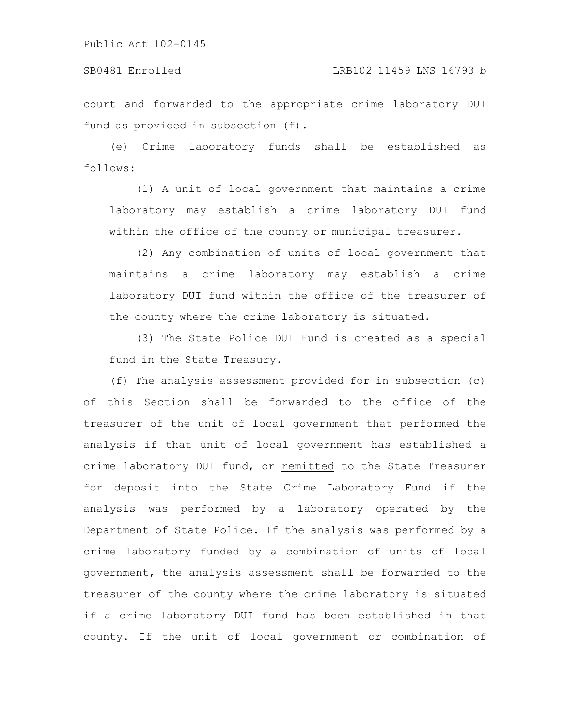court and forwarded to the appropriate crime laboratory DUI fund as provided in subsection (f).

(e) Crime laboratory funds shall be established as follows:

(1) A unit of local government that maintains a crime laboratory may establish a crime laboratory DUI fund within the office of the county or municipal treasurer.

(2) Any combination of units of local government that maintains a crime laboratory may establish a crime laboratory DUI fund within the office of the treasurer of the county where the crime laboratory is situated.

(3) The State Police DUI Fund is created as a special fund in the State Treasury.

(f) The analysis assessment provided for in subsection (c) of this Section shall be forwarded to the office of the treasurer of the unit of local government that performed the analysis if that unit of local government has established a crime laboratory DUI fund, or remitted to the State Treasurer for deposit into the State Crime Laboratory Fund if the analysis was performed by a laboratory operated by the Department of State Police. If the analysis was performed by a crime laboratory funded by a combination of units of local government, the analysis assessment shall be forwarded to the treasurer of the county where the crime laboratory is situated if a crime laboratory DUI fund has been established in that county. If the unit of local government or combination of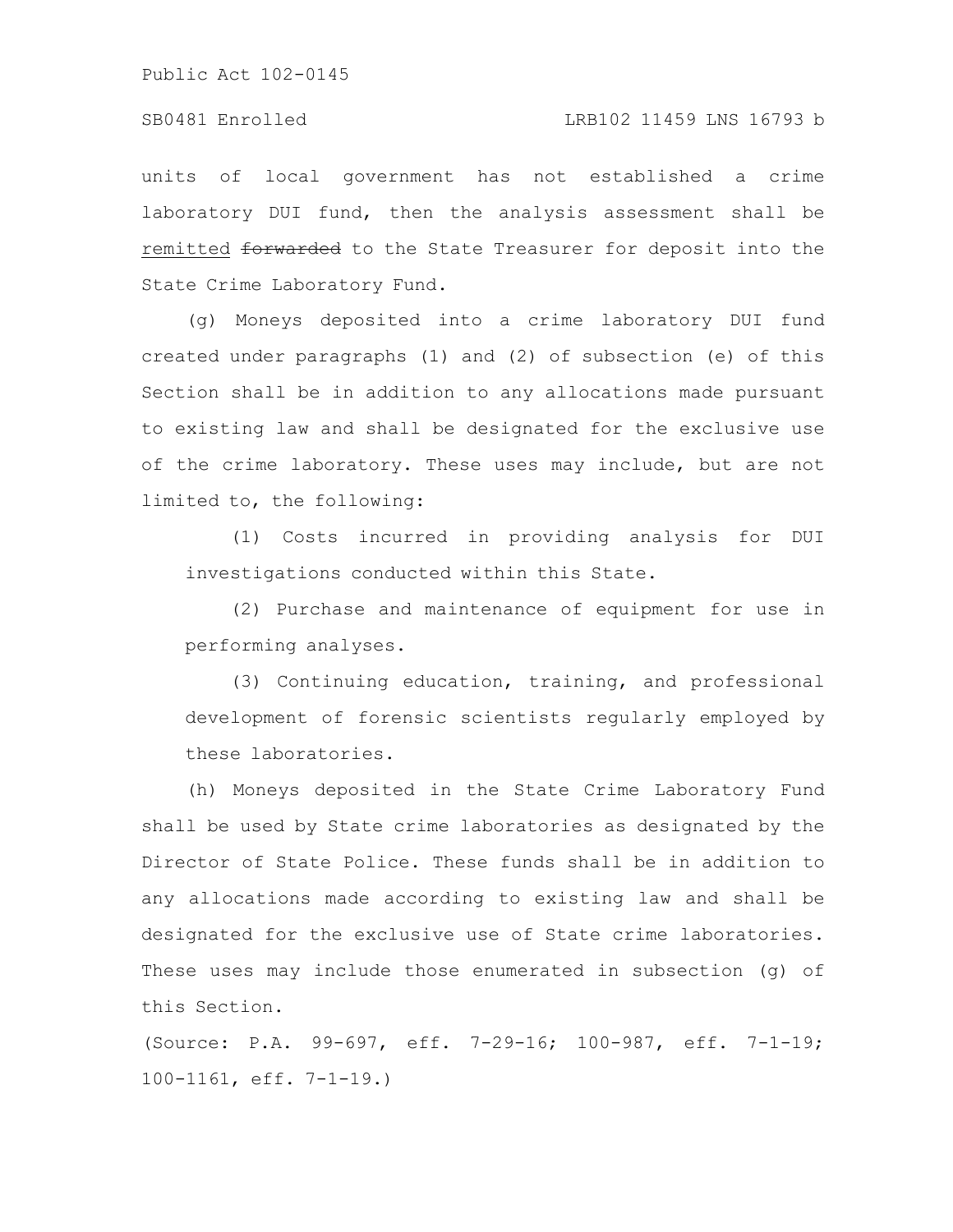units of local government has not established a crime laboratory DUI fund, then the analysis assessment shall be remitted ~~forwarded~~ to the State Treasurer for deposit into the State Crime Laboratory Fund.

(g) Moneys deposited into a crime laboratory DUI fund created under paragraphs (1) and (2) of subsection (e) of this Section shall be in addition to any allocations made pursuant to existing law and shall be designated for the exclusive use of the crime laboratory. These uses may include, but are not limited to, the following:

(1) Costs incurred in providing analysis for DUI investigations conducted within this State.

(2) Purchase and maintenance of equipment for use in performing analyses.

(3) Continuing education, training, and professional development of forensic scientists regularly employed by these laboratories.

(h) Moneys deposited in the State Crime Laboratory Fund shall be used by State crime laboratories as designated by the Director of State Police. These funds shall be in addition to any allocations made according to existing law and shall be designated for the exclusive use of State crime laboratories. These uses may include those enumerated in subsection (g) of this Section.

(Source: P.A. 99-697, eff. 7-29-16; 100-987, eff. 7-1-19; 100-1161, eff. 7-1-19.)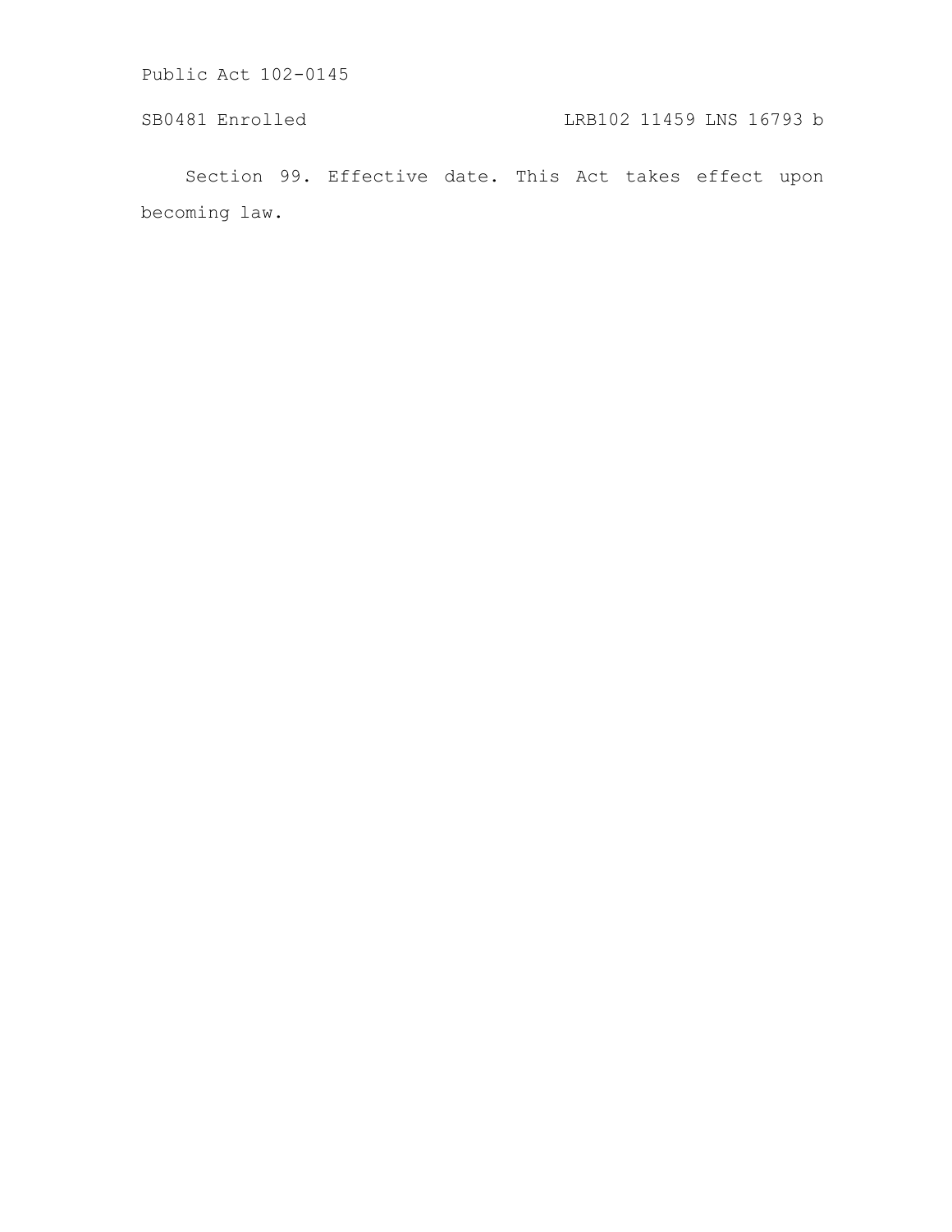Section 99. Effective date. This Act takes effect upon becoming law.